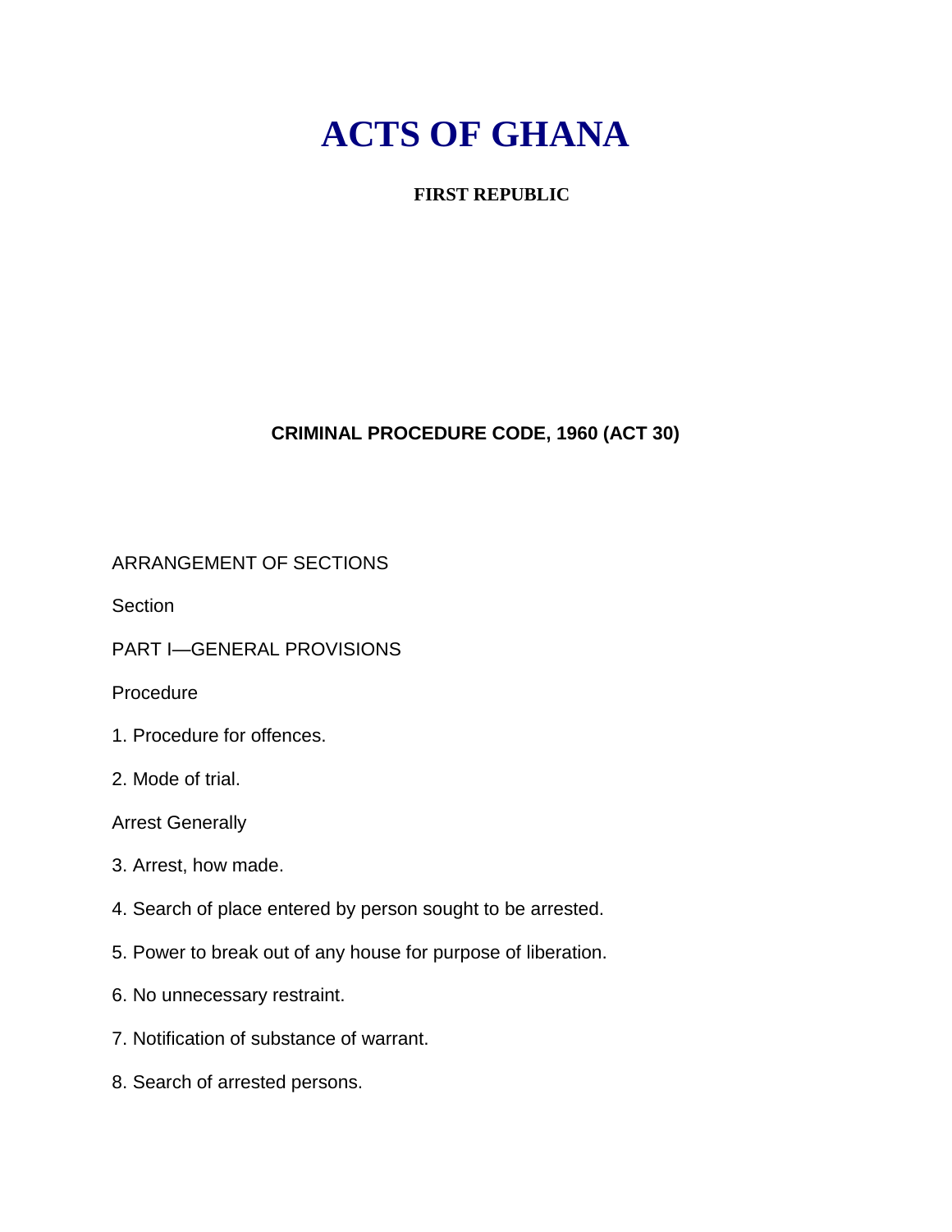# ACTS OF GHANA

**FIRST REPUBLIC**

**CRIMINAL PROCEDURE CODE, 1960 (ACT 30)**

ARRANGEMENT OF SECTIONS

Section

PART I—GENERAL PROVISIONS

Procedure

1. Procedure for offences.

2. Mode of trial.

Arrest Generally

3. Arrest, how made.

4. Search of place entered by person sought to be arrested.

5. Power to break out of any house for purpose of liberation.

6. No unnecessary restraint.

7. Notification of substance of warrant.

8. Search of arrested persons.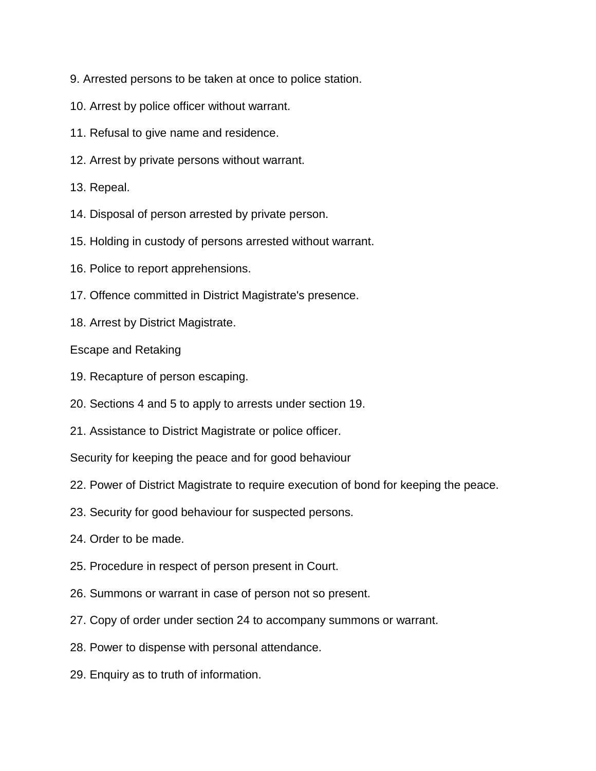9. Arrested persons to be taken at once to police station.

10. Arrest by police officer without warrant.

11. Refusal to give name and residence.

12. Arrest by private persons without warrant.

13. Repeal.

14. Disposal of person arrested by private person.

15. Holding in custody of persons arrested without warrant.

16. Police to report apprehensions.

17. Offence committed in District Magistrate's presence.

18. Arrest by District Magistrate.

Escape and Retaking

19. Recapture of person escaping.

20. Sections 4 and 5 to apply to arrests under section 19.

21. Assistance to District Magistrate or police officer.

Security for keeping the peace and for good behaviour

22. Power of District Magistrate to require execution of bond for keeping the peace.

23. Security for good behaviour for suspected persons.

24. Order to be made.

25. Procedure in respect of person present in Court.

26. Summons or warrant in case of person not so present.

27. Copy of order under section 24 to accompany summons or warrant.

28. Power to dispense with personal attendance.

29. Enquiry as to truth of information.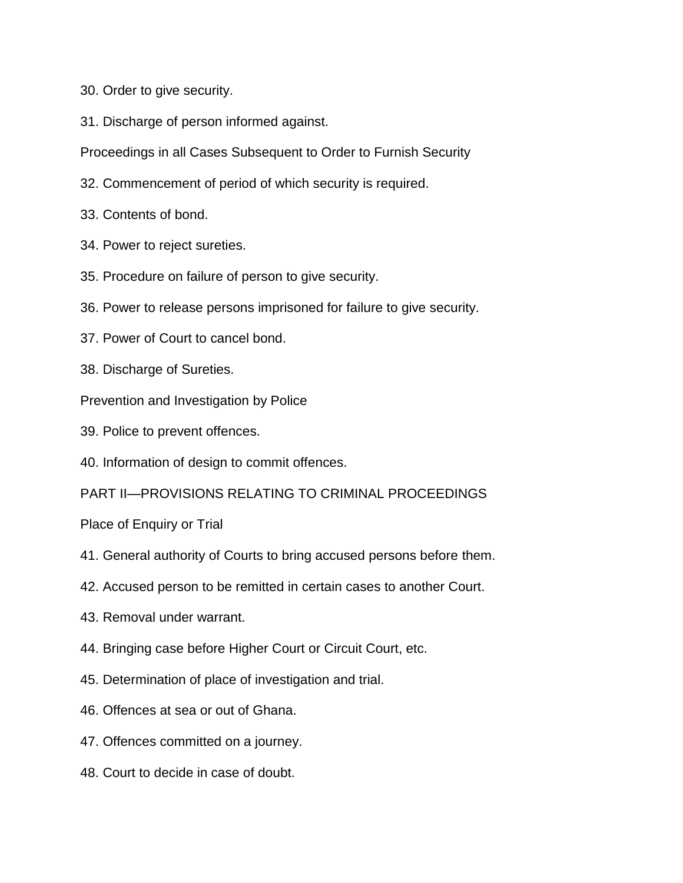30. Order to give security.

31. Discharge of person informed against.

Proceedings in all Cases Subsequent to Order to Furnish Security

32. Commencement of period of which security is required.

33. Contents of bond.

34. Power to reject sureties.

35. Procedure on failure of person to give security.

36. Power to release persons imprisoned for failure to give security.

37. Power of Court to cancel bond.

38. Discharge of Sureties.

Prevention and Investigation by Police

39. Police to prevent offences.

40. Information of design to commit offences.

## PART II—PROVISIONS RELATING TO CRIMINAL PROCEEDINGS

Place of Enquiry or Trial

41. General authority of Courts to bring accused persons before them.

42. Accused person to be remitted in certain cases to another Court.

43. Removal under warrant.

44. Bringing case before Higher Court or Circuit Court, etc.

45. Determination of place of investigation and trial.

46. Offences at sea or out of Ghana.

47. Offences committed on a journey.

48. Court to decide in case of doubt.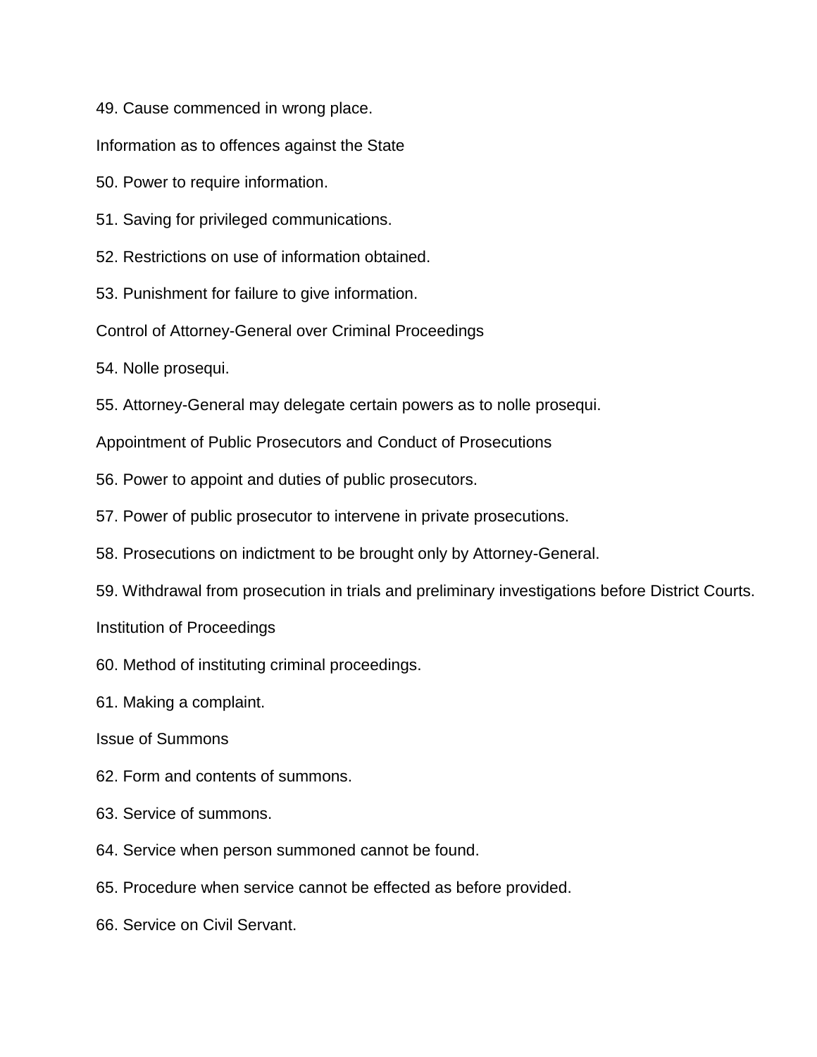49. Cause commenced in wrong place.

Information as to offences against the State

50. Power to require information.

51. Saving for privileged communications.

52. Restrictions on use of information obtained.

53. Punishment for failure to give information.

Control of Attorney-General over Criminal Proceedings

54. Nolle prosequi.

55. Attorney-General may delegate certain powers as to nolle prosequi.

Appointment of Public Prosecutors and Conduct of Prosecutions

56. Power to appoint and duties of public prosecutors.

57. Power of public prosecutor to intervene in private prosecutions.

58. Prosecutions on indictment to be brought only by Attorney-General.

59. Withdrawal from prosecution in trials and preliminary investigations before District Courts.

Institution of Proceedings

60. Method of instituting criminal proceedings.

61. Making a complaint.

Issue of Summons

62. Form and contents of summons.

63. Service of summons.

64. Service when person summoned cannot be found.

65. Procedure when service cannot be effected as before provided.

66. Service on Civil Servant.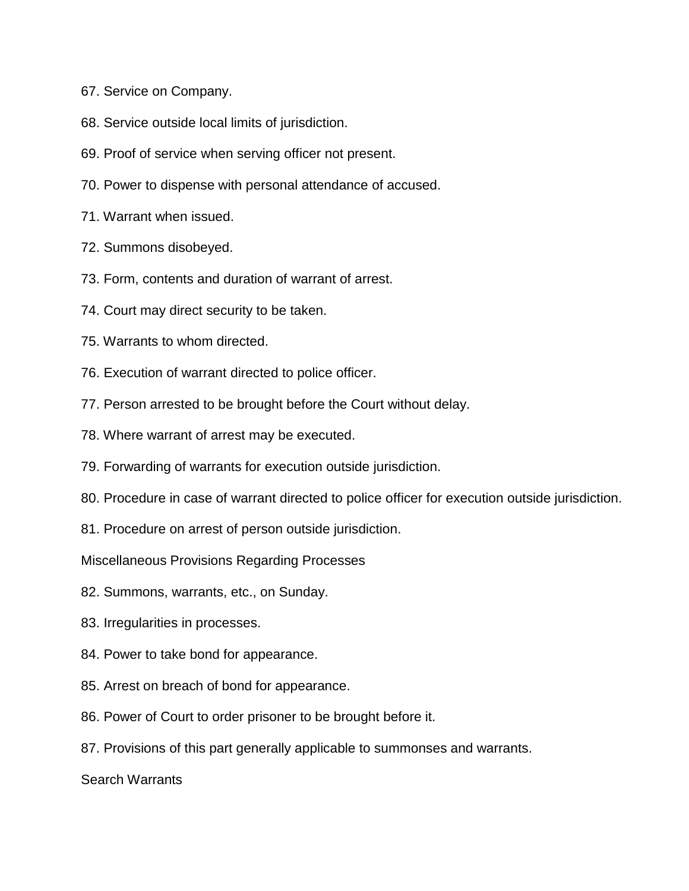67. Service on Company.

68. Service outside local limits of jurisdiction.

69. Proof of service when serving officer not present.

70. Power to dispense with personal attendance of accused.

71. Warrant when issued.

72. Summons disobeyed.

73. Form, contents and duration of warrant of arrest.

74. Court may direct security to be taken.

75. Warrants to whom directed.

76. Execution of warrant directed to police officer.

77. Person arrested to be brought before the Court without delay.

78. Where warrant of arrest may be executed.

79. Forwarding of warrants for execution outside jurisdiction.

80. Procedure in case of warrant directed to police officer for execution outside jurisdiction.

81. Procedure on arrest of person outside jurisdiction.

Miscellaneous Provisions Regarding Processes

82. Summons, warrants, etc., on Sunday.

83. Irregularities in processes.

84. Power to take bond for appearance.

85. Arrest on breach of bond for appearance.

86. Power of Court to order prisoner to be brought before it.

87. Provisions of this part generally applicable to summonses and warrants.

Search Warrants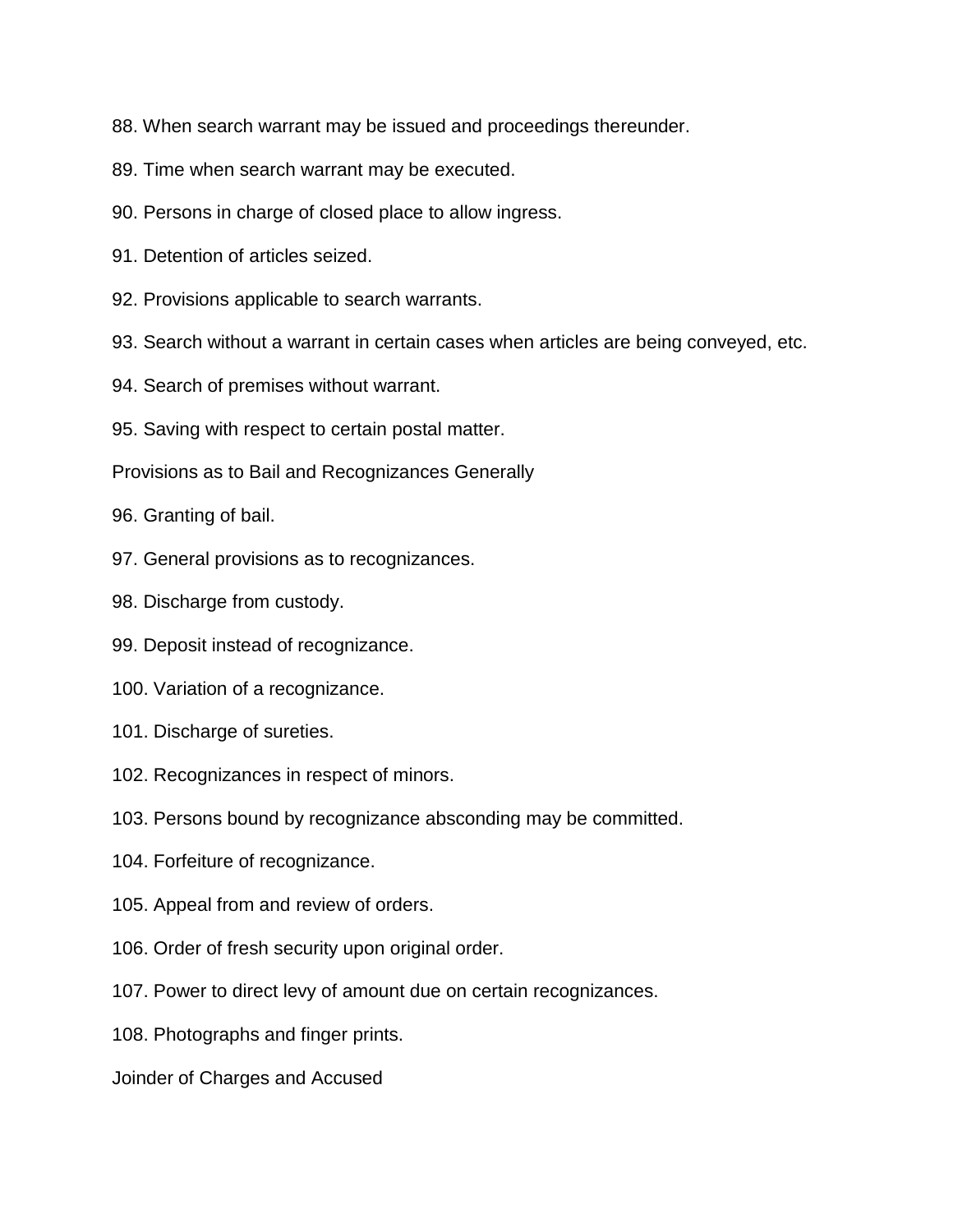88. When search warrant may be issued and proceedings thereunder.

89. Time when search warrant may be executed.

90. Persons in charge of closed place to allow ingress.

91. Detention of articles seized.

92. Provisions applicable to search warrants.

93. Search without a warrant in certain cases when articles are being conveyed, etc.

94. Search of premises without warrant.

95. Saving with respect to certain postal matter.

Provisions as to Bail and Recognizances Generally

96. Granting of bail.

97. General provisions as to recognizances.

98. Discharge from custody.

99. Deposit instead of recognizance.

100. Variation of a recognizance.

101. Discharge of sureties.

102. Recognizances in respect of minors.

103. Persons bound by recognizance absconding may be committed.

104. Forfeiture of recognizance.

105. Appeal from and review of orders.

106. Order of fresh security upon original order.

107. Power to direct levy of amount due on certain recognizances.

108. Photographs and finger prints.

Joinder of Charges and Accused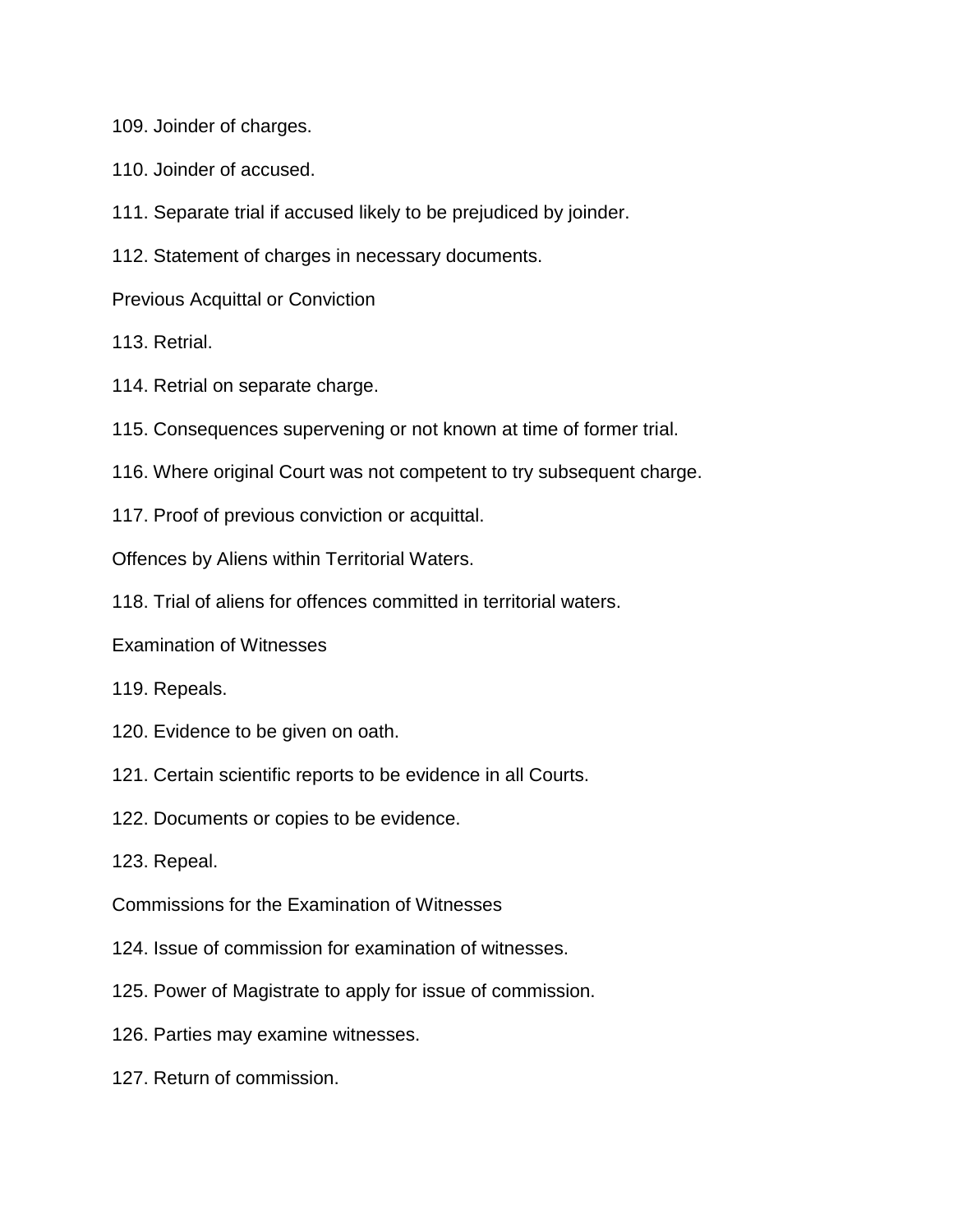109. Joinder of charges.

110. Joinder of accused.

111. Separate trial if accused likely to be prejudiced by joinder.

112. Statement of charges in necessary documents.

Previous Acquittal or Conviction

113. Retrial.

114. Retrial on separate charge.

115. Consequences supervening or not known at time of former trial.

116. Where original Court was not competent to try subsequent charge.

117. Proof of previous conviction or acquittal.

Offences by Aliens within Territorial Waters.

118. Trial of aliens for offences committed in territorial waters.

Examination of Witnesses

119. Repeals.

120. Evidence to be given on oath.

121. Certain scientific reports to be evidence in all Courts.

122. Documents or copies to be evidence.

123. Repeal.

Commissions for the Examination of Witnesses

124. Issue of commission for examination of witnesses.

125. Power of Magistrate to apply for issue of commission.

126. Parties may examine witnesses.

127. Return of commission.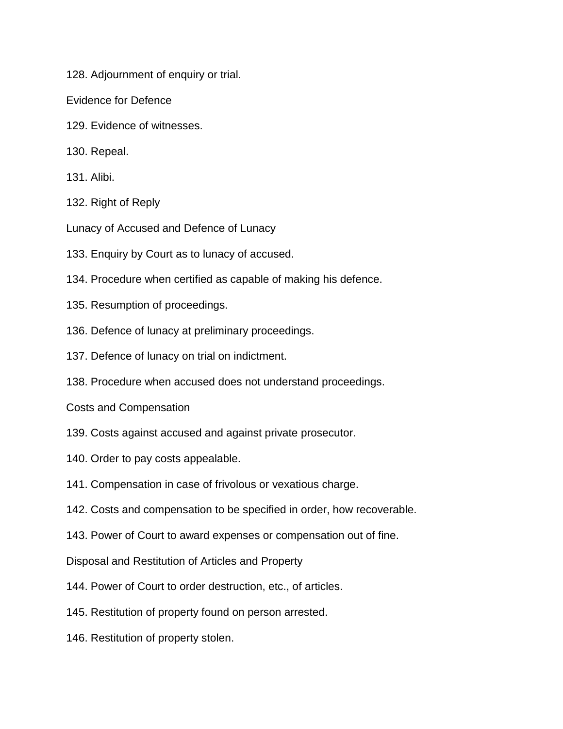128. Adjournment of enquiry or trial.

Evidence for Defence

129. Evidence of witnesses.

130. Repeal.

131. Alibi.

132. Right of Reply

Lunacy of Accused and Defence of Lunacy

133. Enquiry by Court as to lunacy of accused.

134. Procedure when certified as capable of making his defence.

135. Resumption of proceedings.

136. Defence of lunacy at preliminary proceedings.

137. Defence of lunacy on trial on indictment.

138. Procedure when accused does not understand proceedings.

Costs and Compensation

139. Costs against accused and against private prosecutor.

140. Order to pay costs appealable.

141. Compensation in case of frivolous or vexatious charge.

142. Costs and compensation to be specified in order, how recoverable.

143. Power of Court to award expenses or compensation out of fine.

Disposal and Restitution of Articles and Property

144. Power of Court to order destruction, etc., of articles.

145. Restitution of property found on person arrested.

146. Restitution of property stolen.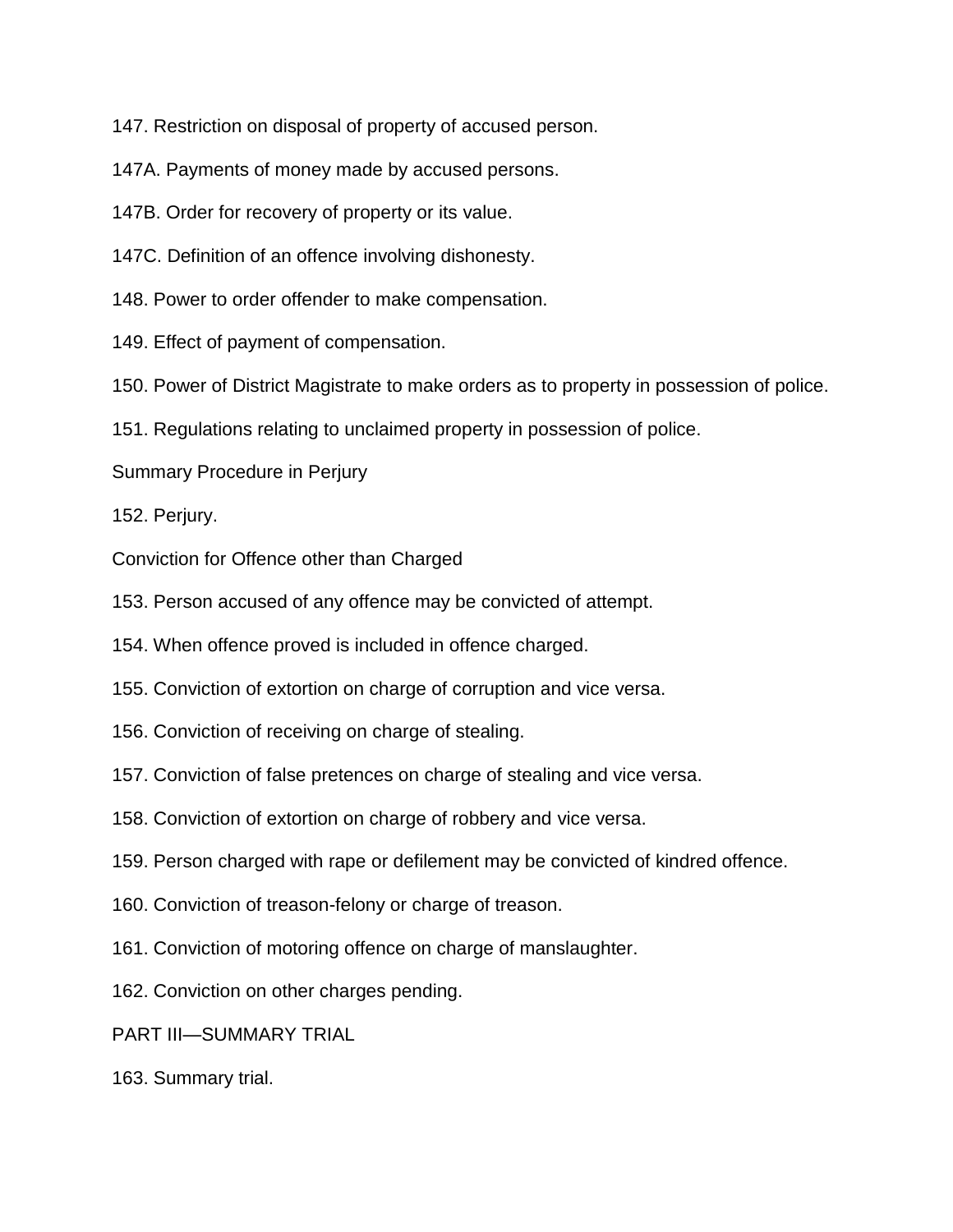147. Restriction on disposal of property of accused person.

147A. Payments of money made by accused persons.

147B. Order for recovery of property or its value.

147C. Definition of an offence involving dishonesty.

148. Power to order offender to make compensation.

149. Effect of payment of compensation.

150. Power of District Magistrate to make orders as to property in possession of police.

151. Regulations relating to unclaimed property in possession of police.

Summary Procedure in Perjury

152. Perjury.

Conviction for Offence other than Charged

153. Person accused of any offence may be convicted of attempt.

154. When offence proved is included in offence charged.

155. Conviction of extortion on charge of corruption and vice versa.

156. Conviction of receiving on charge of stealing.

157. Conviction of false pretences on charge of stealing and vice versa.

158. Conviction of extortion on charge of robbery and vice versa.

159. Person charged with rape or defilement may be convicted of kindred offence.

160. Conviction of treason-felony or charge of treason.

161. Conviction of motoring offence on charge of manslaughter.

162. Conviction on other charges pending.

PART III—SUMMARY TRIAL

163. Summary trial.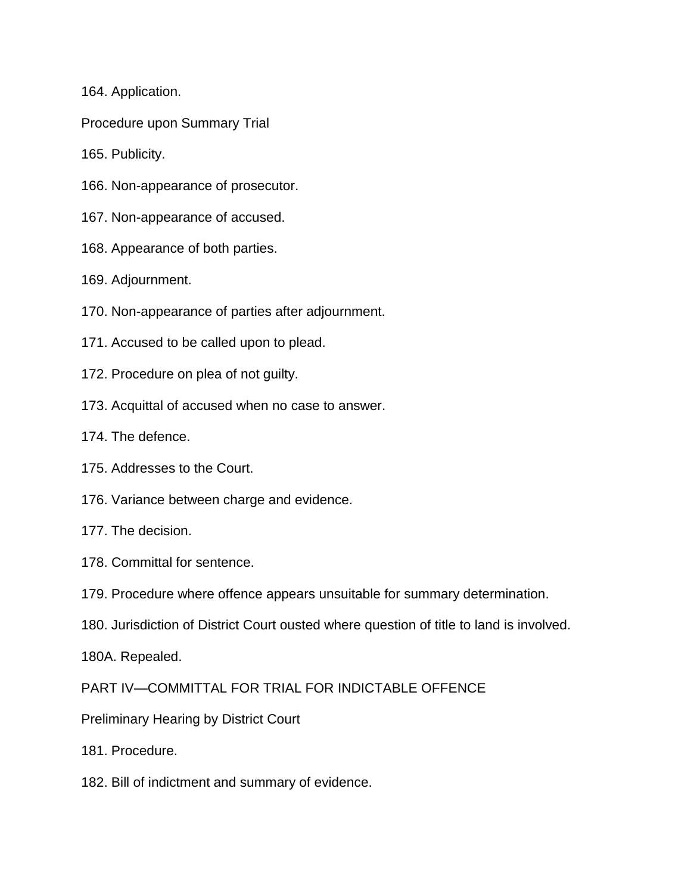164. Application.

Procedure upon Summary Trial

165. Publicity.

166. Non-appearance of prosecutor.

167. Non-appearance of accused.

168. Appearance of both parties.

169. Adjournment.

170. Non-appearance of parties after adjournment.

171. Accused to be called upon to plead.

172. Procedure on plea of not guilty.

173. Acquittal of accused when no case to answer.

174. The defence.

175. Addresses to the Court.

176. Variance between charge and evidence.

177. The decision.

178. Committal for sentence.

179. Procedure where offence appears unsuitable for summary determination.

180. Jurisdiction of District Court ousted where question of title to land is involved.

180A. Repealed.

PART IV—COMMITTAL FOR TRIAL FOR INDICTABLE OFFENCE

Preliminary Hearing by District Court

181. Procedure.

182. Bill of indictment and summary of evidence.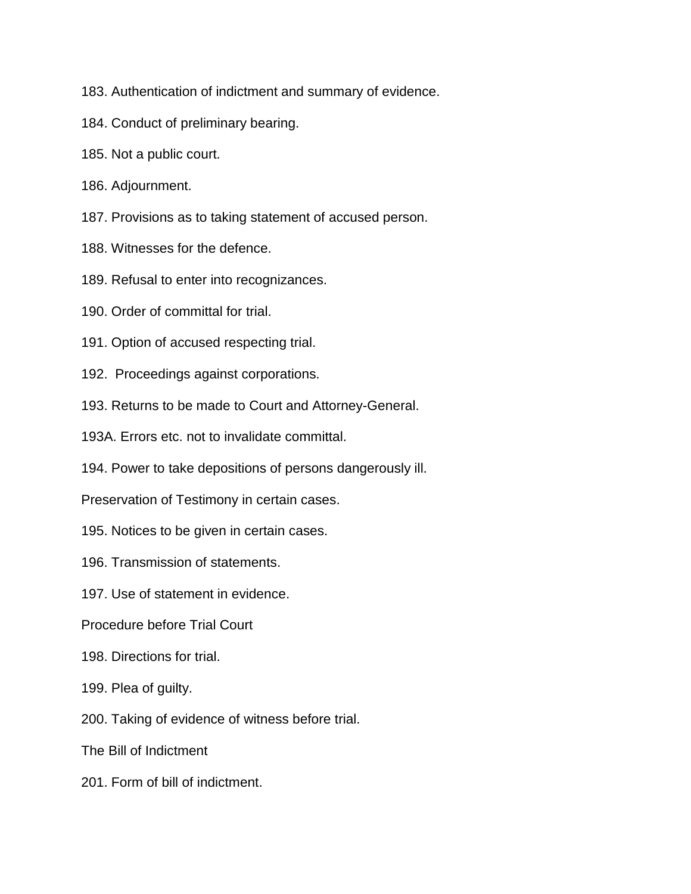183. Authentication of indictment and summary of evidence.

184. Conduct of preliminary bearing.

185. Not a public court.

186. Adjournment.

187. Provisions as to taking statement of accused person.

188. Witnesses for the defence.

189. Refusal to enter into recognizances.

190. Order of committal for trial.

191. Option of accused respecting trial.

192. Proceedings against corporations.

193. Returns to be made to Court and Attorney-General.

193A. Errors etc. not to invalidate committal.

194. Power to take depositions of persons dangerously ill.

Preservation of Testimony in certain cases.

195. Notices to be given in certain cases.

196. Transmission of statements.

197. Use of statement in evidence.

Procedure before Trial Court

198. Directions for trial.

199. Plea of guilty.

200. Taking of evidence of witness before trial.

The Bill of Indictment

201. Form of bill of indictment.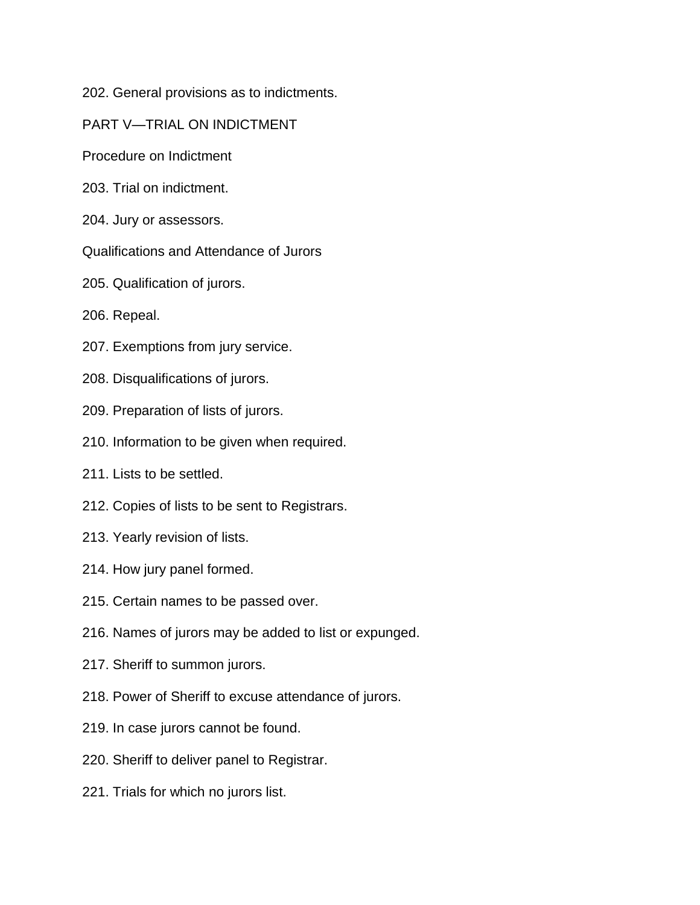202. General provisions as to indictments.

PART V—TRIAL ON INDICTMENT

Procedure on Indictment

203. Trial on indictment.

204. Jury or assessors.

Qualifications and Attendance of Jurors

205. Qualification of jurors.

206. Repeal.

207. Exemptions from jury service.

208. Disqualifications of jurors.

209. Preparation of lists of jurors.

210. Information to be given when required.

211. Lists to be settled.

212. Copies of lists to be sent to Registrars.

213. Yearly revision of lists.

214. How jury panel formed.

215. Certain names to be passed over.

216. Names of jurors may be added to list or expunged.

217. Sheriff to summon jurors.

218. Power of Sheriff to excuse attendance of jurors.

219. In case jurors cannot be found.

220. Sheriff to deliver panel to Registrar.

221. Trials for which no jurors list.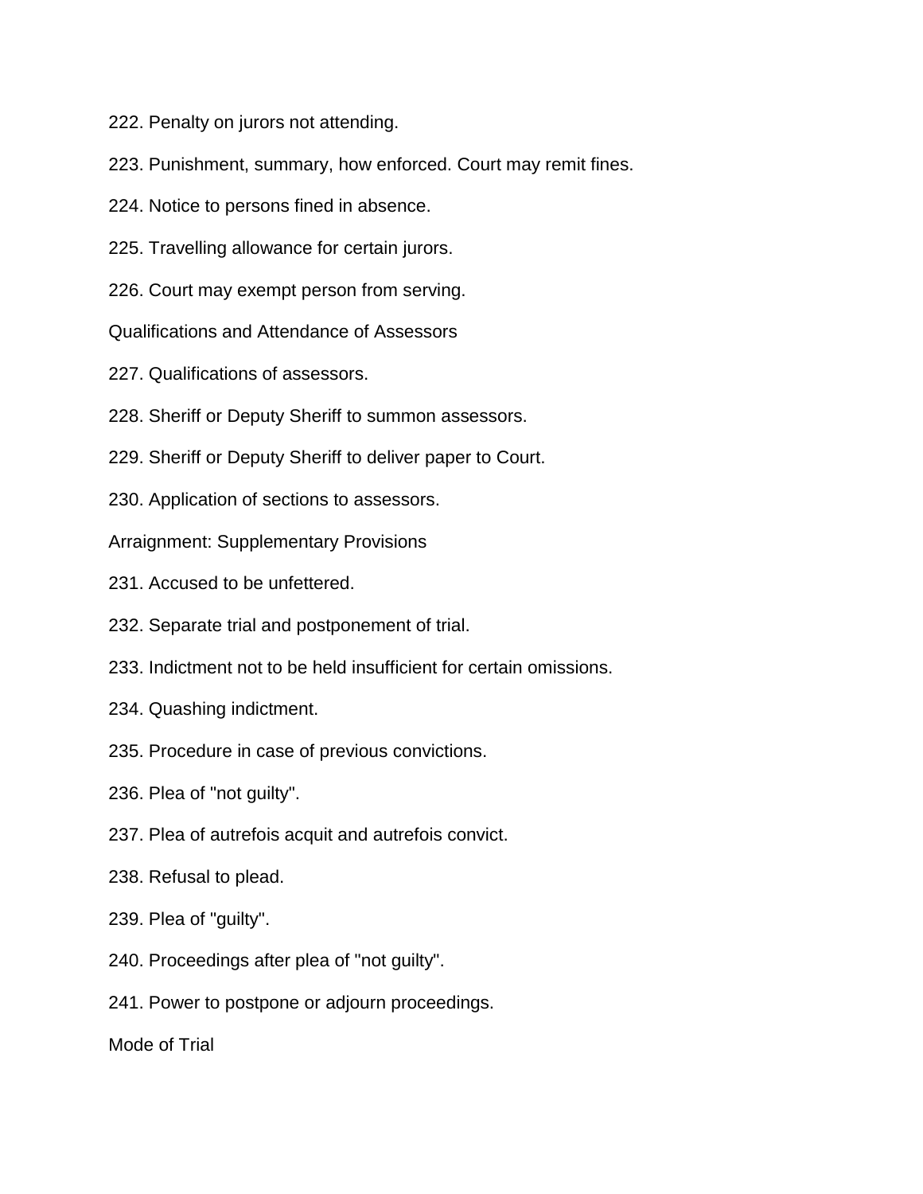222. Penalty on jurors not attending.

223. Punishment, summary, how enforced. Court may remit fines.

224. Notice to persons fined in absence.

225. Travelling allowance for certain jurors.

226. Court may exempt person from serving.

Qualifications and Attendance of Assessors

227. Qualifications of assessors.

228. Sheriff or Deputy Sheriff to summon assessors.

229. Sheriff or Deputy Sheriff to deliver paper to Court.

230. Application of sections to assessors.

Arraignment: Supplementary Provisions

231. Accused to be unfettered.

232. Separate trial and postponement of trial.

233. Indictment not to be held insufficient for certain omissions.

234. Quashing indictment.

235. Procedure in case of previous convictions.

236. Plea of "not guilty".

237. Plea of autrefois acquit and autrefois convict.

238. Refusal to plead.

239. Plea of "guilty".

240. Proceedings after plea of "not guilty".

241. Power to postpone or adjourn proceedings.

Mode of Trial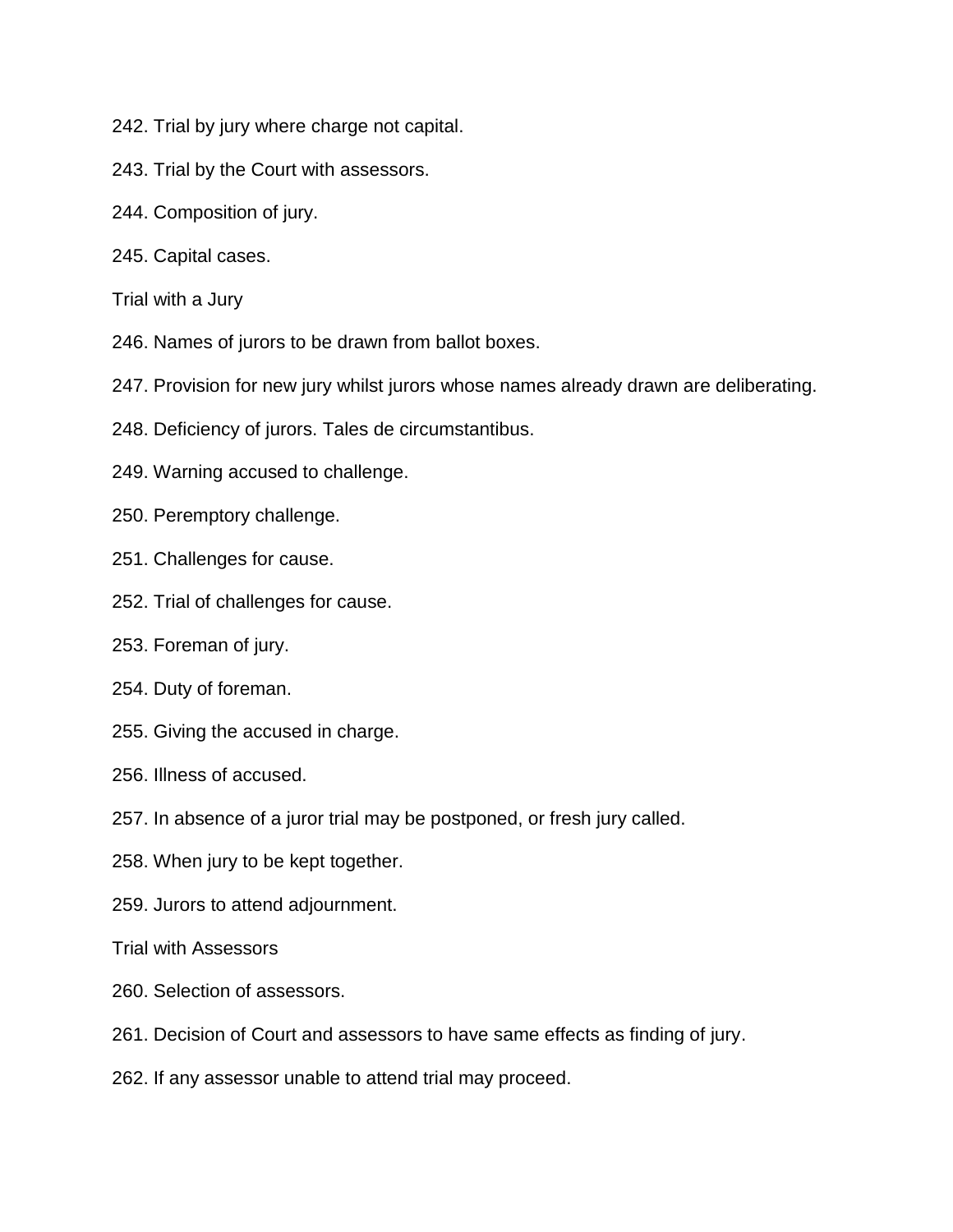242. Trial by jury where charge not capital.

243. Trial by the Court with assessors.

244. Composition of jury.

245. Capital cases.

Trial with a Jury

246. Names of jurors to be drawn from ballot boxes.

247. Provision for new jury whilst jurors whose names already drawn are deliberating.

248. Deficiency of jurors. Tales de circumstantibus.

249. Warning accused to challenge.

250. Peremptory challenge.

251. Challenges for cause.

252. Trial of challenges for cause.

253. Foreman of jury.

254. Duty of foreman.

255. Giving the accused in charge.

256. Illness of accused.

257. In absence of a juror trial may be postponed, or fresh jury called.

258. When jury to be kept together.

259. Jurors to attend adjournment.

Trial with Assessors

260. Selection of assessors.

261. Decision of Court and assessors to have same effects as finding of jury.

262. If any assessor unable to attend trial may proceed.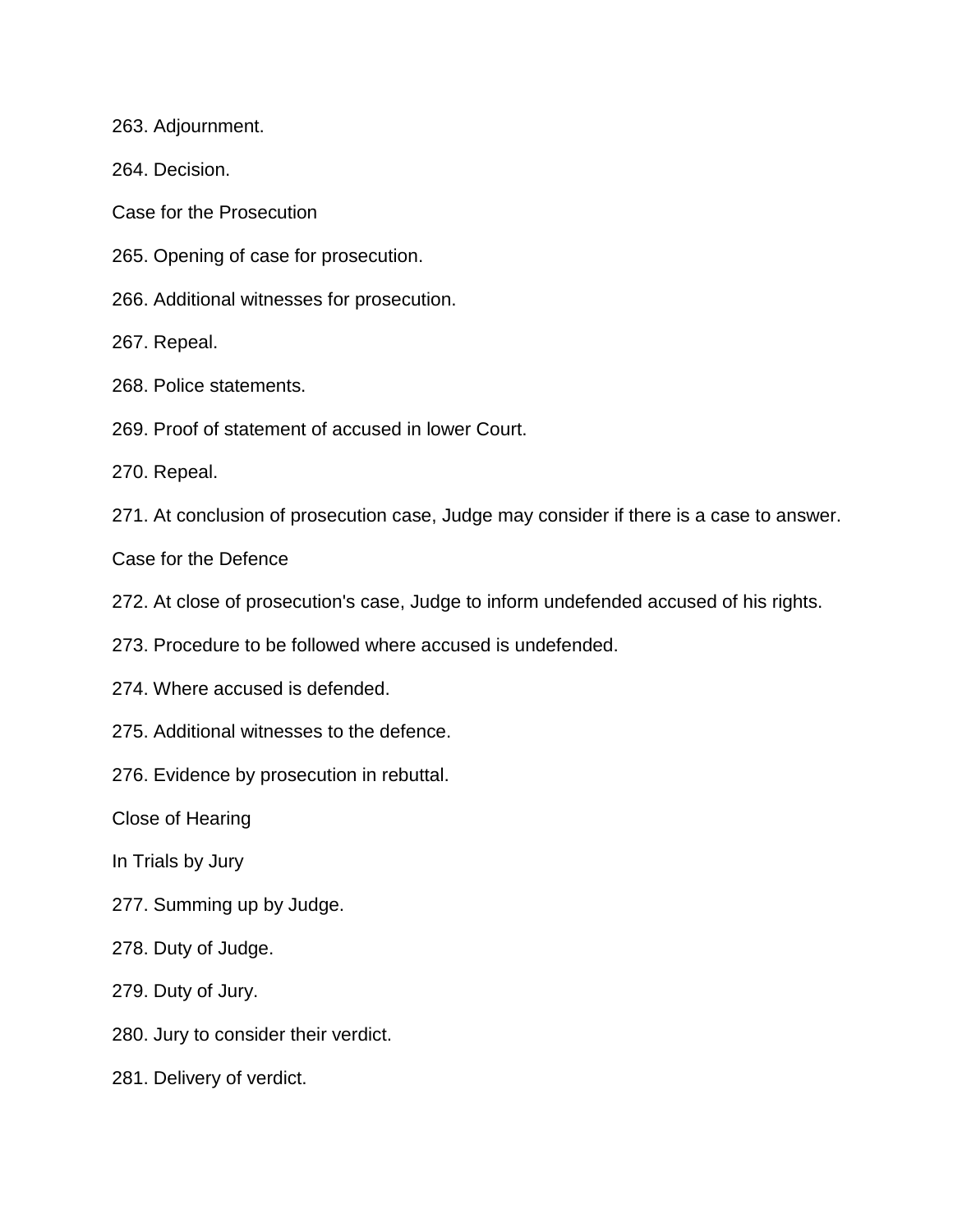263. Adjournment.

264. Decision.

Case for the Prosecution

265. Opening of case for prosecution.

266. Additional witnesses for prosecution.

267. Repeal.

268. Police statements.

269. Proof of statement of accused in lower Court.

270. Repeal.

271. At conclusion of prosecution case, Judge may consider if there is a case to answer.

Case for the Defence

272. At close of prosecution's case, Judge to inform undefended accused of his rights.

273. Procedure to be followed where accused is undefended.

274. Where accused is defended.

275. Additional witnesses to the defence.

276. Evidence by prosecution in rebuttal.

Close of Hearing

In Trials by Jury

277. Summing up by Judge.

278. Duty of Judge.

279. Duty of Jury.

280. Jury to consider their verdict.

281. Delivery of verdict.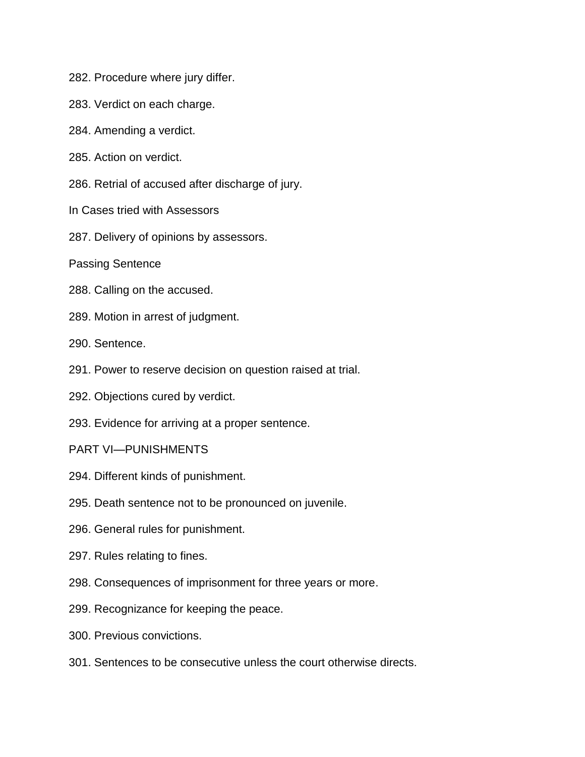282. Procedure where jury differ.

283. Verdict on each charge.

284. Amending a verdict.

285. Action on verdict.

286. Retrial of accused after discharge of jury.

In Cases tried with Assessors

287. Delivery of opinions by assessors.

Passing Sentence

288. Calling on the accused.

289. Motion in arrest of judgment.

290. Sentence.

291. Power to reserve decision on question raised at trial.

292. Objections cured by verdict.

293. Evidence for arriving at a proper sentence.

PART VI—PUNISHMENTS

294. Different kinds of punishment.

295. Death sentence not to be pronounced on juvenile.

296. General rules for punishment.

297. Rules relating to fines.

298. Consequences of imprisonment for three years or more.

299. Recognizance for keeping the peace.

300. Previous convictions.

301. Sentences to be consecutive unless the court otherwise directs.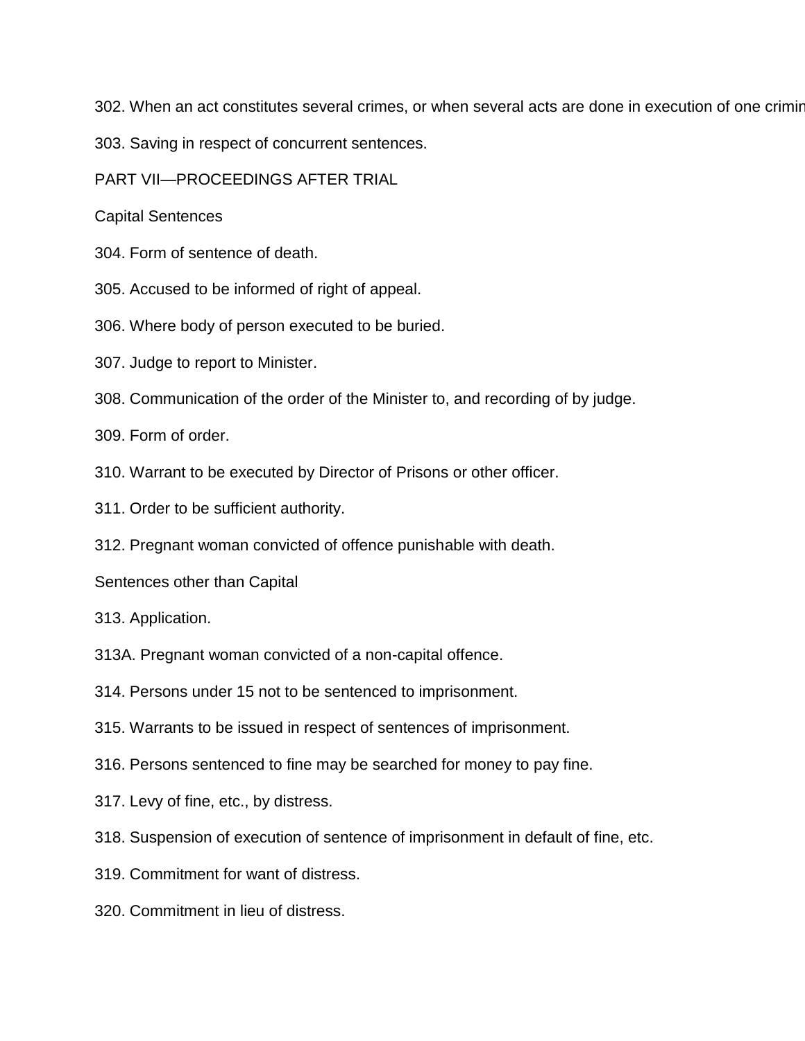302. When an act constitutes several crimes, or when several acts are done in execution of one crimin

303. Saving in respect of concurrent sentences.

PART VII—PROCEEDINGS AFTER TRIAL

Capital Sentences

304. Form of sentence of death.

305. Accused to be informed of right of appeal.

306. Where body of person executed to be buried.

307. Judge to report to Minister.

308. Communication of the order of the Minister to, and recording of by judge.

309. Form of order.

310. Warrant to be executed by Director of Prisons or other officer.

311. Order to be sufficient authority.

312. Pregnant woman convicted of offence punishable with death.

Sentences other than Capital

313. Application.

313A. Pregnant woman convicted of a non-capital offence.

314. Persons under 15 not to be sentenced to imprisonment.

315. Warrants to be issued in respect of sentences of imprisonment.

316. Persons sentenced to fine may be searched for money to pay fine.

317. Levy of fine, etc., by distress.

318. Suspension of execution of sentence of imprisonment in default of fine, etc.

319. Commitment for want of distress.

320. Commitment in lieu of distress.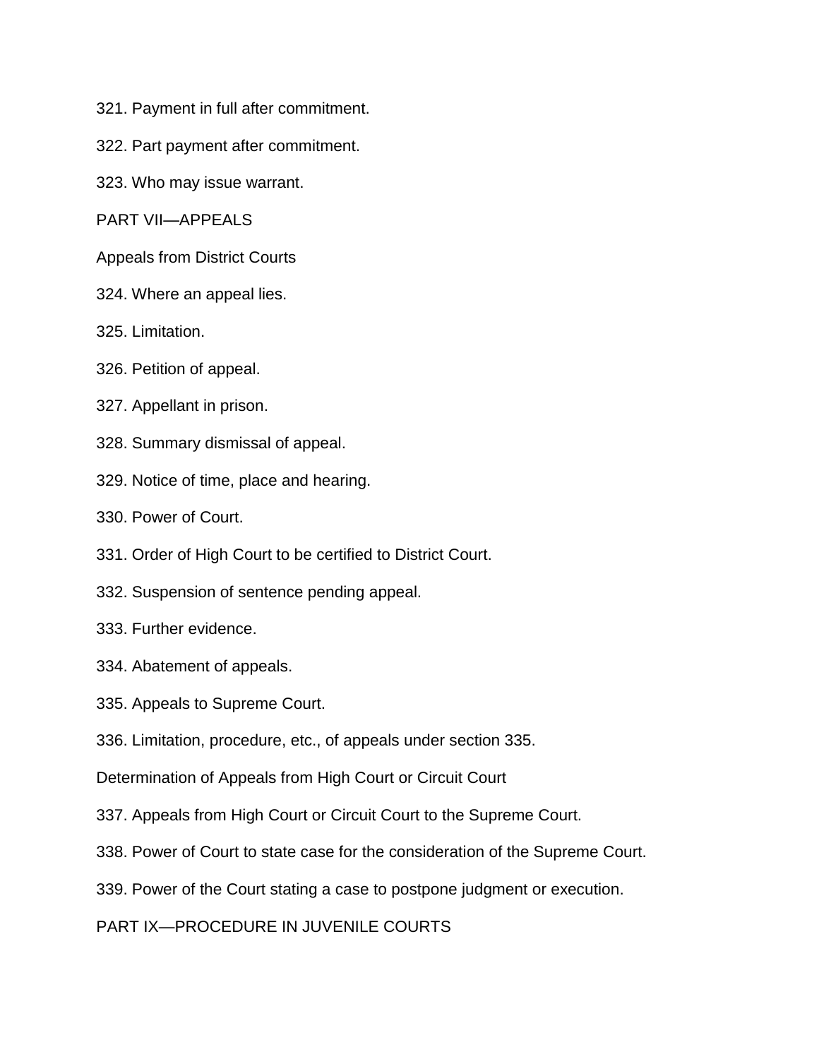321. Payment in full after commitment.

322. Part payment after commitment.

323. Who may issue warrant.

PART VII—APPEALS

Appeals from District Courts

324. Where an appeal lies.

325. Limitation.

326. Petition of appeal.

327. Appellant in prison.

328. Summary dismissal of appeal.

329. Notice of time, place and hearing.

330. Power of Court.

331. Order of High Court to be certified to District Court.

332. Suspension of sentence pending appeal.

333. Further evidence.

334. Abatement of appeals.

335. Appeals to Supreme Court.

336. Limitation, procedure, etc., of appeals under section 335.

Determination of Appeals from High Court or Circuit Court

337. Appeals from High Court or Circuit Court to the Supreme Court.

338. Power of Court to state case for the consideration of the Supreme Court.

339. Power of the Court stating a case to postpone judgment or execution.

PART IX—PROCEDURE IN JUVENILE COURTS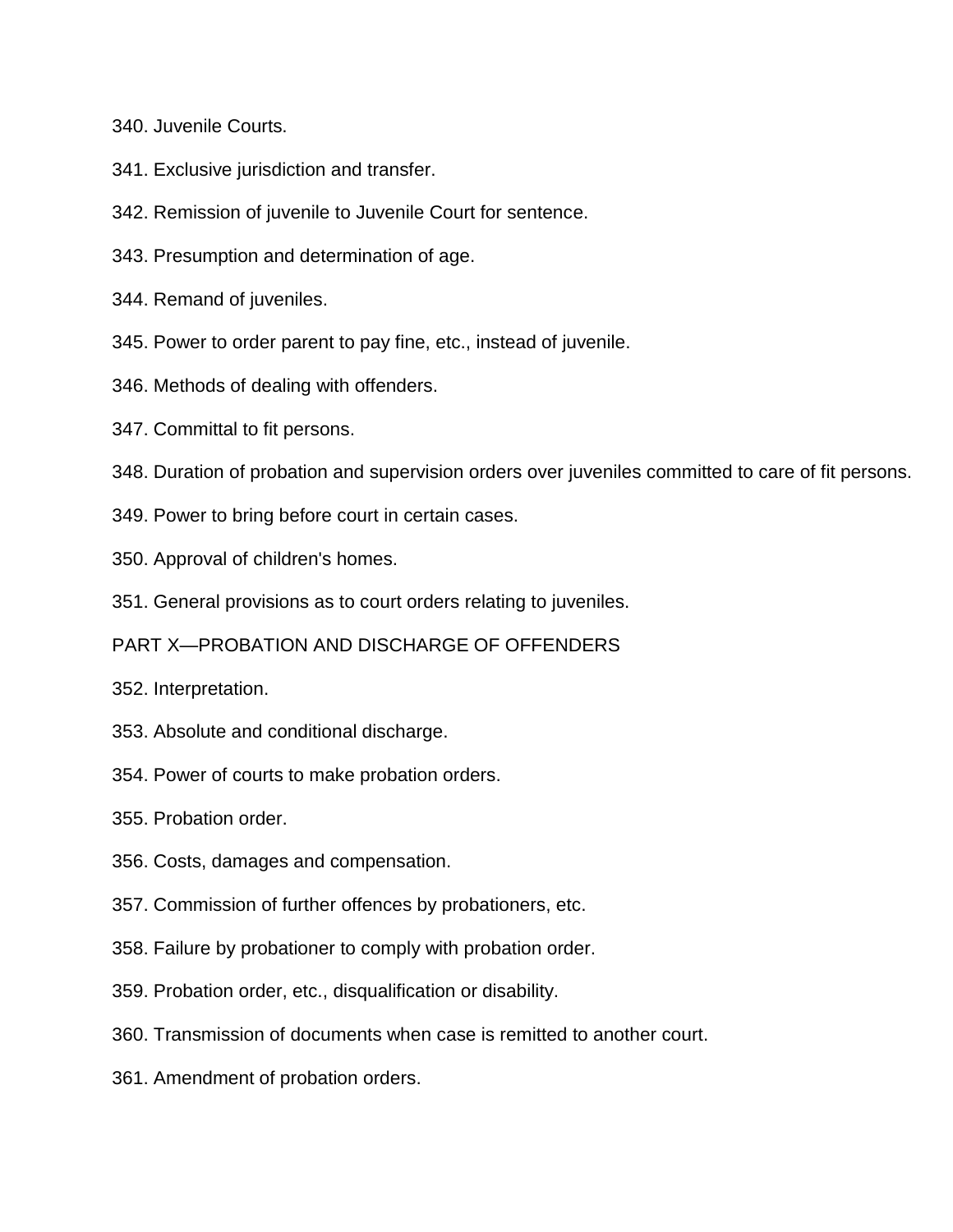340. Juvenile Courts.

341. Exclusive jurisdiction and transfer.

342. Remission of juvenile to Juvenile Court for sentence.

343. Presumption and determination of age.

344. Remand of juveniles.

345. Power to order parent to pay fine, etc., instead of juvenile.

346. Methods of dealing with offenders.

347. Committal to fit persons.

348. Duration of probation and supervision orders over juveniles committed to care of fit persons.

349. Power to bring before court in certain cases.

350. Approval of children's homes.

351. General provisions as to court orders relating to juveniles.

PART X—PROBATION AND DISCHARGE OF OFFENDERS

352. Interpretation.

353. Absolute and conditional discharge.

354. Power of courts to make probation orders.

355. Probation order.

356. Costs, damages and compensation.

357. Commission of further offences by probationers, etc.

358. Failure by probationer to comply with probation order.

359. Probation order, etc., disqualification or disability.

360. Transmission of documents when case is remitted to another court.

361. Amendment of probation orders.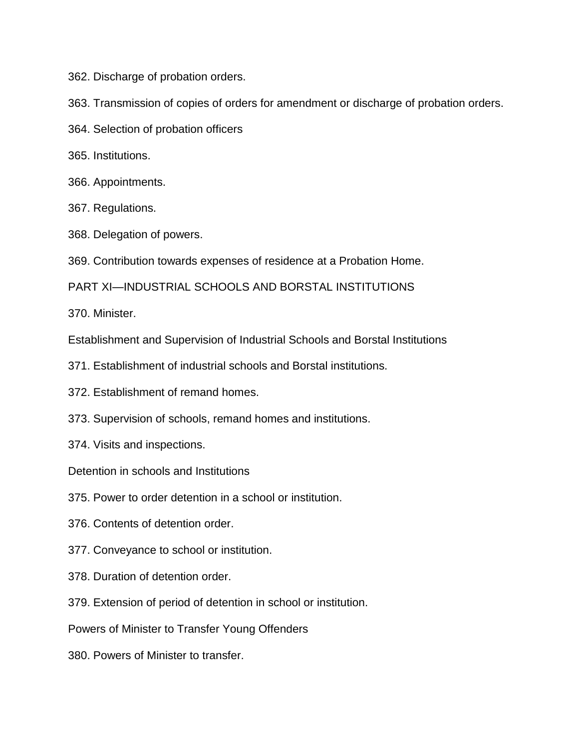362. Discharge of probation orders.

363. Transmission of copies of orders for amendment or discharge of probation orders.

364. Selection of probation officers

365. Institutions.

366. Appointments.

367. Regulations.

368. Delegation of powers.

369. Contribution towards expenses of residence at a Probation Home.

## PART XI—INDUSTRIAL SCHOOLS AND BORSTAL INSTITUTIONS

370. Minister.

### Establishment and Supervision of Industrial Schools and Borstal Institutions

371. Establishment of industrial schools and Borstal institutions.

372. Establishment of remand homes.

373. Supervision of schools, remand homes and institutions.

374. Visits and inspections.

### Detention in schools and Institutions

375. Power to order detention in a school or institution.

376. Contents of detention order.

377. Conveyance to school or institution.

378. Duration of detention order.

379. Extension of period of detention in school or institution.

### Powers of Minister to Transfer Young Offenders

380. Powers of Minister to transfer.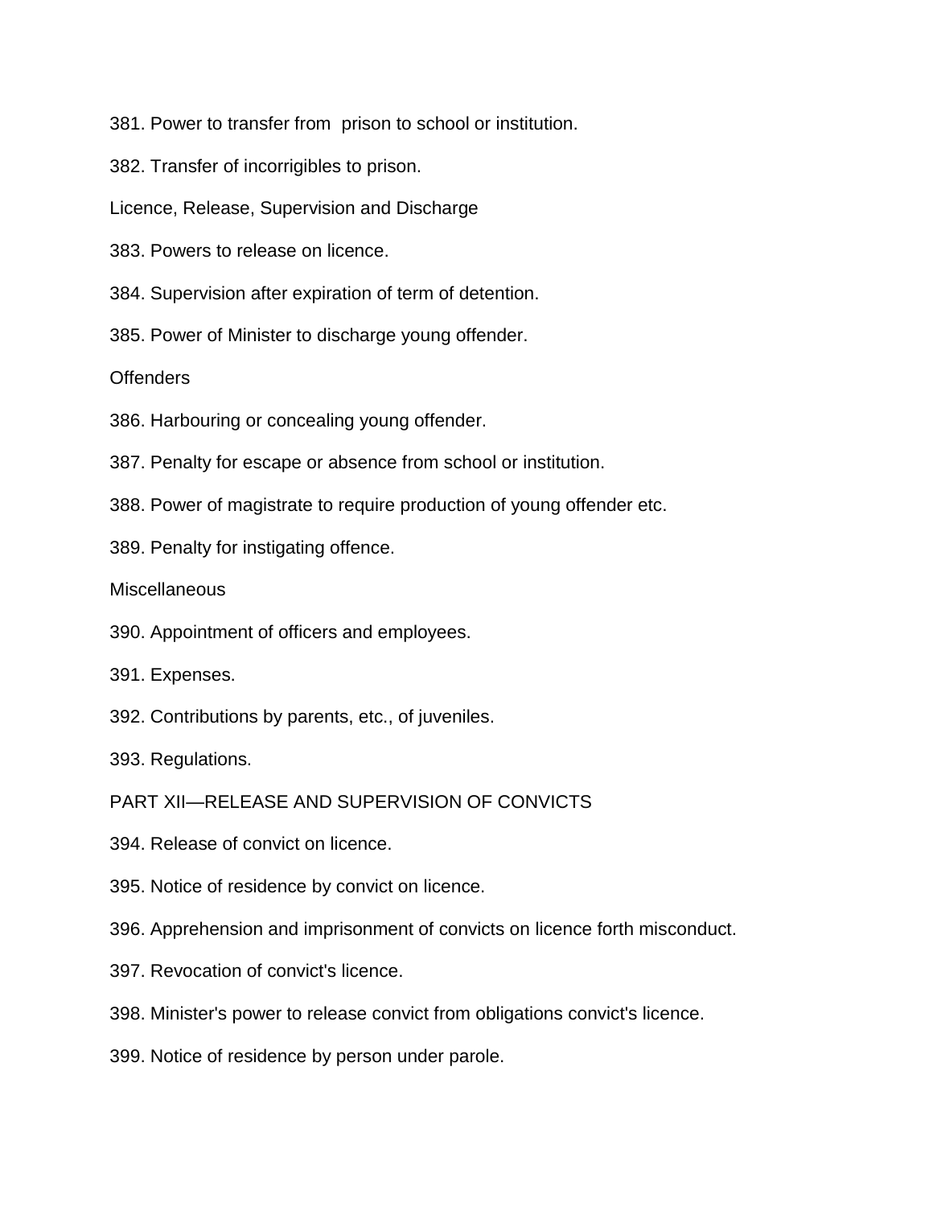381. Power to transfer from prison to school or institution.

382. Transfer of incorrigibles to prison.

Licence, Release, Supervision and Discharge

383. Powers to release on licence.

384. Supervision after expiration of term of detention.

385. Power of Minister to discharge young offender.

Offenders

386. Harbouring or concealing young offender.

387. Penalty for escape or absence from school or institution.

388. Power of magistrate to require production of young offender etc.

389. Penalty for instigating offence.

Miscellaneous

390. Appointment of officers and employees.

391. Expenses.

392. Contributions by parents, etc., of juveniles.

393. Regulations.

PART XII—RELEASE AND SUPERVISION OF CONVICTS

394. Release of convict on licence.

395. Notice of residence by convict on licence.

396. Apprehension and imprisonment of convicts on licence forth misconduct.

397. Revocation of convict's licence.

398. Minister's power to release convict from obligations convict's licence.

399. Notice of residence by person under parole.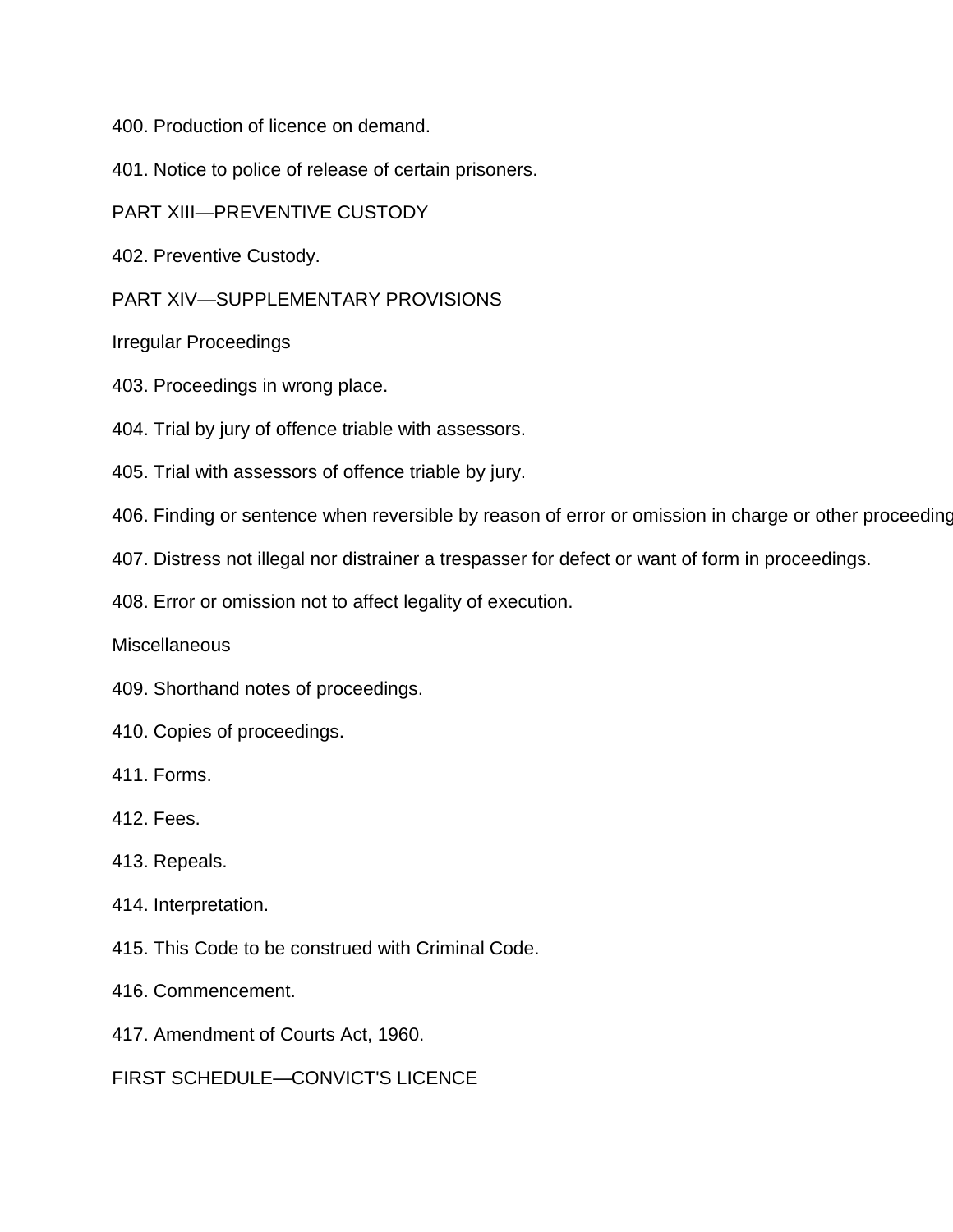400. Production of licence on demand.

401. Notice to police of release of certain prisoners.

PART XIII—PREVENTIVE CUSTODY

402. Preventive Custody.

PART XIV—SUPPLEMENTARY PROVISIONS

Irregular Proceedings

403. Proceedings in wrong place.

404. Trial by jury of offence triable with assessors.

405. Trial with assessors of offence triable by jury.

406. Finding or sentence when reversible by reason of error or omission in charge or other proceeding

407. Distress not illegal nor distrainer a trespasser for defect or want of form in proceedings.

408. Error or omission not to affect legality of execution.

Miscellaneous

409. Shorthand notes of proceedings.

410. Copies of proceedings.

411. Forms.

412. Fees.

413. Repeals.

414. Interpretation.

415. This Code to be construed with Criminal Code.

416. Commencement.

417. Amendment of Courts Act, 1960.

FIRST SCHEDULE—CONVICT'S LICENCE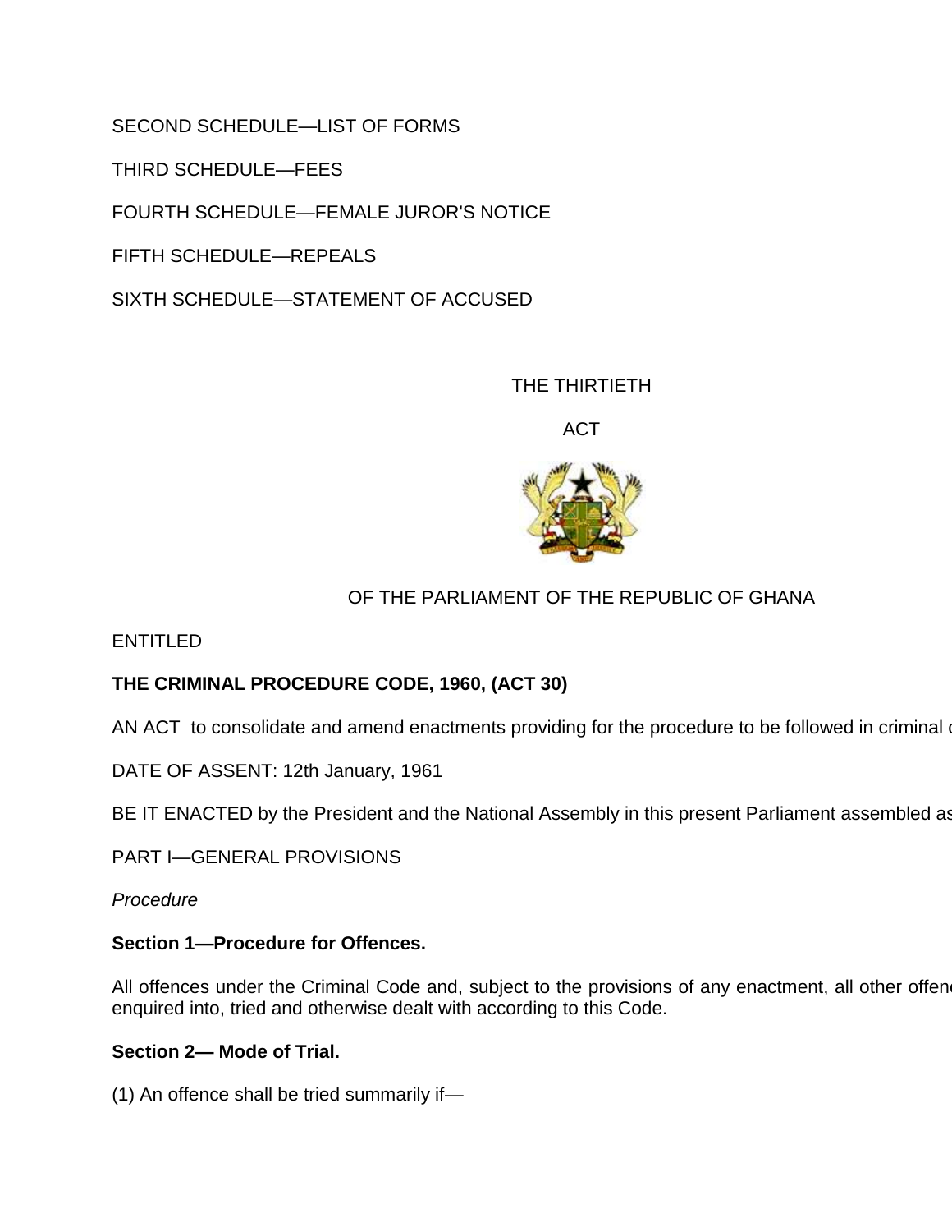SECOND SCHEDULE—LIST OF FORMS

THIRD SCHEDULE—FEES

FOURTH SCHEDULE—FEMALE JUROR'S NOTICE

FIFTH SCHEDULE—REPEALS

SIXTH SCHEDULE—STATEMENT OF ACCUSED

THE THIRTIETH

ACT

OF THE PARLIAMENT OF THE REPUBLIC OF GHANA

ENTITLED

**THE CRIMINAL PROCEDURE CODE, 1960, (ACT 30)**

AN ACT to consolidate and amend enactments providing for the procedure to be followed in criminal c

DATE OF ASSENT: 12th January, 1961

BE IT ENACTED by the President and the National Assembly in this present Parliament assembled as

PART I—GENERAL PROVISIONS

*Procedure*

**Section 1—Procedure for Offences.**

All offences under the Criminal Code and, subject to the provisions of any enactment, all other offen enquired into, tried and otherwise dealt with according to this Code.

**Section 2— Mode of Trial.**

(1) An offence shall be tried summarily if—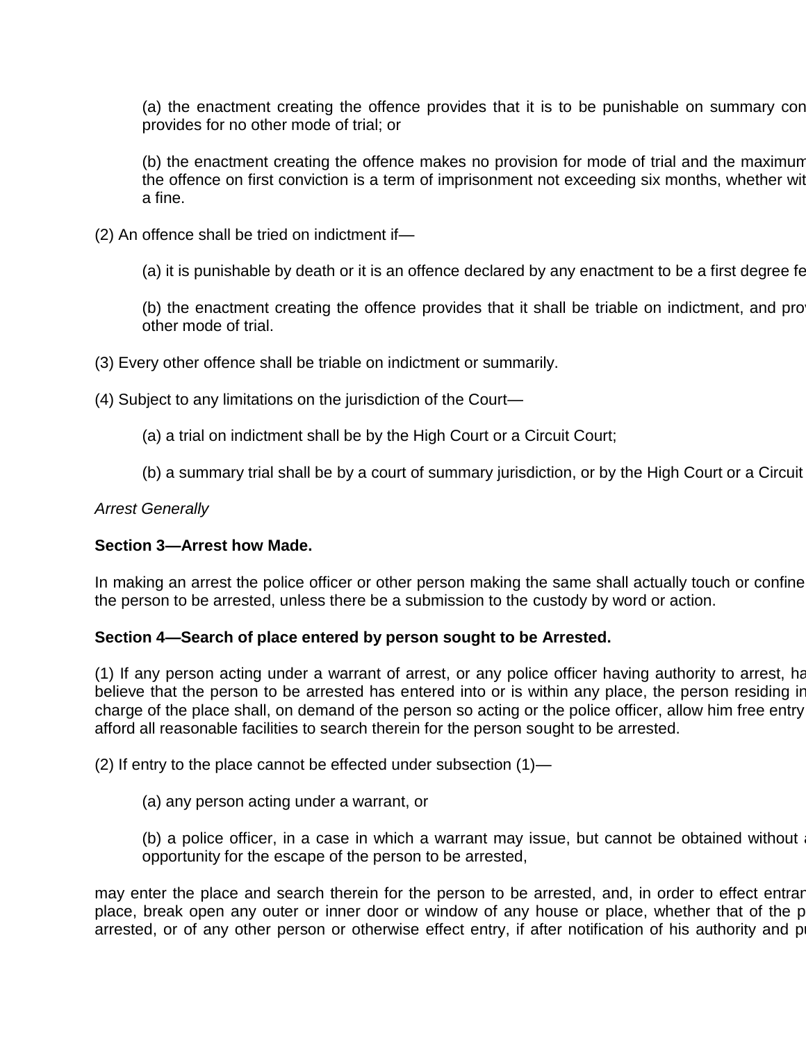(a) the enactment creating the offence provides that it is to be punishable on summary con provides for no other mode of trial; or

(b) the enactment creating the offence makes no provision for mode of trial and the maximum the offence on first conviction is a term of imprisonment not exceeding six months, whether wit a fine.

(2) An offence shall be tried on indictment if—

(a) it is punishable by death or it is an offence declared by any enactment to be a first degree fe

(b) the enactment creating the offence provides that it shall be triable on indictment, and pro other mode of trial.

(3) Every other offence shall be triable on indictment or summarily.

(4) Subject to any limitations on the jurisdiction of the Court—

(a) a trial on indictment shall be by the High Court or a Circuit Court;

(b) a summary trial shall be by a court of summary jurisdiction, or by the High Court or a Circuit

*Arrest Generally*

**Section 3—Arrest how Made.**

In making an arrest the police officer or other person making the same shall actually touch or confine the person to be arrested, unless there be a submission to the custody by word or action.

**Section 4—Search of place entered by person sought to be Arrested.**

(1) If any person acting under a warrant of arrest, or any police officer having authority to arrest, ha believe that the person to be arrested has entered into or is within any place, the person residing in charge of the place shall, on demand of the person so acting or the police officer, allow him free entry afford all reasonable facilities to search therein for the person sought to be arrested.

(2) If entry to the place cannot be effected under subsection (1)—

(a) any person acting under a warrant, or

(b) a police officer, in a case in which a warrant may issue, but cannot be obtained without a opportunity for the escape of the person to be arrested,

may enter the place and search therein for the person to be arrested, and, in order to effect entran place, break open any outer or inner door or window of any house or place, whether that of the p arrested, or of any other person or otherwise effect entry, if after notification of his authority and p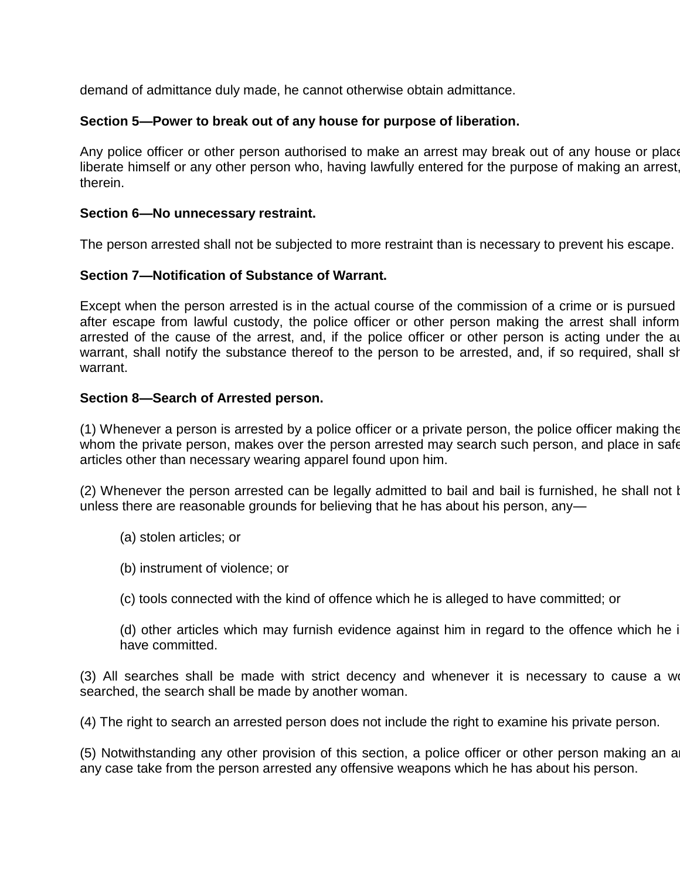demand of admittance duly made, he cannot otherwise obtain admittance.

**Section 5—Power to break out of any house for purpose of liberation.**

Any police officer or other person authorised to make an arrest may break out of any house or place liberate himself or any other person who, having lawfully entered for the purpose of making an arrest, therein.

**Section 6—No unnecessary restraint.**

The person arrested shall not be subjected to more restraint than is necessary to prevent his escape.

**Section 7—Notification of Substance of Warrant.**

Except when the person arrested is in the actual course of the commission of a crime or is pursued after escape from lawful custody, the police officer or other person making the arrest shall inform arrested of the cause of the arrest, and, if the police officer or other person is acting under the au warrant, shall notify the substance thereof to the person to be arrested, and, if so required, shall sh warrant.

**Section 8—Search of Arrested person.**

(1) Whenever a person is arrested by a police officer or a private person, the police officer making the whom the private person, makes over the person arrested may search such person, and place in safe articles other than necessary wearing apparel found upon him.

(2) Whenever the person arrested can be legally admitted to bail and bail is furnished, he shall not b unless there are reasonable grounds for believing that he has about his person, any—

> (a) stolen articles; or
>
> (b) instrument of violence; or
>
> (c) tools connected with the kind of offence which he is alleged to have committed; or
>
> (d) other articles which may furnish evidence against him in regard to the offence which he i have committed.

(3) All searches shall be made with strict decency and whenever it is necessary to cause a wo searched, the search shall be made by another woman.

(4) The right to search an arrested person does not include the right to examine his private person.

(5) Notwithstanding any other provision of this section, a police officer or other person making an ar any case take from the person arrested any offensive weapons which he has about his person.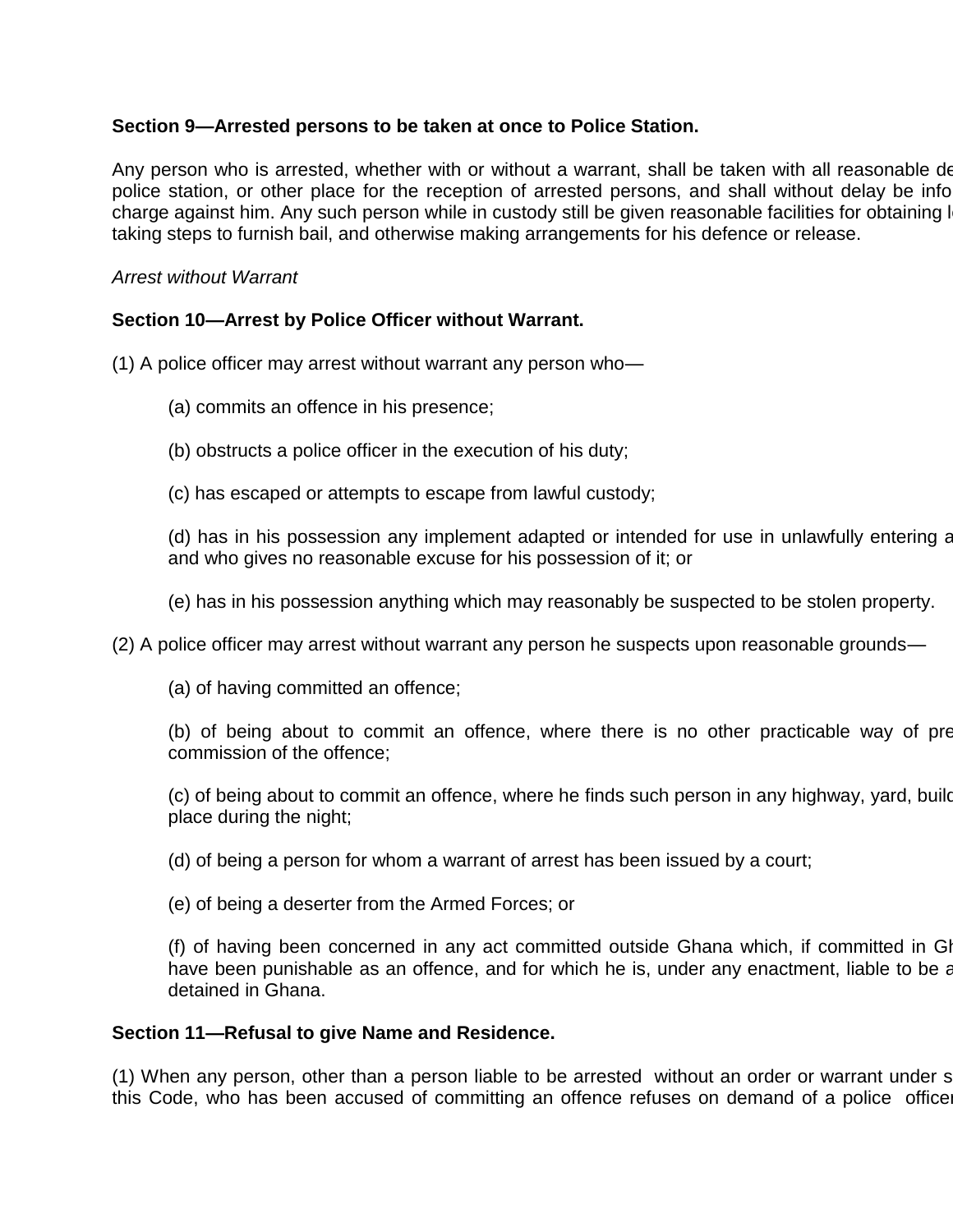**Section 9—Arrested persons to be taken at once to Police Station.**

Any person who is arrested, whether with or without a warrant, shall be taken with all reasonable de police station, or other place for the reception of arrested persons, and shall without delay be info charge against him. Any such person while in custody still be given reasonable facilities for obtaining l taking steps to furnish bail, and otherwise making arrangements for his defence or release.

*Arrest without Warrant*

**Section 10—Arrest by Police Officer without Warrant.**

(1) A police officer may arrest without warrant any person who—

(a) commits an offence in his presence;

(b) obstructs a police officer in the execution of his duty;

(c) has escaped or attempts to escape from lawful custody;

(d) has in his possession any implement adapted or intended for use in unlawfully entering a and who gives no reasonable excuse for his possession of it; or

(e) has in his possession anything which may reasonably be suspected to be stolen property.

(2) A police officer may arrest without warrant any person he suspects upon reasonable grounds—

(a) of having committed an offence;

(b) of being about to commit an offence, where there is no other practicable way of pre commission of the offence;

(c) of being about to commit an offence, where he finds such person in any highway, yard, build place during the night;

(d) of being a person for whom a warrant of arrest has been issued by a court;

(e) of being a deserter from the Armed Forces; or

(f) of having been concerned in any act committed outside Ghana which, if committed in Gh have been punishable as an offence, and for which he is, under any enactment, liable to be a detained in Ghana.

**Section 11—Refusal to give Name and Residence.**

(1) When any person, other than a person liable to be arrested without an order or warrant under s this Code, who has been accused of committing an offence refuses on demand of a police officer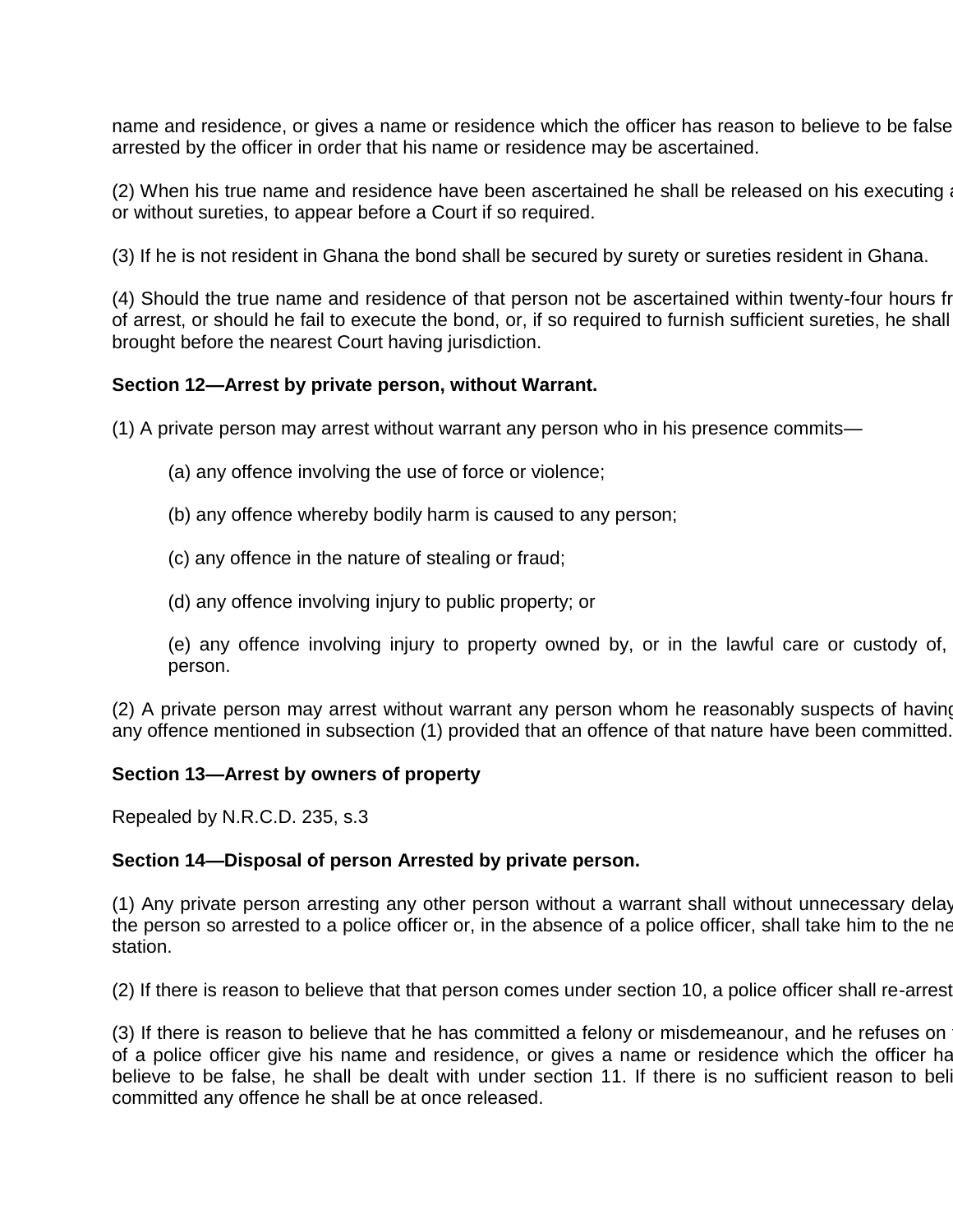name and residence, or gives a name or residence which the officer has reason to believe to be false arrested by the officer in order that his name or residence may be ascertained.

(2) When his true name and residence have been ascertained he shall be released on his executing a or without sureties, to appear before a Court if so required.

(3) If he is not resident in Ghana the bond shall be secured by surety or sureties resident in Ghana.

(4) Should the true name and residence of that person not be ascertained within twenty-four hours fr of arrest, or should he fail to execute the bond, or, if so required to furnish sufficient sureties, he shall brought before the nearest Court having jurisdiction.

**Section 12—Arrest by private person, without Warrant.**

(1) A private person may arrest without warrant any person who in his presence commits—

> (a) any offence involving the use of force or violence;
>
> (b) any offence whereby bodily harm is caused to any person;
>
> (c) any offence in the nature of stealing or fraud;
>
> (d) any offence involving injury to public property; or
>
> (e) any offence involving injury to property owned by, or in the lawful care or custody of, person.

(2) A private person may arrest without warrant any person whom he reasonably suspects of having any offence mentioned in subsection (1) provided that an offence of that nature have been committed.

**Section 13—Arrest by owners of property**

Repealed by N.R.C.D. 235, s.3

**Section 14—Disposal of person Arrested by private person.**

(1) Any private person arresting any other person without a warrant shall without unnecessary delay the person so arrested to a police officer or, in the absence of a police officer, shall take him to the ne station.

(2) If there is reason to believe that that person comes under section 10, a police officer shall re-arrest

(3) If there is reason to believe that he has committed a felony or misdemeanour, and he refuses on of a police officer give his name and residence, or gives a name or residence which the officer ha believe to be false, he shall be dealt with under section 11. If there is no sufficient reason to beli committed any offence he shall be at once released.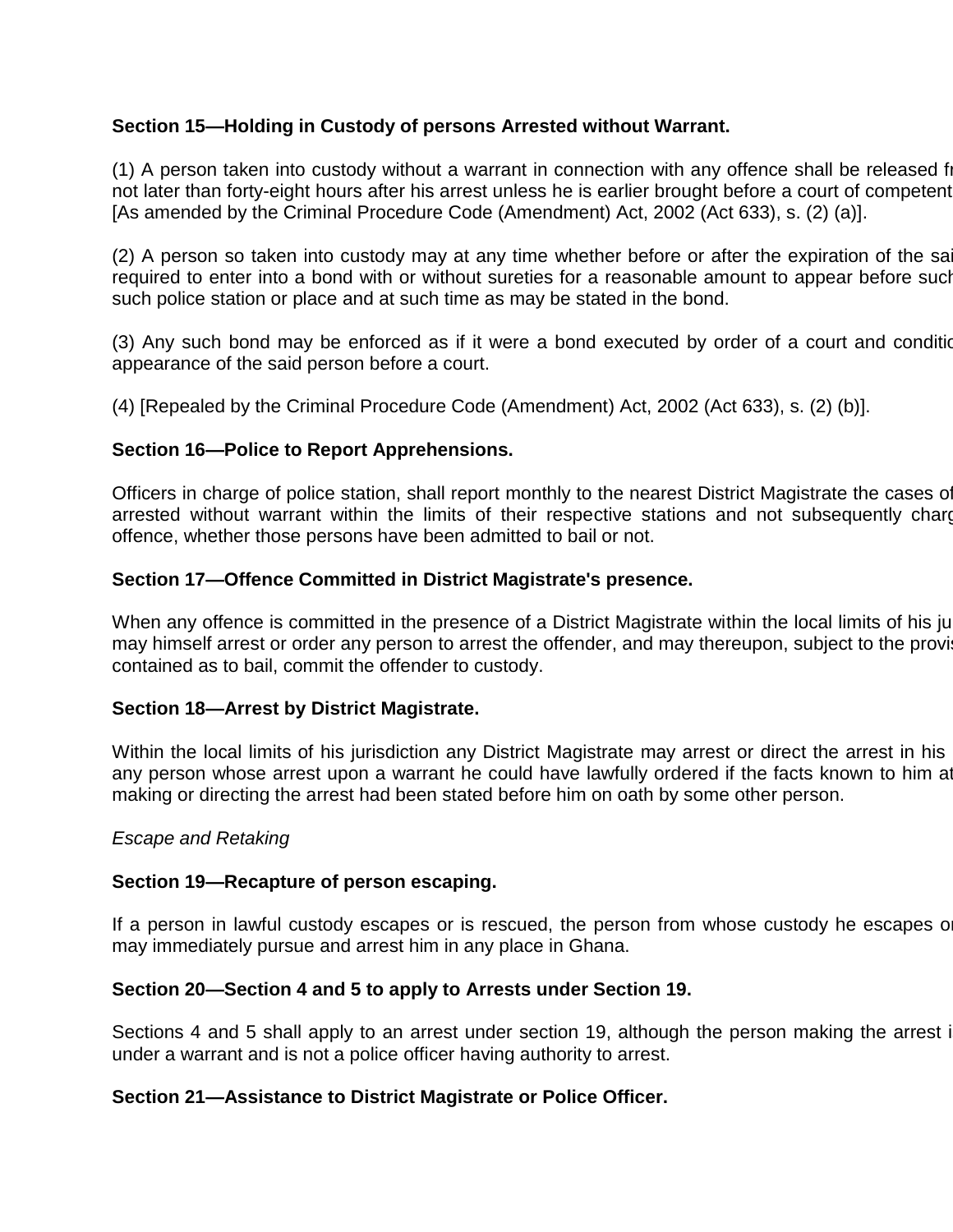**Section 15—Holding in Custody of persons Arrested without Warrant.**

(1) A person taken into custody without a warrant in connection with any offence shall be released fr not later than forty-eight hours after his arrest unless he is earlier brought before a court of competent [As amended by the Criminal Procedure Code (Amendment) Act, 2002 (Act 633), s. (2) (a)].

(2) A person so taken into custody may at any time whether before or after the expiration of the sai required to enter into a bond with or without sureties for a reasonable amount to appear before such such police station or place and at such time as may be stated in the bond.

(3) Any such bond may be enforced as if it were a bond executed by order of a court and conditio appearance of the said person before a court.

(4) [Repealed by the Criminal Procedure Code (Amendment) Act, 2002 (Act 633), s. (2) (b)].

**Section 16—Police to Report Apprehensions.**

Officers in charge of police station, shall report monthly to the nearest District Magistrate the cases of arrested without warrant within the limits of their respective stations and not subsequently charg offence, whether those persons have been admitted to bail or not.

**Section 17—Offence Committed in District Magistrate's presence.**

When any offence is committed in the presence of a District Magistrate within the local limits of his ju may himself arrest or order any person to arrest the offender, and may thereupon, subject to the provis contained as to bail, commit the offender to custody.

**Section 18—Arrest by District Magistrate.**

Within the local limits of his jurisdiction any District Magistrate may arrest or direct the arrest in his any person whose arrest upon a warrant he could have lawfully ordered if the facts known to him at making or directing the arrest had been stated before him on oath by some other person.

*Escape and Retaking*

**Section 19—Recapture of person escaping.**

If a person in lawful custody escapes or is rescued, the person from whose custody he escapes or may immediately pursue and arrest him in any place in Ghana.

**Section 20—Section 4 and 5 to apply to Arrests under Section 19.**

Sections 4 and 5 shall apply to an arrest under section 19, although the person making the arrest i under a warrant and is not a police officer having authority to arrest.

**Section 21—Assistance to District Magistrate or Police Officer.**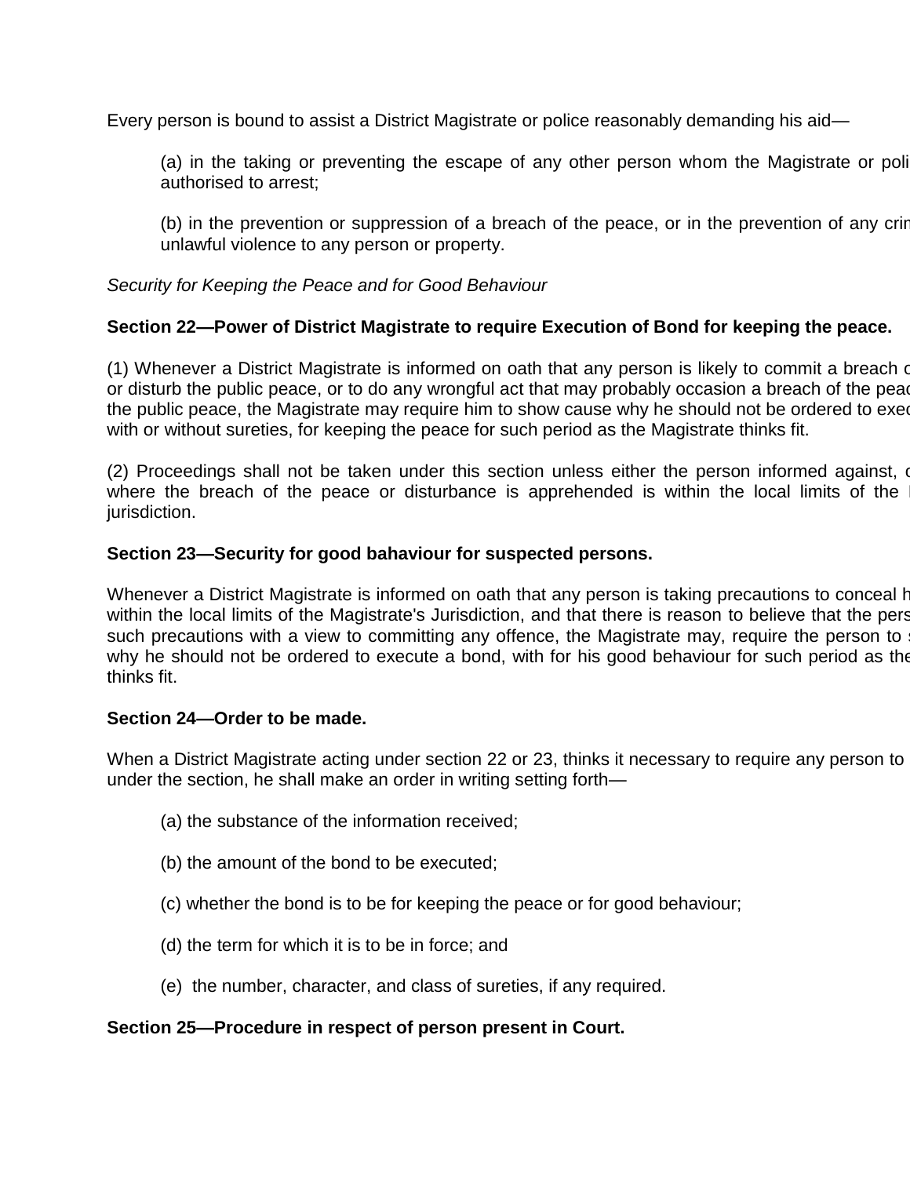Every person is bound to assist a District Magistrate or police reasonably demanding his aid—

(a) in the taking or preventing the escape of any other person whom the Magistrate or poli authorised to arrest;

(b) in the prevention or suppression of a breach of the peace, or in the prevention of any crin unlawful violence to any person or property.

*Security for Keeping the Peace and for Good Behaviour*

**Section 22—Power of District Magistrate to require Execution of Bond for keeping the peace.**

(1) Whenever a District Magistrate is informed on oath that any person is likely to commit a breach c or disturb the public peace, or to do any wrongful act that may probably occasion a breach of the peac the public peace, the Magistrate may require him to show cause why he should not be ordered to exec with or without sureties, for keeping the peace for such period as the Magistrate thinks fit.

(2) Proceedings shall not be taken under this section unless either the person informed against, c where the breach of the peace or disturbance is apprehended is within the local limits of the l jurisdiction.

**Section 23—Security for good bahaviour for suspected persons.**

Whenever a District Magistrate is informed on oath that any person is taking precautions to conceal h within the local limits of the Magistrate's Jurisdiction, and that there is reason to believe that the pers such precautions with a view to committing any offence, the Magistrate may, require the person to s why he should not be ordered to execute a bond, with for his good behaviour for such period as the thinks fit.

**Section 24—Order to be made.**

When a District Magistrate acting under section 22 or 23, thinks it necessary to require any person to under the section, he shall make an order in writing setting forth—

(a) the substance of the information received;

(b) the amount of the bond to be executed;

(c) whether the bond is to be for keeping the peace or for good behaviour;

(d) the term for which it is to be in force; and

(e) the number, character, and class of sureties, if any required.

**Section 25—Procedure in respect of person present in Court.**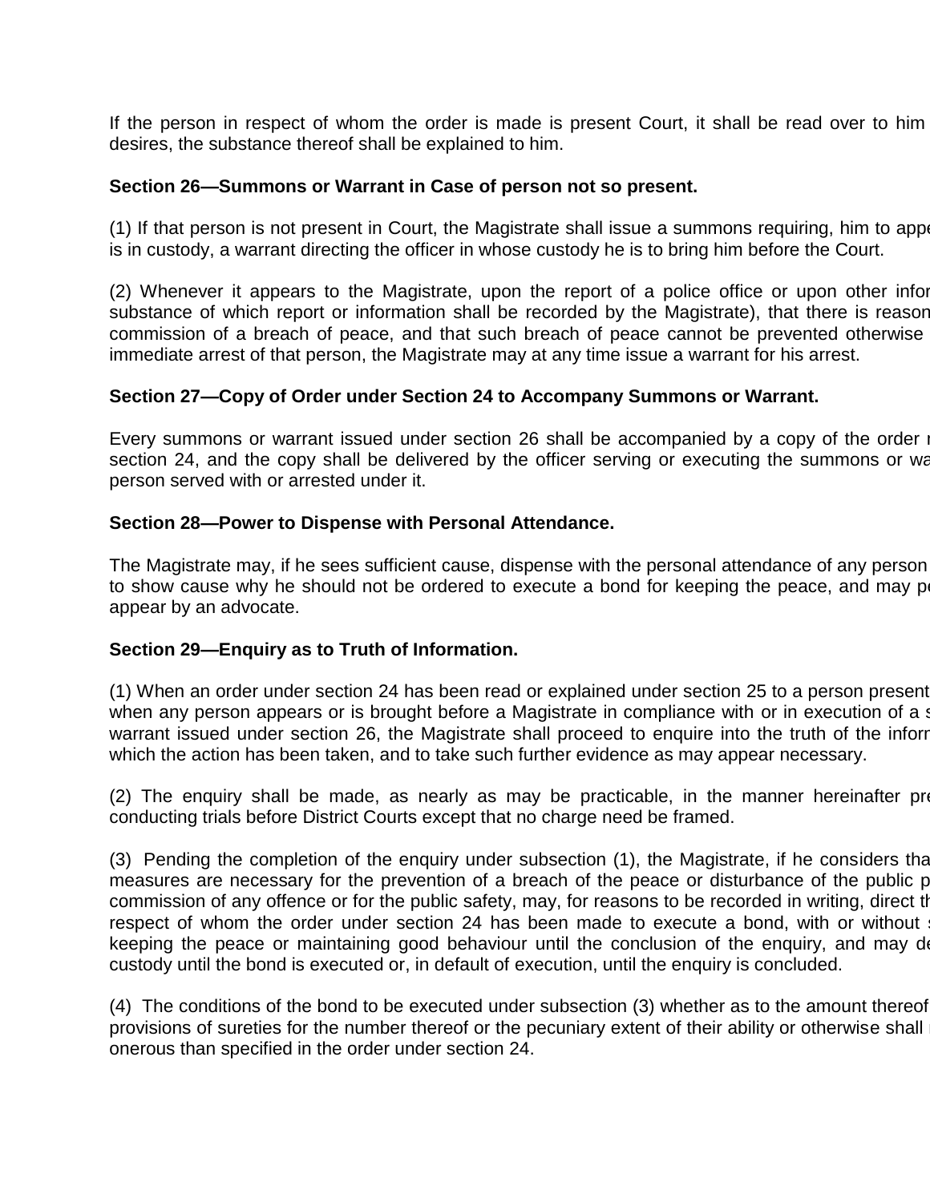If the person in respect of whom the order is made is present Court, it shall be read over to him desires, the substance thereof shall be explained to him.

**Section 26—Summons or Warrant in Case of person not so present.**

(1) If that person is not present in Court, the Magistrate shall issue a summons requiring, him to appe is in custody, a warrant directing the officer in whose custody he is to bring him before the Court.

(2) Whenever it appears to the Magistrate, upon the report of a police office or upon other infor substance of which report or information shall be recorded by the Magistrate), that there is reason commission of a breach of peace, and that such breach of peace cannot be prevented otherwise immediate arrest of that person, the Magistrate may at any time issue a warrant for his arrest.

**Section 27—Copy of Order under Section 24 to Accompany Summons or Warrant.**

Every summons or warrant issued under section 26 shall be accompanied by a copy of the order section 24, and the copy shall be delivered by the officer serving or executing the summons or wa person served with or arrested under it.

**Section 28—Power to Dispense with Personal Attendance.**

The Magistrate may, if he sees sufficient cause, dispense with the personal attendance of any person to show cause why he should not be ordered to execute a bond for keeping the peace, and may p appear by an advocate.

**Section 29—Enquiry as to Truth of Information.**

(1) When an order under section 24 has been read or explained under section 25 to a person present when any person appears or is brought before a Magistrate in compliance with or in execution of a s warrant issued under section 26, the Magistrate shall proceed to enquire into the truth of the inform which the action has been taken, and to take such further evidence as may appear necessary.

(2) The enquiry shall be made, as nearly as may be practicable, in the manner hereinafter pr conducting trials before District Courts except that no charge need be framed.

(3) Pending the completion of the enquiry under subsection (1), the Magistrate, if he considers tha measures are necessary for the prevention of a breach of the peace or disturbance of the public p commission of any offence or for the public safety, may, for reasons to be recorded in writing, direct th respect of whom the order under section 24 has been made to execute a bond, with or without keeping the peace or maintaining good behaviour until the conclusion of the enquiry, and may de custody until the bond is executed or, in default of execution, until the enquiry is concluded.

(4) The conditions of the bond to be executed under subsection (3) whether as to the amount thereof provisions of sureties for the number thereof or the pecuniary extent of their ability or otherwise shall onerous than specified in the order under section 24.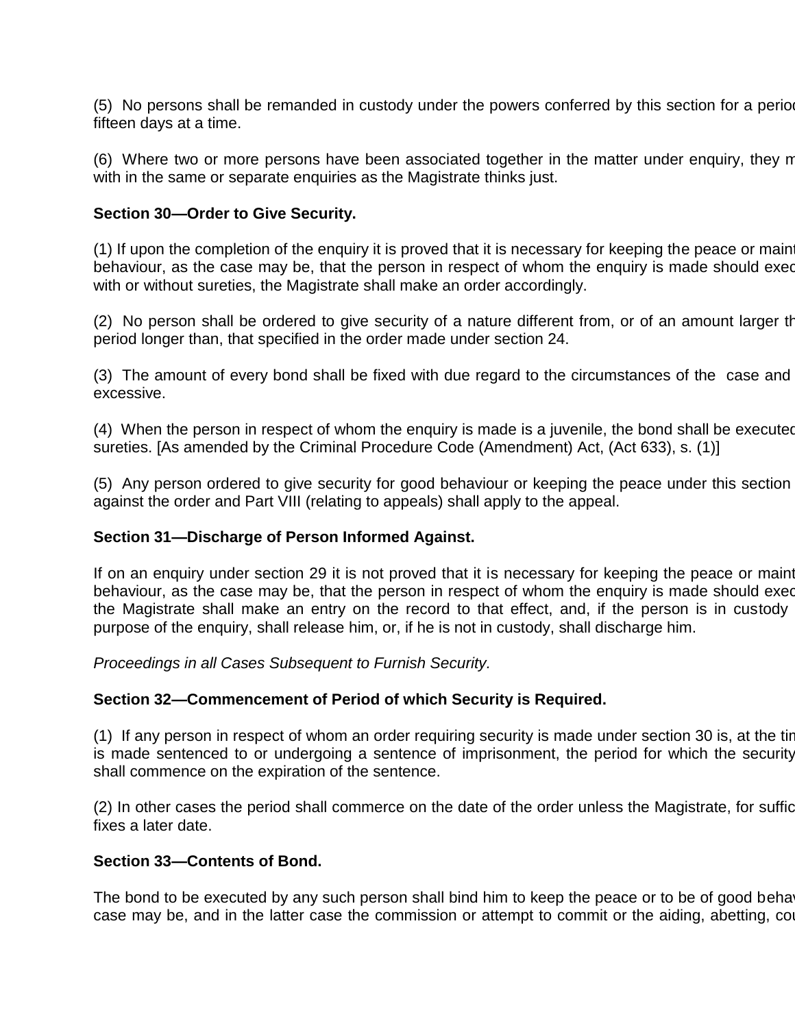(5) No persons shall be remanded in custody under the powers conferred by this section for a period fifteen days at a time.

(6) Where two or more persons have been associated together in the matter under enquiry, they m with in the same or separate enquiries as the Magistrate thinks just.

**Section 30—Order to Give Security.**

(1) If upon the completion of the enquiry it is proved that it is necessary for keeping the peace or maint behaviour, as the case may be, that the person in respect of whom the enquiry is made should exec with or without sureties, the Magistrate shall make an order accordingly.

(2) No person shall be ordered to give security of a nature different from, or of an amount larger th period longer than, that specified in the order made under section 24.

(3) The amount of every bond shall be fixed with due regard to the circumstances of the case and excessive.

(4) When the person in respect of whom the enquiry is made is a juvenile, the bond shall be executed sureties. [As amended by the Criminal Procedure Code (Amendment) Act, (Act 633), s. (1)]

(5) Any person ordered to give security for good behaviour or keeping the peace under this section against the order and Part VIII (relating to appeals) shall apply to the appeal.

**Section 31—Discharge of Person Informed Against.**

If on an enquiry under section 29 it is not proved that it is necessary for keeping the peace or maint behaviour, as the case may be, that the person in respect of whom the enquiry is made should exec the Magistrate shall make an entry on the record to that effect, and, if the person is in custody purpose of the enquiry, shall release him, or, if he is not in custody, shall discharge him.

*Proceedings in all Cases Subsequent to Furnish Security.*

**Section 32—Commencement of Period of which Security is Required.**

(1) If any person in respect of whom an order requiring security is made under section 30 is, at the tin is made sentenced to or undergoing a sentence of imprisonment, the period for which the security shall commence on the expiration of the sentence.

(2) In other cases the period shall commerce on the date of the order unless the Magistrate, for suffic fixes a later date.

**Section 33—Contents of Bond.**

The bond to be executed by any such person shall bind him to keep the peace or to be of good beha case may be, and in the latter case the commission or attempt to commit or the aiding, abetting, co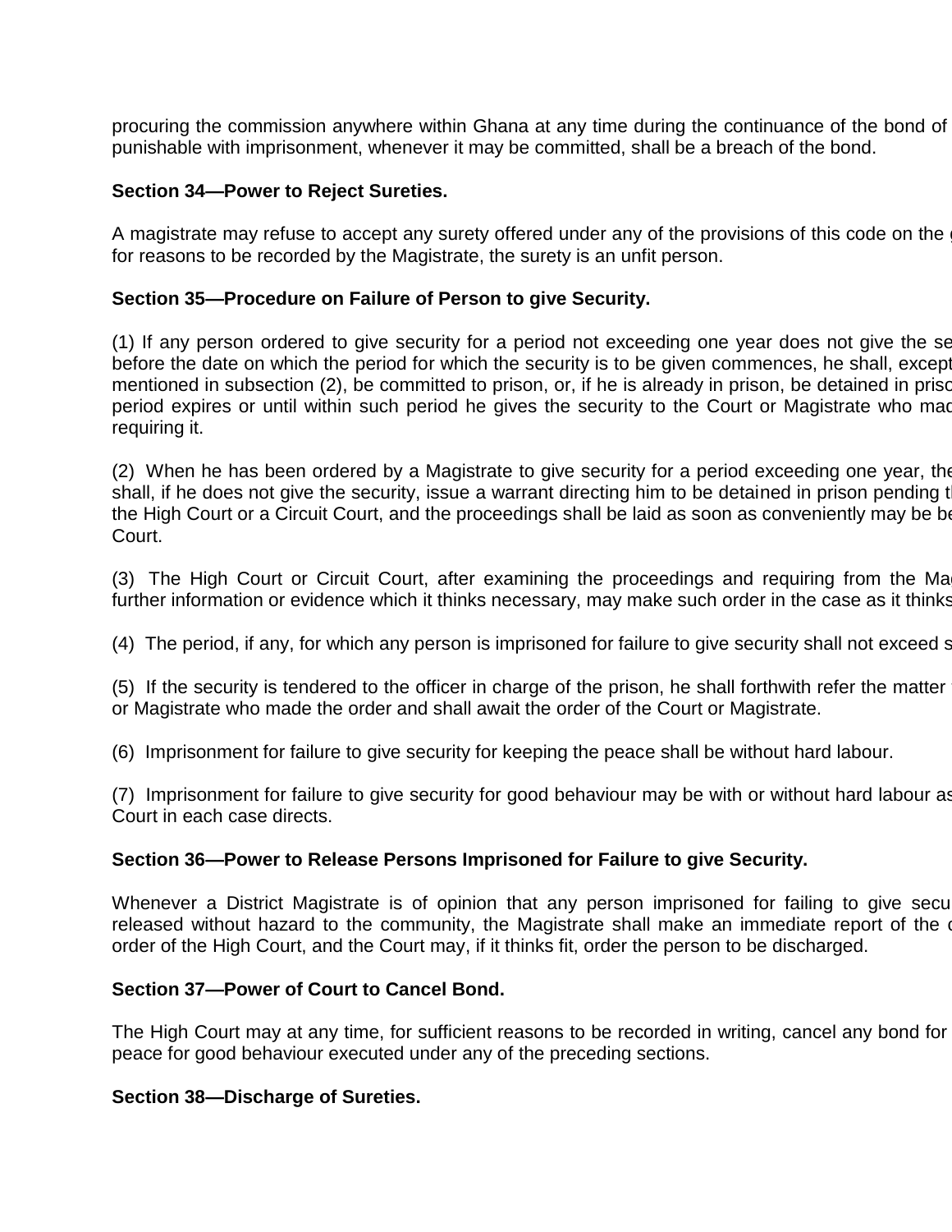procuring the commission anywhere within Ghana at any time during the continuance of the bond of punishable with imprisonment, whenever it may be committed, shall be a breach of the bond.

**Section 34—Power to Reject Sureties.**

A magistrate may refuse to accept any surety offered under any of the provisions of this code on the for reasons to be recorded by the Magistrate, the surety is an unfit person.

**Section 35—Procedure on Failure of Person to give Security.**

(1) If any person ordered to give security for a period not exceeding one year does not give the se before the date on which the period for which the security is to be given commences, he shall, except mentioned in subsection (2), be committed to prison, or, if he is already in prison, be detained in priso period expires or until within such period he gives the security to the Court or Magistrate who mad requiring it.

(2) When he has been ordered by a Magistrate to give security for a period exceeding one year, the shall, if he does not give the security, issue a warrant directing him to be detained in prison pending t the High Court or a Circuit Court, and the proceedings shall be laid as soon as conveniently may be be Court.

(3) The High Court or Circuit Court, after examining the proceedings and requiring from the Ma further information or evidence which it thinks necessary, may make such order in the case as it thinks

(4) The period, if any, for which any person is imprisoned for failure to give security shall not exceed s

(5) If the security is tendered to the officer in charge of the prison, he shall forthwith refer the matter or Magistrate who made the order and shall await the order of the Court or Magistrate.

(6) Imprisonment for failure to give security for keeping the peace shall be without hard labour.

(7) Imprisonment for failure to give security for good behaviour may be with or without hard labour as Court in each case directs.

**Section 36—Power to Release Persons Imprisoned for Failure to give Security.**

Whenever a District Magistrate is of opinion that any person imprisoned for failing to give secu released without hazard to the community, the Magistrate shall make an immediate report of the c order of the High Court, and the Court may, if it thinks fit, order the person to be discharged.

**Section 37—Power of Court to Cancel Bond.**

The High Court may at any time, for sufficient reasons to be recorded in writing, cancel any bond for peace for good behaviour executed under any of the preceding sections.

**Section 38—Discharge of Sureties.**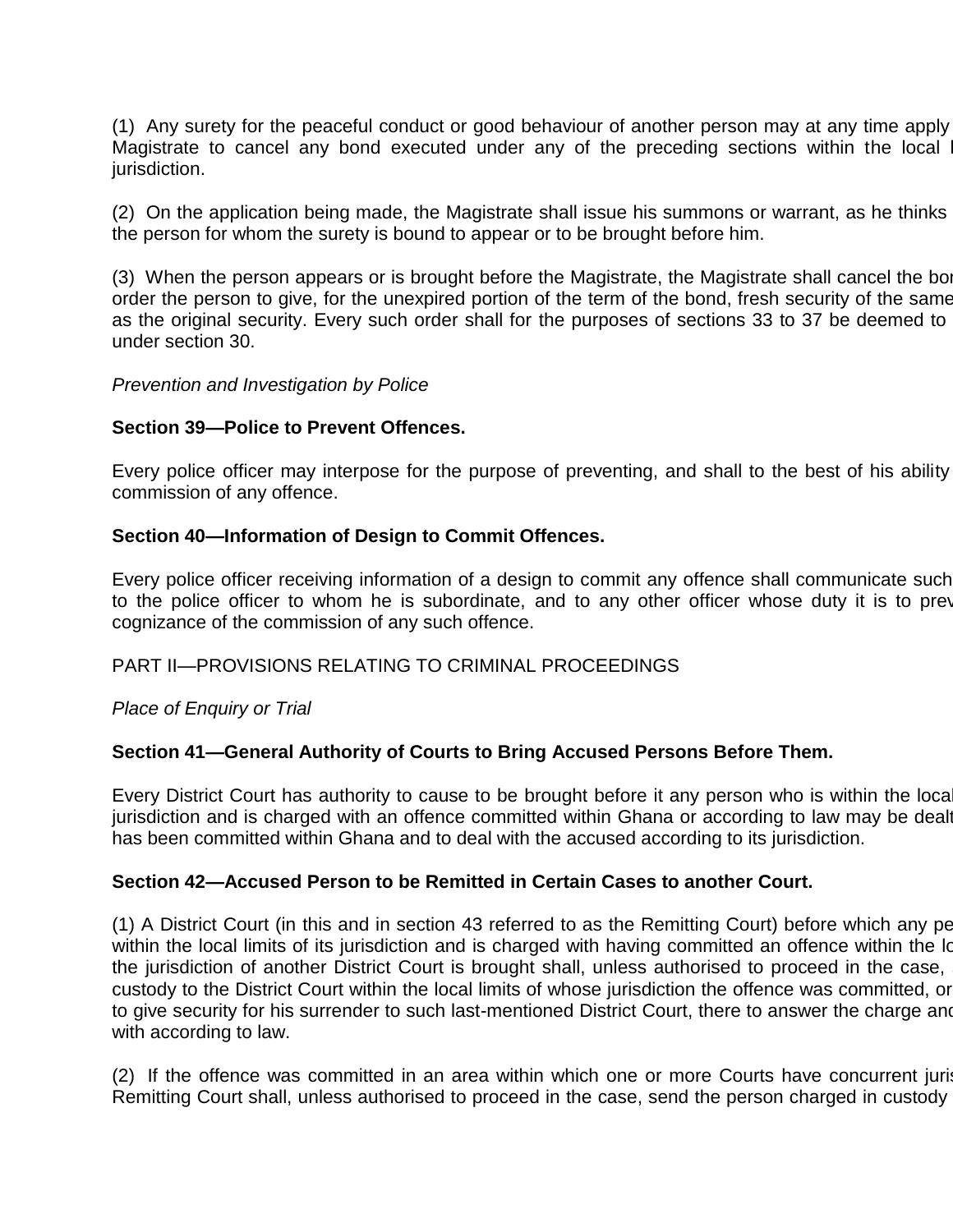(1) Any surety for the peaceful conduct or good behaviour of another person may at any time apply Magistrate to cancel any bond executed under any of the preceding sections within the local l jurisdiction.

(2) On the application being made, the Magistrate shall issue his summons or warrant, as he thinks the person for whom the surety is bound to appear or to be brought before him.

(3) When the person appears or is brought before the Magistrate, the Magistrate shall cancel the bon order the person to give, for the unexpired portion of the term of the bond, fresh security of the same as the original security. Every such order shall for the purposes of sections 33 to 37 be deemed to under section 30.

*Prevention and Investigation by Police*

**Section 39—Police to Prevent Offences.**

Every police officer may interpose for the purpose of preventing, and shall to the best of his ability commission of any offence.

**Section 40—Information of Design to Commit Offences.**

Every police officer receiving information of a design to commit any offence shall communicate such to the police officer to whom he is subordinate, and to any other officer whose duty it is to prev cognizance of the commission of any such offence.

PART II—PROVISIONS RELATING TO CRIMINAL PROCEEDINGS

*Place of Enquiry or Trial*

**Section 41—General Authority of Courts to Bring Accused Persons Before Them.**

Every District Court has authority to cause to be brought before it any person who is within the local jurisdiction and is charged with an offence committed within Ghana or according to law may be dealt has been committed within Ghana and to deal with the accused according to its jurisdiction.

**Section 42—Accused Person to be Remitted in Certain Cases to another Court.**

(1) A District Court (in this and in section 43 referred to as the Remitting Court) before which any pe within the local limits of its jurisdiction and is charged with having committed an offence within the lo the jurisdiction of another District Court is brought shall, unless authorised to proceed in the case, custody to the District Court within the local limits of whose jurisdiction the offence was committed, or to give security for his surrender to such last-mentioned District Court, there to answer the charge and with according to law.

(2) If the offence was committed in an area within which one or more Courts have concurrent juris Remitting Court shall, unless authorised to proceed in the case, send the person charged in custody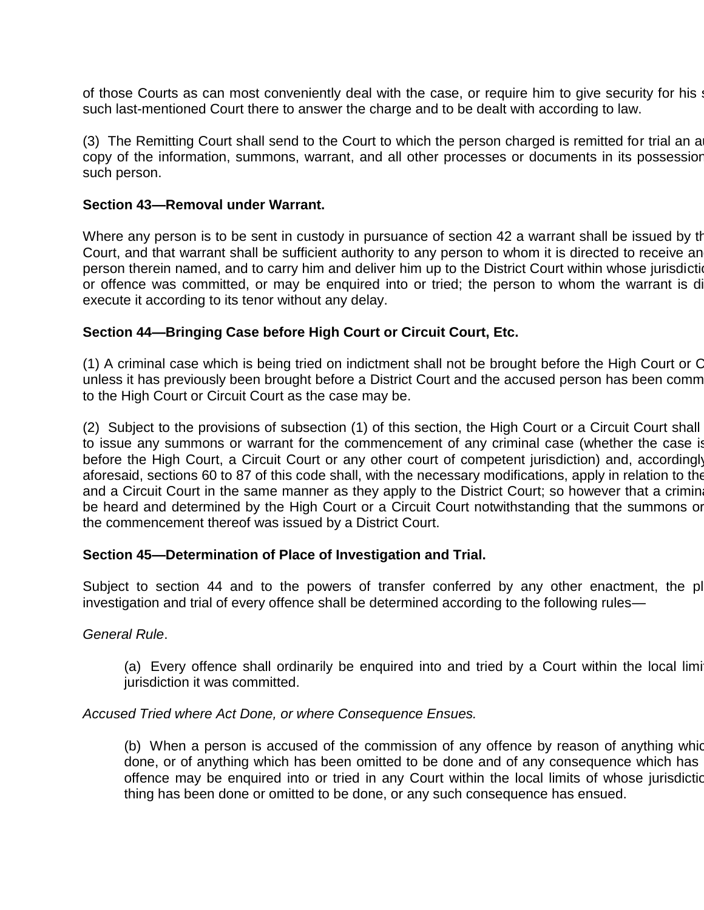of those Courts as can most conveniently deal with the case, or require him to give security for his s such last-mentioned Court there to answer the charge and to be dealt with according to law.

(3) The Remitting Court shall send to the Court to which the person charged is remitted for trial an a copy of the information, summons, warrant, and all other processes or documents in its possession such person.

**Section 43—Removal under Warrant.**

Where any person is to be sent in custody in pursuance of section 42 a warrant shall be issued by th Court, and that warrant shall be sufficient authority to any person to whom it is directed to receive an person therein named, and to carry him and deliver him up to the District Court within whose jurisdictio or offence was committed, or may be enquired into or tried; the person to whom the warrant is di execute it according to its tenor without any delay.

**Section 44—Bringing Case before High Court or Circuit Court, Etc.**

(1) A criminal case which is being tried on indictment shall not be brought before the High Court or C unless it has previously been brought before a District Court and the accused person has been comm to the High Court or Circuit Court as the case may be.

(2) Subject to the provisions of subsection (1) of this section, the High Court or a Circuit Court shall to issue any summons or warrant for the commencement of any criminal case (whether the case is before the High Court, a Circuit Court or any other court of competent jurisdiction) and, accordingly aforesaid, sections 60 to 87 of this code shall, with the necessary modifications, apply in relation to the and a Circuit Court in the same manner as they apply to the District Court; so however that a crimina be heard and determined by the High Court or a Circuit Court notwithstanding that the summons or the commencement thereof was issued by a District Court.

**Section 45—Determination of Place of Investigation and Trial.**

Subject to section 44 and to the powers of transfer conferred by any other enactment, the pl investigation and trial of every offence shall be determined according to the following rules—

*General Rule*.

> (a) Every offence shall ordinarily be enquired into and tried by a Court within the local limi jurisdiction it was committed.

*Accused Tried where Act Done, or where Consequence Ensues.*

> (b) When a person is accused of the commission of any offence by reason of anything whic done, or of anything which has been omitted to be done and of any consequence which has offence may be enquired into or tried in any Court within the local limits of whose jurisdictio thing has been done or omitted to be done, or any such consequence has ensued.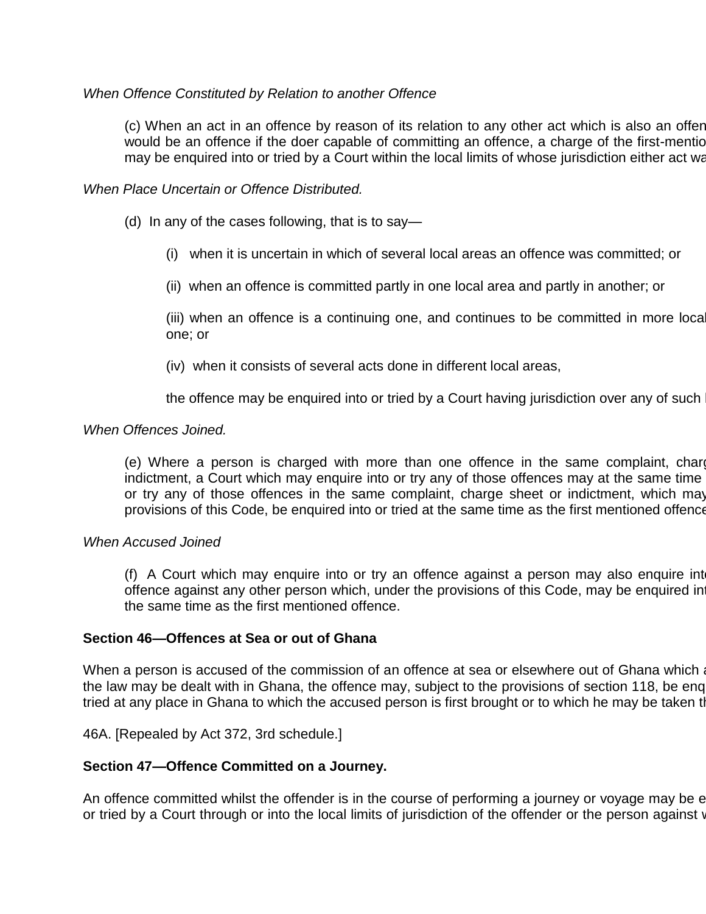*When Offence Constituted by Relation to another Offence*

(c) When an act in an offence by reason of its relation to any other act which is also an offen would be an offence if the doer capable of committing an offence, a charge of the first-mentio may be enquired into or tried by a Court within the local limits of whose jurisdiction either act wa

*When Place Uncertain or Offence Distributed.*

(d) In any of the cases following, that is to say—

(i) when it is uncertain in which of several local areas an offence was committed; or

(ii) when an offence is committed partly in one local area and partly in another; or

(iii) when an offence is a continuing one, and continues to be committed in more local one; or

(iv) when it consists of several acts done in different local areas,

the offence may be enquired into or tried by a Court having jurisdiction over any of such l

*When Offences Joined.*

(e) Where a person is charged with more than one offence in the same complaint, charg indictment, a Court which may enquire into or try any of those offences may at the same time or try any of those offences in the same complaint, charge sheet or indictment, which may provisions of this Code, be enquired into or tried at the same time as the first mentioned offence

*When Accused Joined*

(f) A Court which may enquire into or try an offence against a person may also enquire into offence against any other person which, under the provisions of this Code, may be enquired int the same time as the first mentioned offence.

**Section 46—Offences at Sea or out of Ghana**

When a person is accused of the commission of an offence at sea or elsewhere out of Ghana which a the law may be dealt with in Ghana, the offence may, subject to the provisions of section 118, be enq tried at any place in Ghana to which the accused person is first brought or to which he may be taken th

46A. [Repealed by Act 372, 3rd schedule.]

**Section 47—Offence Committed on a Journey.**

An offence committed whilst the offender is in the course of performing a journey or voyage may be e or tried by a Court through or into the local limits of jurisdiction of the offender or the person against w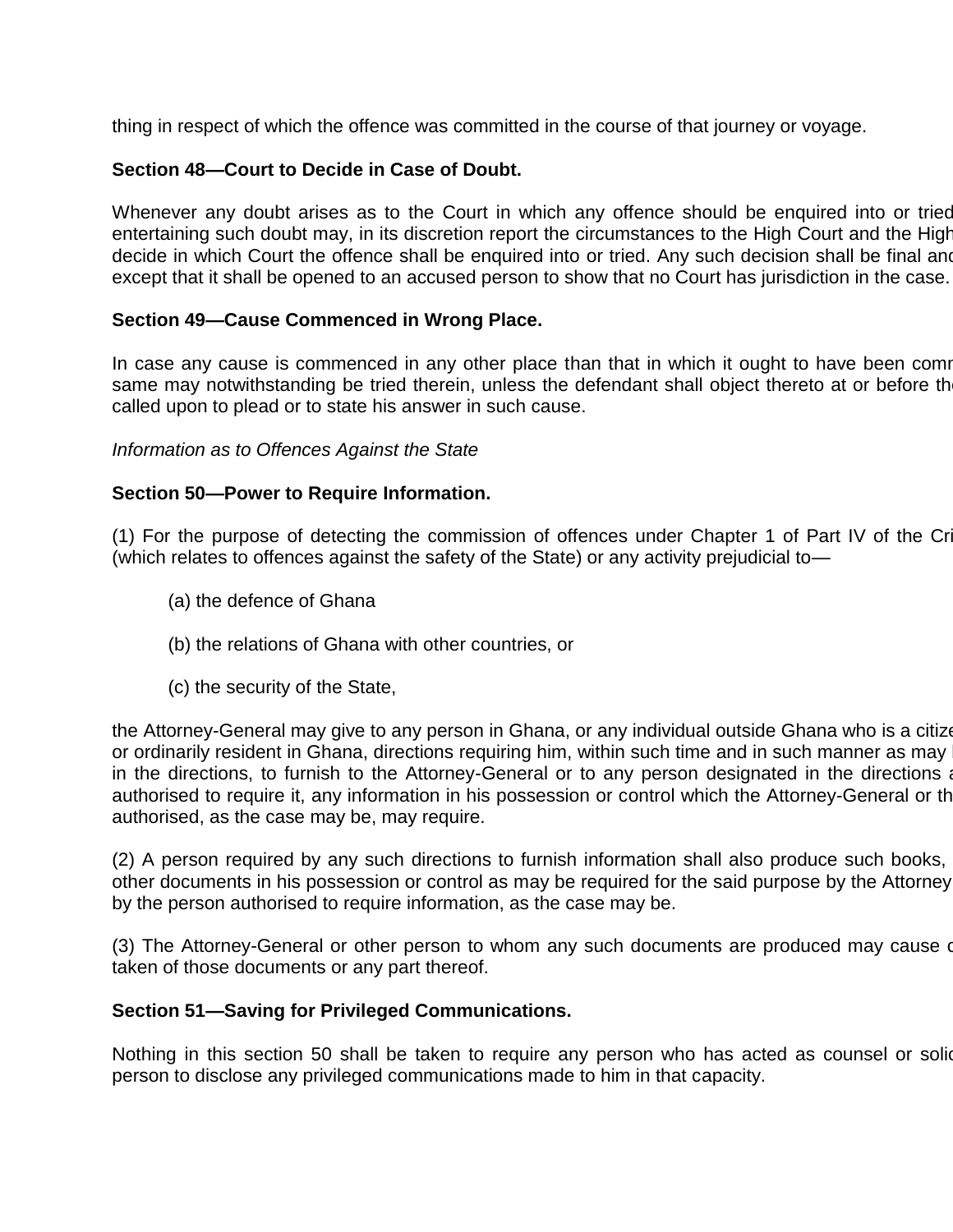thing in respect of which the offence was committed in the course of that journey or voyage.

**Section 48—Court to Decide in Case of Doubt.**

Whenever any doubt arises as to the Court in which any offence should be enquired into or tried entertaining such doubt may, in its discretion report the circumstances to the High Court and the High decide in which Court the offence shall be enquired into or tried. Any such decision shall be final and except that it shall be opened to an accused person to show that no Court has jurisdiction in the case.

**Section 49—Cause Commenced in Wrong Place.**

In case any cause is commenced in any other place than that in which it ought to have been comm same may notwithstanding be tried therein, unless the defendant shall object thereto at or before th called upon to plead or to state his answer in such cause.

*Information as to Offences Against the State*

**Section 50—Power to Require Information.**

(1) For the purpose of detecting the commission of offences under Chapter 1 of Part IV of the Cri (which relates to offences against the safety of the State) or any activity prejudicial to—

(a) the defence of Ghana

(b) the relations of Ghana with other countries, or

(c) the security of the State,

the Attorney-General may give to any person in Ghana, or any individual outside Ghana who is a citize or ordinarily resident in Ghana, directions requiring him, within such time and in such manner as may in the directions, to furnish to the Attorney-General or to any person designated in the directions a authorised to require it, any information in his possession or control which the Attorney-General or th authorised, as the case may be, may require.

(2) A person required by any such directions to furnish information shall also produce such books, other documents in his possession or control as may be required for the said purpose by the Attorney by the person authorised to require information, as the case may be.

(3) The Attorney-General or other person to whom any such documents are produced may cause c taken of those documents or any part thereof.

**Section 51—Saving for Privileged Communications.**

Nothing in this section 50 shall be taken to require any person who has acted as counsel or solic person to disclose any privileged communications made to him in that capacity.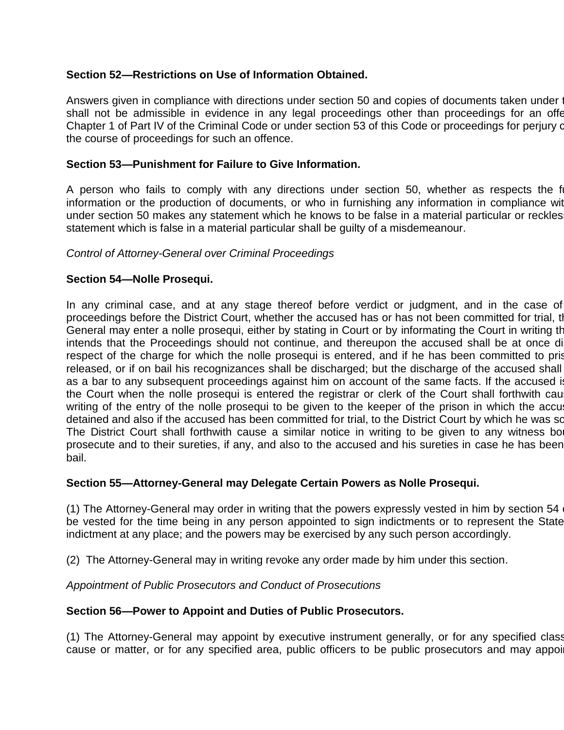**Section 52—Restrictions on Use of Information Obtained.**

Answers given in compliance with directions under section 50 and copies of documents taken under t shall not be admissible in evidence in any legal proceedings other than proceedings for an offe Chapter 1 of Part IV of the Criminal Code or under section 53 of this Code or proceedings for perjury c the course of proceedings for such an offence.

**Section 53—Punishment for Failure to Give Information.**

A person who fails to comply with any directions under section 50, whether as respects the fu information or the production of documents, or who in furnishing any information in compliance wit under section 50 makes any statement which he knows to be false in a material particular or reckless statement which is false in a material particular shall be guilty of a misdemeanour.

*Control of Attorney-General over Criminal Proceedings*

**Section 54—Nolle Prosequi.**

In any criminal case, and at any stage thereof before verdict or judgment, and in the case of proceedings before the District Court, whether the accused has or has not been committed for trial, th General may enter a nolle prosequi, either by stating in Court or by informating the Court in writing th intends that the Proceedings should not continue, and thereupon the accused shall be at once di respect of the charge for which the nolle prosequi is entered, and if he has been committed to pris released, or if on bail his recognizances shall be discharged; but the discharge of the accused shall as a bar to any subsequent proceedings against him on account of the same facts. If the accused is the Court when the nolle prosequi is entered the registrar or clerk of the Court shall forthwith caus writing of the entry of the nolle prosequi to be given to the keeper of the prison in which the accus detained and also if the accused has been committed for trial, to the District Court by which he was so The District Court shall forthwith cause a similar notice in writing to be given to any witness bou prosecute and to their sureties, if any, and also to the accused and his sureties in case he has been bail.

**Section 55—Attorney-General may Delegate Certain Powers as Nolle Prosequi.**

(1) The Attorney-General may order in writing that the powers expressly vested in him by section 54 be vested for the time being in any person appointed to sign indictments or to represent the State indictment at any place; and the powers may be exercised by any such person accordingly.

(2) The Attorney-General may in writing revoke any order made by him under this section.

*Appointment of Public Prosecutors and Conduct of Prosecutions*

**Section 56—Power to Appoint and Duties of Public Prosecutors.**

(1) The Attorney-General may appoint by executive instrument generally, or for any specified class cause or matter, or for any specified area, public officers to be public prosecutors and may appoi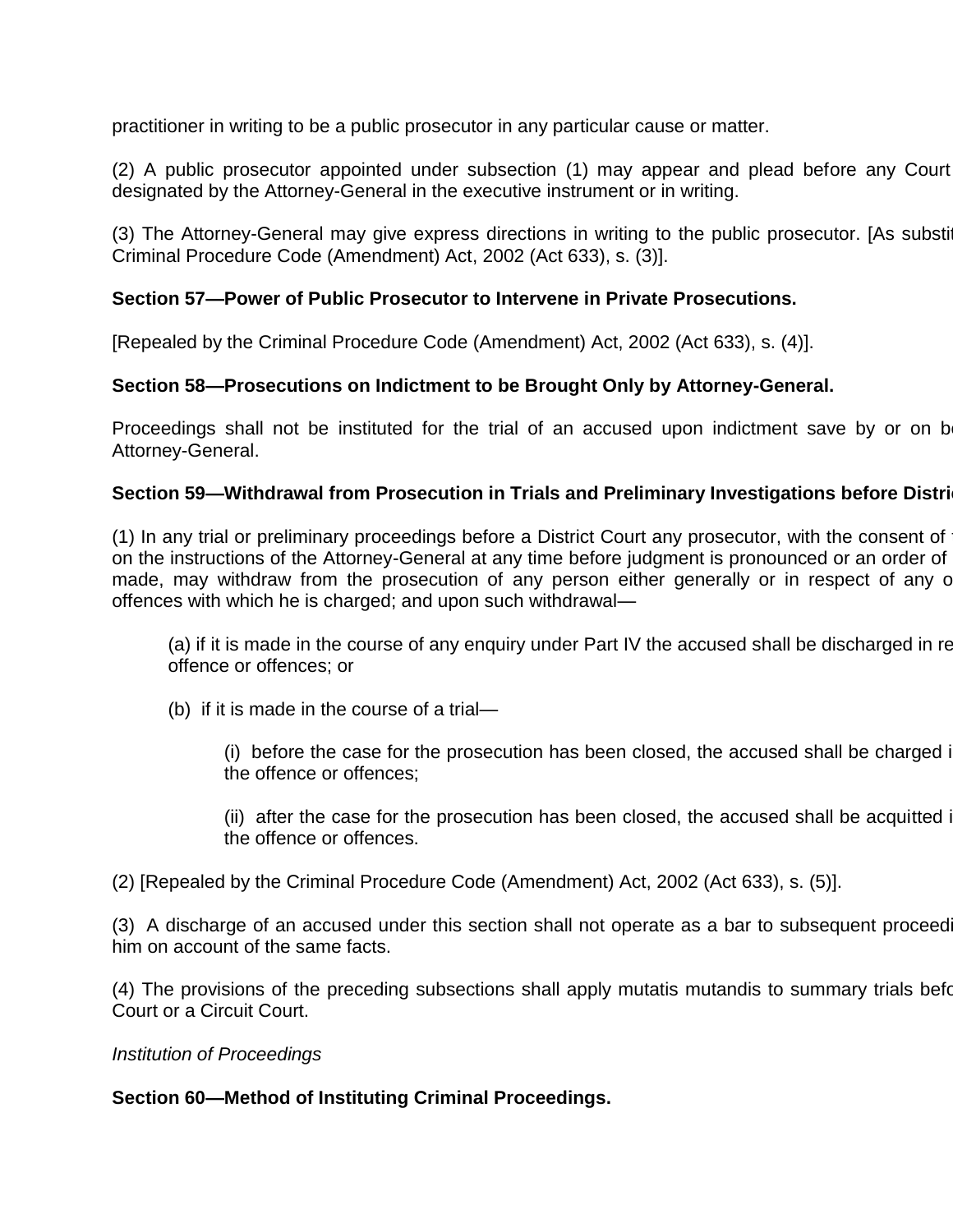practitioner in writing to be a public prosecutor in any particular cause or matter.

(2) A public prosecutor appointed under subsection (1) may appear and plead before any Court designated by the Attorney-General in the executive instrument or in writing.

(3) The Attorney-General may give express directions in writing to the public prosecutor. [As substit Criminal Procedure Code (Amendment) Act, 2002 (Act 633), s. (3)].

**Section 57—Power of Public Prosecutor to Intervene in Private Prosecutions.**

[Repealed by the Criminal Procedure Code (Amendment) Act, 2002 (Act 633), s. (4)].

**Section 58—Prosecutions on Indictment to be Brought Only by Attorney-General.**

Proceedings shall not be instituted for the trial of an accused upon indictment save by or on be Attorney-General.

**Section 59—Withdrawal from Prosecution in Trials and Preliminary Investigations before Distri**

(1) In any trial or preliminary proceedings before a District Court any prosecutor, with the consent of on the instructions of the Attorney-General at any time before judgment is pronounced or an order of made, may withdraw from the prosecution of any person either generally or in respect of any o offences with which he is charged; and upon such withdrawal—

(a) if it is made in the course of any enquiry under Part IV the accused shall be discharged in re offence or offences; or

(b) if it is made in the course of a trial—

(i) before the case for the prosecution has been closed, the accused shall be charged i the offence or offences;

(ii) after the case for the prosecution has been closed, the accused shall be acquitted i the offence or offences.

(2) [Repealed by the Criminal Procedure Code (Amendment) Act, 2002 (Act 633), s. (5)].

(3) A discharge of an accused under this section shall not operate as a bar to subsequent proceedi him on account of the same facts.

(4) The provisions of the preceding subsections shall apply mutatis mutandis to summary trials befo Court or a Circuit Court.

*Institution of Proceedings*

**Section 60—Method of Instituting Criminal Proceedings.**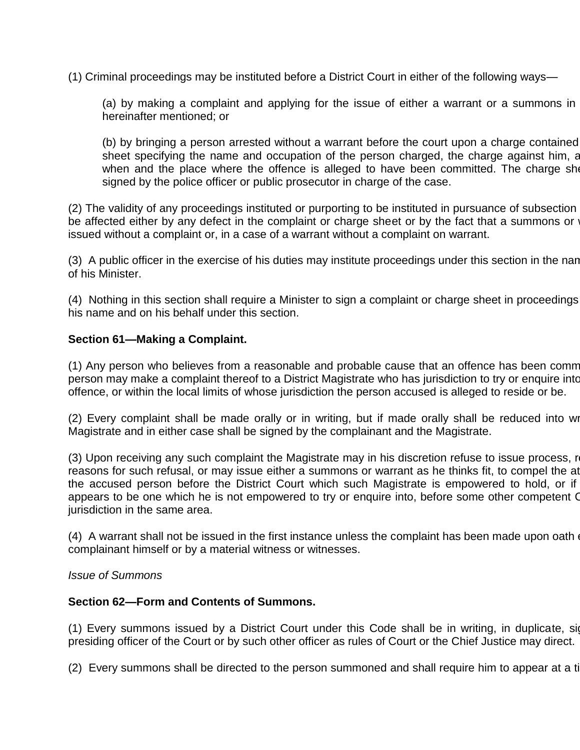(1) Criminal proceedings may be instituted before a District Court in either of the following ways—

(a) by making a complaint and applying for the issue of either a warrant or a summons in hereinafter mentioned; or

(b) by bringing a person arrested without a warrant before the court upon a charge contained sheet specifying the name and occupation of the person charged, the charge against him, a when and the place where the offence is alleged to have been committed. The charge she signed by the police officer or public prosecutor in charge of the case.

(2) The validity of any proceedings instituted or purporting to be instituted in pursuance of subsection be affected either by any defect in the complaint or charge sheet or by the fact that a summons or issued without a complaint or, in a case of a warrant without a complaint on warrant.

(3) A public officer in the exercise of his duties may institute proceedings under this section in the nam of his Minister.

(4) Nothing in this section shall require a Minister to sign a complaint or charge sheet in proceedings his name and on his behalf under this section.

**Section 61—Making a Complaint.**

(1) Any person who believes from a reasonable and probable cause that an offence has been comm person may make a complaint thereof to a District Magistrate who has jurisdiction to try or enquire into offence, or within the local limits of whose jurisdiction the person accused is alleged to reside or be.

(2) Every complaint shall be made orally or in writing, but if made orally shall be reduced into wr Magistrate and in either case shall be signed by the complainant and the Magistrate.

(3) Upon receiving any such complaint the Magistrate may in his discretion refuse to issue process, r reasons for such refusal, or may issue either a summons or warrant as he thinks fit, to compel the at the accused person before the District Court which such Magistrate is empowered to hold, or if appears to be one which he is not empowered to try or enquire into, before some other competent C jurisdiction in the same area.

(4) A warrant shall not be issued in the first instance unless the complaint has been made upon oath complainant himself or by a material witness or witnesses.

*Issue of Summons*

**Section 62—Form and Contents of Summons.**

(1) Every summons issued by a District Court under this Code shall be in writing, in duplicate, si presiding officer of the Court or by such other officer as rules of Court or the Chief Justice may direct.

(2) Every summons shall be directed to the person summoned and shall require him to appear at a ti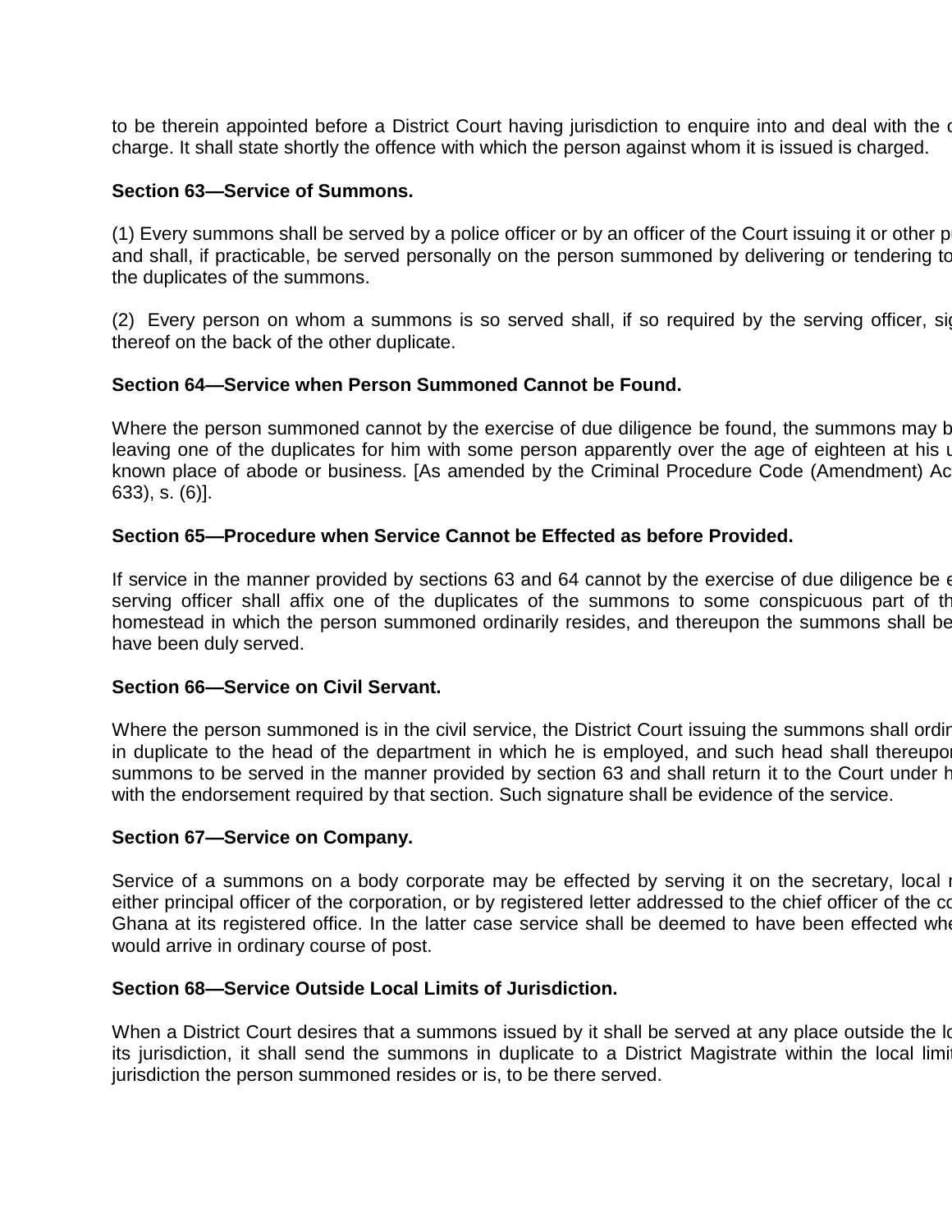to be therein appointed before a District Court having jurisdiction to enquire into and deal with the c charge. It shall state shortly the offence with which the person against whom it is issued is charged.

**Section 63—Service of Summons.**

(1) Every summons shall be served by a police officer or by an officer of the Court issuing it or other p and shall, if practicable, be served personally on the person summoned by delivering or tendering to the duplicates of the summons.

(2) Every person on whom a summons is so served shall, if so required by the serving officer, sig thereof on the back of the other duplicate.

**Section 64—Service when Person Summoned Cannot be Found.**

Where the person summoned cannot by the exercise of due diligence be found, the summons may b leaving one of the duplicates for him with some person apparently over the age of eighteen at his u known place of abode or business. [As amended by the Criminal Procedure Code (Amendment) Ac 633), s. (6)].

**Section 65—Procedure when Service Cannot be Effected as before Provided.**

If service in the manner provided by sections 63 and 64 cannot by the exercise of due diligence be e serving officer shall affix one of the duplicates of the summons to some conspicuous part of th homestead in which the person summoned ordinarily resides, and thereupon the summons shall be have been duly served.

**Section 66—Service on Civil Servant.**

Where the person summoned is in the civil service, the District Court issuing the summons shall ordin in duplicate to the head of the department in which he is employed, and such head shall thereupon summons to be served in the manner provided by section 63 and shall return it to the Court under h with the endorsement required by that section. Such signature shall be evidence of the service.

**Section 67—Service on Company.**

Service of a summons on a body corporate may be effected by serving it on the secretary, local r either principal officer of the corporation, or by registered letter addressed to the chief officer of the co Ghana at its registered office. In the latter case service shall be deemed to have been effected whe would arrive in ordinary course of post.

**Section 68—Service Outside Local Limits of Jurisdiction.**

When a District Court desires that a summons issued by it shall be served at any place outside the lo its jurisdiction, it shall send the summons in duplicate to a District Magistrate within the local limit jurisdiction the person summoned resides or is, to be there served.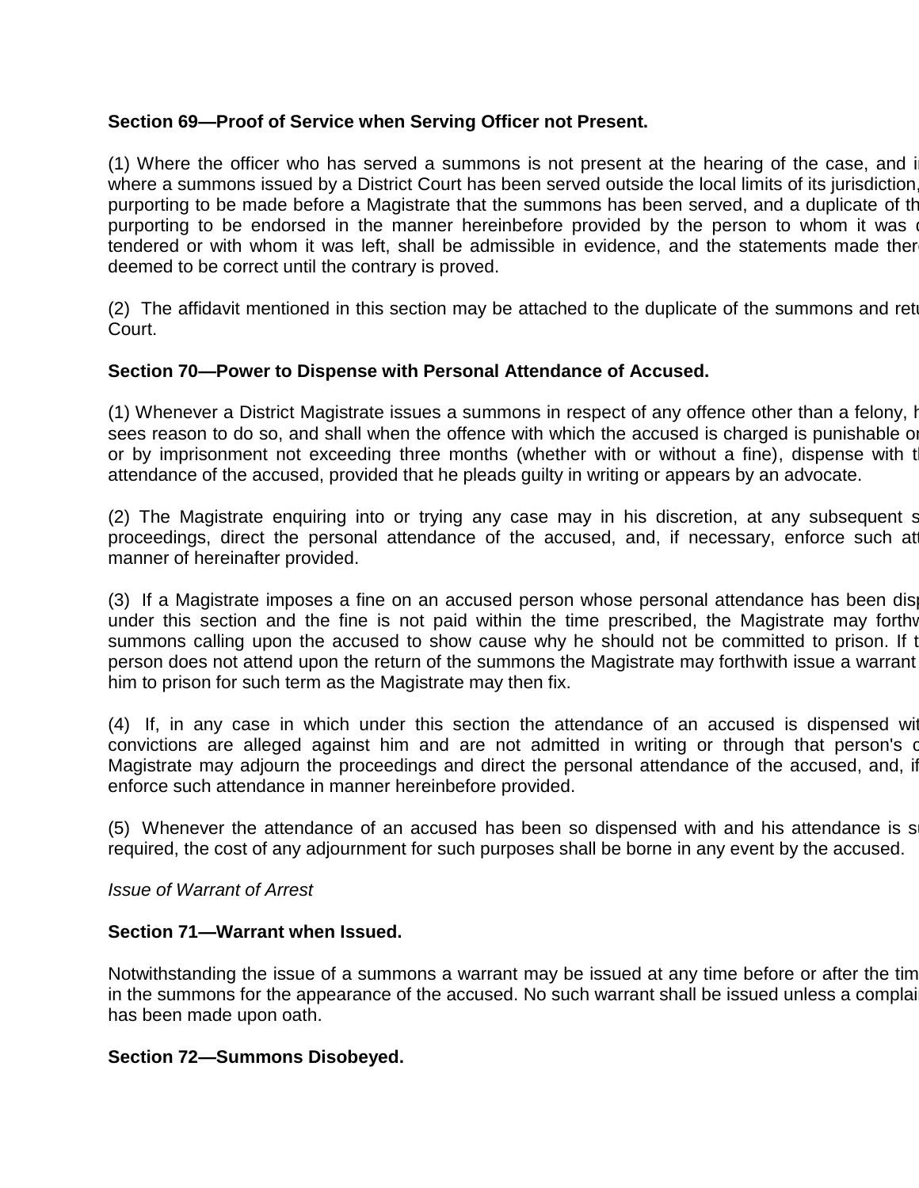**Section 69—Proof of Service when Serving Officer not Present.**

(1) Where the officer who has served a summons is not present at the hearing of the case, and i where a summons issued by a District Court has been served outside the local limits of its jurisdiction, purporting to be made before a Magistrate that the summons has been served, and a duplicate of th purporting to be endorsed in the manner hereinbefore provided by the person to whom it was d tendered or with whom it was left, shall be admissible in evidence, and the statements made there deemed to be correct until the contrary is proved.

(2) The affidavit mentioned in this section may be attached to the duplicate of the summons and retu Court.

**Section 70—Power to Dispense with Personal Attendance of Accused.**

(1) Whenever a District Magistrate issues a summons in respect of any offence other than a felony, h sees reason to do so, and shall when the offence with which the accused is charged is punishable or or by imprisonment not exceeding three months (whether with or without a fine), dispense with t attendance of the accused, provided that he pleads guilty in writing or appears by an advocate.

(2) The Magistrate enquiring into or trying any case may in his discretion, at any subsequent s proceedings, direct the personal attendance of the accused, and, if necessary, enforce such at manner of hereinafter provided.

(3) If a Magistrate imposes a fine on an accused person whose personal attendance has been disp under this section and the fine is not paid within the time prescribed, the Magistrate may forthw summons calling upon the accused to show cause why he should not be committed to prison. If t person does not attend upon the return of the summons the Magistrate may forthwith issue a warrant him to prison for such term as the Magistrate may then fix.

(4) If, in any case in which under this section the attendance of an accused is dispensed wit convictions are alleged against him and are not admitted in writing or through that person's c Magistrate may adjourn the proceedings and direct the personal attendance of the accused, and, if enforce such attendance in manner hereinbefore provided.

(5) Whenever the attendance of an accused has been so dispensed with and his attendance is s required, the cost of any adjournment for such purposes shall be borne in any event by the accused.

*Issue of Warrant of Arrest*

**Section 71—Warrant when Issued.**

Notwithstanding the issue of a summons a warrant may be issued at any time before or after the tim in the summons for the appearance of the accused. No such warrant shall be issued unless a complai has been made upon oath.

**Section 72—Summons Disobeyed.**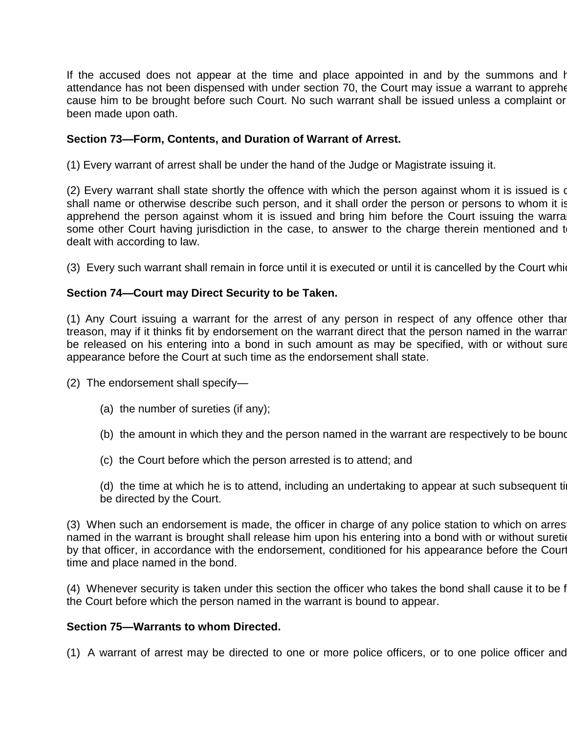If the accused does not appear at the time and place appointed in and by the summons and h attendance has not been dispensed with under section 70, the Court may issue a warrant to apprehe cause him to be brought before such Court. No such warrant shall be issued unless a complaint or been made upon oath.

**Section 73—Form, Contents, and Duration of Warrant of Arrest.**

(1) Every warrant of arrest shall be under the hand of the Judge or Magistrate issuing it.

(2) Every warrant shall state shortly the offence with which the person against whom it is issued is c shall name or otherwise describe such person, and it shall order the person or persons to whom it is apprehend the person against whom it is issued and bring him before the Court issuing the warra some other Court having jurisdiction in the case, to answer to the charge therein mentioned and t dealt with according to law.

(3) Every such warrant shall remain in force until it is executed or until it is cancelled by the Court whic

**Section 74—Court may Direct Security to be Taken.**

(1) Any Court issuing a warrant for the arrest of any person in respect of any offence other thar treason, may if it thinks fit by endorsement on the warrant direct that the person named in the warran be released on his entering into a bond in such amount as may be specified, with or without sure appearance before the Court at such time as the endorsement shall state.

(2) The endorsement shall specify—

(a) the number of sureties (if any);

(b) the amount in which they and the person named in the warrant are respectively to be bounc

(c) the Court before which the person arrested is to attend; and

(d) the time at which he is to attend, including an undertaking to appear at such subsequent ti be directed by the Court.

(3) When such an endorsement is made, the officer in charge of any police station to which on arres named in the warrant is brought shall release him upon his entering into a bond with or without suretie by that officer, in accordance with the endorsement, conditioned for his appearance before the Court time and place named in the bond.

(4) Whenever security is taken under this section the officer who takes the bond shall cause it to be f the Court before which the person named in the warrant is bound to appear.

**Section 75—Warrants to whom Directed.**

(1) A warrant of arrest may be directed to one or more police officers, or to one police officer and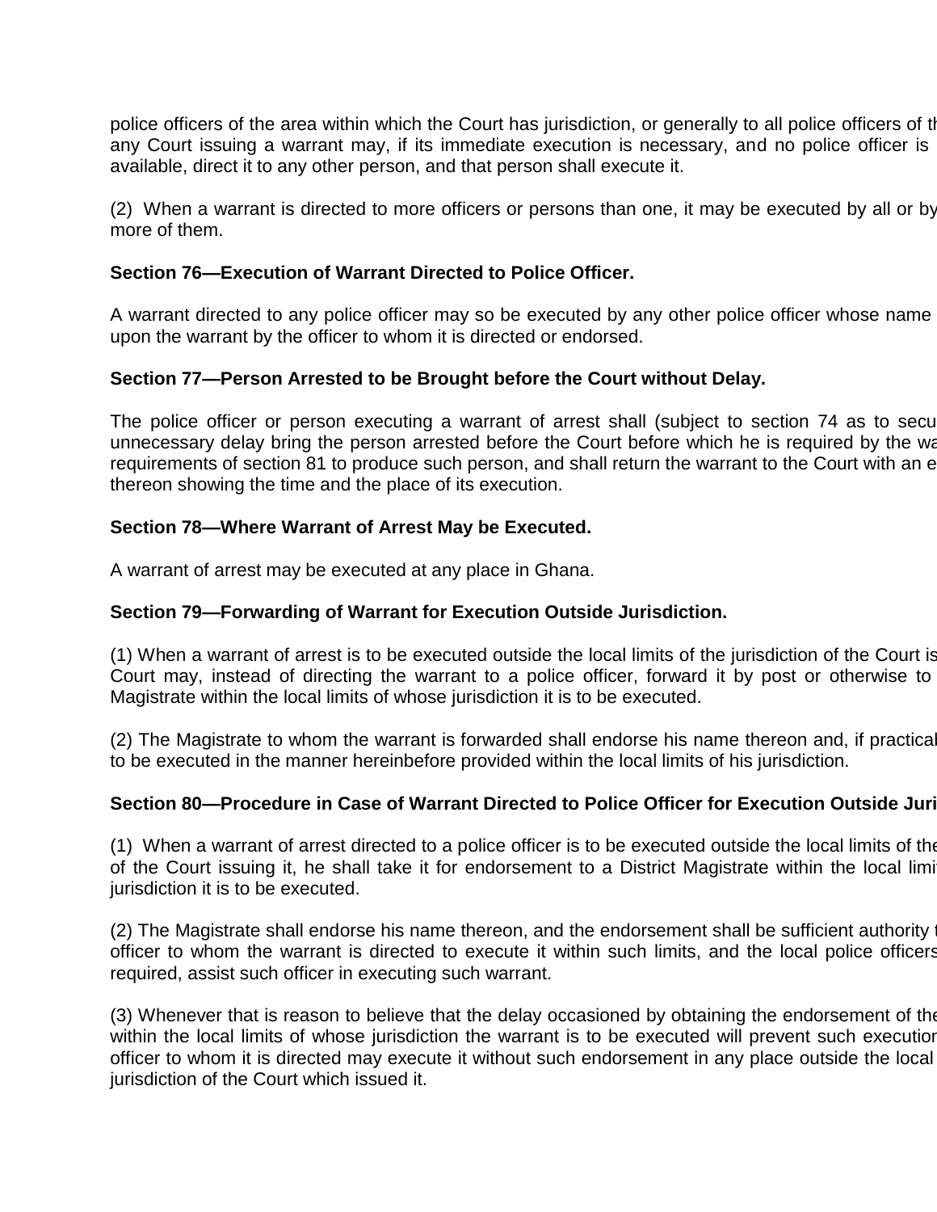police officers of the area within which the Court has jurisdiction, or generally to all police officers of th any Court issuing a warrant may, if its immediate execution is necessary, and no police officer is available, direct it to any other person, and that person shall execute it.

(2) When a warrant is directed to more officers or persons than one, it may be executed by all or by more of them.

**Section 76—Execution of Warrant Directed to Police Officer.**

A warrant directed to any police officer may so be executed by any other police officer whose name upon the warrant by the officer to whom it is directed or endorsed.

**Section 77—Person Arrested to be Brought before the Court without Delay.**

The police officer or person executing a warrant of arrest shall (subject to section 74 as to secu unnecessary delay bring the person arrested before the Court before which he is required by the wa requirements of section 81 to produce such person, and shall return the warrant to the Court with an e thereon showing the time and the place of its execution.

**Section 78—Where Warrant of Arrest May be Executed.**

A warrant of arrest may be executed at any place in Ghana.

**Section 79—Forwarding of Warrant for Execution Outside Jurisdiction.**

(1) When a warrant of arrest is to be executed outside the local limits of the jurisdiction of the Court is Court may, instead of directing the warrant to a police officer, forward it by post or otherwise to Magistrate within the local limits of whose jurisdiction it is to be executed.

(2) The Magistrate to whom the warrant is forwarded shall endorse his name thereon and, if practical to be executed in the manner hereinbefore provided within the local limits of his jurisdiction.

**Section 80—Procedure in Case of Warrant Directed to Police Officer for Execution Outside Juri**

(1) When a warrant of arrest directed to a police officer is to be executed outside the local limits of the of the Court issuing it, he shall take it for endorsement to a District Magistrate within the local limi jurisdiction it is to be executed.

(2) The Magistrate shall endorse his name thereon, and the endorsement shall be sufficient authority t officer to whom the warrant is directed to execute it within such limits, and the local police officers required, assist such officer in executing such warrant.

(3) Whenever that is reason to believe that the delay occasioned by obtaining the endorsement of the within the local limits of whose jurisdiction the warrant is to be executed will prevent such execution officer to whom it is directed may execute it without such endorsement in any place outside the local jurisdiction of the Court which issued it.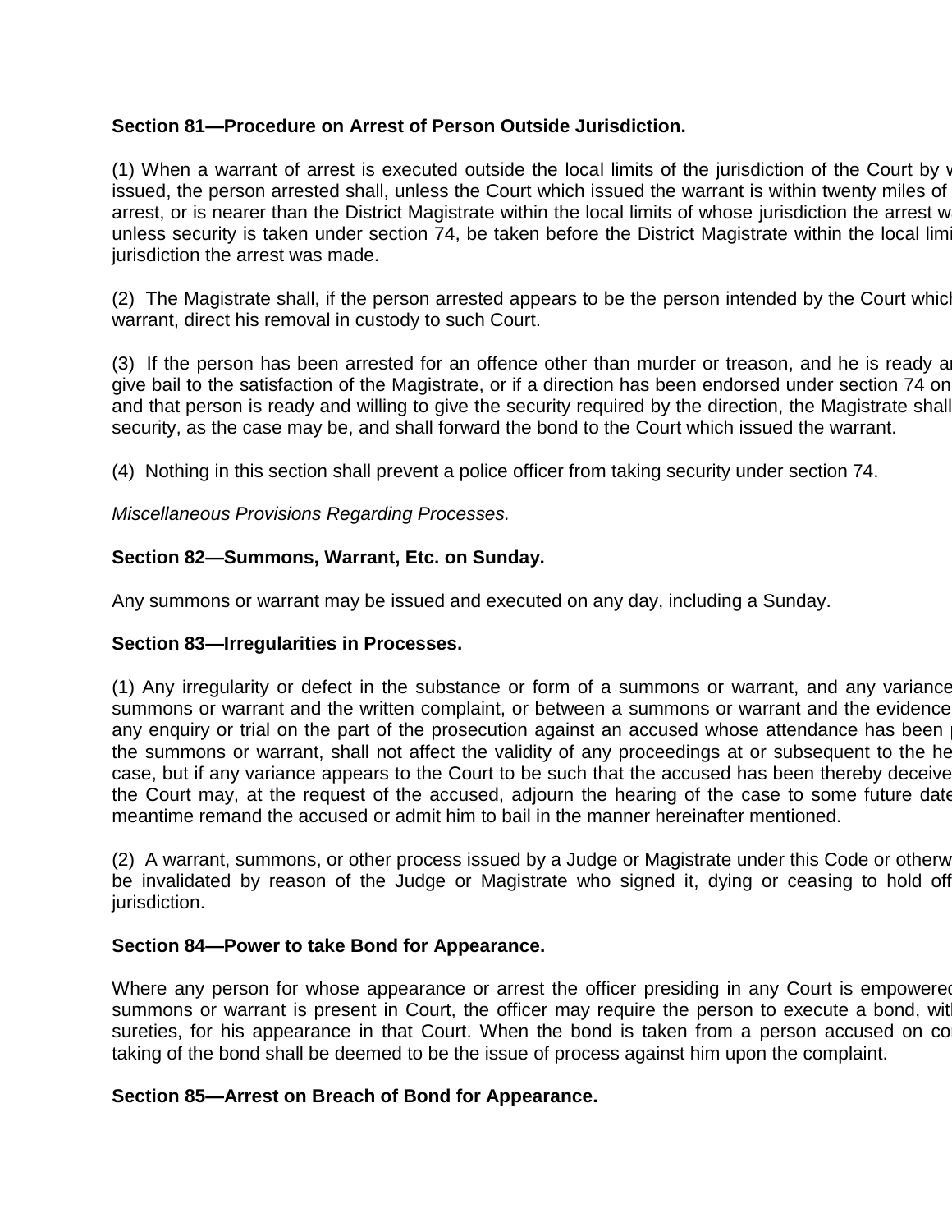**Section 81—Procedure on Arrest of Person Outside Jurisdiction.**

(1) When a warrant of arrest is executed outside the local limits of the jurisdiction of the Court by w issued, the person arrested shall, unless the Court which issued the warrant is within twenty miles of arrest, or is nearer than the District Magistrate within the local limits of whose jurisdiction the arrest w unless security is taken under section 74, be taken before the District Magistrate within the local limi jurisdiction the arrest was made.

(2) The Magistrate shall, if the person arrested appears to be the person intended by the Court which warrant, direct his removal in custody to such Court.

(3) If the person has been arrested for an offence other than murder or treason, and he is ready ar give bail to the satisfaction of the Magistrate, or if a direction has been endorsed under section 74 on and that person is ready and willing to give the security required by the direction, the Magistrate shall security, as the case may be, and shall forward the bond to the Court which issued the warrant.

(4) Nothing in this section shall prevent a police officer from taking security under section 74.

*Miscellaneous Provisions Regarding Processes.*

**Section 82—Summons, Warrant, Etc. on Sunday.**

Any summons or warrant may be issued and executed on any day, including a Sunday.

**Section 83—Irregularities in Processes.**

(1) Any irregularity or defect in the substance or form of a summons or warrant, and any variance summons or warrant and the written complaint, or between a summons or warrant and the evidence any enquiry or trial on the part of the prosecution against an accused whose attendance has been p the summons or warrant, shall not affect the validity of any proceedings at or subsequent to the he case, but if any variance appears to the Court to be such that the accused has been thereby deceive the Court may, at the request of the accused, adjourn the hearing of the case to some future date meantime remand the accused or admit him to bail in the manner hereinafter mentioned.

(2) A warrant, summons, or other process issued by a Judge or Magistrate under this Code or otherw be invalidated by reason of the Judge or Magistrate who signed it, dying or ceasing to hold off jurisdiction.

**Section 84—Power to take Bond for Appearance.**

Where any person for whose appearance or arrest the officer presiding in any Court is empowered summons or warrant is present in Court, the officer may require the person to execute a bond, with sureties, for his appearance in that Court. When the bond is taken from a person accused on co taking of the bond shall be deemed to be the issue of process against him upon the complaint.

**Section 85—Arrest on Breach of Bond for Appearance.**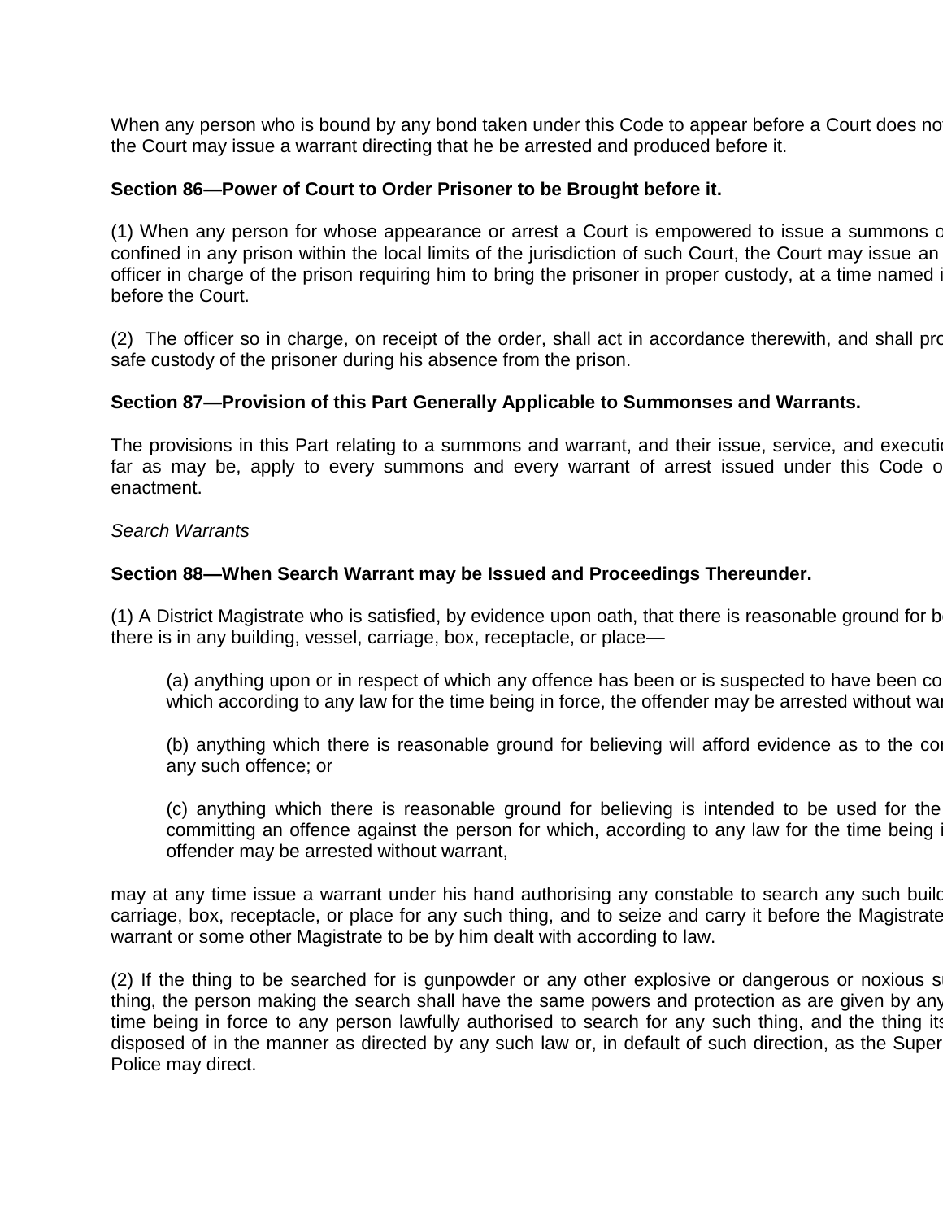When any person who is bound by any bond taken under this Code to appear before a Court does no the Court may issue a warrant directing that he be arrested and produced before it.

**Section 86—Power of Court to Order Prisoner to be Brought before it.**

(1) When any person for whose appearance or arrest a Court is empowered to issue a summons o confined in any prison within the local limits of the jurisdiction of such Court, the Court may issue an officer in charge of the prison requiring him to bring the prisoner in proper custody, at a time named i before the Court.

(2) The officer so in charge, on receipt of the order, shall act in accordance therewith, and shall pro safe custody of the prisoner during his absence from the prison.

**Section 87—Provision of this Part Generally Applicable to Summonses and Warrants.**

The provisions in this Part relating to a summons and warrant, and their issue, service, and executio far as may be, apply to every summons and every warrant of arrest issued under this Code o enactment.

*Search Warrants*

**Section 88—When Search Warrant may be Issued and Proceedings Thereunder.**

(1) A District Magistrate who is satisfied, by evidence upon oath, that there is reasonable ground for b there is in any building, vessel, carriage, box, receptacle, or place—

(a) anything upon or in respect of which any offence has been or is suspected to have been co which according to any law for the time being in force, the offender may be arrested without wa

(b) anything which there is reasonable ground for believing will afford evidence as to the co any such offence; or

(c) anything which there is reasonable ground for believing is intended to be used for the committing an offence against the person for which, according to any law for the time being i offender may be arrested without warrant,

may at any time issue a warrant under his hand authorising any constable to search any such build carriage, box, receptacle, or place for any such thing, and to seize and carry it before the Magistrate warrant or some other Magistrate to be by him dealt with according to law.

(2) If the thing to be searched for is gunpowder or any other explosive or dangerous or noxious s thing, the person making the search shall have the same powers and protection as are given by any time being in force to any person lawfully authorised to search for any such thing, and the thing its disposed of in the manner as directed by any such law or, in default of such direction, as the Super Police may direct.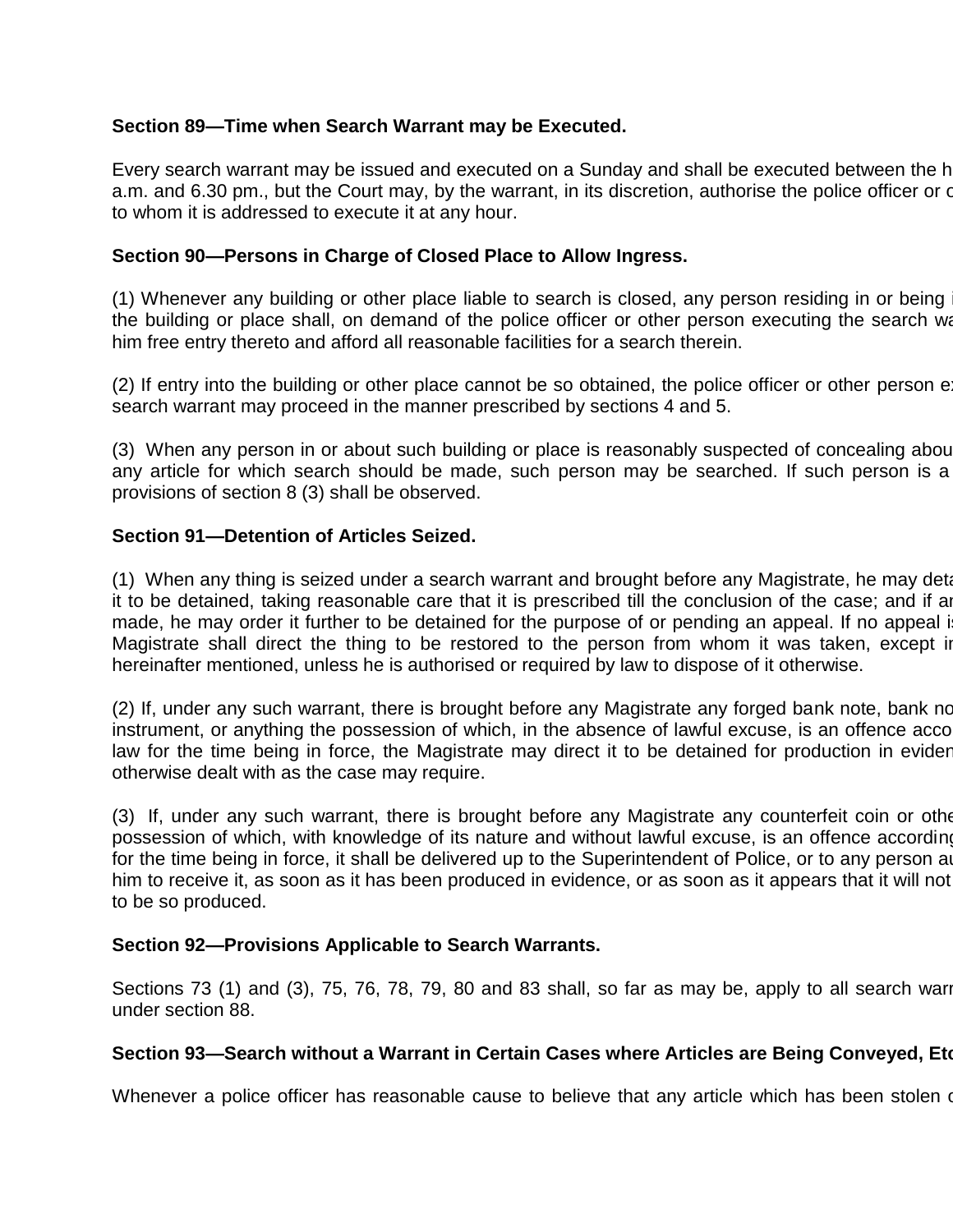**Section 89—Time when Search Warrant may be Executed.**

Every search warrant may be issued and executed on a Sunday and shall be executed between the h a.m. and 6.30 pm., but the Court may, by the warrant, in its discretion, authorise the police officer or o to whom it is addressed to execute it at any hour.

**Section 90—Persons in Charge of Closed Place to Allow Ingress.**

(1) Whenever any building or other place liable to search is closed, any person residing in or being i the building or place shall, on demand of the police officer or other person executing the search wa him free entry thereto and afford all reasonable facilities for a search therein.

(2) If entry into the building or other place cannot be so obtained, the police officer or other person ex search warrant may proceed in the manner prescribed by sections 4 and 5.

(3) When any person in or about such building or place is reasonably suspected of concealing abou any article for which search should be made, such person may be searched. If such person is a provisions of section 8 (3) shall be observed.

**Section 91—Detention of Articles Seized.**

(1) When any thing is seized under a search warrant and brought before any Magistrate, he may deta it to be detained, taking reasonable care that it is prescribed till the conclusion of the case; and if ar made, he may order it further to be detained for the purpose of or pending an appeal. If no appeal is Magistrate shall direct the thing to be restored to the person from whom it was taken, except ir hereinafter mentioned, unless he is authorised or required by law to dispose of it otherwise.

(2) If, under any such warrant, there is brought before any Magistrate any forged bank note, bank no instrument, or anything the possession of which, in the absence of lawful excuse, is an offence acco law for the time being in force, the Magistrate may direct it to be detained for production in eviden otherwise dealt with as the case may require.

(3) If, under any such warrant, there is brought before any Magistrate any counterfeit coin or othe possession of which, with knowledge of its nature and without lawful excuse, is an offence according for the time being in force, it shall be delivered up to the Superintendent of Police, or to any person au him to receive it, as soon as it has been produced in evidence, or as soon as it appears that it will not to be so produced.

**Section 92—Provisions Applicable to Search Warrants.**

Sections 73 (1) and (3), 75, 76, 78, 79, 80 and 83 shall, so far as may be, apply to all search warr under section 88.

**Section 93—Search without a Warrant in Certain Cases where Articles are Being Conveyed, Etc**

Whenever a police officer has reasonable cause to believe that any article which has been stolen c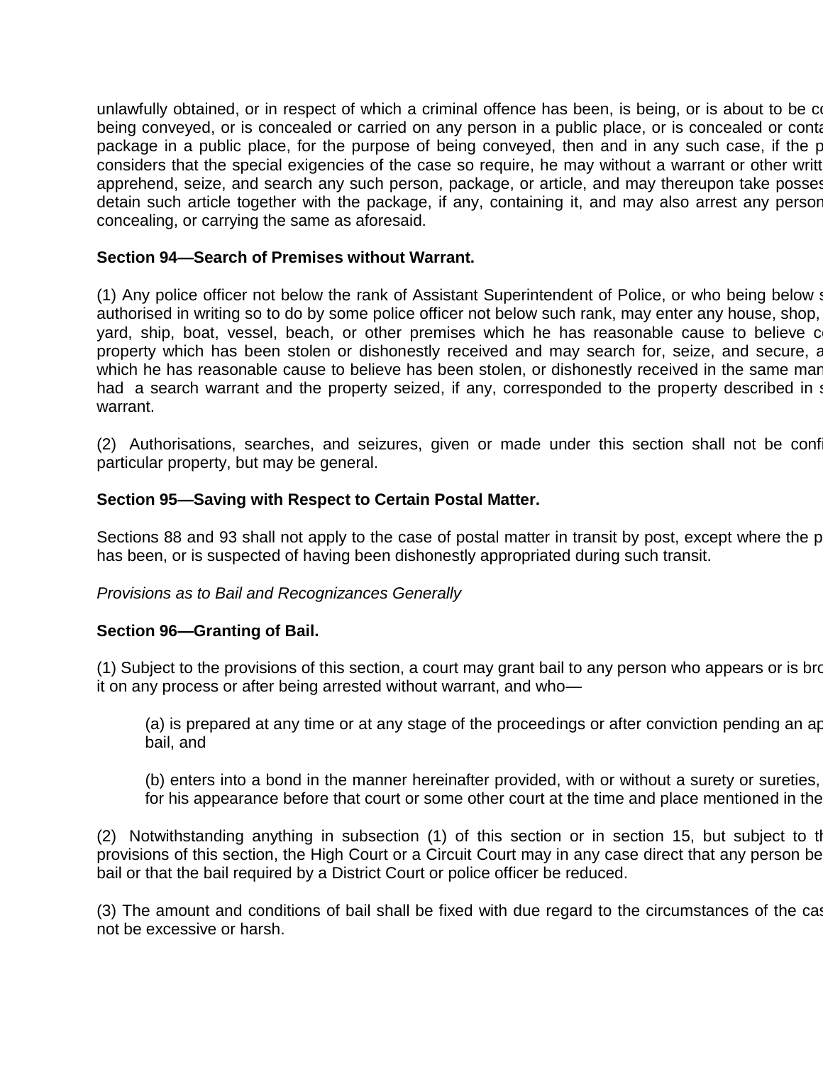unlawfully obtained, or in respect of which a criminal offence has been, is being, or is about to be co being conveyed, or is concealed or carried on any person in a public place, or is concealed or conta package in a public place, for the purpose of being conveyed, then and in any such case, if the p considers that the special exigencies of the case so require, he may without a warrant or other writt apprehend, seize, and search any such person, package, or article, and may thereupon take posses detain such article together with the package, if any, containing it, and may also arrest any person concealing, or carrying the same as aforesaid.

**Section 94—Search of Premises without Warrant.**

(1) Any police officer not below the rank of Assistant Superintendent of Police, or who being below s authorised in writing so to do by some police officer not below such rank, may enter any house, shop, yard, ship, boat, vessel, beach, or other premises which he has reasonable cause to believe co property which has been stolen or dishonestly received and may search for, seize, and secure, a which he has reasonable cause to believe has been stolen, or dishonestly received in the same man had a search warrant and the property seized, if any, corresponded to the property described in s warrant.

(2) Authorisations, searches, and seizures, given or made under this section shall not be confi particular property, but may be general.

**Section 95—Saving with Respect to Certain Postal Matter.**

Sections 88 and 93 shall not apply to the case of postal matter in transit by post, except where the p has been, or is suspected of having been dishonestly appropriated during such transit.

*Provisions as to Bail and Recognizances Generally*

**Section 96—Granting of Bail.**

(1) Subject to the provisions of this section, a court may grant bail to any person who appears or is bro it on any process or after being arrested without warrant, and who—

> (a) is prepared at any time or at any stage of the proceedings or after conviction pending an ap bail, and
>
> (b) enters into a bond in the manner hereinafter provided, with or without a surety or sureties, for his appearance before that court or some other court at the time and place mentioned in the

(2) Notwithstanding anything in subsection (1) of this section or in section 15, but subject to th provisions of this section, the High Court or a Circuit Court may in any case direct that any person be bail or that the bail required by a District Court or police officer be reduced.

(3) The amount and conditions of bail shall be fixed with due regard to the circumstances of the cas not be excessive or harsh.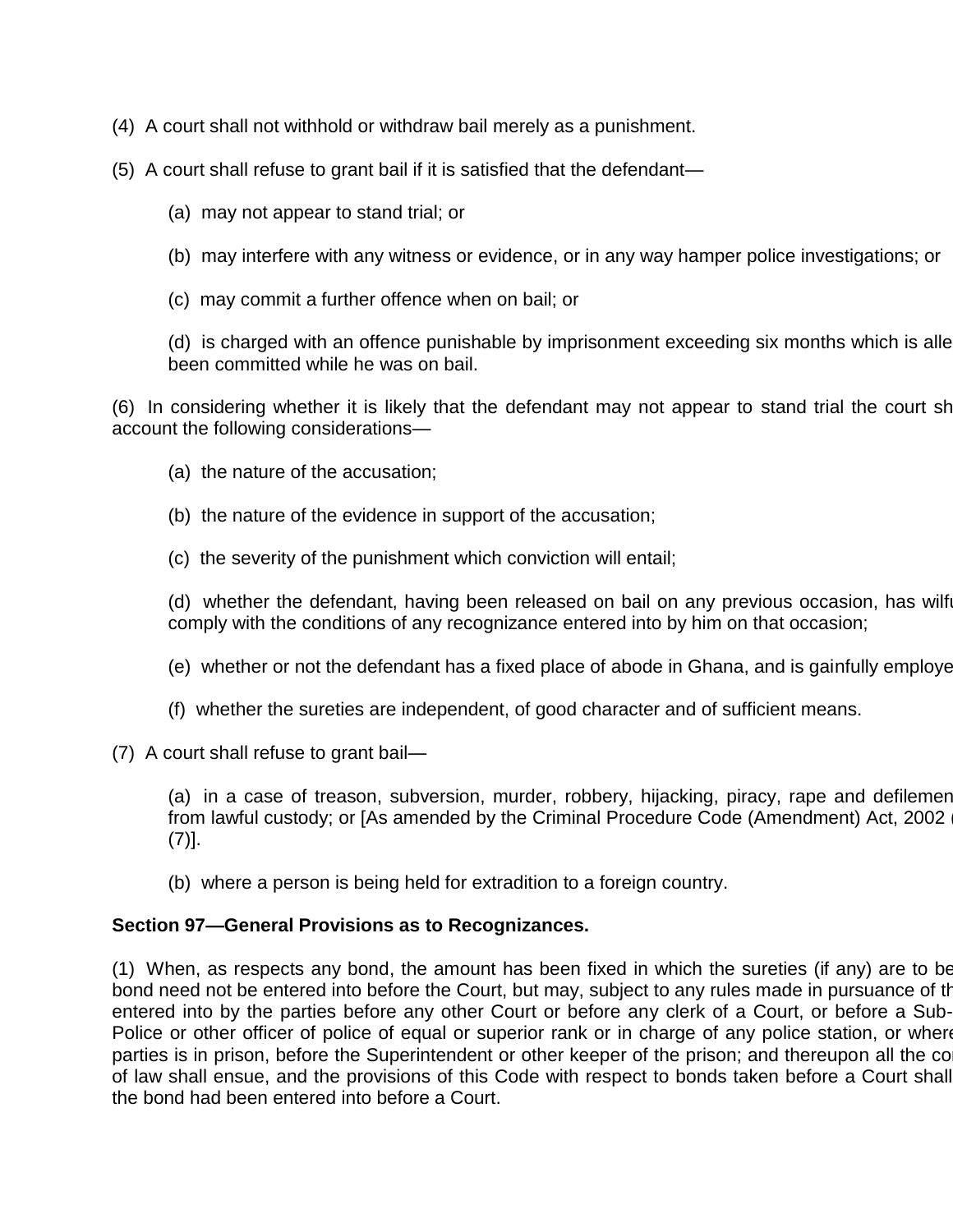(4) A court shall not withhold or withdraw bail merely as a punishment.

(5) A court shall refuse to grant bail if it is satisfied that the defendant—

(a) may not appear to stand trial; or

(b) may interfere with any witness or evidence, or in any way hamper police investigations; or

(c) may commit a further offence when on bail; or

(d) is charged with an offence punishable by imprisonment exceeding six months which is alle been committed while he was on bail.

(6) In considering whether it is likely that the defendant may not appear to stand trial the court sh account the following considerations—

(a) the nature of the accusation;

(b) the nature of the evidence in support of the accusation;

(c) the severity of the punishment which conviction will entail;

(d) whether the defendant, having been released on bail on any previous occasion, has wilfu comply with the conditions of any recognizance entered into by him on that occasion;

(e) whether or not the defendant has a fixed place of abode in Ghana, and is gainfully employe

(f) whether the sureties are independent, of good character and of sufficient means.

(7) A court shall refuse to grant bail—

(a) in a case of treason, subversion, murder, robbery, hijacking, piracy, rape and defilemen from lawful custody; or [As amended by the Criminal Procedure Code (Amendment) Act, 2002 (7)].

(b) where a person is being held for extradition to a foreign country.

**Section 97—General Provisions as to Recognizances.**

(1) When, as respects any bond, the amount has been fixed in which the sureties (if any) are to be bond need not be entered into before the Court, but may, subject to any rules made in pursuance of th entered into by the parties before any other Court or before any clerk of a Court, or before a Sub- Police or other officer of police of equal or superior rank or in charge of any police station, or where parties is in prison, before the Superintendent or other keeper of the prison; and thereupon all the co of law shall ensue, and the provisions of this Code with respect to bonds taken before a Court shall the bond had been entered into before a Court.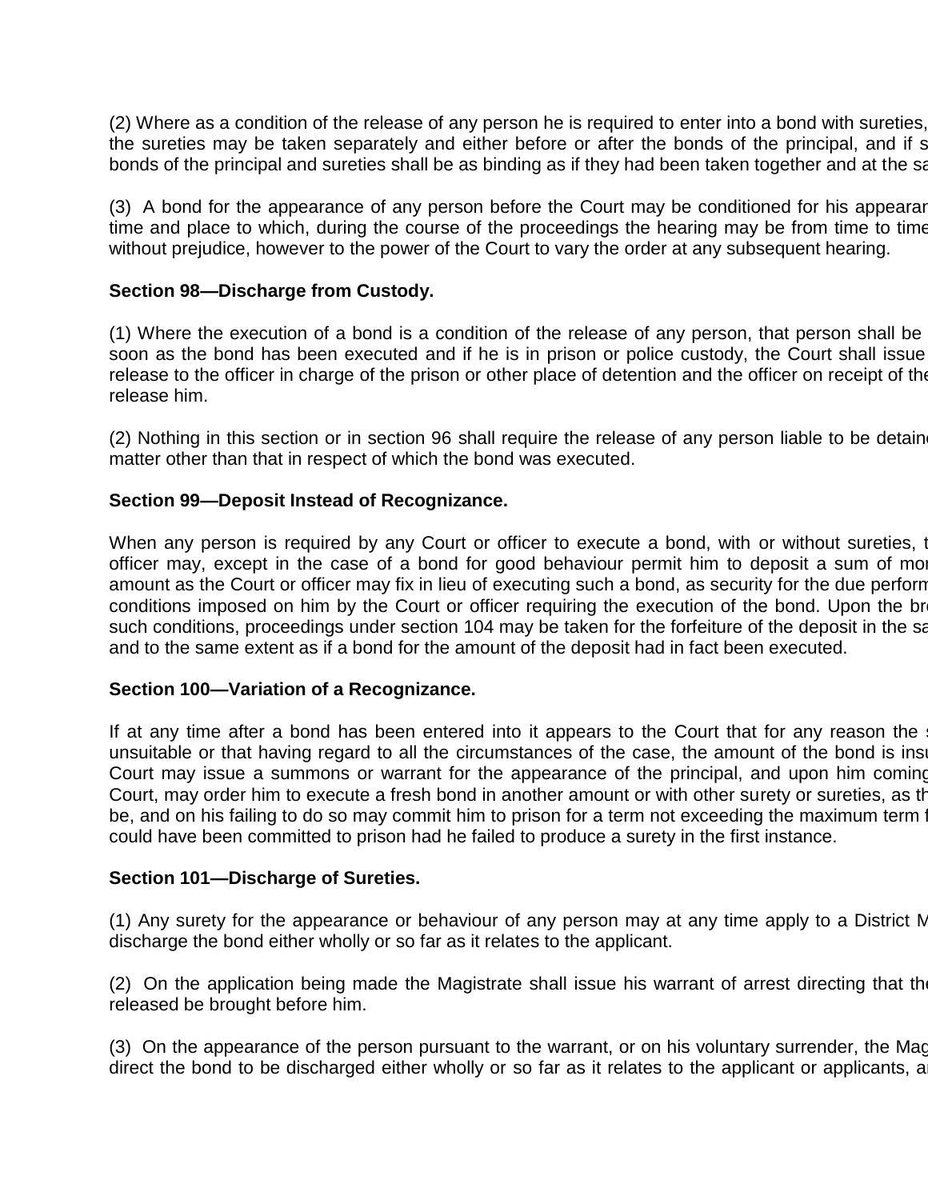(2) Where as a condition of the release of any person he is required to enter into a bond with sureties, the sureties may be taken separately and either before or after the bonds of the principal, and if s bonds of the principal and sureties shall be as binding as if they had been taken together and at the sa

(3) A bond for the appearance of any person before the Court may be conditioned for his appearan time and place to which, during the course of the proceedings the hearing may be from time to time without prejudice, however to the power of the Court to vary the order at any subsequent hearing.

**Section 98—Discharge from Custody.**

(1) Where the execution of a bond is a condition of the release of any person, that person shall be soon as the bond has been executed and if he is in prison or police custody, the Court shall issue release to the officer in charge of the prison or other place of detention and the officer on receipt of the release him.

(2) Nothing in this section or in section 96 shall require the release of any person liable to be detain matter other than that in respect of which the bond was executed.

**Section 99—Deposit Instead of Recognizance.**

When any person is required by any Court or officer to execute a bond, with or without sureties, t officer may, except in the case of a bond for good behaviour permit him to deposit a sum of mon amount as the Court or officer may fix in lieu of executing such a bond, as security for the due perform conditions imposed on him by the Court or officer requiring the execution of the bond. Upon the br such conditions, proceedings under section 104 may be taken for the forfeiture of the deposit in the sa and to the same extent as if a bond for the amount of the deposit had in fact been executed.

**Section 100—Variation of a Recognizance.**

If at any time after a bond has been entered into it appears to the Court that for any reason the s unsuitable or that having regard to all the circumstances of the case, the amount of the bond is insu Court may issue a summons or warrant for the appearance of the principal, and upon him coming Court, may order him to execute a fresh bond in another amount or with other surety or sureties, as th be, and on his failing to do so may commit him to prison for a term not exceeding the maximum term f could have been committed to prison had he failed to produce a surety in the first instance.

**Section 101—Discharge of Sureties.**

(1) Any surety for the appearance or behaviour of any person may at any time apply to a District M discharge the bond either wholly or so far as it relates to the applicant.

(2) On the application being made the Magistrate shall issue his warrant of arrest directing that th released be brought before him.

(3) On the appearance of the person pursuant to the warrant, or on his voluntary surrender, the Mag direct the bond to be discharged either wholly or so far as it relates to the applicant or applicants, a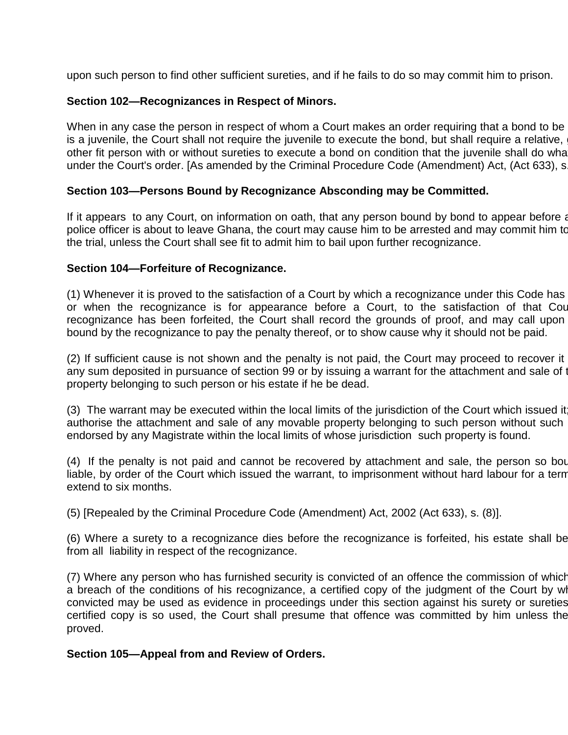upon such person to find other sufficient sureties, and if he fails to do so may commit him to prison.

**Section 102—Recognizances in Respect of Minors.**

When in any case the person in respect of whom a Court makes an order requiring that a bond to be is a juvenile, the Court shall not require the juvenile to execute the bond, but shall require a relative, other fit person with or without sureties to execute a bond on condition that the juvenile shall do wha under the Court's order. [As amended by the Criminal Procedure Code (Amendment) Act, (Act 633), s.

**Section 103—Persons Bound by Recognizance Absconding may be Committed.**

If it appears to any Court, on information on oath, that any person bound by bond to appear before a police officer is about to leave Ghana, the court may cause him to be arrested and may commit him to the trial, unless the Court shall see fit to admit him to bail upon further recognizance.

**Section 104—Forfeiture of Recognizance.**

(1) Whenever it is proved to the satisfaction of a Court by which a recognizance under this Code has or when the recognizance is for appearance before a Court, to the satisfaction of that Cou recognizance has been forfeited, the Court shall record the grounds of proof, and may call upon bound by the recognizance to pay the penalty thereof, or to show cause why it should not be paid.

(2) If sufficient cause is not shown and the penalty is not paid, the Court may proceed to recover it any sum deposited in pursuance of section 99 or by issuing a warrant for the attachment and sale of t property belonging to such person or his estate if he be dead.

(3) The warrant may be executed within the local limits of the jurisdiction of the Court which issued it; authorise the attachment and sale of any movable property belonging to such person without such endorsed by any Magistrate within the local limits of whose jurisdiction such property is found.

(4) If the penalty is not paid and cannot be recovered by attachment and sale, the person so bou liable, by order of the Court which issued the warrant, to imprisonment without hard labour for a term extend to six months.

(5) [Repealed by the Criminal Procedure Code (Amendment) Act, 2002 (Act 633), s. (8)].

(6) Where a surety to a recognizance dies before the recognizance is forfeited, his estate shall be from all liability in respect of the recognizance.

(7) Where any person who has furnished security is convicted of an offence the commission of which a breach of the conditions of his recognizance, a certified copy of the judgment of the Court by wh convicted may be used as evidence in proceedings under this section against his surety or sureties certified copy is so used, the Court shall presume that offence was committed by him unless the proved.

**Section 105—Appeal from and Review of Orders.**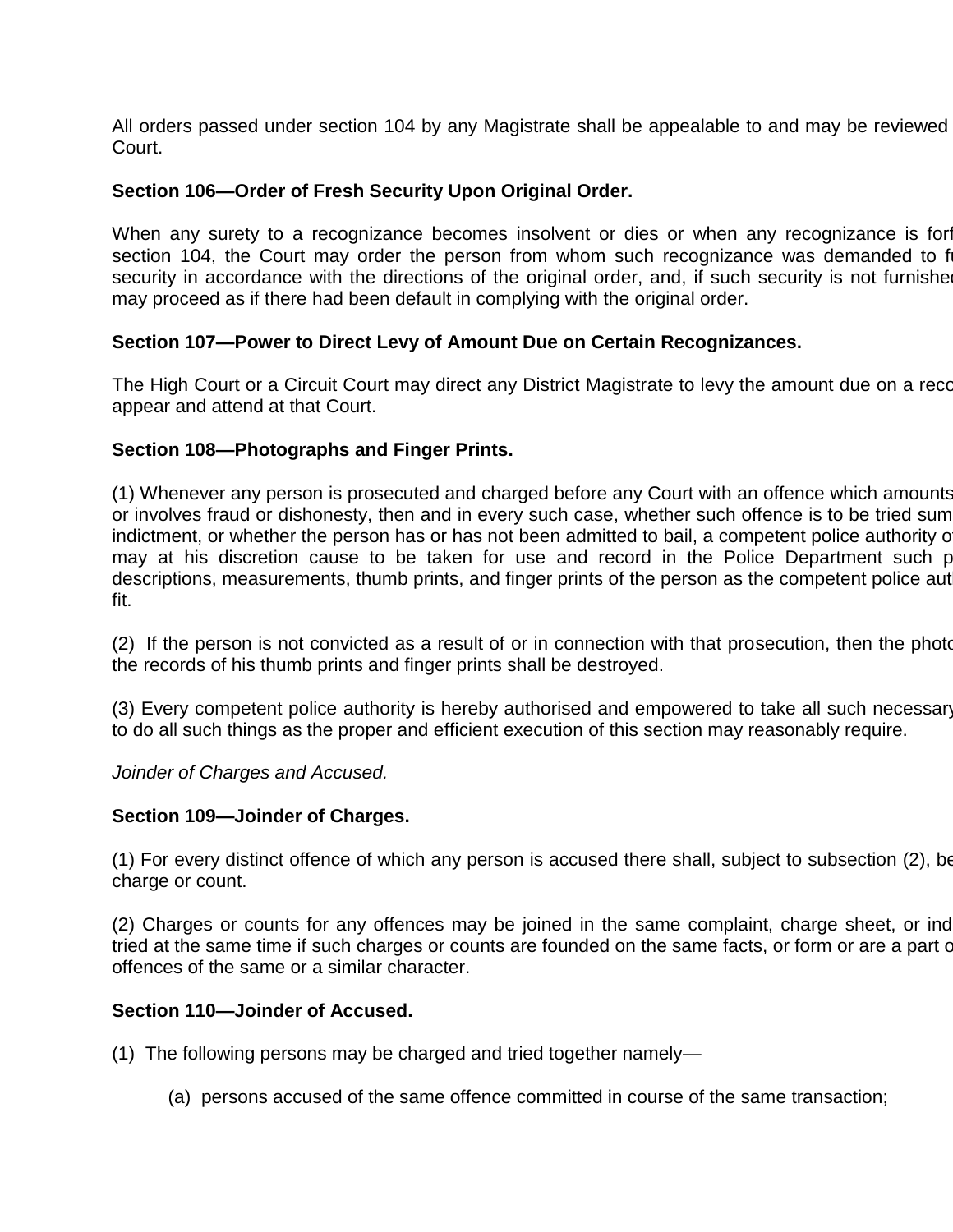All orders passed under section 104 by any Magistrate shall be appealable to and may be reviewed Court.

**Section 106—Order of Fresh Security Upon Original Order.**

When any surety to a recognizance becomes insolvent or dies or when any recognizance is forf section 104, the Court may order the person from whom such recognizance was demanded to fu security in accordance with the directions of the original order, and, if such security is not furnished may proceed as if there had been default in complying with the original order.

**Section 107—Power to Direct Levy of Amount Due on Certain Recognizances.**

The High Court or a Circuit Court may direct any District Magistrate to levy the amount due on a reco appear and attend at that Court.

**Section 108—Photographs and Finger Prints.**

(1) Whenever any person is prosecuted and charged before any Court with an offence which amounts or involves fraud or dishonesty, then and in every such case, whether such offence is to be tried sum indictment, or whether the person has or has not been admitted to bail, a competent police authority o may at his discretion cause to be taken for use and record in the Police Department such p descriptions, measurements, thumb prints, and finger prints of the person as the competent police aut fit.

(2) If the person is not convicted as a result of or in connection with that prosecution, then the photo the records of his thumb prints and finger prints shall be destroyed.

(3) Every competent police authority is hereby authorised and empowered to take all such necessary to do all such things as the proper and efficient execution of this section may reasonably require.

*Joinder of Charges and Accused.*

**Section 109—Joinder of Charges.**

(1) For every distinct offence of which any person is accused there shall, subject to subsection (2), be charge or count.

(2) Charges or counts for any offences may be joined in the same complaint, charge sheet, or ind tried at the same time if such charges or counts are founded on the same facts, or form or are a part o offences of the same or a similar character.

**Section 110—Joinder of Accused.**

(1) The following persons may be charged and tried together namely—

(a) persons accused of the same offence committed in course of the same transaction;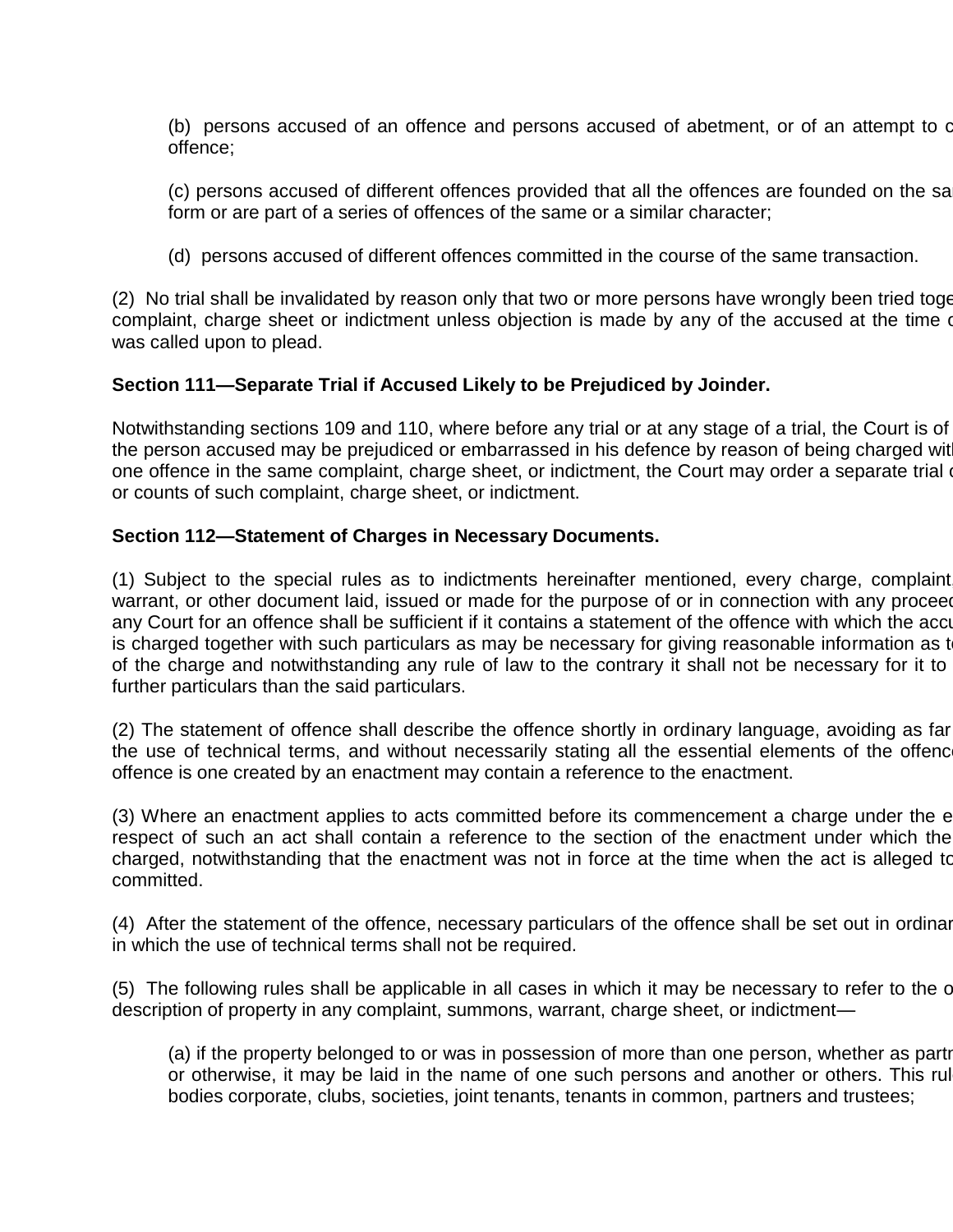(b) persons accused of an offence and persons accused of abetment, or of an attempt to c offence;

(c) persons accused of different offences provided that all the offences are founded on the sa form or are part of a series of offences of the same or a similar character;

(d) persons accused of different offences committed in the course of the same transaction.

(2) No trial shall be invalidated by reason only that two or more persons have wrongly been tried toge complaint, charge sheet or indictment unless objection is made by any of the accused at the time c was called upon to plead.

**Section 111—Separate Trial if Accused Likely to be Prejudiced by Joinder.**

Notwithstanding sections 109 and 110, where before any trial or at any stage of a trial, the Court is of the person accused may be prejudiced or embarrassed in his defence by reason of being charged wit one offence in the same complaint, charge sheet, or indictment, the Court may order a separate trial c or counts of such complaint, charge sheet, or indictment.

**Section 112—Statement of Charges in Necessary Documents.**

(1) Subject to the special rules as to indictments hereinafter mentioned, every charge, complaint warrant, or other document laid, issued or made for the purpose of or in connection with any proceed any Court for an offence shall be sufficient if it contains a statement of the offence with which the accu is charged together with such particulars as may be necessary for giving reasonable information as t of the charge and notwithstanding any rule of law to the contrary it shall not be necessary for it to further particulars than the said particulars.

(2) The statement of offence shall describe the offence shortly in ordinary language, avoiding as far the use of technical terms, and without necessarily stating all the essential elements of the offenc offence is one created by an enactment may contain a reference to the enactment.

(3) Where an enactment applies to acts committed before its commencement a charge under the e respect of such an act shall contain a reference to the section of the enactment under which the charged, notwithstanding that the enactment was not in force at the time when the act is alleged t committed.

(4) After the statement of the offence, necessary particulars of the offence shall be set out in ordinar in which the use of technical terms shall not be required.

(5) The following rules shall be applicable in all cases in which it may be necessary to refer to the o description of property in any complaint, summons, warrant, charge sheet, or indictment—

(a) if the property belonged to or was in possession of more than one person, whether as partr or otherwise, it may be laid in the name of one such persons and another or others. This rul bodies corporate, clubs, societies, joint tenants, tenants in common, partners and trustees;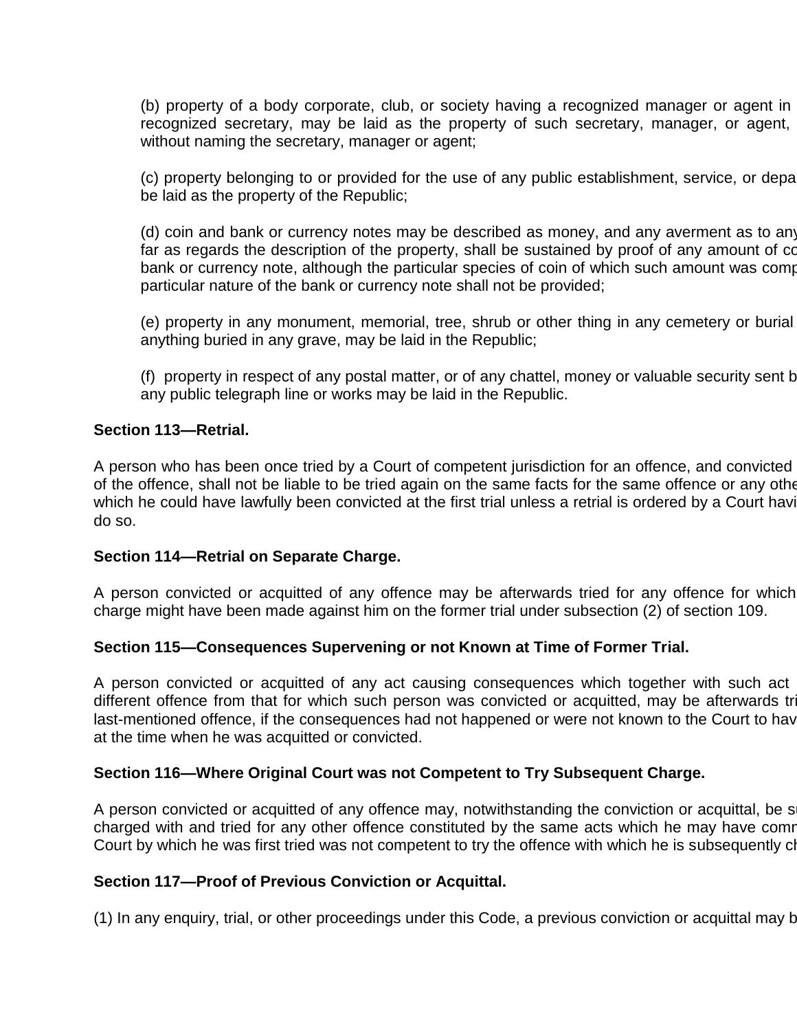(b) property of a body corporate, club, or society having a recognized manager or agent in recognized secretary, may be laid as the property of such secretary, manager, or agent, without naming the secretary, manager or agent;

(c) property belonging to or provided for the use of any public establishment, service, or depa be laid as the property of the Republic;

(d) coin and bank or currency notes may be described as money, and any averment as to any far as regards the description of the property, shall be sustained by proof of any amount of co bank or currency note, although the particular species of coin of which such amount was comp particular nature of the bank or currency note shall not be provided;

(e) property in any monument, memorial, tree, shrub or other thing in any cemetery or burial anything buried in any grave, may be laid in the Republic;

(f) property in respect of any postal matter, or of any chattel, money or valuable security sent b any public telegraph line or works may be laid in the Republic.

**Section 113—Retrial.**

A person who has been once tried by a Court of competent jurisdiction for an offence, and convicted of the offence, shall not be liable to be tried again on the same facts for the same offence or any othe which he could have lawfully been convicted at the first trial unless a retrial is ordered by a Court havi do so.

**Section 114—Retrial on Separate Charge.**

A person convicted or acquitted of any offence may be afterwards tried for any offence for which charge might have been made against him on the former trial under subsection (2) of section 109.

**Section 115—Consequences Supervening or not Known at Time of Former Trial.**

A person convicted or acquitted of any act causing consequences which together with such act different offence from that for which such person was convicted or acquitted, may be afterwards tri last-mentioned offence, if the consequences had not happened or were not known to the Court to hav at the time when he was acquitted or convicted.

**Section 116—Where Original Court was not Competent to Try Subsequent Charge.**

A person convicted or acquitted of any offence may, notwithstanding the conviction or acquittal, be su charged with and tried for any other offence constituted by the same acts which he may have comm Court by which he was first tried was not competent to try the offence with which he is subsequently ch

**Section 117—Proof of Previous Conviction or Acquittal.**

(1) In any enquiry, trial, or other proceedings under this Code, a previous conviction or acquittal may b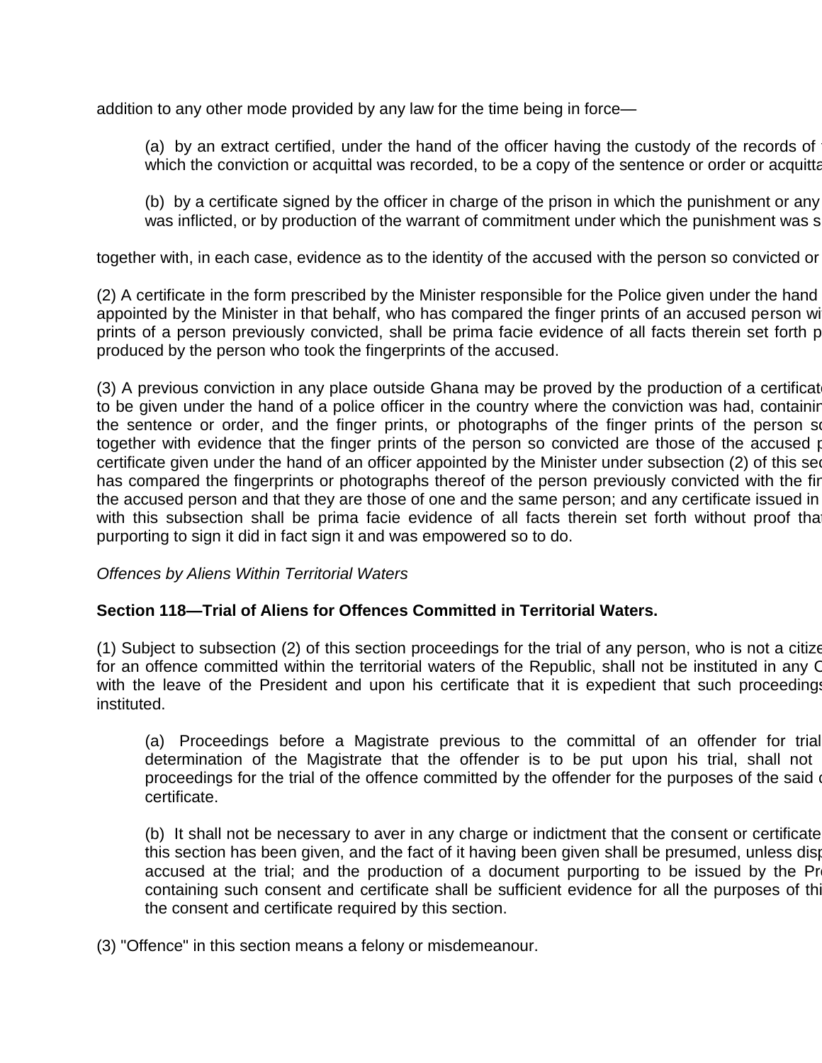addition to any other mode provided by any law for the time being in force—

> (a) by an extract certified, under the hand of the officer having the custody of the records of which the conviction or acquittal was recorded, to be a copy of the sentence or order or acquitta
>
> (b) by a certificate signed by the officer in charge of the prison in which the punishment or any was inflicted, or by production of the warrant of commitment under which the punishment was s

together with, in each case, evidence as to the identity of the accused with the person so convicted or

(2) A certificate in the form prescribed by the Minister responsible for the Police given under the hand appointed by the Minister in that behalf, who has compared the finger prints of an accused person wi prints of a person previously convicted, shall be prima facie evidence of all facts therein set forth p produced by the person who took the fingerprints of the accused.

(3) A previous conviction in any place outside Ghana may be proved by the production of a certificat to be given under the hand of a police officer in the country where the conviction was had, containin the sentence or order, and the finger prints, or photographs of the finger prints of the person so together with evidence that the finger prints of the person so convicted are those of the accused p certificate given under the hand of an officer appointed by the Minister under subsection (2) of this sec has compared the fingerprints or photographs thereof of the person previously convicted with the fin the accused person and that they are those of one and the same person; and any certificate issued in with this subsection shall be prima facie evidence of all facts therein set forth without proof tha purporting to sign it did in fact sign it and was empowered so to do.

*Offences by Aliens Within Territorial Waters*

**Section 118—Trial of Aliens for Offences Committed in Territorial Waters.**

(1) Subject to subsection (2) of this section proceedings for the trial of any person, who is not a citize for an offence committed within the territorial waters of the Republic, shall not be instituted in any C with the leave of the President and upon his certificate that it is expedient that such proceedings instituted.

> (a) Proceedings before a Magistrate previous to the committal of an offender for trial determination of the Magistrate that the offender is to be put upon his trial, shall not proceedings for the trial of the offence committed by the offender for the purposes of the said c certificate.
>
> (b) It shall not be necessary to aver in any charge or indictment that the consent or certificate this section has been given, and the fact of it having been given shall be presumed, unless disp accused at the trial; and the production of a document purporting to be issued by the Pr containing such consent and certificate shall be sufficient evidence for all the purposes of thi the consent and certificate required by this section.

(3) "Offence" in this section means a felony or misdemeanour.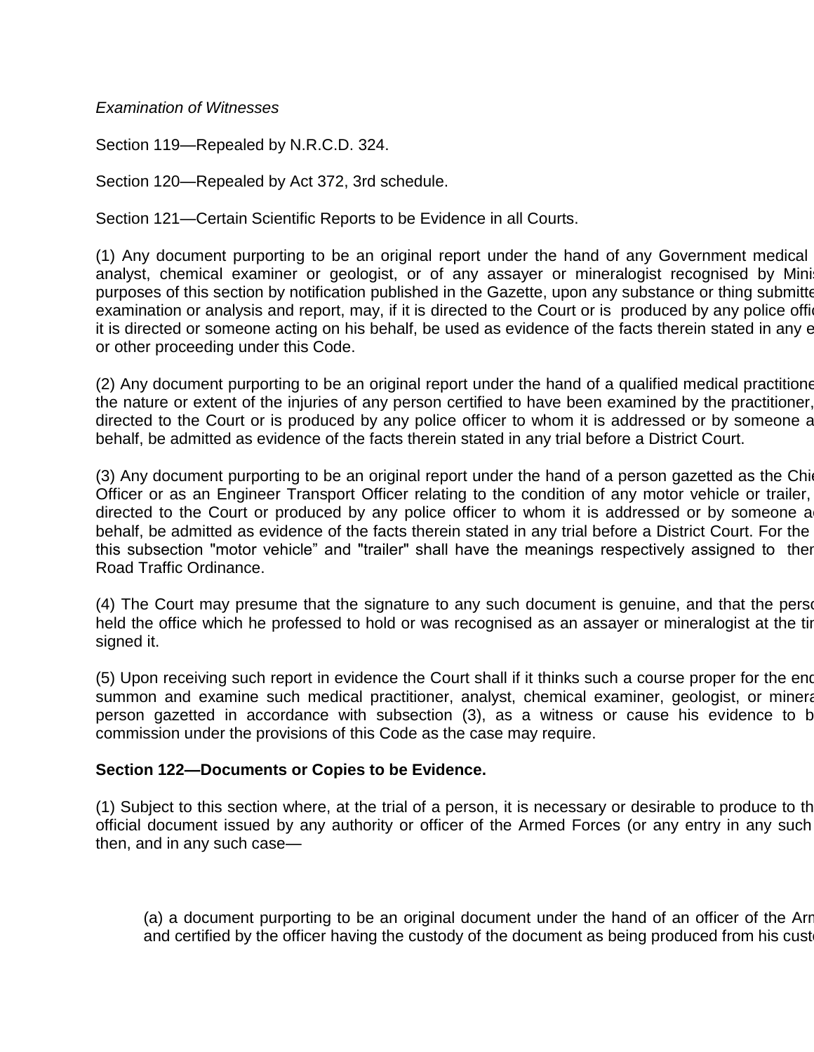*Examination of Witnesses*

Section 119—Repealed by N.R.C.D. 324.

Section 120—Repealed by Act 372, 3rd schedule.

Section 121—Certain Scientific Reports to be Evidence in all Courts.

(1) Any document purporting to be an original report under the hand of any Government medical analyst, chemical examiner or geologist, or of any assayer or mineralogist recognised by Minis purposes of this section by notification published in the Gazette, upon any substance or thing submitte examination or analysis and report, may, if it is directed to the Court or is produced by any police offic it is directed or someone acting on his behalf, be used as evidence of the facts therein stated in any e or other proceeding under this Code.

(2) Any document purporting to be an original report under the hand of a qualified medical practitione the nature or extent of the injuries of any person certified to have been examined by the practitioner, directed to the Court or is produced by any police officer to whom it is addressed or by someone a behalf, be admitted as evidence of the facts therein stated in any trial before a District Court.

(3) Any document purporting to be an original report under the hand of a person gazetted as the Chie Officer or as an Engineer Transport Officer relating to the condition of any motor vehicle or trailer, directed to the Court or produced by any police officer to whom it is addressed or by someone a behalf, be admitted as evidence of the facts therein stated in any trial before a District Court. For the this subsection "motor vehicle" and "trailer" shall have the meanings respectively assigned to ther Road Traffic Ordinance.

(4) The Court may presume that the signature to any such document is genuine, and that the perso held the office which he professed to hold or was recognised as an assayer or mineralogist at the tin signed it.

(5) Upon receiving such report in evidence the Court shall if it thinks such a course proper for the end summon and examine such medical practitioner, analyst, chemical examiner, geologist, or minera person gazetted in accordance with subsection (3), as a witness or cause his evidence to b commission under the provisions of this Code as the case may require.

**Section 122—Documents or Copies to be Evidence.**

(1) Subject to this section where, at the trial of a person, it is necessary or desirable to produce to th official document issued by any authority or officer of the Armed Forces (or any entry in any such then, and in any such case—

(a) a document purporting to be an original document under the hand of an officer of the Arn and certified by the officer having the custody of the document as being produced from his custo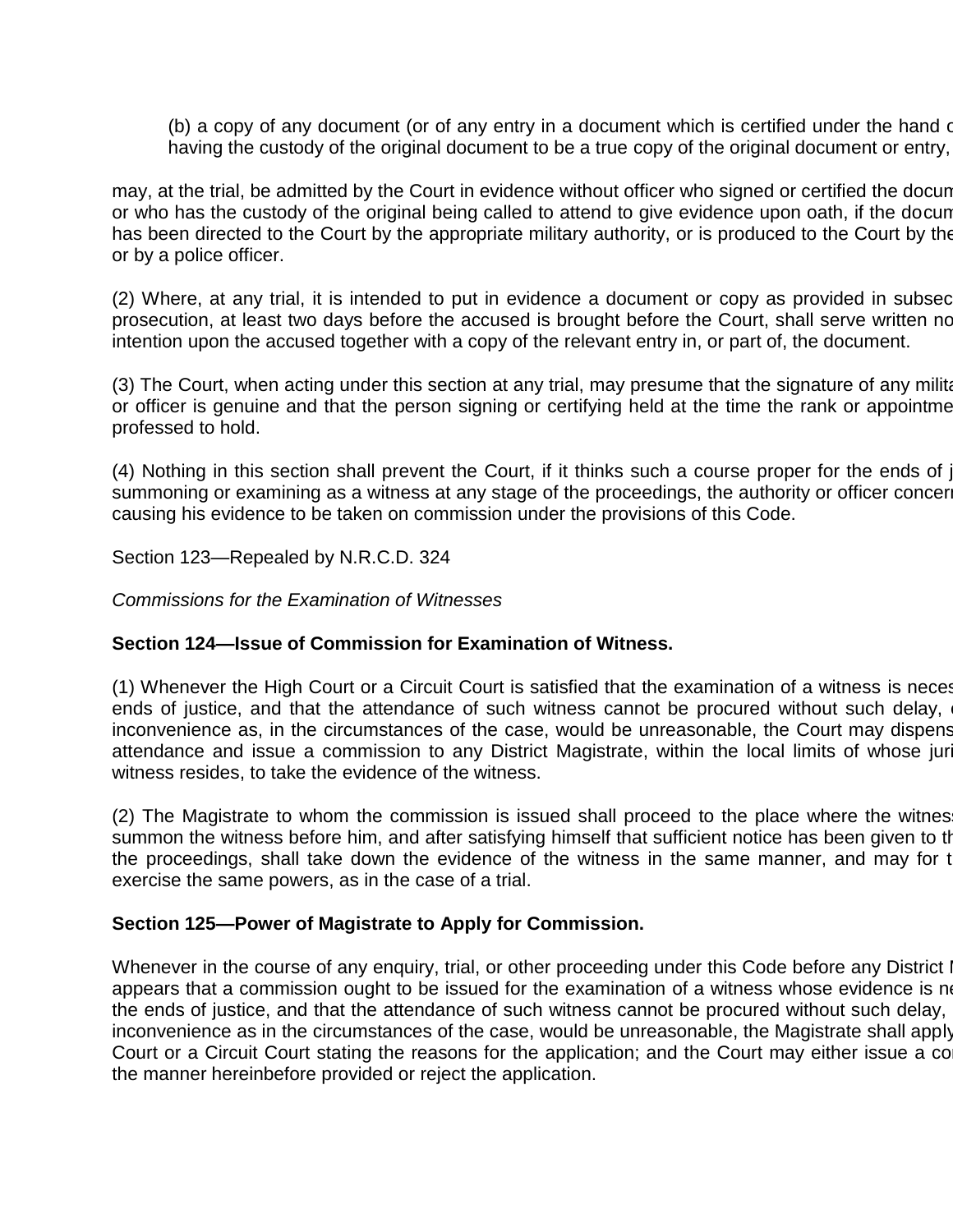(b) a copy of any document (or of any entry in a document which is certified under the hand o having the custody of the original document to be a true copy of the original document or entry,

may, at the trial, be admitted by the Court in evidence without officer who signed or certified the docum or who has the custody of the original being called to attend to give evidence upon oath, if the docum has been directed to the Court by the appropriate military authority, or is produced to the Court by the or by a police officer.

(2) Where, at any trial, it is intended to put in evidence a document or copy as provided in subsec prosecution, at least two days before the accused is brought before the Court, shall serve written no intention upon the accused together with a copy of the relevant entry in, or part of, the document.

(3) The Court, when acting under this section at any trial, may presume that the signature of any milita or officer is genuine and that the person signing or certifying held at the time the rank or appointme professed to hold.

(4) Nothing in this section shall prevent the Court, if it thinks such a course proper for the ends of j summoning or examining as a witness at any stage of the proceedings, the authority or officer concern causing his evidence to be taken on commission under the provisions of this Code.

Section 123—Repealed by N.R.C.D. 324

*Commissions for the Examination of Witnesses*

**Section 124—Issue of Commission for Examination of Witness.**

(1) Whenever the High Court or a Circuit Court is satisfied that the examination of a witness is neces ends of justice, and that the attendance of such witness cannot be procured without such delay, e inconvenience as, in the circumstances of the case, would be unreasonable, the Court may dispens attendance and issue a commission to any District Magistrate, within the local limits of whose juri witness resides, to take the evidence of the witness.

(2) The Magistrate to whom the commission is issued shall proceed to the place where the witness summon the witness before him, and after satisfying himself that sufficient notice has been given to th the proceedings, shall take down the evidence of the witness in the same manner, and may for t exercise the same powers, as in the case of a trial.

**Section 125—Power of Magistrate to Apply for Commission.**

Whenever in the course of any enquiry, trial, or other proceeding under this Code before any District M appears that a commission ought to be issued for the examination of a witness whose evidence is ne the ends of justice, and that the attendance of such witness cannot be procured without such delay, inconvenience as in the circumstances of the case, would be unreasonable, the Magistrate shall apply Court or a Circuit Court stating the reasons for the application; and the Court may either issue a co the manner hereinbefore provided or reject the application.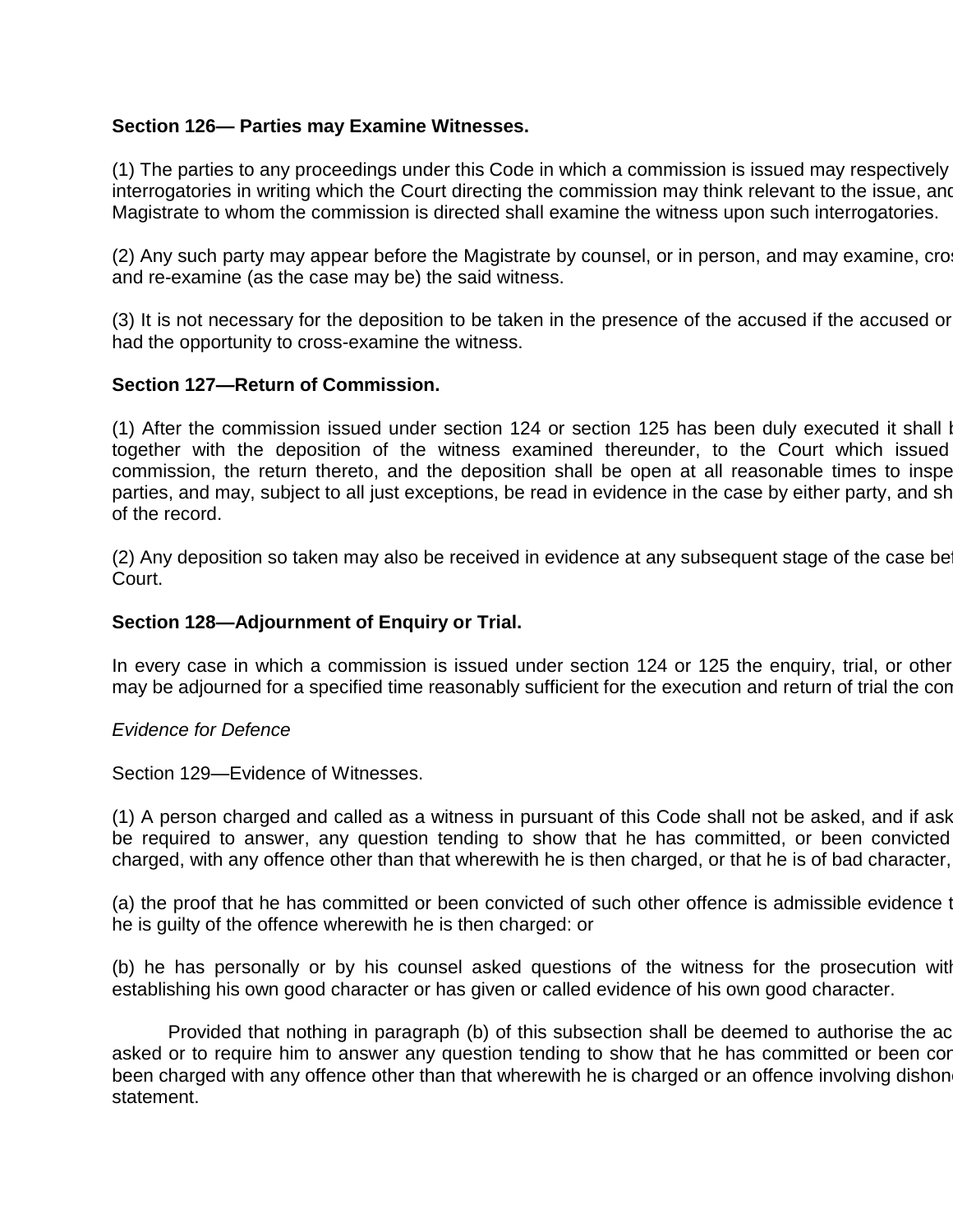**Section 126— Parties may Examine Witnesses.**

(1) The parties to any proceedings under this Code in which a commission is issued may respectively interrogatories in writing which the Court directing the commission may think relevant to the issue, and Magistrate to whom the commission is directed shall examine the witness upon such interrogatories.

(2) Any such party may appear before the Magistrate by counsel, or in person, and may examine, cros and re-examine (as the case may be) the said witness.

(3) It is not necessary for the deposition to be taken in the presence of the accused if the accused or had the opportunity to cross-examine the witness.

**Section 127—Return of Commission.**

(1) After the commission issued under section 124 or section 125 has been duly executed it shall b together with the deposition of the witness examined thereunder, to the Court which issued commission, the return thereto, and the deposition shall be open at all reasonable times to inspe parties, and may, subject to all just exceptions, be read in evidence in the case by either party, and sh of the record.

(2) Any deposition so taken may also be received in evidence at any subsequent stage of the case bef Court.

**Section 128—Adjournment of Enquiry or Trial.**

In every case in which a commission is issued under section 124 or 125 the enquiry, trial, or other may be adjourned for a specified time reasonably sufficient for the execution and return of trial the com

*Evidence for Defence*

Section 129—Evidence of Witnesses.

(1) A person charged and called as a witness in pursuant of this Code shall not be asked, and if ask be required to answer, any question tending to show that he has committed, or been convicted charged, with any offence other than that wherewith he is then charged, or that he is of bad character,

(a) the proof that he has committed or been convicted of such other offence is admissible evidence t he is guilty of the offence wherewith he is then charged: or

(b) he has personally or by his counsel asked questions of the witness for the prosecution with establishing his own good character or has given or called evidence of his own good character.

Provided that nothing in paragraph (b) of this subsection shall be deemed to authorise the ac asked or to require him to answer any question tending to show that he has committed or been con been charged with any offence other than that wherewith he is charged or an offence involving dishon statement.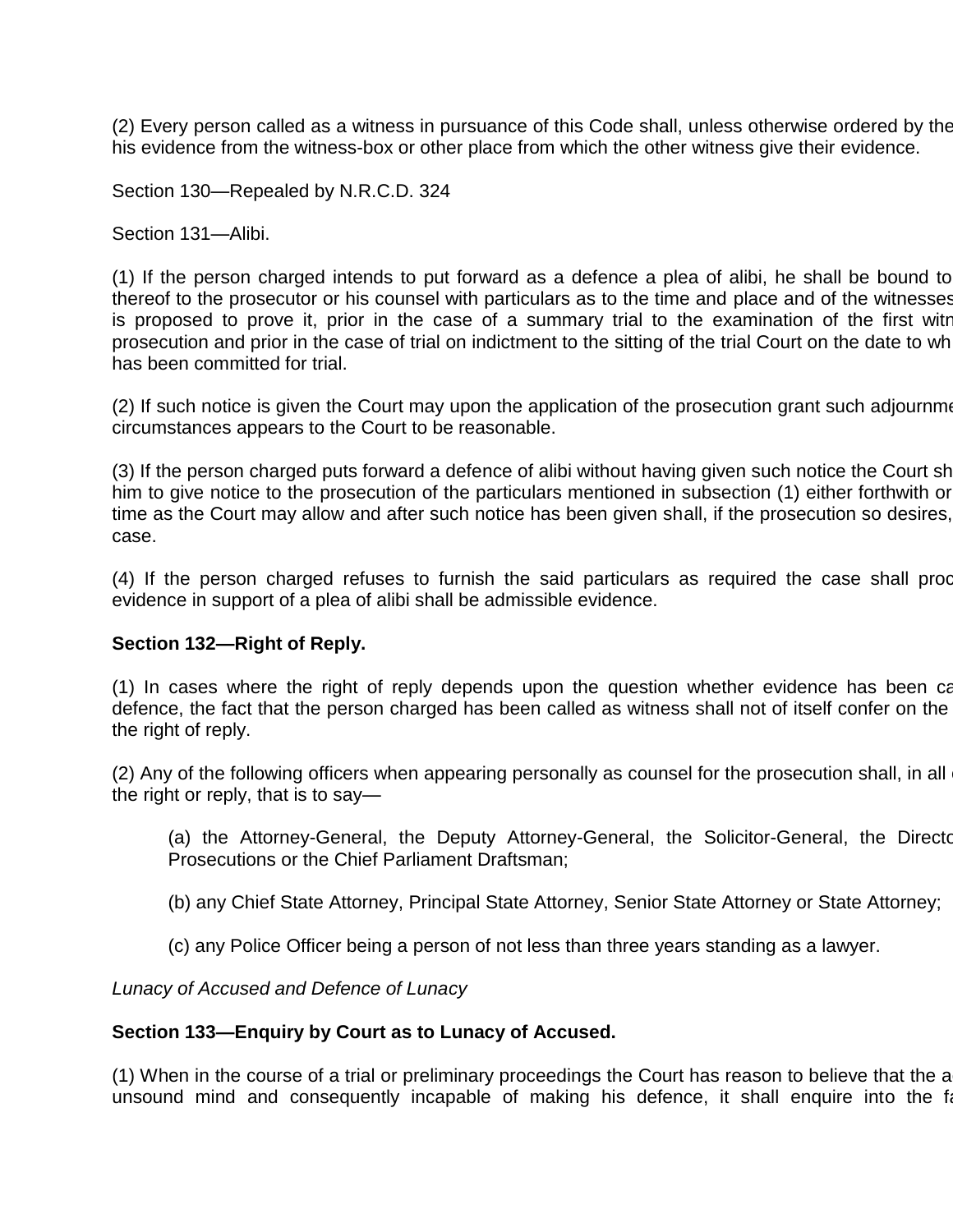(2) Every person called as a witness in pursuance of this Code shall, unless otherwise ordered by the his evidence from the witness-box or other place from which the other witness give their evidence.

Section 130—Repealed by N.R.C.D. 324

Section 131—Alibi.

(1) If the person charged intends to put forward as a defence a plea of alibi, he shall be bound to thereof to the prosecutor or his counsel with particulars as to the time and place and of the witnesses is proposed to prove it, prior in the case of a summary trial to the examination of the first witn prosecution and prior in the case of trial on indictment to the sitting of the trial Court on the date to wh has been committed for trial.

(2) If such notice is given the Court may upon the application of the prosecution grant such adjournme circumstances appears to the Court to be reasonable.

(3) If the person charged puts forward a defence of alibi without having given such notice the Court sh him to give notice to the prosecution of the particulars mentioned in subsection (1) either forthwith or time as the Court may allow and after such notice has been given shall, if the prosecution so desires, case.

(4) If the person charged refuses to furnish the said particulars as required the case shall proc evidence in support of a plea of alibi shall be admissible evidence.

**Section 132—Right of Reply.**

(1) In cases where the right of reply depends upon the question whether evidence has been ca defence, the fact that the person charged has been called as witness shall not of itself confer on the the right of reply.

(2) Any of the following officers when appearing personally as counsel for the prosecution shall, in all the right or reply, that is to say—

> (a) the Attorney-General, the Deputy Attorney-General, the Solicitor-General, the Directo Prosecutions or the Chief Parliament Draftsman;
>
> (b) any Chief State Attorney, Principal State Attorney, Senior State Attorney or State Attorney;
>
> (c) any Police Officer being a person of not less than three years standing as a lawyer.

*Lunacy of Accused and Defence of Lunacy*

**Section 133—Enquiry by Court as to Lunacy of Accused.**

(1) When in the course of a trial or preliminary proceedings the Court has reason to believe that the a unsound mind and consequently incapable of making his defence, it shall enquire into the fa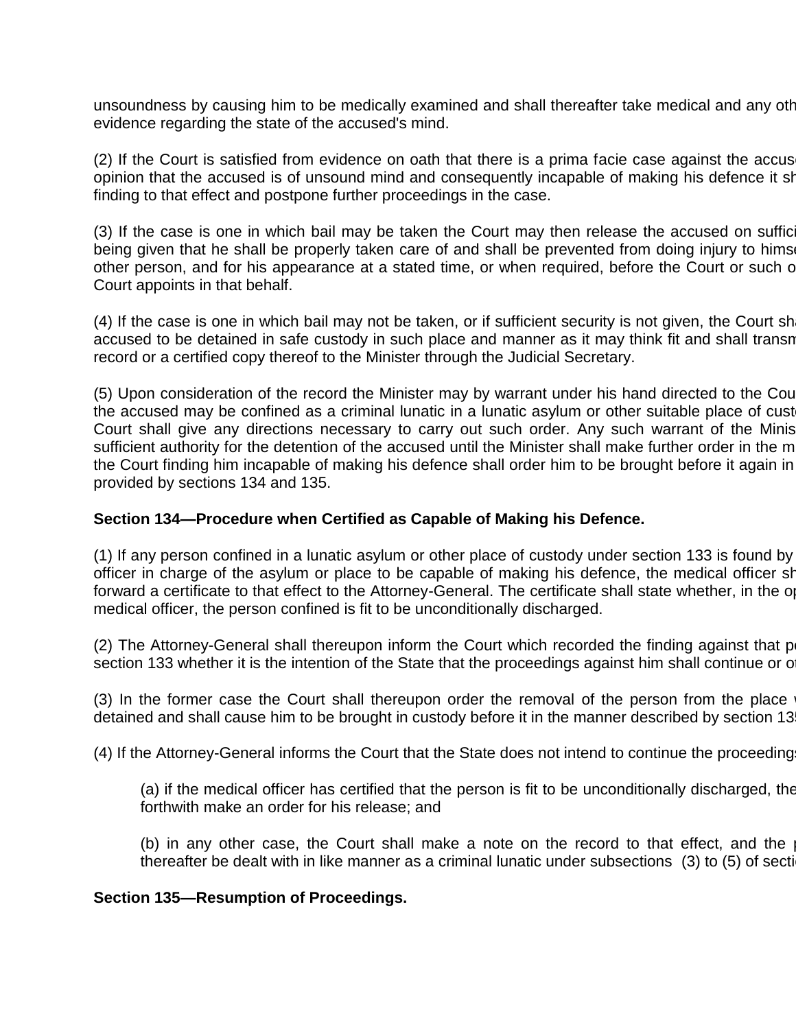unsoundness by causing him to be medically examined and shall thereafter take medical and any oth evidence regarding the state of the accused's mind.

(2) If the Court is satisfied from evidence on oath that there is a prima facie case against the accuse opinion that the accused is of unsound mind and consequently incapable of making his defence it sh finding to that effect and postpone further proceedings in the case.

(3) If the case is one in which bail may be taken the Court may then release the accused on suffici being given that he shall be properly taken care of and shall be prevented from doing injury to himse other person, and for his appearance at a stated time, or when required, before the Court or such o Court appoints in that behalf.

(4) If the case is one in which bail may not be taken, or if sufficient security is not given, the Court sha accused to be detained in safe custody in such place and manner as it may think fit and shall transm record or a certified copy thereof to the Minister through the Judicial Secretary.

(5) Upon consideration of the record the Minister may by warrant under his hand directed to the Cou the accused may be confined as a criminal lunatic in a lunatic asylum or other suitable place of custo Court shall give any directions necessary to carry out such order. Any such warrant of the Minis sufficient authority for the detention of the accused until the Minister shall make further order in the m the Court finding him incapable of making his defence shall order him to be brought before it again in provided by sections 134 and 135.

**Section 134—Procedure when Certified as Capable of Making his Defence.**

(1) If any person confined in a lunatic asylum or other place of custody under section 133 is found by officer in charge of the asylum or place to be capable of making his defence, the medical officer sh forward a certificate to that effect to the Attorney-General. The certificate shall state whether, in the op medical officer, the person confined is fit to be unconditionally discharged.

(2) The Attorney-General shall thereupon inform the Court which recorded the finding against that pe section 133 whether it is the intention of the State that the proceedings against him shall continue or ot

(3) In the former case the Court shall thereupon order the removal of the person from the place w detained and shall cause him to be brought in custody before it in the manner described by section 135

(4) If the Attorney-General informs the Court that the State does not intend to continue the proceedings

> (a) if the medical officer has certified that the person is fit to be unconditionally discharged, the forthwith make an order for his release; and
>
> (b) in any other case, the Court shall make a note on the record to that effect, and the p thereafter be dealt with in like manner as a criminal lunatic under subsections (3) to (5) of secti

**Section 135—Resumption of Proceedings.**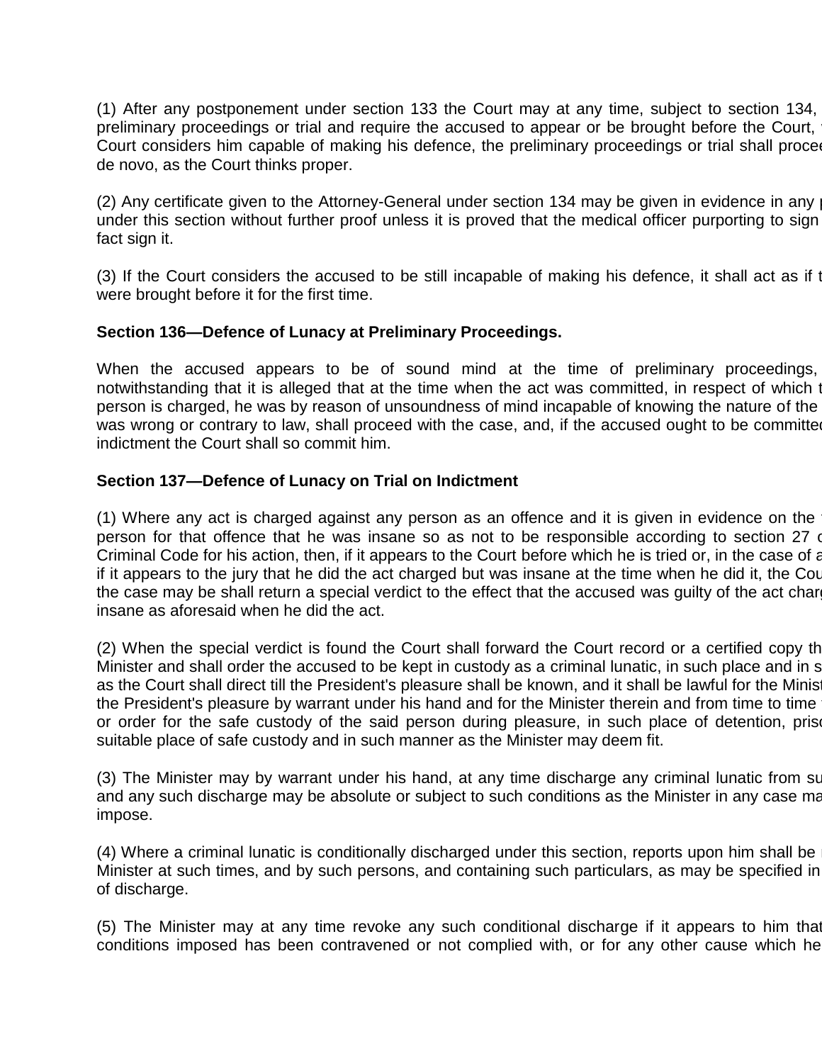(1) After any postponement under section 133 the Court may at any time, subject to section 134, preliminary proceedings or trial and require the accused to appear or be brought before the Court, Court considers him capable of making his defence, the preliminary proceedings or trial shall procee de novo, as the Court thinks proper.

(2) Any certificate given to the Attorney-General under section 134 may be given in evidence in any under this section without further proof unless it is proved that the medical officer purporting to sign fact sign it.

(3) If the Court considers the accused to be still incapable of making his defence, it shall act as if were brought before it for the first time.

**Section 136—Defence of Lunacy at Preliminary Proceedings.**

When the accused appears to be of sound mind at the time of preliminary proceedings, notwithstanding that it is alleged that at the time when the act was committed, in respect of which person is charged, he was by reason of unsoundness of mind incapable of knowing the nature of the was wrong or contrary to law, shall proceed with the case, and, if the accused ought to be committed indictment the Court shall so commit him.

**Section 137—Defence of Lunacy on Trial on Indictment**

(1) Where any act is charged against any person as an offence and it is given in evidence on the person for that offence that he was insane so as not to be responsible according to section 27 Criminal Code for his action, then, if it appears to the Court before which he is tried or, in the case of if it appears to the jury that he did the act charged but was insane at the time when he did it, the Cou the case may be shall return a special verdict to the effect that the accused was guilty of the act char insane as aforesaid when he did the act.

(2) When the special verdict is found the Court shall forward the Court record or a certified copy th Minister and shall order the accused to be kept in custody as a criminal lunatic, in such place and in s as the Court shall direct till the President's pleasure shall be known, and it shall be lawful for the Minis the President's pleasure by warrant under his hand and for the Minister therein and from time to time or order for the safe custody of the said person during pleasure, in such place of detention, pris suitable place of safe custody and in such manner as the Minister may deem fit.

(3) The Minister may by warrant under his hand, at any time discharge any criminal lunatic from su and any such discharge may be absolute or subject to such conditions as the Minister in any case ma impose.

(4) Where a criminal lunatic is conditionally discharged under this section, reports upon him shall be Minister at such times, and by such persons, and containing such particulars, as may be specified in of discharge.

(5) The Minister may at any time revoke any such conditional discharge if it appears to him that conditions imposed has been contravened or not complied with, or for any other cause which he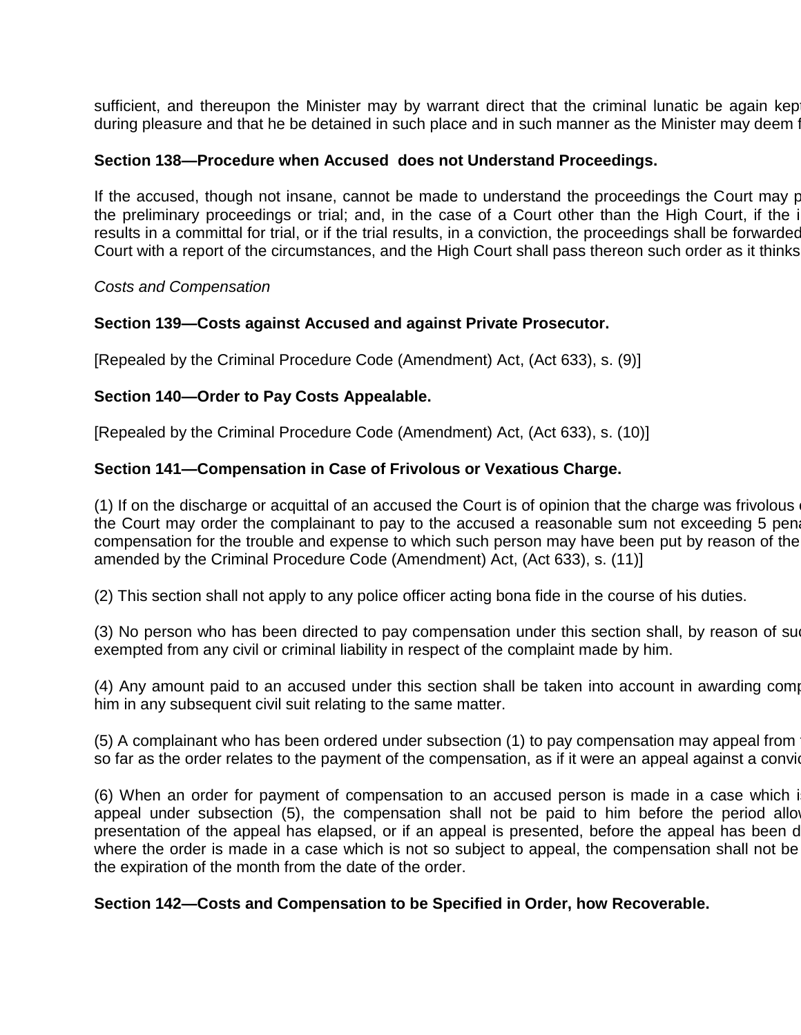sufficient, and thereupon the Minister may by warrant direct that the criminal lunatic be again kept during pleasure and that he be detained in such place and in such manner as the Minister may deem f

**Section 138—Procedure when Accused does not Understand Proceedings.**

If the accused, though not insane, cannot be made to understand the proceedings the Court may p the preliminary proceedings or trial; and, in the case of a Court other than the High Court, if the i results in a committal for trial, or if the trial results, in a conviction, the proceedings shall be forwarded Court with a report of the circumstances, and the High Court shall pass thereon such order as it thinks

*Costs and Compensation*

**Section 139—Costs against Accused and against Private Prosecutor.**

[Repealed by the Criminal Procedure Code (Amendment) Act, (Act 633), s. (9)]

**Section 140—Order to Pay Costs Appealable.**

[Repealed by the Criminal Procedure Code (Amendment) Act, (Act 633), s. (10)]

**Section 141—Compensation in Case of Frivolous or Vexatious Charge.**

(1) If on the discharge or acquittal of an accused the Court is of opinion that the charge was frivolous o the Court may order the complainant to pay to the accused a reasonable sum not exceeding 5 pena compensation for the trouble and expense to which such person may have been put by reason of the amended by the Criminal Procedure Code (Amendment) Act, (Act 633), s. (11)]

(2) This section shall not apply to any police officer acting bona fide in the course of his duties.

(3) No person who has been directed to pay compensation under this section shall, by reason of suc exempted from any civil or criminal liability in respect of the complaint made by him.

(4) Any amount paid to an accused under this section shall be taken into account in awarding comp him in any subsequent civil suit relating to the same matter.

(5) A complainant who has been ordered under subsection (1) to pay compensation may appeal from t so far as the order relates to the payment of the compensation, as if it were an appeal against a convic

(6) When an order for payment of compensation to an accused person is made in a case which i appeal under subsection (5), the compensation shall not be paid to him before the period allow presentation of the appeal has elapsed, or if an appeal is presented, before the appeal has been d where the order is made in a case which is not so subject to appeal, the compensation shall not be the expiration of the month from the date of the order.

**Section 142—Costs and Compensation to be Specified in Order, how Recoverable.**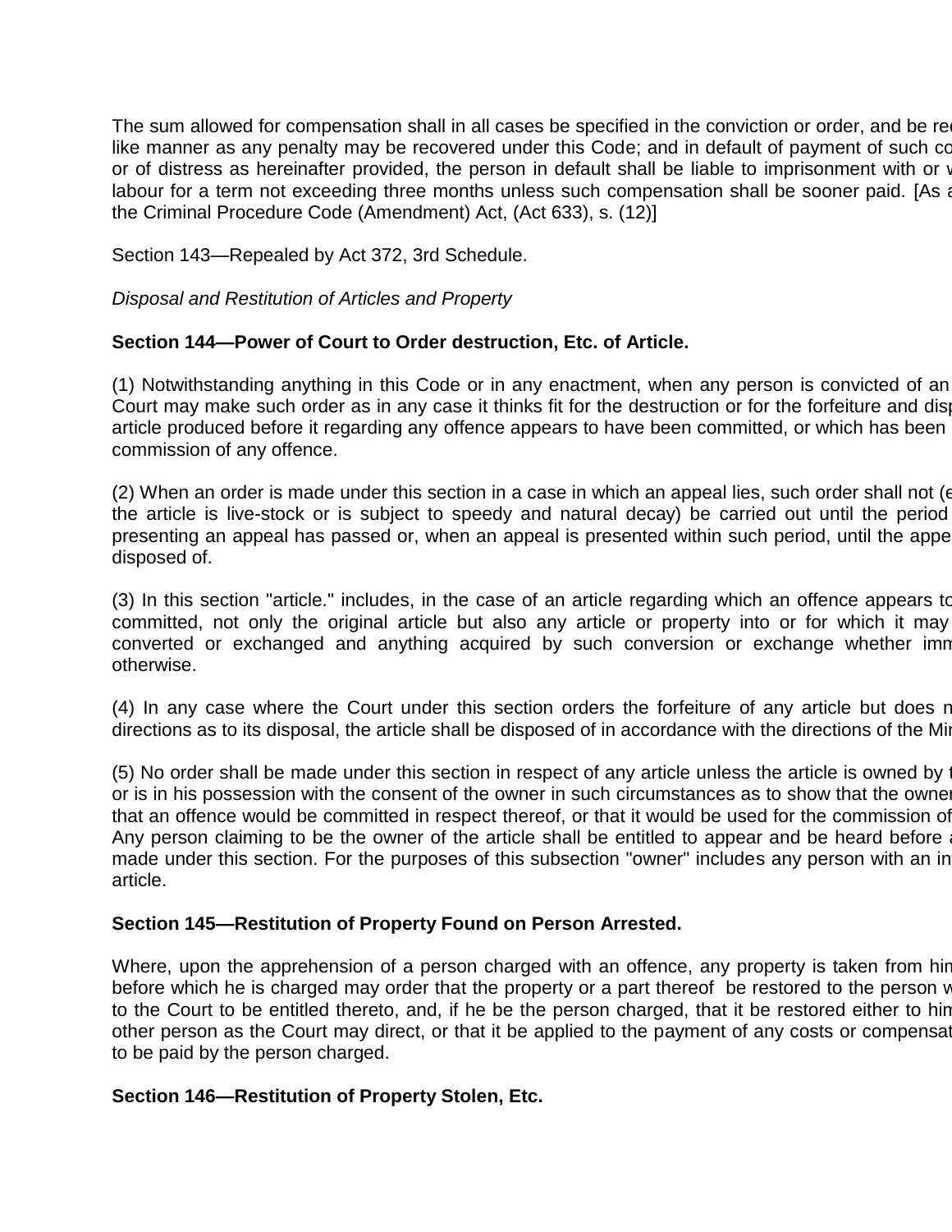The sum allowed for compensation shall in all cases be specified in the conviction or order, and be re like manner as any penalty may be recovered under this Code; and in default of payment of such co or of distress as hereinafter provided, the person in default shall be liable to imprisonment with or labour for a term not exceeding three months unless such compensation shall be sooner paid. [As a the Criminal Procedure Code (Amendment) Act, (Act 633), s. (12)]

Section 143—Repealed by Act 372, 3rd Schedule.

*Disposal and Restitution of Articles and Property*

**Section 144—Power of Court to Order destruction, Etc. of Article.**

(1) Notwithstanding anything in this Code or in any enactment, when any person is convicted of an Court may make such order as in any case it thinks fit for the destruction or for the forfeiture and disp article produced before it regarding any offence appears to have been committed, or which has been commission of any offence.

(2) When an order is made under this section in a case in which an appeal lies, such order shall not (e the article is live-stock or is subject to speedy and natural decay) be carried out until the period presenting an appeal has passed or, when an appeal is presented within such period, until the appe disposed of.

(3) In this section "article." includes, in the case of an article regarding which an offence appears to committed, not only the original article but also any article or property into or for which it may converted or exchanged and anything acquired by such conversion or exchange whether imm otherwise.

(4) In any case where the Court under this section orders the forfeiture of any article but does n directions as to its disposal, the article shall be disposed of in accordance with the directions of the Mi

(5) No order shall be made under this section in respect of any article unless the article is owned by t or is in his possession with the consent of the owner in such circumstances as to show that the owne that an offence would be committed in respect thereof, or that it would be used for the commission of Any person claiming to be the owner of the article shall be entitled to appear and be heard before a made under this section. For the purposes of this subsection "owner" includes any person with an in article.

**Section 145—Restitution of Property Found on Person Arrested.**

Where, upon the apprehension of a person charged with an offence, any property is taken from hi before which he is charged may order that the property or a part thereof be restored to the person w to the Court to be entitled thereto, and, if he be the person charged, that it be restored either to hi other person as the Court may direct, or that it be applied to the payment of any costs or compensat to be paid by the person charged.

**Section 146—Restitution of Property Stolen, Etc.**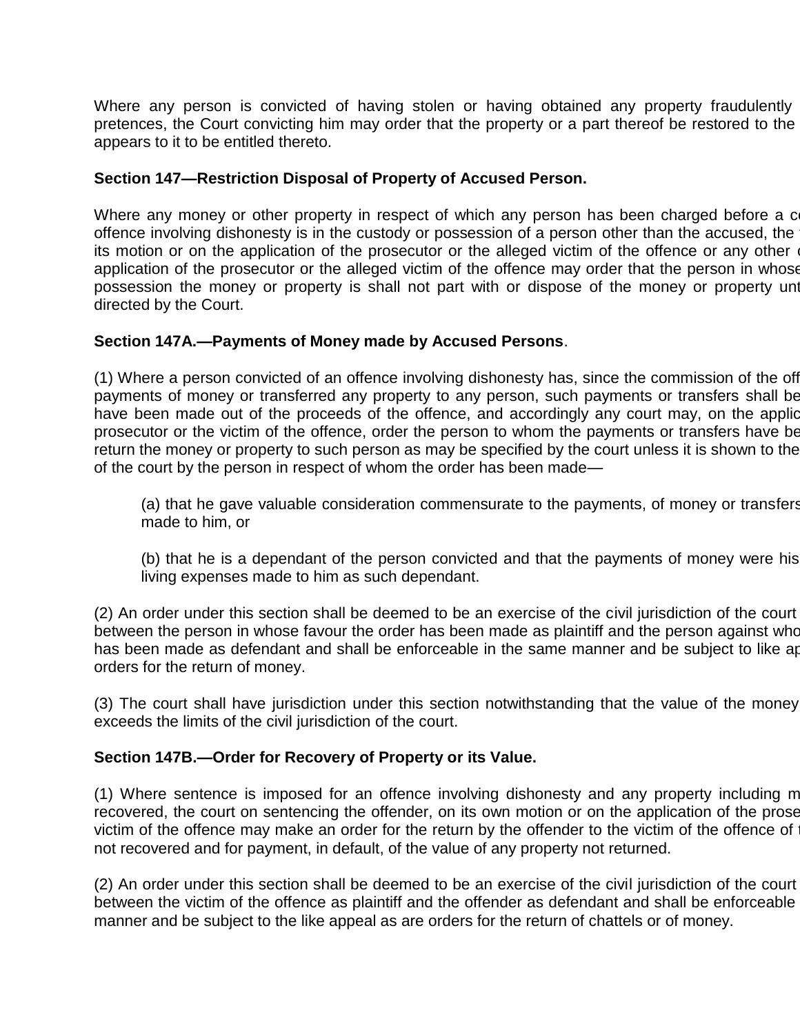Where any person is convicted of having stolen or having obtained any property fraudulently pretences, the Court convicting him may order that the property or a part thereof be restored to the appears to it to be entitled thereto.

**Section 147—Restriction Disposal of Property of Accused Person.**

Where any money or other property in respect of which any person has been charged before a c offence involving dishonesty is in the custody or possession of a person other than the accused, the its motion or on the application of the prosecutor or the alleged victim of the offence or any other application of the prosecutor or the alleged victim of the offence may order that the person in whose possession the money or property is shall not part with or dispose of the money or property unt directed by the Court.

**Section 147A.—Payments of Money made by Accused Persons**.

(1) Where a person convicted of an offence involving dishonesty has, since the commission of the off payments of money or transferred any property to any person, such payments or transfers shall be have been made out of the proceeds of the offence, and accordingly any court may, on the applic prosecutor or the victim of the offence, order the person to whom the payments or transfers have be return the money or property to such person as may be specified by the court unless it is shown to the of the court by the person in respect of whom the order has been made—

> (a) that he gave valuable consideration commensurate to the payments, of money or transfers made to him, or
>
> (b) that he is a dependant of the person convicted and that the payments of money were his living expenses made to him as such dependant.

(2) An order under this section shall be deemed to be an exercise of the civil jurisdiction of the court between the person in whose favour the order has been made as plaintiff and the person against who has been made as defendant and shall be enforceable in the same manner and be subject to like ap orders for the return of money.

(3) The court shall have jurisdiction under this section notwithstanding that the value of the money exceeds the limits of the civil jurisdiction of the court.

**Section 147B.—Order for Recovery of Property or its Value.**

(1) Where sentence is imposed for an offence involving dishonesty and any property including m recovered, the court on sentencing the offender, on its own motion or on the application of the prose victim of the offence may make an order for the return by the offender to the victim of the offence of not recovered and for payment, in default, of the value of any property not returned.

(2) An order under this section shall be deemed to be an exercise of the civil jurisdiction of the court between the victim of the offence as plaintiff and the offender as defendant and shall be enforceable manner and be subject to the like appeal as are orders for the return of chattels or of money.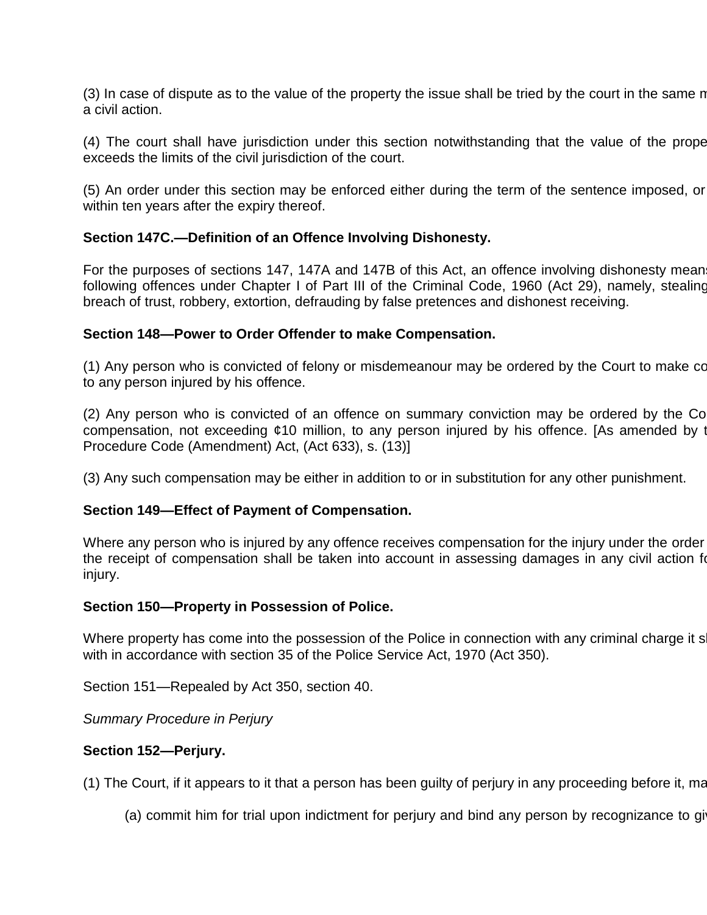(3) In case of dispute as to the value of the property the issue shall be tried by the court in the same m
a civil action.

(4) The court shall have jurisdiction under this section notwithstanding that the value of the prope
exceeds the limits of the civil jurisdiction of the court.

(5) An order under this section may be enforced either during the term of the sentence imposed, or
within ten years after the expiry thereof.

**Section 147C.—Definition of an Offence Involving Dishonesty.**

For the purposes of sections 147, 147A and 147B of this Act, an offence involving dishonesty mean
following offences under Chapter I of Part III of the Criminal Code, 1960 (Act 29), namely, stealing
breach of trust, robbery, extortion, defrauding by false pretences and dishonest receiving.

**Section 148—Power to Order Offender to make Compensation.**

(1) Any person who is convicted of felony or misdemeanour may be ordered by the Court to make co
to any person injured by his offence.

(2) Any person who is convicted of an offence on summary conviction may be ordered by the Co
compensation, not exceeding ¢10 million, to any person injured by his offence. [As amended by t
Procedure Code (Amendment) Act, (Act 633), s. (13)]

(3) Any such compensation may be either in addition to or in substitution for any other punishment.

**Section 149—Effect of Payment of Compensation.**

Where any person who is injured by any offence receives compensation for the injury under the order
the receipt of compensation shall be taken into account in assessing damages in any civil action fo
injury.

**Section 150—Property in Possession of Police.**

Where property has come into the possession of the Police in connection with any criminal charge it s
with in accordance with section 35 of the Police Service Act, 1970 (Act 350).

Section 151—Repealed by Act 350, section 40.

*Summary Procedure in Perjury*

**Section 152—Perjury.**

(1) The Court, if it appears to it that a person has been guilty of perjury in any proceeding before it, ma

(a) commit him for trial upon indictment for perjury and bind any person by recognizance to gi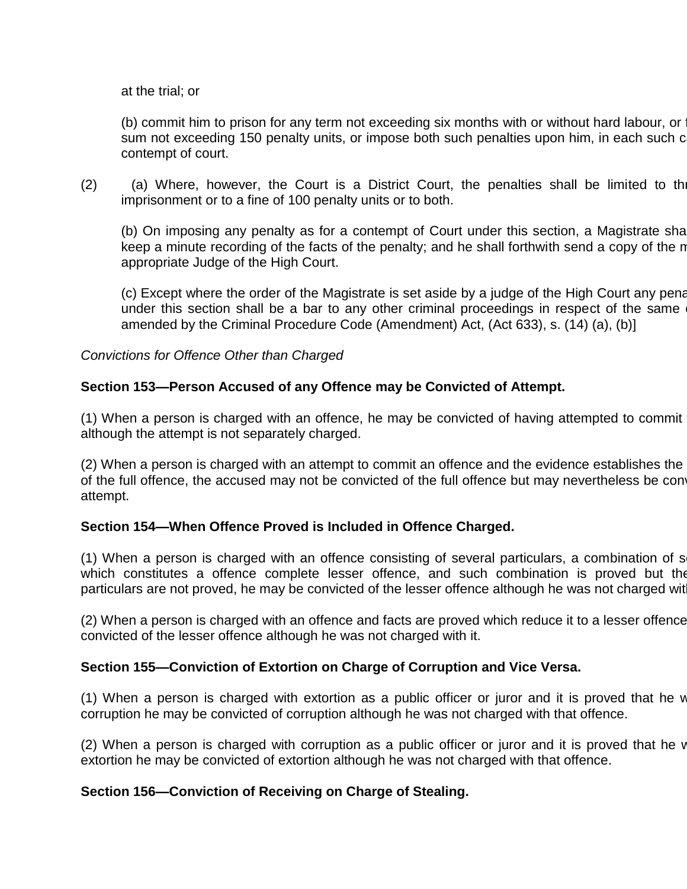at the trial; or

(b) commit him to prison for any term not exceeding six months with or without hard labour, or t sum not exceeding 150 penalty units, or impose both such penalties upon him, in each such c contempt of court.

(2) (a) Where, however, the Court is a District Court, the penalties shall be limited to thr imprisonment or to a fine of 100 penalty units or to both.

(b) On imposing any penalty as for a contempt of Court under this section, a Magistrate sha keep a minute recording of the facts of the penalty; and he shall forthwith send a copy of the m appropriate Judge of the High Court.

(c) Except where the order of the Magistrate is set aside by a judge of the High Court any pena under this section shall be a bar to any other criminal proceedings in respect of the same amended by the Criminal Procedure Code (Amendment) Act, (Act 633), s. (14) (a), (b)]

*Convictions for Offence Other than Charged*

**Section 153—Person Accused of any Offence may be Convicted of Attempt.**

(1) When a person is charged with an offence, he may be convicted of having attempted to commit although the attempt is not separately charged.

(2) When a person is charged with an attempt to commit an offence and the evidence establishes the of the full offence, the accused may not be convicted of the full offence but may nevertheless be conv attempt.

**Section 154—When Offence Proved is Included in Offence Charged.**

(1) When a person is charged with an offence consisting of several particulars, a combination of s which constitutes a offence complete lesser offence, and such combination is proved but the particulars are not proved, he may be convicted of the lesser offence although he was not charged wit

(2) When a person is charged with an offence and facts are proved which reduce it to a lesser offence convicted of the lesser offence although he was not charged with it.

**Section 155—Conviction of Extortion on Charge of Corruption and Vice Versa.**

(1) When a person is charged with extortion as a public officer or juror and it is proved that he w corruption he may be convicted of corruption although he was not charged with that offence.

(2) When a person is charged with corruption as a public officer or juror and it is proved that he w extortion he may be convicted of extortion although he was not charged with that offence.

**Section 156—Conviction of Receiving on Charge of Stealing.**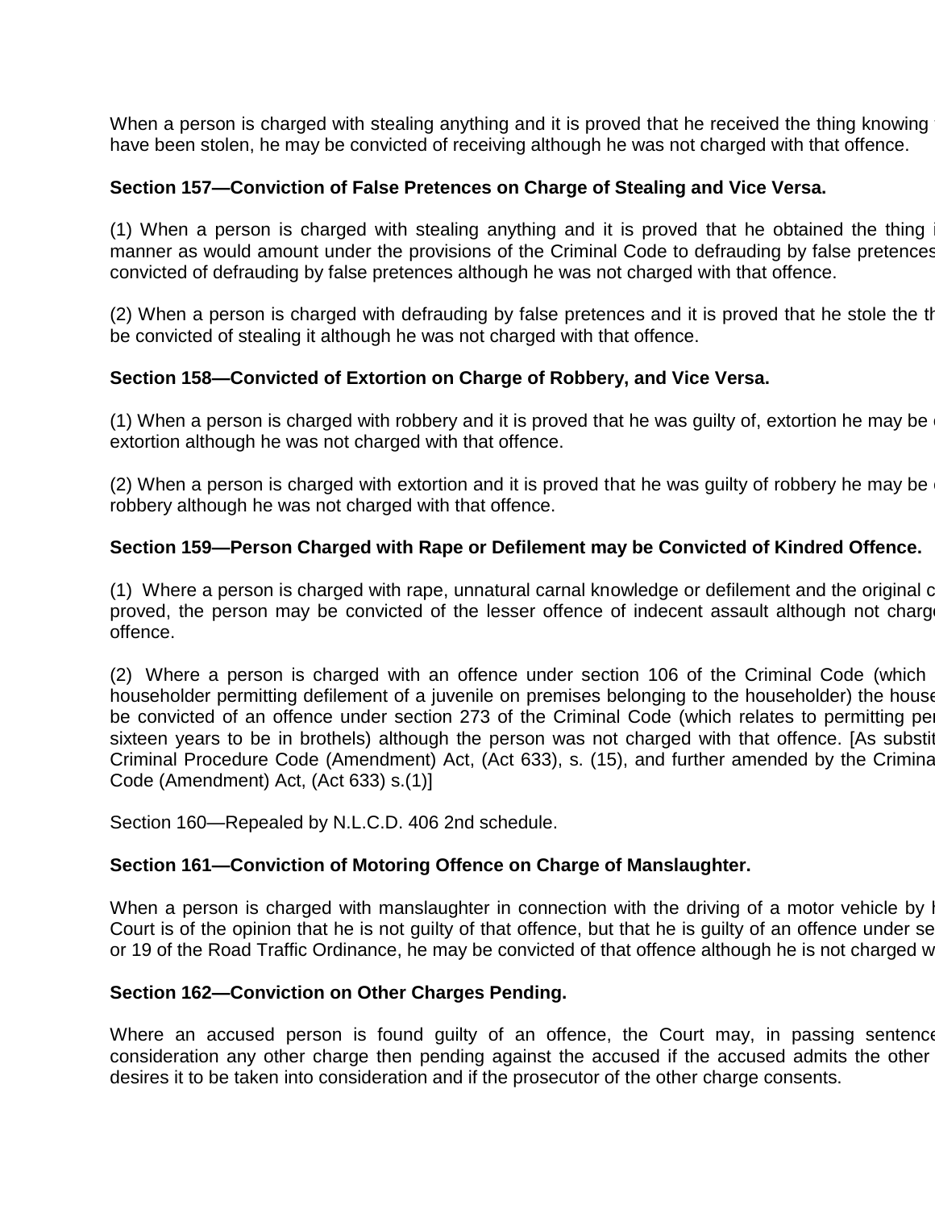When a person is charged with stealing anything and it is proved that he received the thing knowing have been stolen, he may be convicted of receiving although he was not charged with that offence.

**Section 157—Conviction of False Pretences on Charge of Stealing and Vice Versa.**

(1) When a person is charged with stealing anything and it is proved that he obtained the thing manner as would amount under the provisions of the Criminal Code to defrauding by false pretences convicted of defrauding by false pretences although he was not charged with that offence.

(2) When a person is charged with defrauding by false pretences and it is proved that he stole the th be convicted of stealing it although he was not charged with that offence.

**Section 158—Convicted of Extortion on Charge of Robbery, and Vice Versa.**

(1) When a person is charged with robbery and it is proved that he was guilty of, extortion he may be extortion although he was not charged with that offence.

(2) When a person is charged with extortion and it is proved that he was guilty of robbery he may be robbery although he was not charged with that offence.

**Section 159—Person Charged with Rape or Defilement may be Convicted of Kindred Offence.**

(1) Where a person is charged with rape, unnatural carnal knowledge or defilement and the original c proved, the person may be convicted of the lesser offence of indecent assault although not charge offence.

(2) Where a person is charged with an offence under section 106 of the Criminal Code (which householder permitting defilement of a juvenile on premises belonging to the householder) the house be convicted of an offence under section 273 of the Criminal Code (which relates to permitting per sixteen years to be in brothels) although the person was not charged with that offence. [As substit Criminal Procedure Code (Amendment) Act, (Act 633), s. (15), and further amended by the Crimina Code (Amendment) Act, (Act 633) s.(1)]

Section 160—Repealed by N.L.C.D. 406 2nd schedule.

**Section 161—Conviction of Motoring Offence on Charge of Manslaughter.**

When a person is charged with manslaughter in connection with the driving of a motor vehicle by Court is of the opinion that he is not guilty of that offence, but that he is guilty of an offence under se or 19 of the Road Traffic Ordinance, he may be convicted of that offence although he is not charged w

**Section 162—Conviction on Other Charges Pending.**

Where an accused person is found guilty of an offence, the Court may, in passing sentence consideration any other charge then pending against the accused if the accused admits the other desires it to be taken into consideration and if the prosecutor of the other charge consents.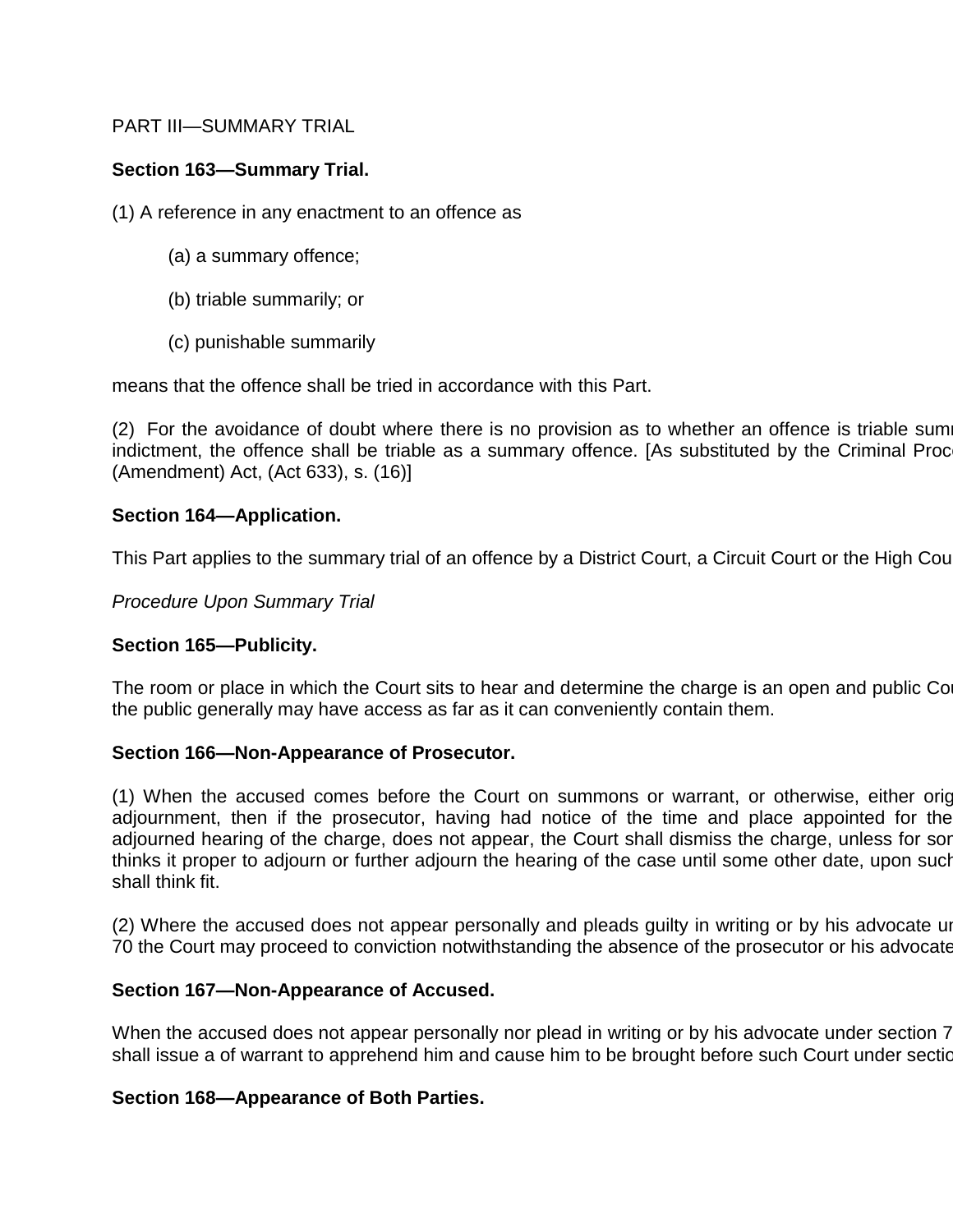PART III—SUMMARY TRIAL

**Section 163—Summary Trial.**

(1) A reference in any enactment to an offence as

(a) a summary offence;

(b) triable summarily; or

(c) punishable summarily

means that the offence shall be tried in accordance with this Part.

(2) For the avoidance of doubt where there is no provision as to whether an offence is triable summ indictment, the offence shall be triable as a summary offence. [As substituted by the Criminal Proc (Amendment) Act, (Act 633), s. (16)]

**Section 164—Application.**

This Part applies to the summary trial of an offence by a District Court, a Circuit Court or the High Cou

*Procedure Upon Summary Trial*

**Section 165—Publicity.**

The room or place in which the Court sits to hear and determine the charge is an open and public Cou the public generally may have access as far as it can conveniently contain them.

**Section 166—Non-Appearance of Prosecutor.**

(1) When the accused comes before the Court on summons or warrant, or otherwise, either orig adjournment, then if the prosecutor, having had notice of the time and place appointed for the adjourned hearing of the charge, does not appear, the Court shall dismiss the charge, unless for son thinks it proper to adjourn or further adjourn the hearing of the case until some other date, upon such shall think fit.

(2) Where the accused does not appear personally and pleads guilty in writing or by his advocate un 70 the Court may proceed to conviction notwithstanding the absence of the prosecutor or his advocate

**Section 167—Non-Appearance of Accused.**

When the accused does not appear personally nor plead in writing or by his advocate under section 7 shall issue a of warrant to apprehend him and cause him to be brought before such Court under sectio

**Section 168—Appearance of Both Parties.**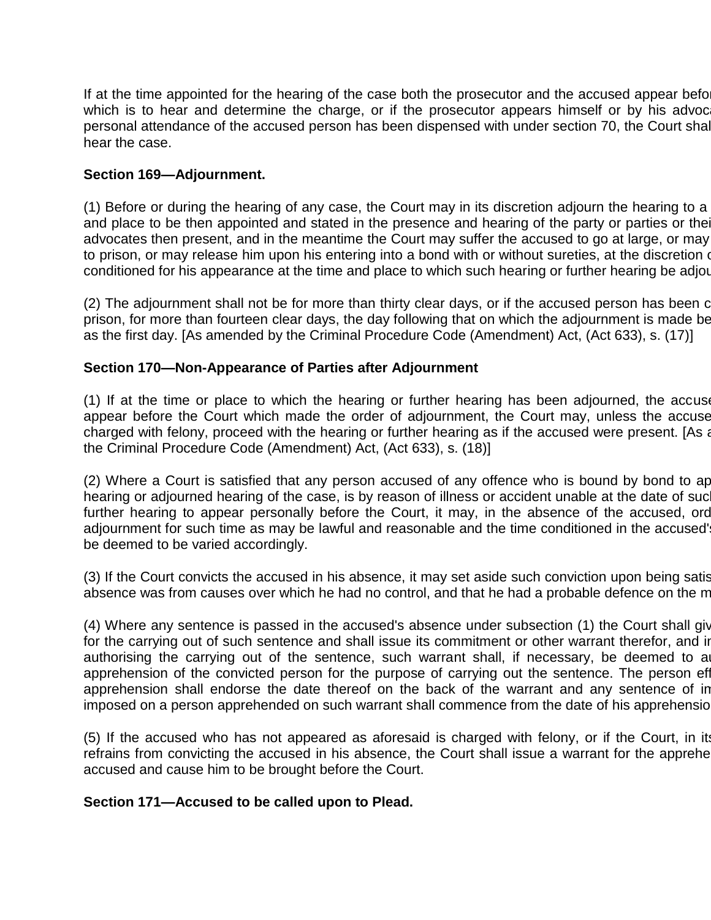If at the time appointed for the hearing of the case both the prosecutor and the accused appear befor which is to hear and determine the charge, or if the prosecutor appears himself or by his advoca personal attendance of the accused person has been dispensed with under section 70, the Court shal hear the case.

**Section 169—Adjournment.**

(1) Before or during the hearing of any case, the Court may in its discretion adjourn the hearing to a and place to be then appointed and stated in the presence and hearing of the party or parties or thei advocates then present, and in the meantime the Court may suffer the accused to go at large, or may to prison, or may release him upon his entering into a bond with or without sureties, at the discretion c conditioned for his appearance at the time and place to which such hearing or further hearing be adjou

(2) The adjournment shall not be for more than thirty clear days, or if the accused person has been c prison, for more than fourteen clear days, the day following that on which the adjournment is made be as the first day. [As amended by the Criminal Procedure Code (Amendment) Act, (Act 633), s. (17)]

**Section 170—Non-Appearance of Parties after Adjournment**

(1) If at the time or place to which the hearing or further hearing has been adjourned, the accuse appear before the Court which made the order of adjournment, the Court may, unless the accuse charged with felony, proceed with the hearing or further hearing as if the accused were present. [As a the Criminal Procedure Code (Amendment) Act, (Act 633), s. (18)]

(2) Where a Court is satisfied that any person accused of any offence who is bound by bond to ap hearing or adjourned hearing of the case, is by reason of illness or accident unable at the date of such further hearing to appear personally before the Court, it may, in the absence of the accused, ord adjournment for such time as may be lawful and reasonable and the time conditioned in the accused's be deemed to be varied accordingly.

(3) If the Court convicts the accused in his absence, it may set aside such conviction upon being satis absence was from causes over which he had no control, and that he had a probable defence on the m

(4) Where any sentence is passed in the accused's absence under subsection (1) the Court shall giv for the carrying out of such sentence and shall issue its commitment or other warrant therefor, and ir authorising the carrying out of the sentence, such warrant shall, if necessary, be deemed to au apprehension of the convicted person for the purpose of carrying out the sentence. The person eff apprehension shall endorse the date thereof on the back of the warrant and any sentence of im imposed on a person apprehended on such warrant shall commence from the date of his apprehensio

(5) If the accused who has not appeared as aforesaid is charged with felony, or if the Court, in its refrains from convicting the accused in his absence, the Court shall issue a warrant for the apprehe accused and cause him to be brought before the Court.

**Section 171—Accused to be called upon to Plead.**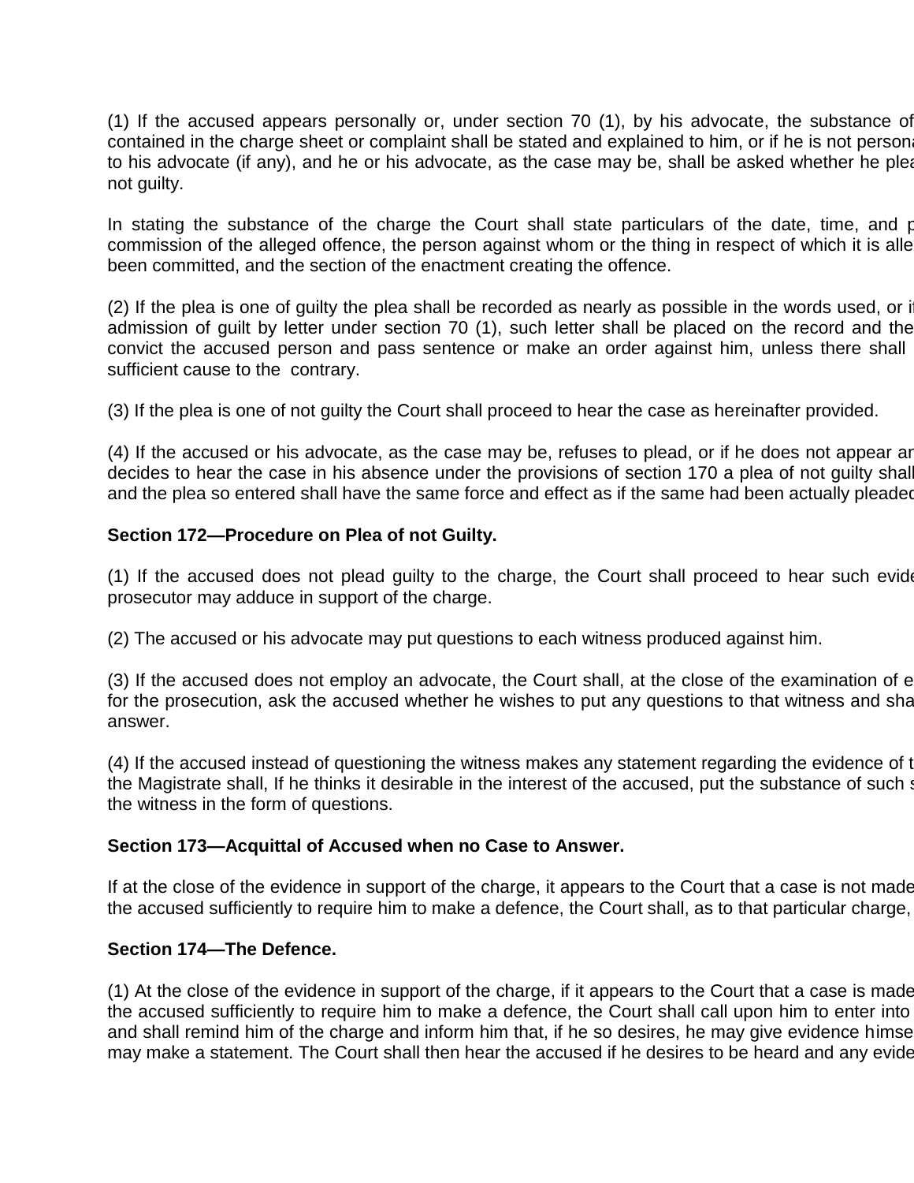(1) If the accused appears personally or, under section 70 (1), by his advocate, the substance of contained in the charge sheet or complaint shall be stated and explained to him, or if he is not persona to his advocate (if any), and he or his advocate, as the case may be, shall be asked whether he plea not guilty.

In stating the substance of the charge the Court shall state particulars of the date, time, and p commission of the alleged offence, the person against whom or the thing in respect of which it is alle been committed, and the section of the enactment creating the offence.

(2) If the plea is one of guilty the plea shall be recorded as nearly as possible in the words used, or i admission of guilt by letter under section 70 (1), such letter shall be placed on the record and the convict the accused person and pass sentence or make an order against him, unless there shall sufficient cause to the contrary.

(3) If the plea is one of not guilty the Court shall proceed to hear the case as hereinafter provided.

(4) If the accused or his advocate, as the case may be, refuses to plead, or if he does not appear ar decides to hear the case in his absence under the provisions of section 170 a plea of not guilty shall and the plea so entered shall have the same force and effect as if the same had been actually pleaded

**Section 172—Procedure on Plea of not Guilty.**

(1) If the accused does not plead guilty to the charge, the Court shall proceed to hear such evide prosecutor may adduce in support of the charge.

(2) The accused or his advocate may put questions to each witness produced against him.

(3) If the accused does not employ an advocate, the Court shall, at the close of the examination of e for the prosecution, ask the accused whether he wishes to put any questions to that witness and sha answer.

(4) If the accused instead of questioning the witness makes any statement regarding the evidence of t the Magistrate shall, If he thinks it desirable in the interest of the accused, put the substance of such s the witness in the form of questions.

**Section 173—Acquittal of Accused when no Case to Answer.**

If at the close of the evidence in support of the charge, it appears to the Court that a case is not made the accused sufficiently to require him to make a defence, the Court shall, as to that particular charge,

**Section 174—The Defence.**

(1) At the close of the evidence in support of the charge, if it appears to the Court that a case is made the accused sufficiently to require him to make a defence, the Court shall call upon him to enter into and shall remind him of the charge and inform him that, if he so desires, he may give evidence himse may make a statement. The Court shall then hear the accused if he desires to be heard and any evide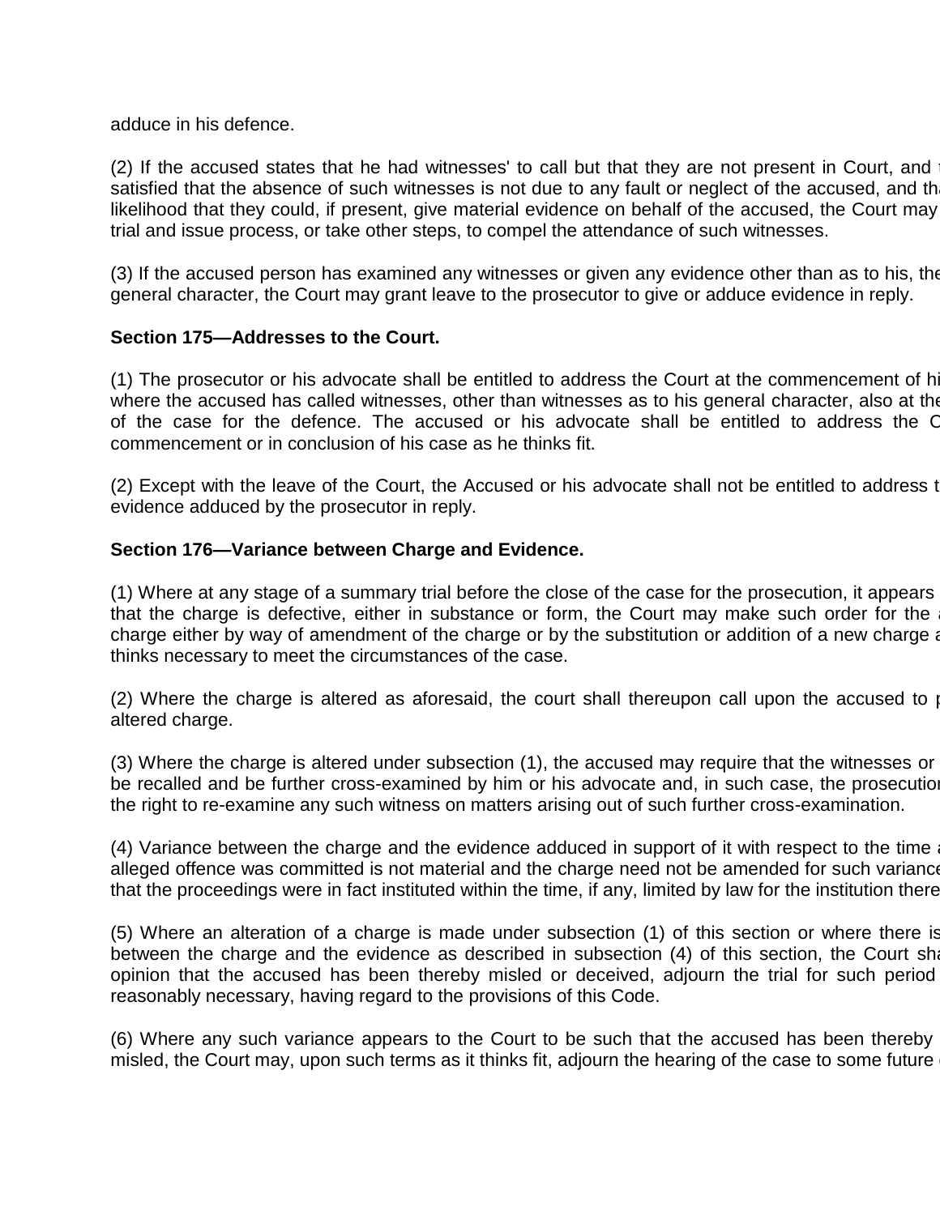adduce in his defence.

(2) If the accused states that he had witnesses' to call but that they are not present in Court, and t satisfied that the absence of such witnesses is not due to any fault or neglect of the accused, and tha likelihood that they could, if present, give material evidence on behalf of the accused, the Court may trial and issue process, or take other steps, to compel the attendance of such witnesses.

(3) If the accused person has examined any witnesses or given any evidence other than as to his, the general character, the Court may grant leave to the prosecutor to give or adduce evidence in reply.

**Section 175—Addresses to the Court.**

(1) The prosecutor or his advocate shall be entitled to address the Court at the commencement of hi where the accused has called witnesses, other than witnesses as to his general character, also at the of the case for the defence. The accused or his advocate shall be entitled to address the C commencement or in conclusion of his case as he thinks fit.

(2) Except with the leave of the Court, the Accused or his advocate shall not be entitled to address t evidence adduced by the prosecutor in reply.

**Section 176—Variance between Charge and Evidence.**

(1) Where at any stage of a summary trial before the close of the case for the prosecution, it appears that the charge is defective, either in substance or form, the Court may make such order for the a charge either by way of amendment of the charge or by the substitution or addition of a new charge a thinks necessary to meet the circumstances of the case.

(2) Where the charge is altered as aforesaid, the court shall thereupon call upon the accused to p altered charge.

(3) Where the charge is altered under subsection (1), the accused may require that the witnesses or be recalled and be further cross-examined by him or his advocate and, in such case, the prosecution the right to re-examine any such witness on matters arising out of such further cross-examination.

(4) Variance between the charge and the evidence adduced in support of it with respect to the time a alleged offence was committed is not material and the charge need not be amended for such variance that the proceedings were in fact instituted within the time, if any, limited by law for the institution there

(5) Where an alteration of a charge is made under subsection (1) of this section or where there is between the charge and the evidence as described in subsection (4) of this section, the Court sha opinion that the accused has been thereby misled or deceived, adjourn the trial for such period reasonably necessary, having regard to the provisions of this Code.

(6) Where any such variance appears to the Court to be such that the accused has been thereby misled, the Court may, upon such terms as it thinks fit, adjourn the hearing of the case to some future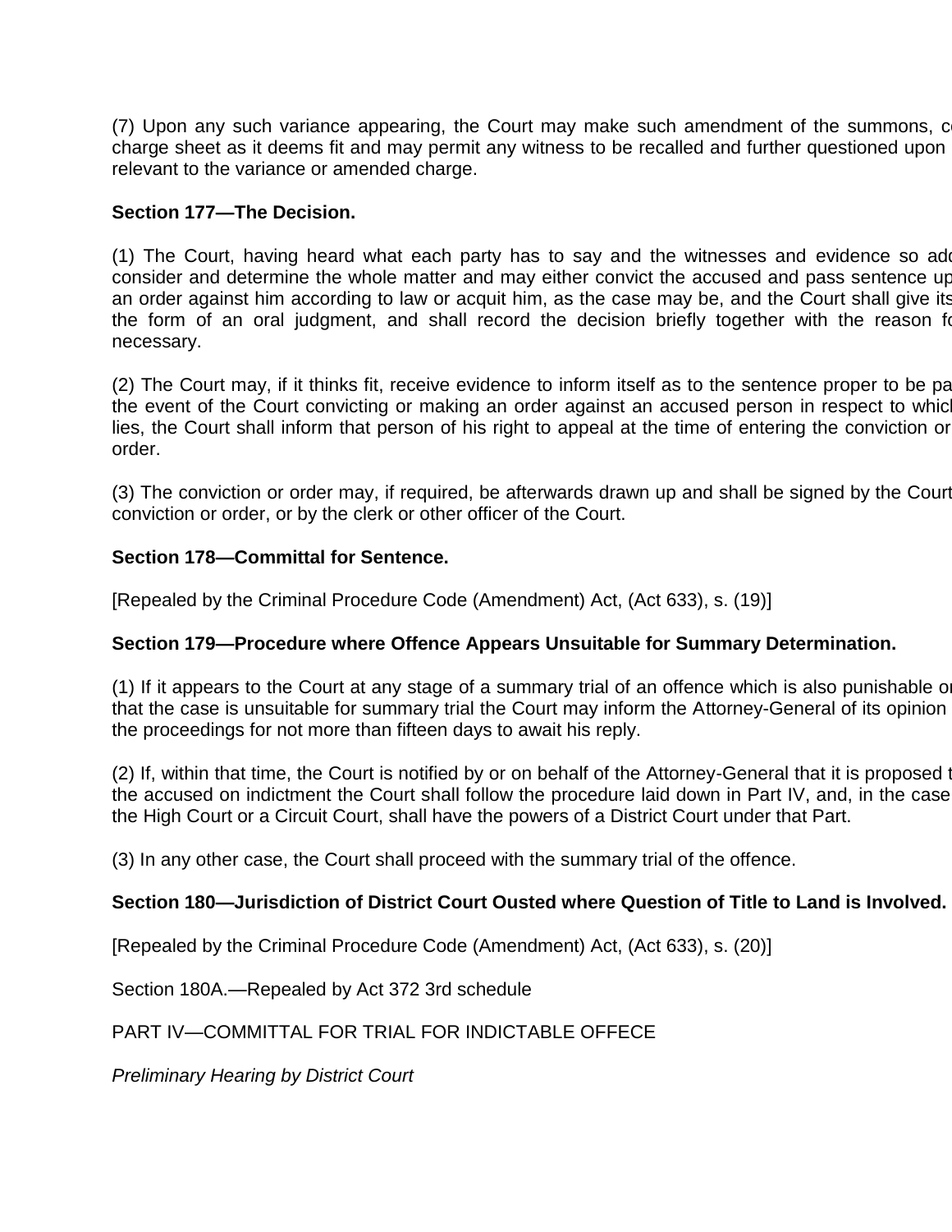(7) Upon any such variance appearing, the Court may make such amendment of the summons, c charge sheet as it deems fit and may permit any witness to be recalled and further questioned upon relevant to the variance or amended charge.

**Section 177—The Decision.**

(1) The Court, having heard what each party has to say and the witnesses and evidence so add consider and determine the whole matter and may either convict the accused and pass sentence up an order against him according to law or acquit him, as the case may be, and the Court shall give its the form of an oral judgment, and shall record the decision briefly together with the reason fo necessary.

(2) The Court may, if it thinks fit, receive evidence to inform itself as to the sentence proper to be pa the event of the Court convicting or making an order against an accused person in respect to which lies, the Court shall inform that person of his right to appeal at the time of entering the conviction or order.

(3) The conviction or order may, if required, be afterwards drawn up and shall be signed by the Court conviction or order, or by the clerk or other officer of the Court.

**Section 178—Committal for Sentence.**

[Repealed by the Criminal Procedure Code (Amendment) Act, (Act 633), s. (19)]

**Section 179—Procedure where Offence Appears Unsuitable for Summary Determination.**

(1) If it appears to the Court at any stage of a summary trial of an offence which is also punishable o that the case is unsuitable for summary trial the Court may inform the Attorney-General of its opinion the proceedings for not more than fifteen days to await his reply.

(2) If, within that time, the Court is notified by or on behalf of the Attorney-General that it is proposed t the accused on indictment the Court shall follow the procedure laid down in Part IV, and, in the case the High Court or a Circuit Court, shall have the powers of a District Court under that Part.

(3) In any other case, the Court shall proceed with the summary trial of the offence.

**Section 180—Jurisdiction of District Court Ousted where Question of Title to Land is Involved.**

[Repealed by the Criminal Procedure Code (Amendment) Act, (Act 633), s. (20)]

Section 180A.—Repealed by Act 372 3rd schedule

PART IV—COMMITTAL FOR TRIAL FOR INDICTABLE OFFECE

*Preliminary Hearing by District Court*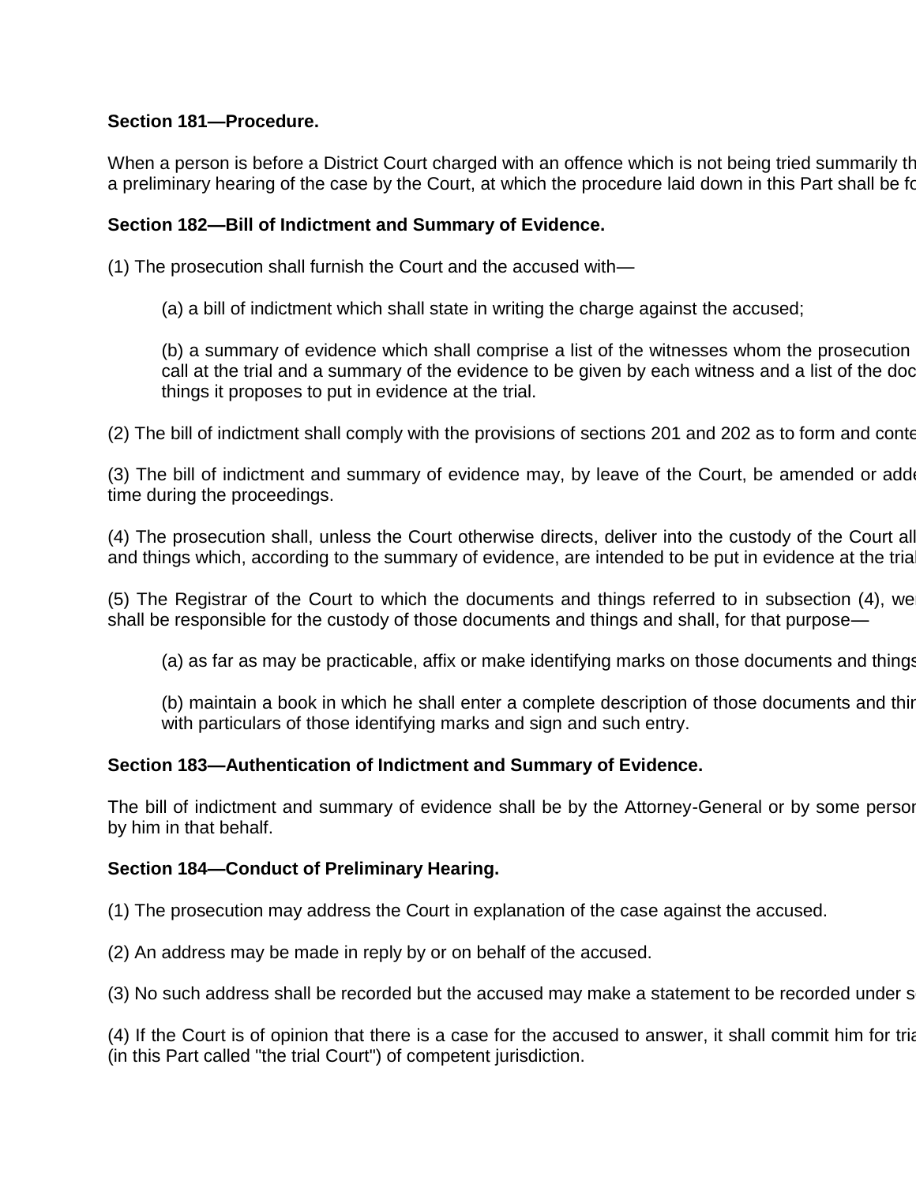**Section 181—Procedure.**

When a person is before a District Court charged with an offence which is not being tried summarily th a preliminary hearing of the case by the Court, at which the procedure laid down in this Part shall be fo

**Section 182—Bill of Indictment and Summary of Evidence.**

(1) The prosecution shall furnish the Court and the accused with—

(a) a bill of indictment which shall state in writing the charge against the accused;

(b) a summary of evidence which shall comprise a list of the witnesses whom the prosecution call at the trial and a summary of the evidence to be given by each witness and a list of the doc things it proposes to put in evidence at the trial.

(2) The bill of indictment shall comply with the provisions of sections 201 and 202 as to form and conte

(3) The bill of indictment and summary of evidence may, by leave of the Court, be amended or adde time during the proceedings.

(4) The prosecution shall, unless the Court otherwise directs, deliver into the custody of the Court all and things which, according to the summary of evidence, are intended to be put in evidence at the trial

(5) The Registrar of the Court to which the documents and things referred to in subsection (4), we shall be responsible for the custody of those documents and things and shall, for that purpose—

(a) as far as may be practicable, affix or make identifying marks on those documents and things

(b) maintain a book in which he shall enter a complete description of those documents and thin with particulars of those identifying marks and sign and such entry.

**Section 183—Authentication of Indictment and Summary of Evidence.**

The bill of indictment and summary of evidence shall be by the Attorney-General or by some person by him in that behalf.

**Section 184—Conduct of Preliminary Hearing.**

(1) The prosecution may address the Court in explanation of the case against the accused.

(2) An address may be made in reply by or on behalf of the accused.

(3) No such address shall be recorded but the accused may make a statement to be recorded under s

(4) If the Court is of opinion that there is a case for the accused to answer, it shall commit him for tria (in this Part called "the trial Court") of competent jurisdiction.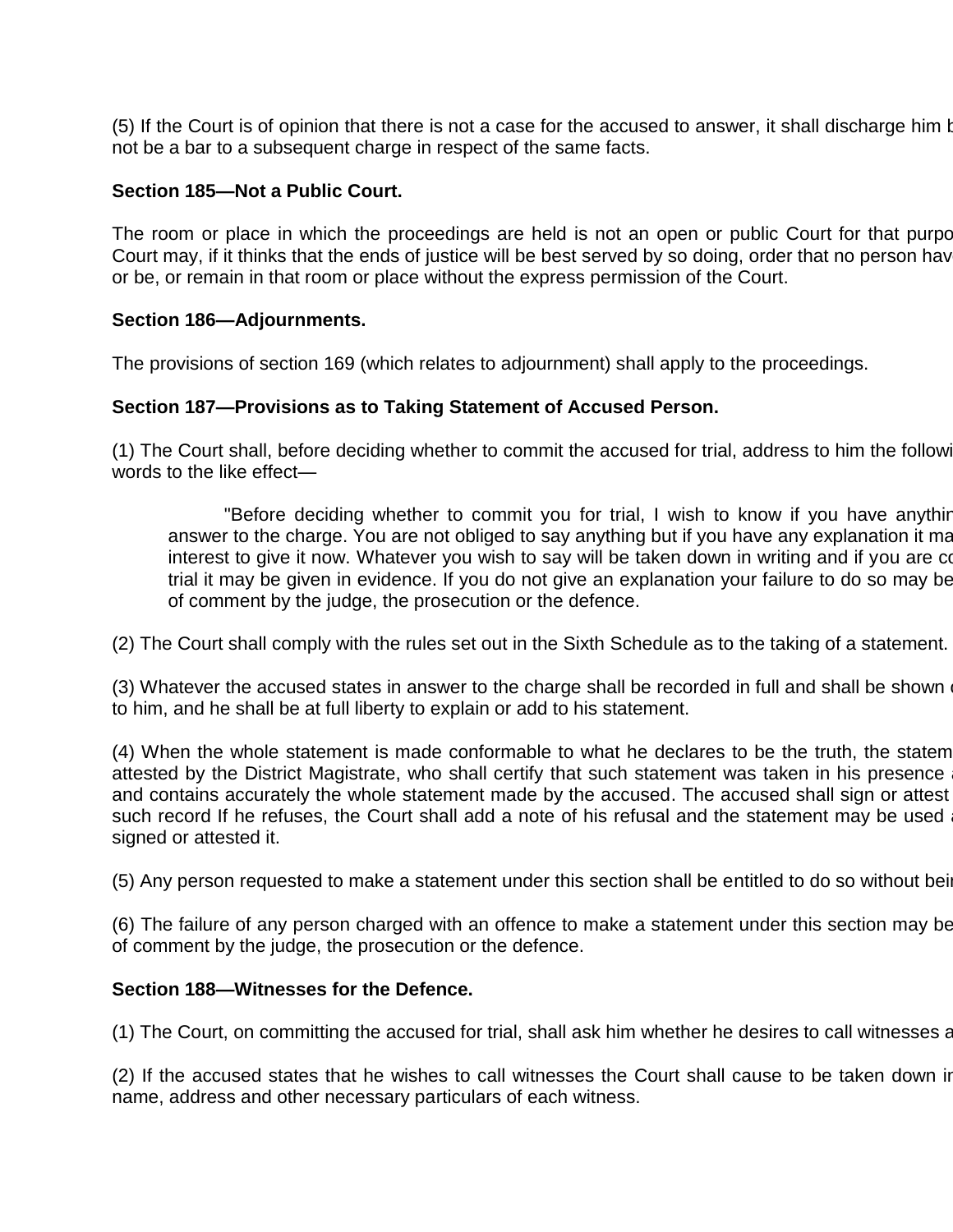(5) If the Court is of opinion that there is not a case for the accused to answer, it shall discharge him b
not be a bar to a subsequent charge in respect of the same facts.

**Section 185—Not a Public Court.**

The room or place in which the proceedings are held is not an open or public Court for that purpo
Court may, if it thinks that the ends of justice will be best served by so doing, order that no person hav
or be, or remain in that room or place without the express permission of the Court.

**Section 186—Adjournments.**

The provisions of section 169 (which relates to adjournment) shall apply to the proceedings.

**Section 187—Provisions as to Taking Statement of Accused Person.**

(1) The Court shall, before deciding whether to commit the accused for trial, address to him the followi
words to the like effect—

> "Before deciding whether to commit you for trial, I wish to know if you have anythin
> answer to the charge. You are not obliged to say anything but if you have any explanation it ma
> interest to give it now. Whatever you wish to say will be taken down in writing and if you are co
> trial it may be given in evidence. If you do not give an explanation your failure to do so may be
> of comment by the judge, the prosecution or the defence.

(2) The Court shall comply with the rules set out in the Sixth Schedule as to the taking of a statement.

(3) Whatever the accused states in answer to the charge shall be recorded in full and shall be shown o
to him, and he shall be at full liberty to explain or add to his statement.

(4) When the whole statement is made conformable to what he declares to be the truth, the statem
attested by the District Magistrate, who shall certify that such statement was taken in his presence a
and contains accurately the whole statement made by the accused. The accused shall sign or attest
such record If he refuses, the Court shall add a note of his refusal and the statement may be used a
signed or attested it.

(5) Any person requested to make a statement under this section shall be entitled to do so without bein

(6) The failure of any person charged with an offence to make a statement under this section may be
of comment by the judge, the prosecution or the defence.

**Section 188—Witnesses for the Defence.**

(1) The Court, on committing the accused for trial, shall ask him whether he desires to call witnesses a

(2) If the accused states that he wishes to call witnesses the Court shall cause to be taken down in
name, address and other necessary particulars of each witness.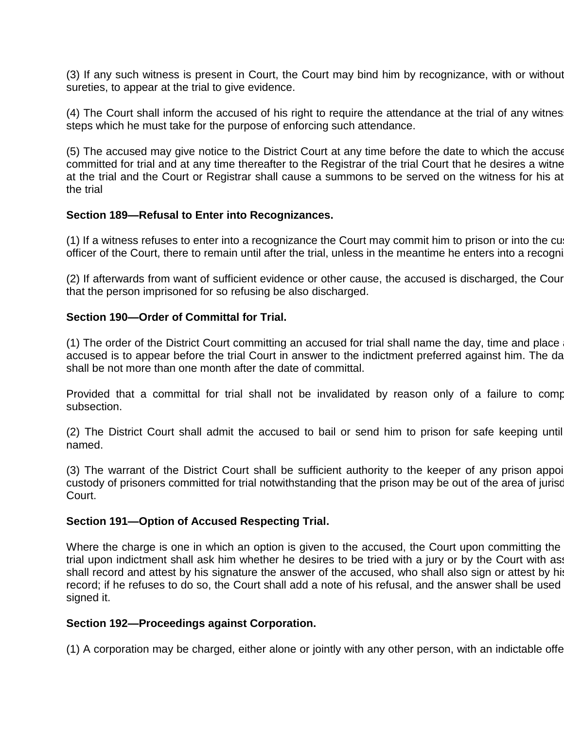(3) If any such witness is present in Court, the Court may bind him by recognizance, with or without sureties, to appear at the trial to give evidence.

(4) The Court shall inform the accused of his right to require the attendance at the trial of any witness steps which he must take for the purpose of enforcing such attendance.

(5) The accused may give notice to the District Court at any time before the date to which the accuse committed for trial and at any time thereafter to the Registrar of the trial Court that he desires a witne at the trial and the Court or Registrar shall cause a summons to be served on the witness for his at the trial

**Section 189—Refusal to Enter into Recognizances.**

(1) If a witness refuses to enter into a recognizance the Court may commit him to prison or into the cus officer of the Court, there to remain until after the trial, unless in the meantime he enters into a recogni

(2) If afterwards from want of sufficient evidence or other cause, the accused is discharged, the Cour that the person imprisoned for so refusing be also discharged.

**Section 190—Order of Committal for Trial.**

(1) The order of the District Court committing an accused for trial shall name the day, time and place a accused is to appear before the trial Court in answer to the indictment preferred against him. The da shall be not more than one month after the date of committal.

Provided that a committal for trial shall not be invalidated by reason only of a failure to comp subsection.

(2) The District Court shall admit the accused to bail or send him to prison for safe keeping until named.

(3) The warrant of the District Court shall be sufficient authority to the keeper of any prison appoi custody of prisoners committed for trial notwithstanding that the prison may be out of the area of jurisd Court.

**Section 191—Option of Accused Respecting Trial.**

Where the charge is one in which an option is given to the accused, the Court upon committing the trial upon indictment shall ask him whether he desires to be tried with a jury or by the Court with ass shall record and attest by his signature the answer of the accused, who shall also sign or attest by his record; if he refuses to do so, the Court shall add a note of his refusal, and the answer shall be used signed it.

**Section 192—Proceedings against Corporation.**

(1) A corporation may be charged, either alone or jointly with any other person, with an indictable offe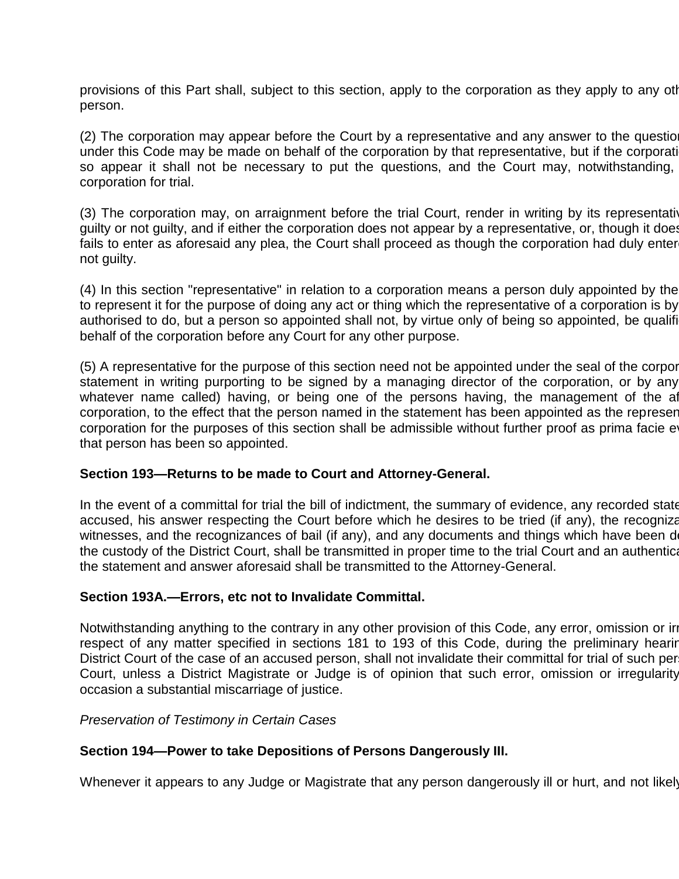provisions of this Part shall, subject to this section, apply to the corporation as they apply to any oth person.

(2) The corporation may appear before the Court by a representative and any answer to the questio under this Code may be made on behalf of the corporation by that representative, but if the corporati so appear it shall not be necessary to put the questions, and the Court may, notwithstanding, corporation for trial.

(3) The corporation may, on arraignment before the trial Court, render in writing by its representativ guilty or not guilty, and if either the corporation does not appear by a representative, or, though it does fails to enter as aforesaid any plea, the Court shall proceed as though the corporation had duly entere not guilty.

(4) In this section "representative" in relation to a corporation means a person duly appointed by the to represent it for the purpose of doing any act or thing which the representative of a corporation is by authorised to do, but a person so appointed shall not, by virtue only of being so appointed, be qualifi behalf of the corporation before any Court for any other purpose.

(5) A representative for the purpose of this section need not be appointed under the seal of the corpor statement in writing purporting to be signed by a managing director of the corporation, or by any whatever name called) having, or being one of the persons having, the management of the af corporation, to the effect that the person named in the statement has been appointed as the represen corporation for the purposes of this section shall be admissible without further proof as prima facie ev that person has been so appointed.

**Section 193—Returns to be made to Court and Attorney-General.**

In the event of a committal for trial the bill of indictment, the summary of evidence, any recorded state accused, his answer respecting the Court before which he desires to be tried (if any), the recogniza witnesses, and the recognizances of bail (if any), and any documents and things which have been de the custody of the District Court, shall be transmitted in proper time to the trial Court and an authentica the statement and answer aforesaid shall be transmitted to the Attorney-General.

**Section 193A.—Errors, etc not to Invalidate Committal.**

Notwithstanding anything to the contrary in any other provision of this Code, any error, omission or irr respect of any matter specified in sections 181 to 193 of this Code, during the preliminary hearin District Court of the case of an accused person, shall not invalidate their committal for trial of such pers Court, unless a District Magistrate or Judge is of opinion that such error, omission or irregularity occasion a substantial miscarriage of justice.

*Preservation of Testimony in Certain Cases*

**Section 194—Power to take Depositions of Persons Dangerously Ill.**

Whenever it appears to any Judge or Magistrate that any person dangerously ill or hurt, and not likely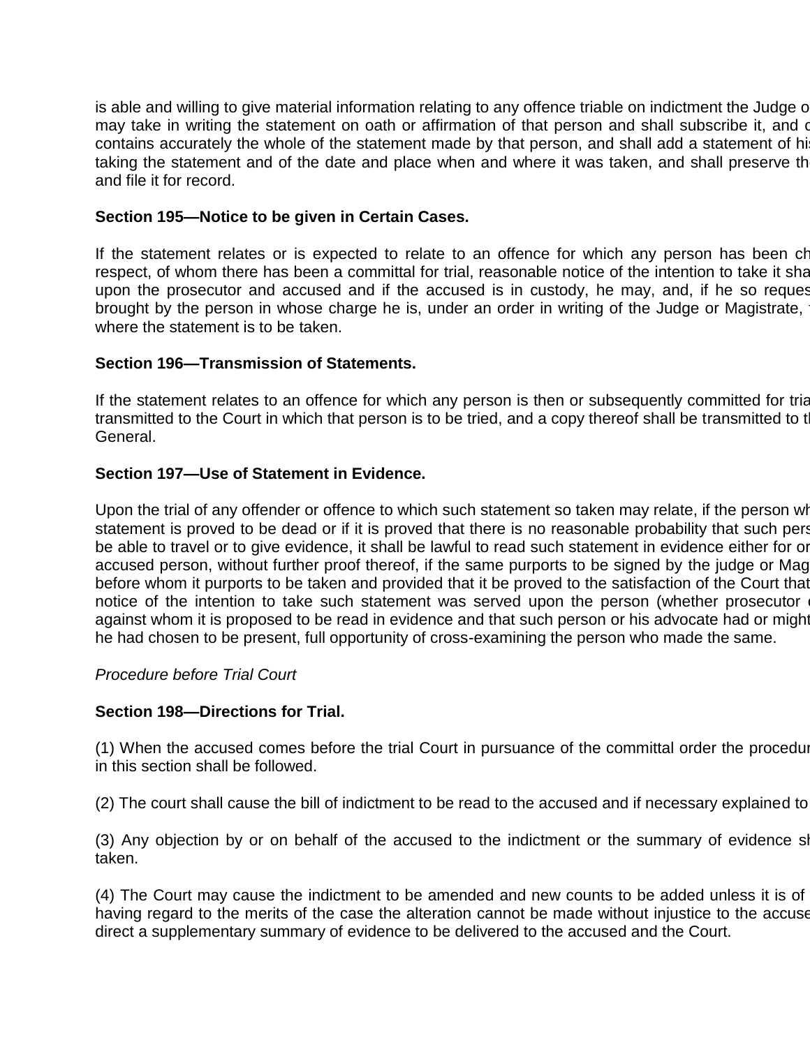is able and willing to give material information relating to any offence triable on indictment the Judge o may take in writing the statement on oath or affirmation of that person and shall subscribe it, and c contains accurately the whole of the statement made by that person, and shall add a statement of his taking the statement and of the date and place when and where it was taken, and shall preserve th and file it for record.

**Section 195—Notice to be given in Certain Cases.**

If the statement relates or is expected to relate to an offence for which any person has been ch respect, of whom there has been a committal for trial, reasonable notice of the intention to take it sha upon the prosecutor and accused and if the accused is in custody, he may, and, if he so reques brought by the person in whose charge he is, under an order in writing of the Judge or Magistrate, where the statement is to be taken.

**Section 196—Transmission of Statements.**

If the statement relates to an offence for which any person is then or subsequently committed for tria transmitted to the Court in which that person is to be tried, and a copy thereof shall be transmitted to t General.

**Section 197—Use of Statement in Evidence.**

Upon the trial of any offender or offence to which such statement so taken may relate, if the person wh statement is proved to be dead or if it is proved that there is no reasonable probability that such pers be able to travel or to give evidence, it shall be lawful to read such statement in evidence either for or accused person, without further proof thereof, if the same purports to be signed by the judge or Mag before whom it purports to be taken and provided that it be proved to the satisfaction of the Court that notice of the intention to take such statement was served upon the person (whether prosecutor against whom it is proposed to be read in evidence and that such person or his advocate had or might he had chosen to be present, full opportunity of cross-examining the person who made the same.

*Procedure before Trial Court*

**Section 198—Directions for Trial.**

(1) When the accused comes before the trial Court in pursuance of the committal order the procedur in this section shall be followed.

(2) The court shall cause the bill of indictment to be read to the accused and if necessary explained to

(3) Any objection by or on behalf of the accused to the indictment or the summary of evidence sh taken.

(4) The Court may cause the indictment to be amended and new counts to be added unless it is of having regard to the merits of the case the alteration cannot be made without injustice to the accuse direct a supplementary summary of evidence to be delivered to the accused and the Court.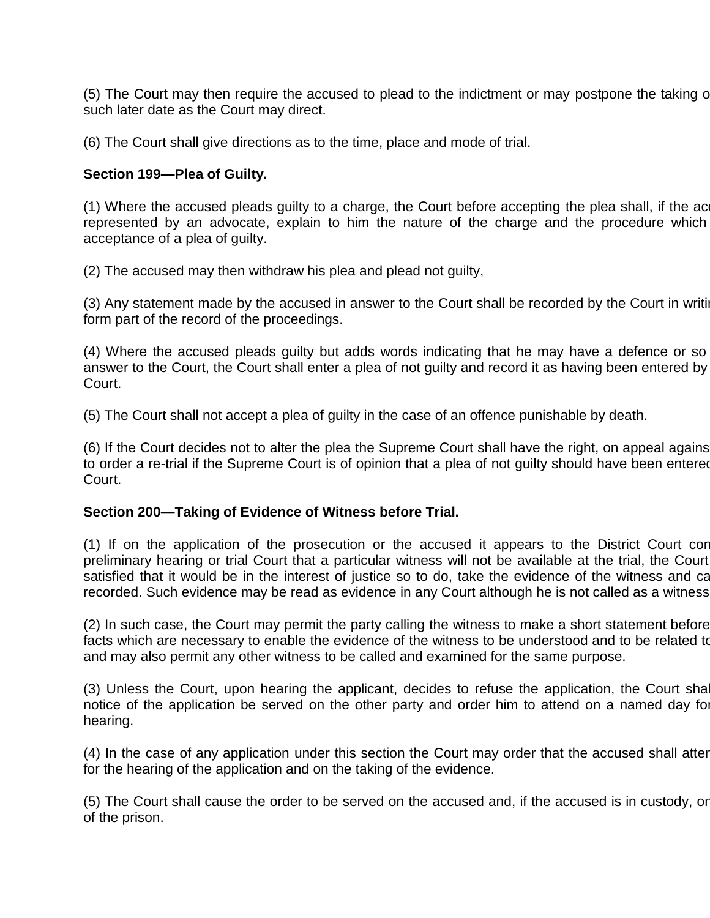(5) The Court may then require the accused to plead to the indictment or may postpone the taking o such later date as the Court may direct.

(6) The Court shall give directions as to the time, place and mode of trial.

**Section 199—Plea of Guilty.**

(1) Where the accused pleads guilty to a charge, the Court before accepting the plea shall, if the ac represented by an advocate, explain to him the nature of the charge and the procedure which acceptance of a plea of guilty.

(2) The accused may then withdraw his plea and plead not guilty,

(3) Any statement made by the accused in answer to the Court shall be recorded by the Court in writi form part of the record of the proceedings.

(4) Where the accused pleads guilty but adds words indicating that he may have a defence or so answer to the Court, the Court shall enter a plea of not guilty and record it as having been entered by Court.

(5) The Court shall not accept a plea of guilty in the case of an offence punishable by death.

(6) If the Court decides not to alter the plea the Supreme Court shall have the right, on appeal agains to order a re-trial if the Supreme Court is of opinion that a plea of not guilty should have been entered Court.

**Section 200—Taking of Evidence of Witness before Trial.**

(1) If on the application of the prosecution or the accused it appears to the District Court con preliminary hearing or trial Court that a particular witness will not be available at the trial, the Court satisfied that it would be in the interest of justice so to do, take the evidence of the witness and ca recorded. Such evidence may be read as evidence in any Court although he is not called as a witness

(2) In such case, the Court may permit the party calling the witness to make a short statement before facts which are necessary to enable the evidence of the witness to be understood and to be related to and may also permit any other witness to be called and examined for the same purpose.

(3) Unless the Court, upon hearing the applicant, decides to refuse the application, the Court shal notice of the application be served on the other party and order him to attend on a named day for hearing.

(4) In the case of any application under this section the Court may order that the accused shall atter for the hearing of the application and on the taking of the evidence.

(5) The Court shall cause the order to be served on the accused and, if the accused is in custody, on of the prison.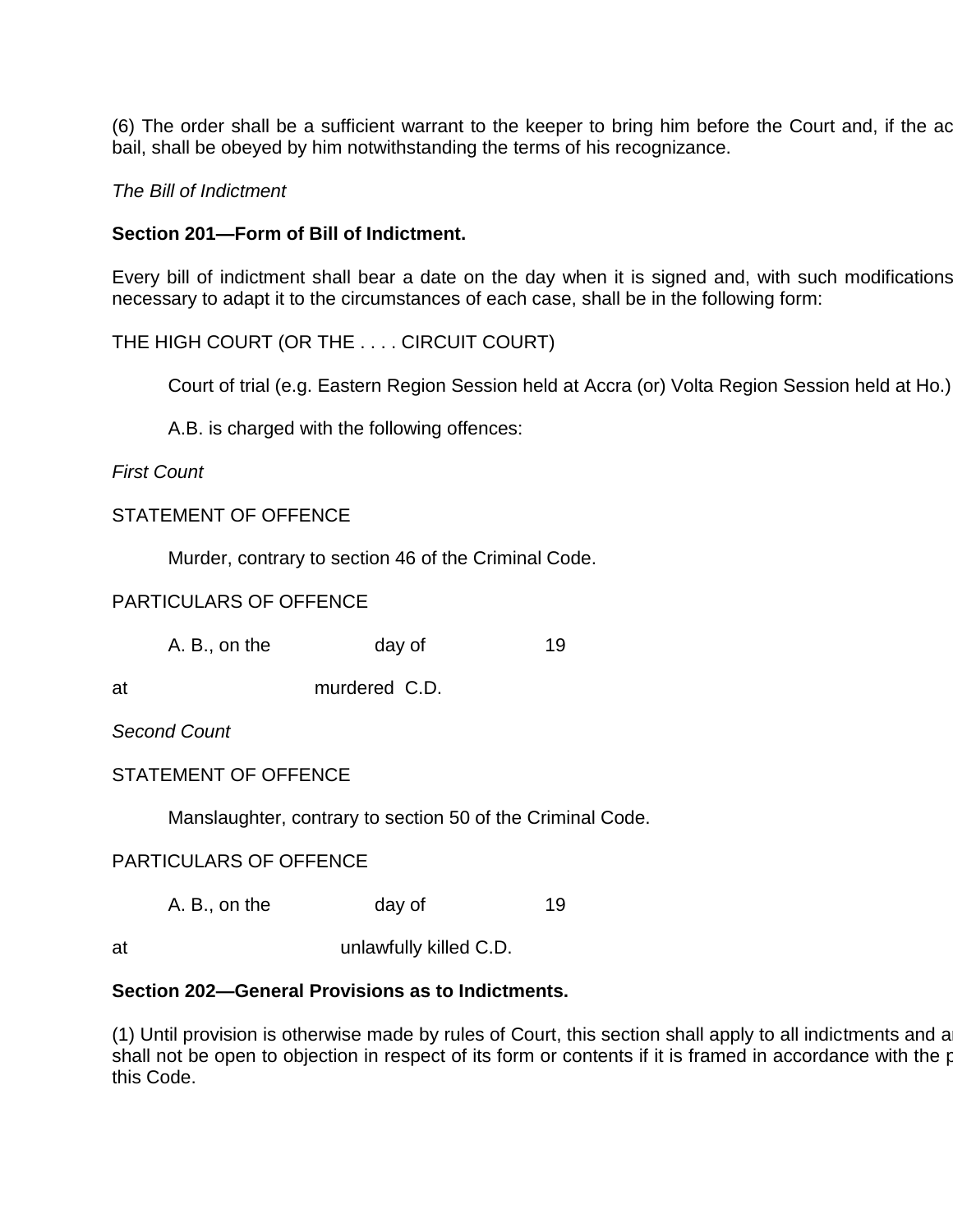(6) The order shall be a sufficient warrant to the keeper to bring him before the Court and, if the ac bail, shall be obeyed by him notwithstanding the terms of his recognizance.

*The Bill of Indictment*

**Section 201—Form of Bill of Indictment.**

Every bill of indictment shall bear a date on the day when it is signed and, with such modifications necessary to adapt it to the circumstances of each case, shall be in the following form:

THE HIGH COURT (OR THE . . . . CIRCUIT COURT)

Court of trial (e.g. Eastern Region Session held at Accra (or) Volta Region Session held at Ho.)

A.B. is charged with the following offences:

*First Count*

STATEMENT OF OFFENCE

Murder, contrary to section 46 of the Criminal Code.

PARTICULARS OF OFFENCE

A. B., on the day of 19

at murdered C.D.

*Second Count*

STATEMENT OF OFFENCE

Manslaughter, contrary to section 50 of the Criminal Code.

PARTICULARS OF OFFENCE

A. B., on the day of 19

at unlawfully killed C.D.

**Section 202—General Provisions as to Indictments.**

(1) Until provision is otherwise made by rules of Court, this section shall apply to all indictments and a shall not be open to objection in respect of its form or contents if it is framed in accordance with the p this Code.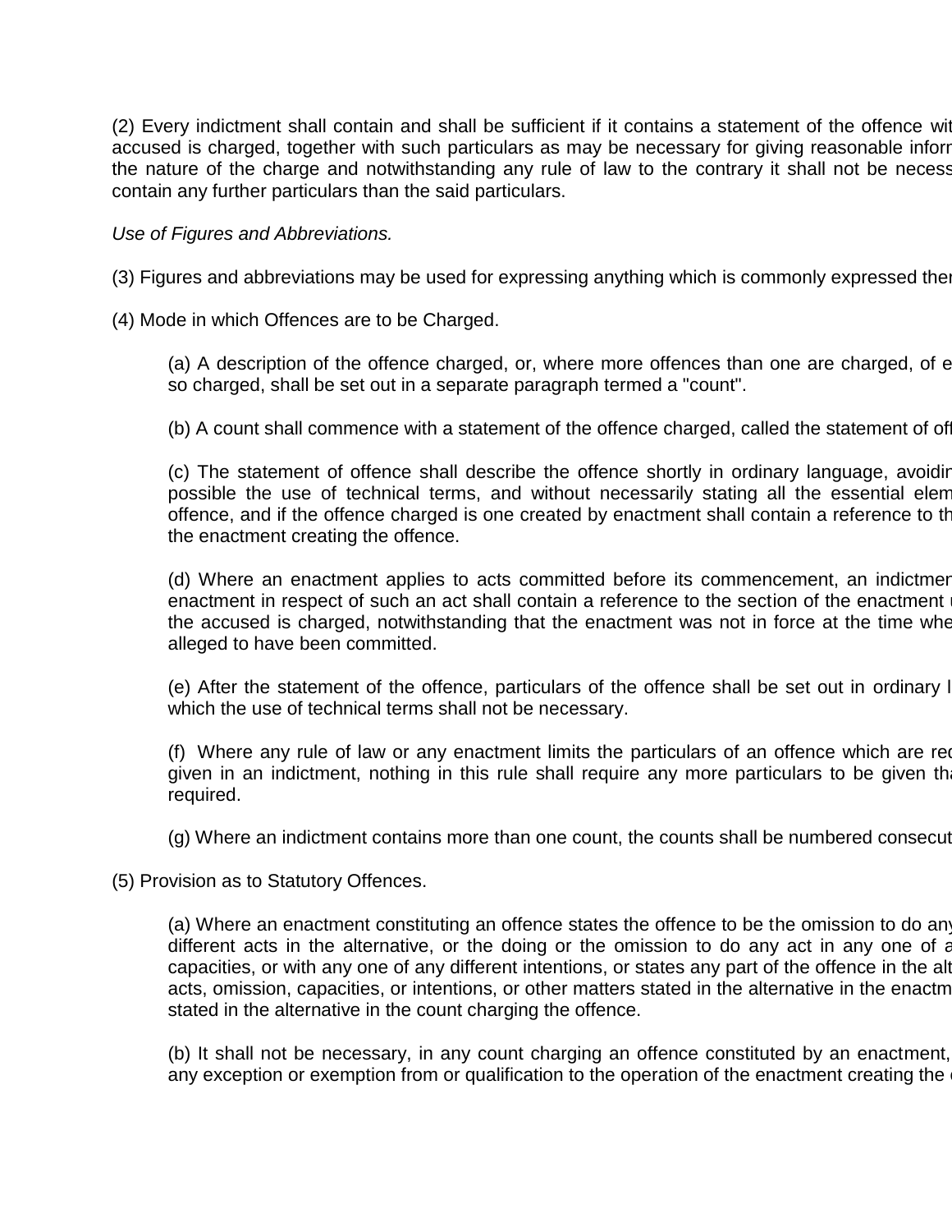(2) Every indictment shall contain and shall be sufficient if it contains a statement of the offence wit accused is charged, together with such particulars as may be necessary for giving reasonable inforr the nature of the charge and notwithstanding any rule of law to the contrary it shall not be necess contain any further particulars than the said particulars.

*Use of Figures and Abbreviations.*

(3) Figures and abbreviations may be used for expressing anything which is commonly expressed ther

(4) Mode in which Offences are to be Charged.

(a) A description of the offence charged, or, where more offences than one are charged, of e so charged, shall be set out in a separate paragraph termed a "count".

(b) A count shall commence with a statement of the offence charged, called the statement of off

(c) The statement of offence shall describe the offence shortly in ordinary language, avoidir possible the use of technical terms, and without necessarily stating all the essential elem offence, and if the offence charged is one created by enactment shall contain a reference to th the enactment creating the offence.

(d) Where an enactment applies to acts committed before its commencement, an indictmer enactment in respect of such an act shall contain a reference to the section of the enactment the accused is charged, notwithstanding that the enactment was not in force at the time whe alleged to have been committed.

(e) After the statement of the offence, particulars of the offence shall be set out in ordinary l which the use of technical terms shall not be necessary.

(f) Where any rule of law or any enactment limits the particulars of an offence which are rec given in an indictment, nothing in this rule shall require any more particulars to be given tha required.

(g) Where an indictment contains more than one count, the counts shall be numbered consecut

(5) Provision as to Statutory Offences.

(a) Where an enactment constituting an offence states the offence to be the omission to do any different acts in the alternative, or the doing or the omission to do any act in any one of a capacities, or with any one of any different intentions, or states any part of the offence in the alt acts, omission, capacities, or intentions, or other matters stated in the alternative in the enactm stated in the alternative in the count charging the offence.

(b) It shall not be necessary, in any count charging an offence constituted by an enactment, any exception or exemption from or qualification to the operation of the enactment creating the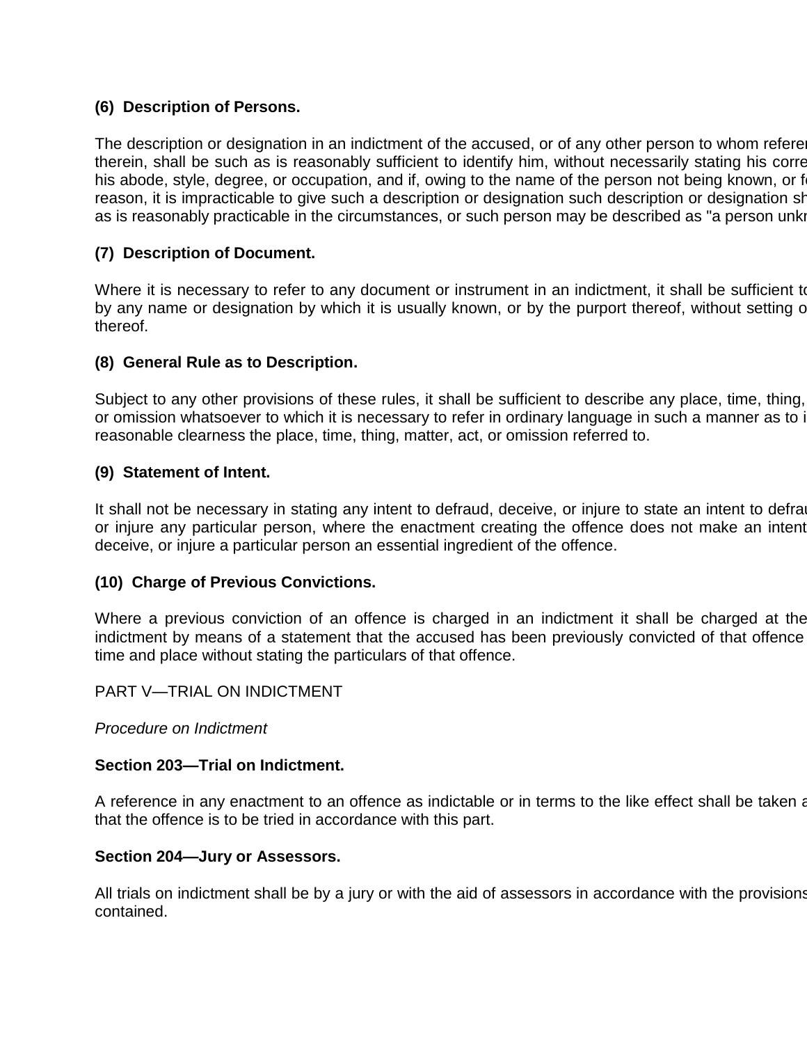**(6) Description of Persons.**

The description or designation in an indictment of the accused, or of any other person to whom referen therein, shall be such as is reasonably sufficient to identify him, without necessarily stating his corre his abode, style, degree, or occupation, and if, owing to the name of the person not being known, or fo reason, it is impracticable to give such a description or designation such description or designation sh as is reasonably practicable in the circumstances, or such person may be described as "a person unkn

**(7) Description of Document.**

Where it is necessary to refer to any document or instrument in an indictment, it shall be sufficient to by any name or designation by which it is usually known, or by the purport thereof, without setting o thereof.

**(8) General Rule as to Description.**

Subject to any other provisions of these rules, it shall be sufficient to describe any place, time, thing, or omission whatsoever to which it is necessary to refer in ordinary language in such a manner as to i reasonable clearness the place, time, thing, matter, act, or omission referred to.

**(9) Statement of Intent.**

It shall not be necessary in stating any intent to defraud, deceive, or injure to state an intent to defrau or injure any particular person, where the enactment creating the offence does not make an intent deceive, or injure a particular person an essential ingredient of the offence.

**(10) Charge of Previous Convictions.**

Where a previous conviction of an offence is charged in an indictment it shall be charged at the indictment by means of a statement that the accused has been previously convicted of that offence time and place without stating the particulars of that offence.

PART V—TRIAL ON INDICTMENT

*Procedure on Indictment*

**Section 203—Trial on Indictment.**

A reference in any enactment to an offence as indictable or in terms to the like effect shall be taken a that the offence is to be tried in accordance with this part.

**Section 204—Jury or Assessors.**

All trials on indictment shall be by a jury or with the aid of assessors in accordance with the provisions contained.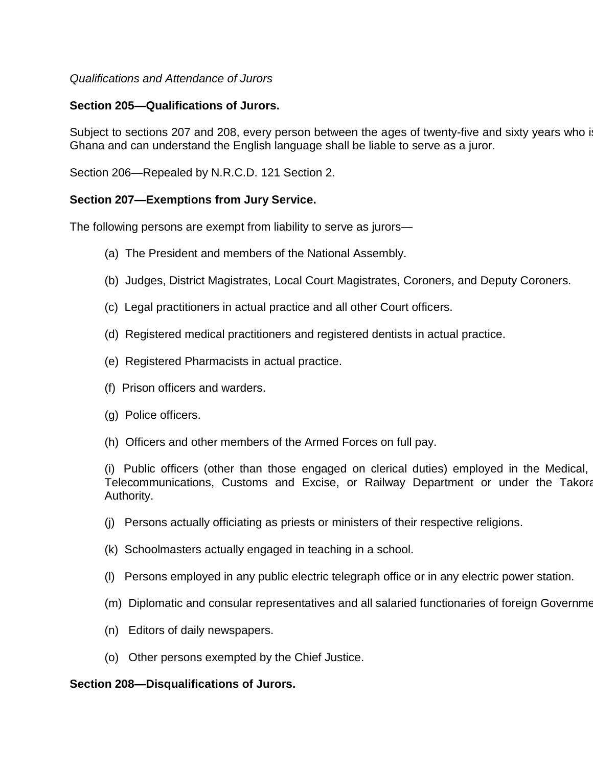*Qualifications and Attendance of Jurors*

**Section 205—Qualifications of Jurors.**

Subject to sections 207 and 208, every person between the ages of twenty-five and sixty years who is Ghana and can understand the English language shall be liable to serve as a juror.

Section 206—Repealed by N.R.C.D. 121 Section 2.

**Section 207—Exemptions from Jury Service.**

The following persons are exempt from liability to serve as jurors—

(a) The President and members of the National Assembly.

(b) Judges, District Magistrates, Local Court Magistrates, Coroners, and Deputy Coroners.

(c) Legal practitioners in actual practice and all other Court officers.

(d) Registered medical practitioners and registered dentists in actual practice.

(e) Registered Pharmacists in actual practice.

(f) Prison officers and warders.

(g) Police officers.

(h) Officers and other members of the Armed Forces on full pay.

(i) Public officers (other than those engaged on clerical duties) employed in the Medical, Telecommunications, Customs and Excise, or Railway Department or under the Takora Authority.

(j) Persons actually officiating as priests or ministers of their respective religions.

(k) Schoolmasters actually engaged in teaching in a school.

(l) Persons employed in any public electric telegraph office or in any electric power station.

(m) Diplomatic and consular representatives and all salaried functionaries of foreign Governme

(n) Editors of daily newspapers.

(o) Other persons exempted by the Chief Justice.

**Section 208—Disqualifications of Jurors.**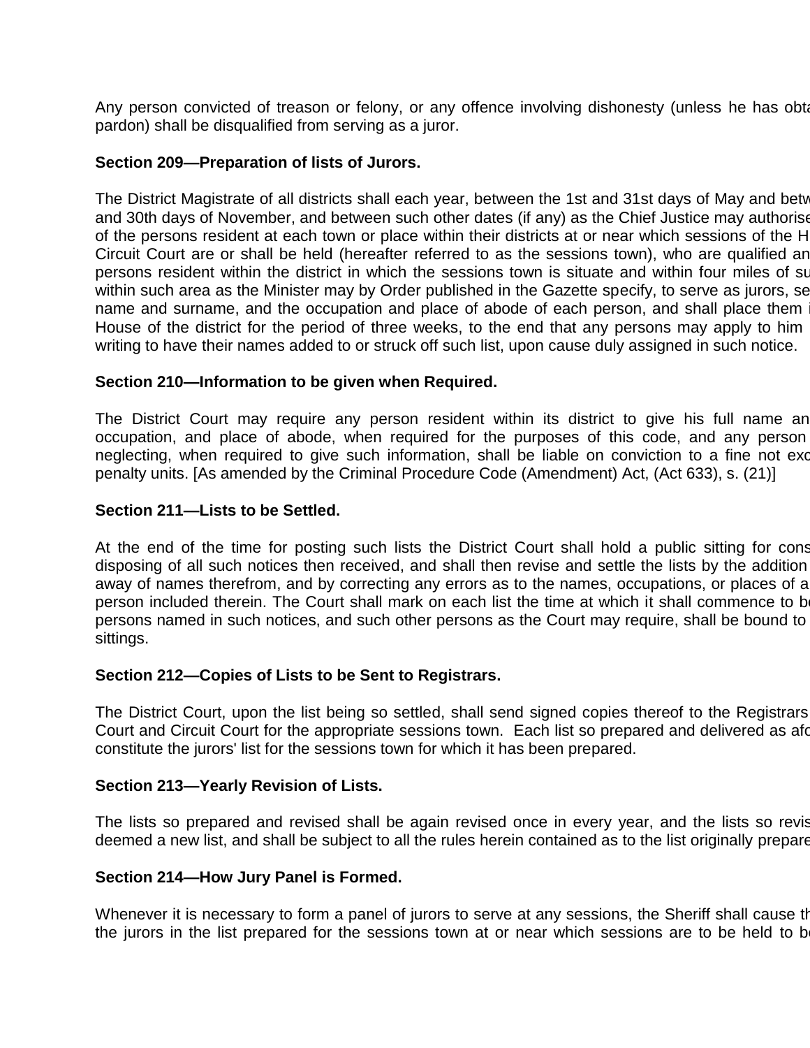Any person convicted of treason or felony, or any offence involving dishonesty (unless he has obta pardon) shall be disqualified from serving as a juror.

**Section 209—Preparation of lists of Jurors.**

The District Magistrate of all districts shall each year, between the 1st and 31st days of May and betw and 30th days of November, and between such other dates (if any) as the Chief Justice may authorise of the persons resident at each town or place within their districts at or near which sessions of the H Circuit Court are or shall be held (hereafter referred to as the sessions town), who are qualified an persons resident within the district in which the sessions town is situate and within four miles of su within such area as the Minister may by Order published in the Gazette specify, to serve as jurors, se name and surname, and the occupation and place of abode of each person, and shall place them i House of the district for the period of three weeks, to the end that any persons may apply to him writing to have their names added to or struck off such list, upon cause duly assigned in such notice.

**Section 210—Information to be given when Required.**

The District Court may require any person resident within its district to give his full name an occupation, and place of abode, when required for the purposes of this code, and any person neglecting, when required to give such information, shall be liable on conviction to a fine not exc penalty units. [As amended by the Criminal Procedure Code (Amendment) Act, (Act 633), s. (21)]

**Section 211—Lists to be Settled.**

At the end of the time for posting such lists the District Court shall hold a public sitting for cons disposing of all such notices then received, and shall then revise and settle the lists by the addition away of names therefrom, and by correcting any errors as to the names, occupations, or places of a person included therein. The Court shall mark on each list the time at which it shall commence to be persons named in such notices, and such other persons as the Court may require, shall be bound to sittings.

**Section 212—Copies of Lists to be Sent to Registrars.**

The District Court, upon the list being so settled, shall send signed copies thereof to the Registrars Court and Circuit Court for the appropriate sessions town. Each list so prepared and delivered as afo constitute the jurors' list for the sessions town for which it has been prepared.

**Section 213—Yearly Revision of Lists.**

The lists so prepared and revised shall be again revised once in every year, and the lists so revis deemed a new list, and shall be subject to all the rules herein contained as to the list originally prepare

**Section 214—How Jury Panel is Formed.**

Whenever it is necessary to form a panel of jurors to serve at any sessions, the Sheriff shall cause th the jurors in the list prepared for the sessions town at or near which sessions are to be held to be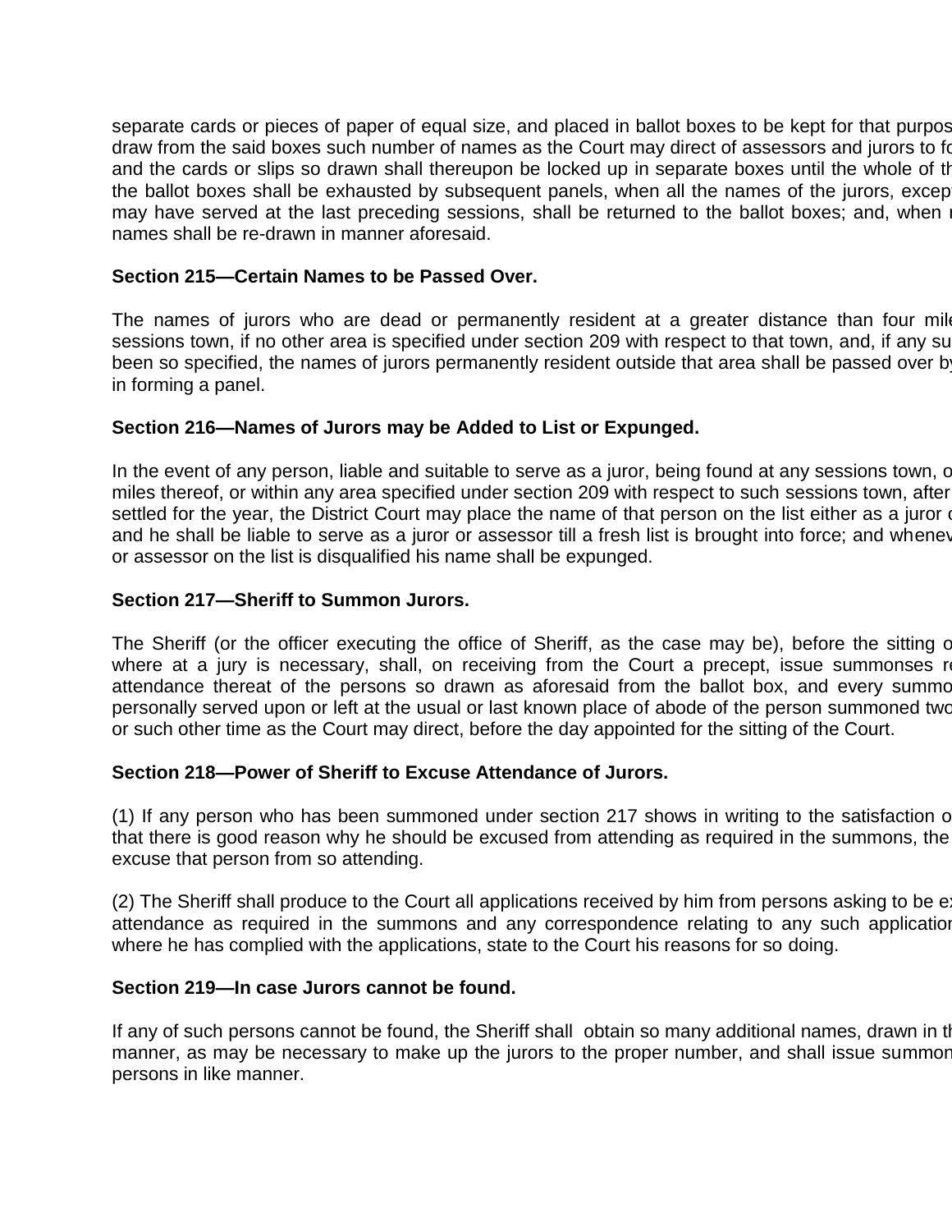separate cards or pieces of paper of equal size, and placed in ballot boxes to be kept for that purpos draw from the said boxes such number of names as the Court may direct of assessors and jurors to fo and the cards or slips so drawn shall thereupon be locked up in separate boxes until the whole of th the ballot boxes shall be exhausted by subsequent panels, when all the names of the jurors, except may have served at the last preceding sessions, shall be returned to the ballot boxes; and, when names shall be re-drawn in manner aforesaid.

**Section 215—Certain Names to be Passed Over.**

The names of jurors who are dead or permanently resident at a greater distance than four mile sessions town, if no other area is specified under section 209 with respect to that town, and, if any su been so specified, the names of jurors permanently resident outside that area shall be passed over by in forming a panel.

**Section 216—Names of Jurors may be Added to List or Expunged.**

In the event of any person, liable and suitable to serve as a juror, being found at any sessions town, o miles thereof, or within any area specified under section 209 with respect to such sessions town, after settled for the year, the District Court may place the name of that person on the list either as a juror o and he shall be liable to serve as a juror or assessor till a fresh list is brought into force; and whenev or assessor on the list is disqualified his name shall be expunged.

**Section 217—Sheriff to Summon Jurors.**

The Sheriff (or the officer executing the office of Sheriff, as the case may be), before the sitting o where at a jury is necessary, shall, on receiving from the Court a precept, issue summonses re attendance thereat of the persons so drawn as aforesaid from the ballot box, and every summo personally served upon or left at the usual or last known place of abode of the person summoned two or such other time as the Court may direct, before the day appointed for the sitting of the Court.

**Section 218—Power of Sheriff to Excuse Attendance of Jurors.**

(1) If any person who has been summoned under section 217 shows in writing to the satisfaction o that there is good reason why he should be excused from attending as required in the summons, the excuse that person from so attending.

(2) The Sheriff shall produce to the Court all applications received by him from persons asking to be ex attendance as required in the summons and any correspondence relating to any such application where he has complied with the applications, state to the Court his reasons for so doing.

**Section 219—In case Jurors cannot be found.**

If any of such persons cannot be found, the Sheriff shall obtain so many additional names, drawn in th manner, as may be necessary to make up the jurors to the proper number, and shall issue summon persons in like manner.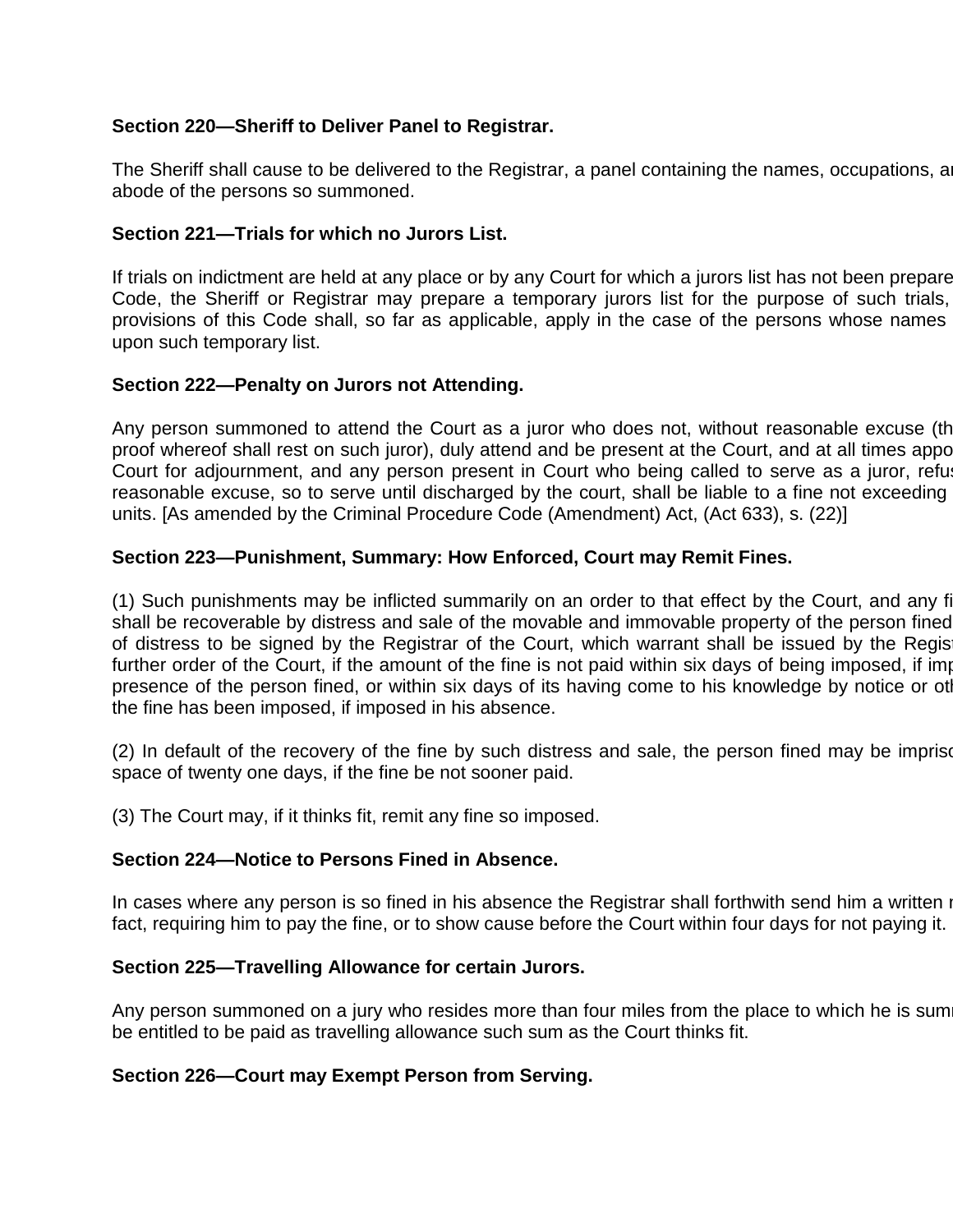**Section 220—Sheriff to Deliver Panel to Registrar.**

The Sheriff shall cause to be delivered to the Registrar, a panel containing the names, occupations, ar abode of the persons so summoned.

**Section 221—Trials for which no Jurors List.**

If trials on indictment are held at any place or by any Court for which a jurors list has not been prepare Code, the Sheriff or Registrar may prepare a temporary jurors list for the purpose of such trials, provisions of this Code shall, so far as applicable, apply in the case of the persons whose names upon such temporary list.

**Section 222—Penalty on Jurors not Attending.**

Any person summoned to attend the Court as a juror who does not, without reasonable excuse (th proof whereof shall rest on such juror), duly attend and be present at the Court, and at all times appo Court for adjournment, and any person present in Court who being called to serve as a juror, refus reasonable excuse, so to serve until discharged by the court, shall be liable to a fine not exceeding units. [As amended by the Criminal Procedure Code (Amendment) Act, (Act 633), s. (22)]

**Section 223—Punishment, Summary: How Enforced, Court may Remit Fines.**

(1) Such punishments may be inflicted summarily on an order to that effect by the Court, and any fi shall be recoverable by distress and sale of the movable and immovable property of the person fined of distress to be signed by the Registrar of the Court, which warrant shall be issued by the Regis further order of the Court, if the amount of the fine is not paid within six days of being imposed, if imp presence of the person fined, or within six days of its having come to his knowledge by notice or oth the fine has been imposed, if imposed in his absence.

(2) In default of the recovery of the fine by such distress and sale, the person fined may be impriso space of twenty one days, if the fine be not sooner paid.

(3) The Court may, if it thinks fit, remit any fine so imposed.

**Section 224—Notice to Persons Fined in Absence.**

In cases where any person is so fined in his absence the Registrar shall forthwith send him a written r fact, requiring him to pay the fine, or to show cause before the Court within four days for not paying it.

**Section 225—Travelling Allowance for certain Jurors.**

Any person summoned on a jury who resides more than four miles from the place to which he is sum be entitled to be paid as travelling allowance such sum as the Court thinks fit.

**Section 226—Court may Exempt Person from Serving.**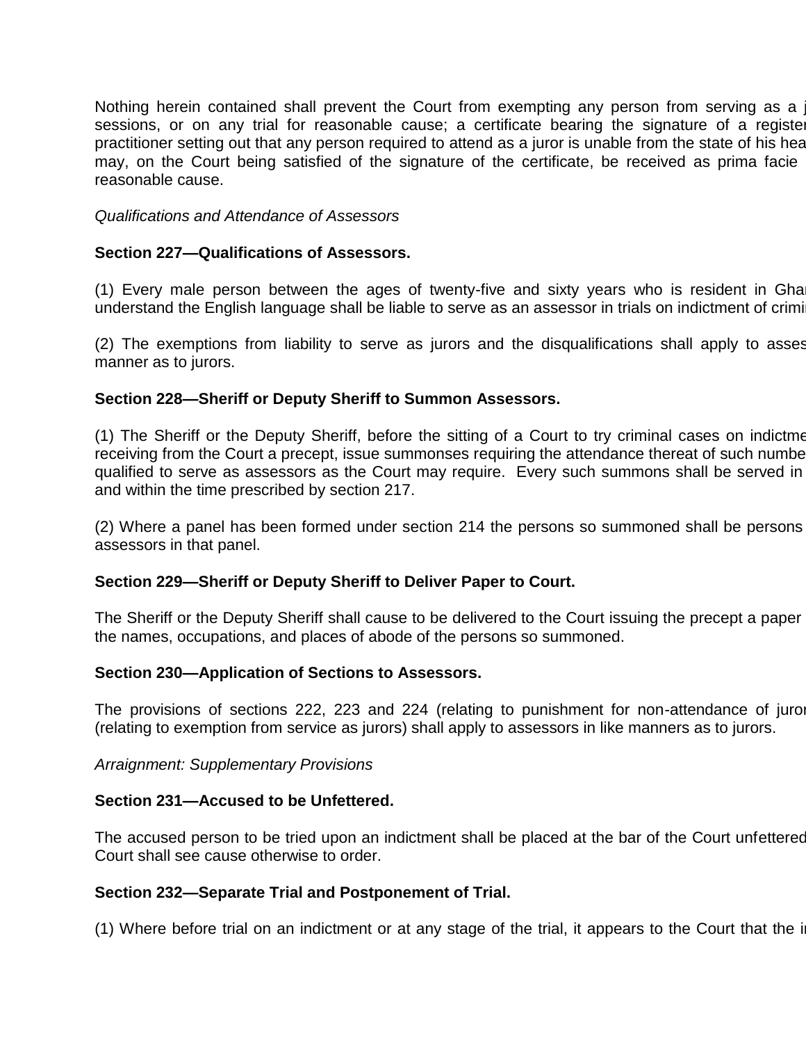Nothing herein contained shall prevent the Court from exempting any person from serving as a j sessions, or on any trial for reasonable cause; a certificate bearing the signature of a register practitioner setting out that any person required to attend as a juror is unable from the state of his hea may, on the Court being satisfied of the signature of the certificate, be received as prima facie reasonable cause.

*Qualifications and Attendance of Assessors*

**Section 227—Qualifications of Assessors.**

(1) Every male person between the ages of twenty-five and sixty years who is resident in Gha understand the English language shall be liable to serve as an assessor in trials on indictment of crimi

(2) The exemptions from liability to serve as jurors and the disqualifications shall apply to asses manner as to jurors.

**Section 228—Sheriff or Deputy Sheriff to Summon Assessors.**

(1) The Sheriff or the Deputy Sheriff, before the sitting of a Court to try criminal cases on indictme receiving from the Court a precept, issue summonses requiring the attendance thereat of such numbe qualified to serve as assessors as the Court may require. Every such summons shall be served in and within the time prescribed by section 217.

(2) Where a panel has been formed under section 214 the persons so summoned shall be persons assessors in that panel.

**Section 229—Sheriff or Deputy Sheriff to Deliver Paper to Court.**

The Sheriff or the Deputy Sheriff shall cause to be delivered to the Court issuing the precept a paper the names, occupations, and places of abode of the persons so summoned.

**Section 230—Application of Sections to Assessors.**

The provisions of sections 222, 223 and 224 (relating to punishment for non-attendance of juror (relating to exemption from service as jurors) shall apply to assessors in like manners as to jurors.

*Arraignment: Supplementary Provisions*

**Section 231—Accused to be Unfettered.**

The accused person to be tried upon an indictment shall be placed at the bar of the Court unfettered Court shall see cause otherwise to order.

**Section 232—Separate Trial and Postponement of Trial.**

(1) Where before trial on an indictment or at any stage of the trial, it appears to the Court that the i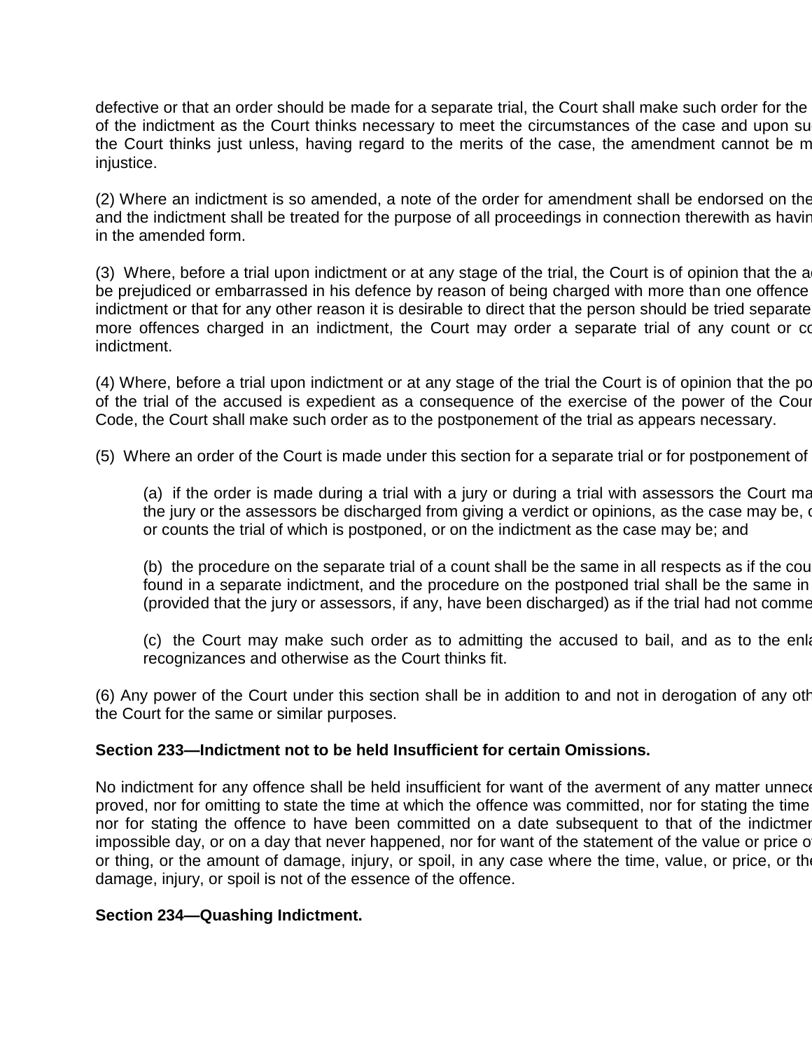defective or that an order should be made for a separate trial, the Court shall make such order for the of the indictment as the Court thinks necessary to meet the circumstances of the case and upon su the Court thinks just unless, having regard to the merits of the case, the amendment cannot be m injustice.

(2) Where an indictment is so amended, a note of the order for amendment shall be endorsed on the and the indictment shall be treated for the purpose of all proceedings in connection therewith as havin in the amended form.

(3) Where, before a trial upon indictment or at any stage of the trial, the Court is of opinion that the a be prejudiced or embarrassed in his defence by reason of being charged with more than one offence indictment or that for any other reason it is desirable to direct that the person should be tried separate more offences charged in an indictment, the Court may order a separate trial of any count or co indictment.

(4) Where, before a trial upon indictment or at any stage of the trial the Court is of opinion that the po of the trial of the accused is expedient as a consequence of the exercise of the power of the Cour Code, the Court shall make such order as to the postponement of the trial as appears necessary.

(5) Where an order of the Court is made under this section for a separate trial or for postponement of

(a) if the order is made during a trial with a jury or during a trial with assessors the Court ma the jury or the assessors be discharged from giving a verdict or opinions, as the case may be, o or counts the trial of which is postponed, or on the indictment as the case may be; and

(b) the procedure on the separate trial of a count shall be the same in all respects as if the cou found in a separate indictment, and the procedure on the postponed trial shall be the same in (provided that the jury or assessors, if any, have been discharged) as if the trial had not comme

(c) the Court may make such order as to admitting the accused to bail, and as to the enla recognizances and otherwise as the Court thinks fit.

(6) Any power of the Court under this section shall be in addition to and not in derogation of any oth the Court for the same or similar purposes.

**Section 233—Indictment not to be held Insufficient for certain Omissions.**

No indictment for any offence shall be held insufficient for want of the averment of any matter unnece proved, nor for omitting to state the time at which the offence was committed, nor for stating the time nor for stating the offence to have been committed on a date subsequent to that of the indictmen impossible day, or on a day that never happened, nor for want of the statement of the value or price o or thing, or the amount of damage, injury, or spoil, in any case where the time, value, or price, or the damage, injury, or spoil is not of the essence of the offence.

**Section 234—Quashing Indictment.**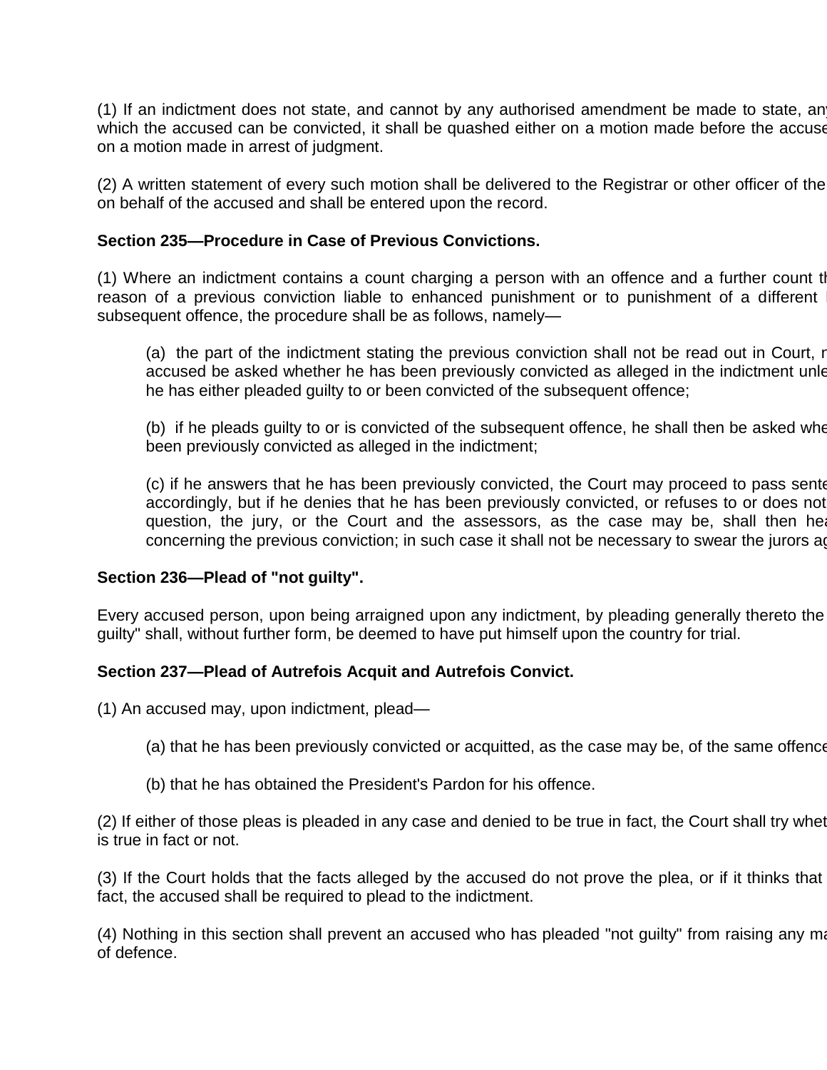(1) If an indictment does not state, and cannot by any authorised amendment be made to state, any which the accused can be convicted, it shall be quashed either on a motion made before the accused on a motion made in arrest of judgment.

(2) A written statement of every such motion shall be delivered to the Registrar or other officer of the on behalf of the accused and shall be entered upon the record.

**Section 235—Procedure in Case of Previous Convictions.**

(1) Where an indictment contains a count charging a person with an offence and a further count th reason of a previous conviction liable to enhanced punishment or to punishment of a different subsequent offence, the procedure shall be as follows, namely—

> (a) the part of the indictment stating the previous conviction shall not be read out in Court, n accused be asked whether he has been previously convicted as alleged in the indictment unle he has either pleaded guilty to or been convicted of the subsequent offence;
>
> (b) if he pleads guilty to or is convicted of the subsequent offence, he shall then be asked whe been previously convicted as alleged in the indictment;
>
> (c) if he answers that he has been previously convicted, the Court may proceed to pass sente accordingly, but if he denies that he has been previously convicted, or refuses to or does not question, the jury, or the Court and the assessors, as the case may be, shall then hea concerning the previous conviction; in such case it shall not be necessary to swear the jurors ag

**Section 236—Plead of "not guilty".**

Every accused person, upon being arraigned upon any indictment, by pleading generally thereto the guilty" shall, without further form, be deemed to have put himself upon the country for trial.

**Section 237—Plead of Autrefois Acquit and Autrefois Convict.**

(1) An accused may, upon indictment, plead—

> (a) that he has been previously convicted or acquitted, as the case may be, of the same offence
>
> (b) that he has obtained the President's Pardon for his offence.

(2) If either of those pleas is pleaded in any case and denied to be true in fact, the Court shall try whet is true in fact or not.

(3) If the Court holds that the facts alleged by the accused do not prove the plea, or if it thinks that fact, the accused shall be required to plead to the indictment.

(4) Nothing in this section shall prevent an accused who has pleaded "not guilty" from raising any ma of defence.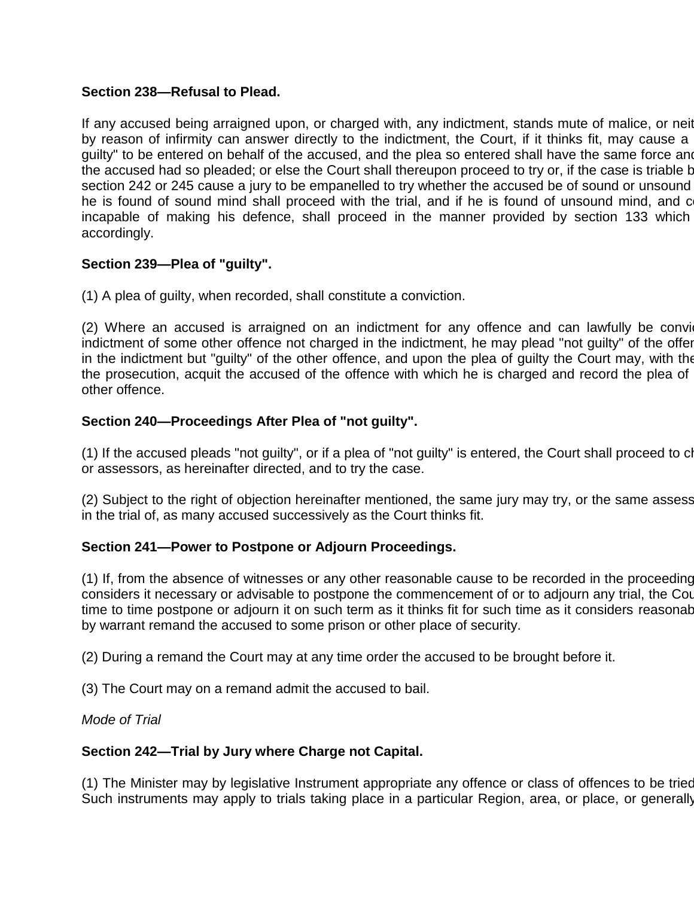**Section 238—Refusal to Plead.**

If any accused being arraigned upon, or charged with, any indictment, stands mute of malice, or neit by reason of infirmity can answer directly to the indictment, the Court, if it thinks fit, may cause a guilty" to be entered on behalf of the accused, and the plea so entered shall have the same force and the accused had so pleaded; or else the Court shall thereupon proceed to try or, if the case is triable b section 242 or 245 cause a jury to be empanelled to try whether the accused be of sound or unsound he is found of sound mind shall proceed with the trial, and if he is found of unsound mind, and c incapable of making his defence, shall proceed in the manner provided by section 133 which accordingly.

**Section 239—Plea of "guilty".**

(1) A plea of guilty, when recorded, shall constitute a conviction.

(2) Where an accused is arraigned on an indictment for any offence and can lawfully be convic indictment of some other offence not charged in the indictment, he may plead "not guilty" of the offen in the indictment but "guilty" of the other offence, and upon the plea of guilty the Court may, with the the prosecution, acquit the accused of the offence with which he is charged and record the plea of other offence.

**Section 240—Proceedings After Plea of "not guilty".**

(1) If the accused pleads "not guilty", or if a plea of "not guilty" is entered, the Court shall proceed to ch or assessors, as hereinafter directed, and to try the case.

(2) Subject to the right of objection hereinafter mentioned, the same jury may try, or the same assess in the trial of, as many accused successively as the Court thinks fit.

**Section 241—Power to Postpone or Adjourn Proceedings.**

(1) If, from the absence of witnesses or any other reasonable cause to be recorded in the proceeding considers it necessary or advisable to postpone the commencement of or to adjourn any trial, the Cou time to time postpone or adjourn it on such term as it thinks fit for such time as it considers reasonab by warrant remand the accused to some prison or other place of security.

(2) During a remand the Court may at any time order the accused to be brought before it.

(3) The Court may on a remand admit the accused to bail.

*Mode of Trial*

**Section 242—Trial by Jury where Charge not Capital.**

(1) The Minister may by legislative Instrument appropriate any offence or class of offences to be tried Such instruments may apply to trials taking place in a particular Region, area, or place, or generally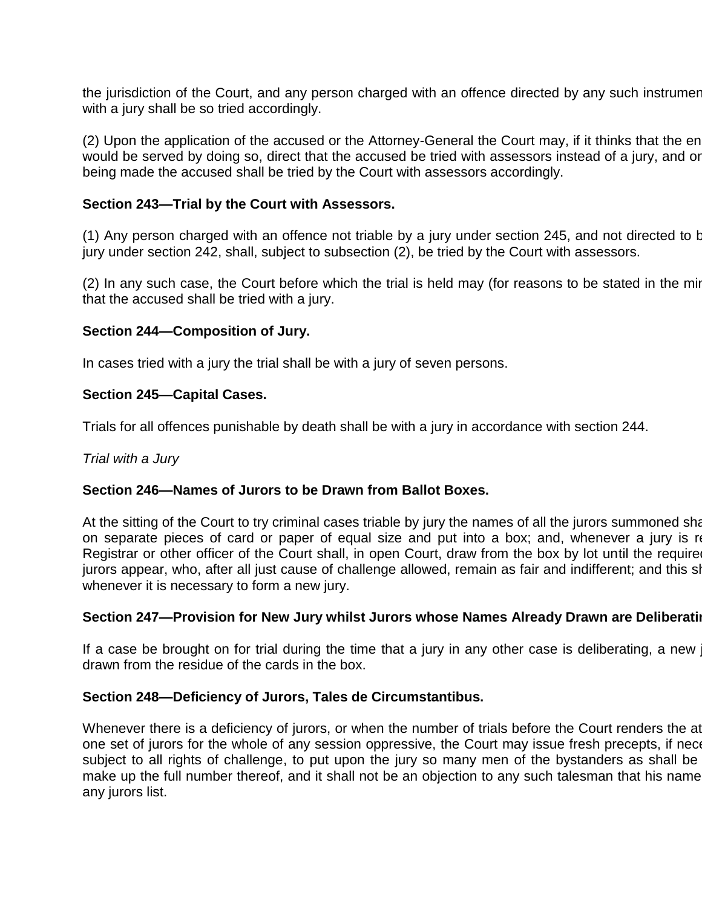the jurisdiction of the Court, and any person charged with an offence directed by any such instrumen with a jury shall be so tried accordingly.

(2) Upon the application of the accused or the Attorney-General the Court may, if it thinks that the en would be served by doing so, direct that the accused be tried with assessors instead of a jury, and or being made the accused shall be tried by the Court with assessors accordingly.

**Section 243—Trial by the Court with Assessors.**

(1) Any person charged with an offence not triable by a jury under section 245, and not directed to b jury under section 242, shall, subject to subsection (2), be tried by the Court with assessors.

(2) In any such case, the Court before which the trial is held may (for reasons to be stated in the mir that the accused shall be tried with a jury.

**Section 244—Composition of Jury.**

In cases tried with a jury the trial shall be with a jury of seven persons.

**Section 245—Capital Cases.**

Trials for all offences punishable by death shall be with a jury in accordance with section 244.

*Trial with a Jury*

**Section 246—Names of Jurors to be Drawn from Ballot Boxes.**

At the sitting of the Court to try criminal cases triable by jury the names of all the jurors summoned sha on separate pieces of card or paper of equal size and put into a box; and, whenever a jury is re Registrar or other officer of the Court shall, in open Court, draw from the box by lot until the required jurors appear, who, after all just cause of challenge allowed, remain as fair and indifferent; and this sh whenever it is necessary to form a new jury.

**Section 247—Provision for New Jury whilst Jurors whose Names Already Drawn are Deliberatir**

If a case be brought on for trial during the time that a jury in any other case is deliberating, a new j drawn from the residue of the cards in the box.

**Section 248—Deficiency of Jurors, Tales de Circumstantibus.**

Whenever there is a deficiency of jurors, or when the number of trials before the Court renders the at one set of jurors for the whole of any session oppressive, the Court may issue fresh precepts, if nece subject to all rights of challenge, to put upon the jury so many men of the bystanders as shall be make up the full number thereof, and it shall not be an objection to any such talesman that his name any jurors list.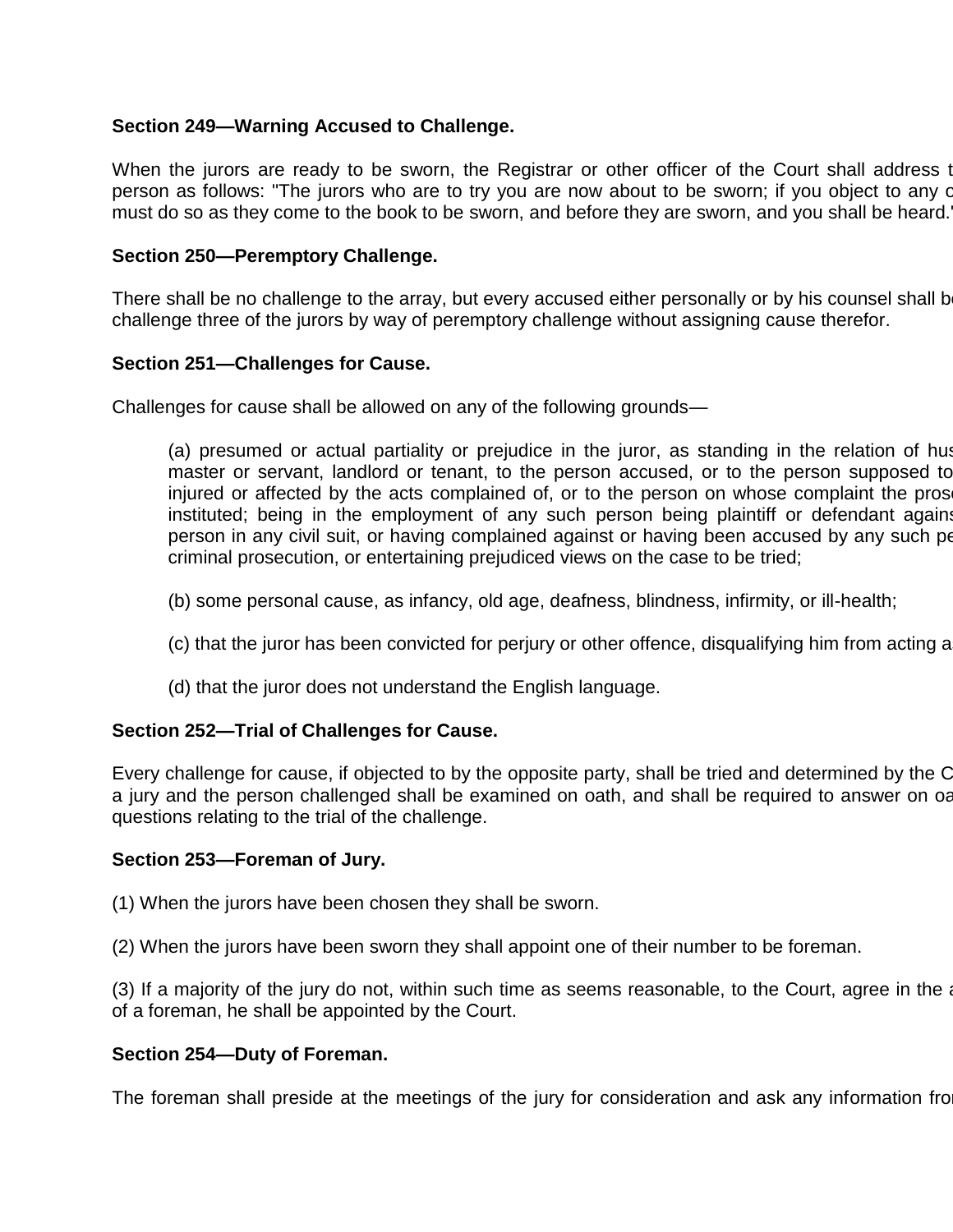**Section 249—Warning Accused to Challenge.**

When the jurors are ready to be sworn, the Registrar or other officer of the Court shall address t person as follows: "The jurors who are to try you are now about to be sworn; if you object to any c must do so as they come to the book to be sworn, and before they are sworn, and you shall be heard."

**Section 250—Peremptory Challenge.**

There shall be no challenge to the array, but every accused either personally or by his counsel shall be challenge three of the jurors by way of peremptory challenge without assigning cause therefor.

**Section 251—Challenges for Cause.**

Challenges for cause shall be allowed on any of the following grounds—

> (a) presumed or actual partiality or prejudice in the juror, as standing in the relation of hus master or servant, landlord or tenant, to the person accused, or to the person supposed to injured or affected by the acts complained of, or to the person on whose complaint the prose instituted; being in the employment of any such person being plaintiff or defendant agains person in any civil suit, or having complained against or having been accused by any such pe criminal prosecution, or entertaining prejudiced views on the case to be tried;
>
> (b) some personal cause, as infancy, old age, deafness, blindness, infirmity, or ill-health;
>
> (c) that the juror has been convicted for perjury or other offence, disqualifying him from acting a
>
> (d) that the juror does not understand the English language.

**Section 252—Trial of Challenges for Cause.**

Every challenge for cause, if objected to by the opposite party, shall be tried and determined by the C a jury and the person challenged shall be examined on oath, and shall be required to answer on oa questions relating to the trial of the challenge.

**Section 253—Foreman of Jury.**

(1) When the jurors have been chosen they shall be sworn.

(2) When the jurors have been sworn they shall appoint one of their number to be foreman.

(3) If a majority of the jury do not, within such time as seems reasonable, to the Court, agree in the a of a foreman, he shall be appointed by the Court.

**Section 254—Duty of Foreman.**

The foreman shall preside at the meetings of the jury for consideration and ask any information fro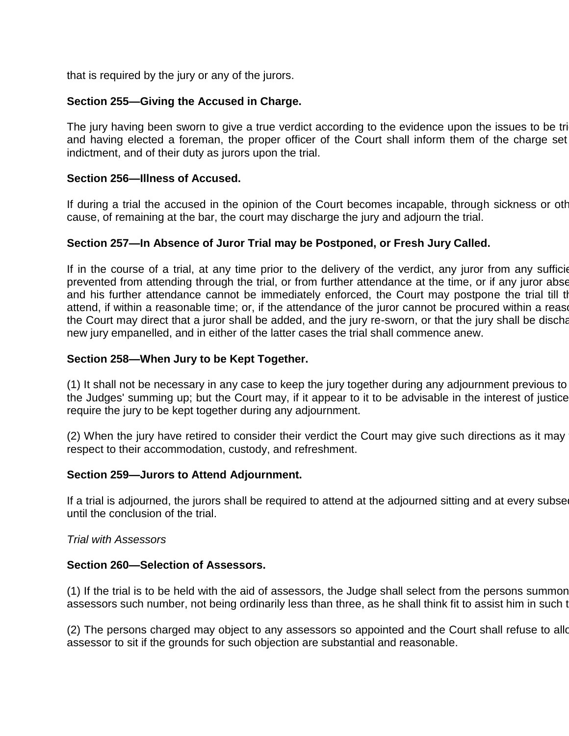that is required by the jury or any of the jurors.

**Section 255—Giving the Accused in Charge.**

The jury having been sworn to give a true verdict according to the evidence upon the issues to be tri and having elected a foreman, the proper officer of the Court shall inform them of the charge set indictment, and of their duty as jurors upon the trial.

**Section 256—Illness of Accused.**

If during a trial the accused in the opinion of the Court becomes incapable, through sickness or oth cause, of remaining at the bar, the court may discharge the jury and adjourn the trial.

**Section 257—In Absence of Juror Trial may be Postponed, or Fresh Jury Called.**

If in the course of a trial, at any time prior to the delivery of the verdict, any juror from any sufficie prevented from attending through the trial, or from further attendance at the time, or if any juror abse and his further attendance cannot be immediately enforced, the Court may postpone the trial till th attend, if within a reasonable time; or, if the attendance of the juror cannot be procured within a reaso the Court may direct that a juror shall be added, and the jury re-sworn, or that the jury shall be discha new jury empanelled, and in either of the latter cases the trial shall commence anew.

**Section 258—When Jury to be Kept Together.**

(1) It shall not be necessary in any case to keep the jury together during any adjournment previous to the Judges' summing up; but the Court may, if it appear to it to be advisable in the interest of justice require the jury to be kept together during any adjournment.

(2) When the jury have retired to consider their verdict the Court may give such directions as it may respect to their accommodation, custody, and refreshment.

**Section 259—Jurors to Attend Adjournment.**

If a trial is adjourned, the jurors shall be required to attend at the adjourned sitting and at every subse until the conclusion of the trial.

*Trial with Assessors*

**Section 260—Selection of Assessors.**

(1) If the trial is to be held with the aid of assessors, the Judge shall select from the persons summon assessors such number, not being ordinarily less than three, as he shall think fit to assist him in such t

(2) The persons charged may object to any assessors so appointed and the Court shall refuse to allo assessor to sit if the grounds for such objection are substantial and reasonable.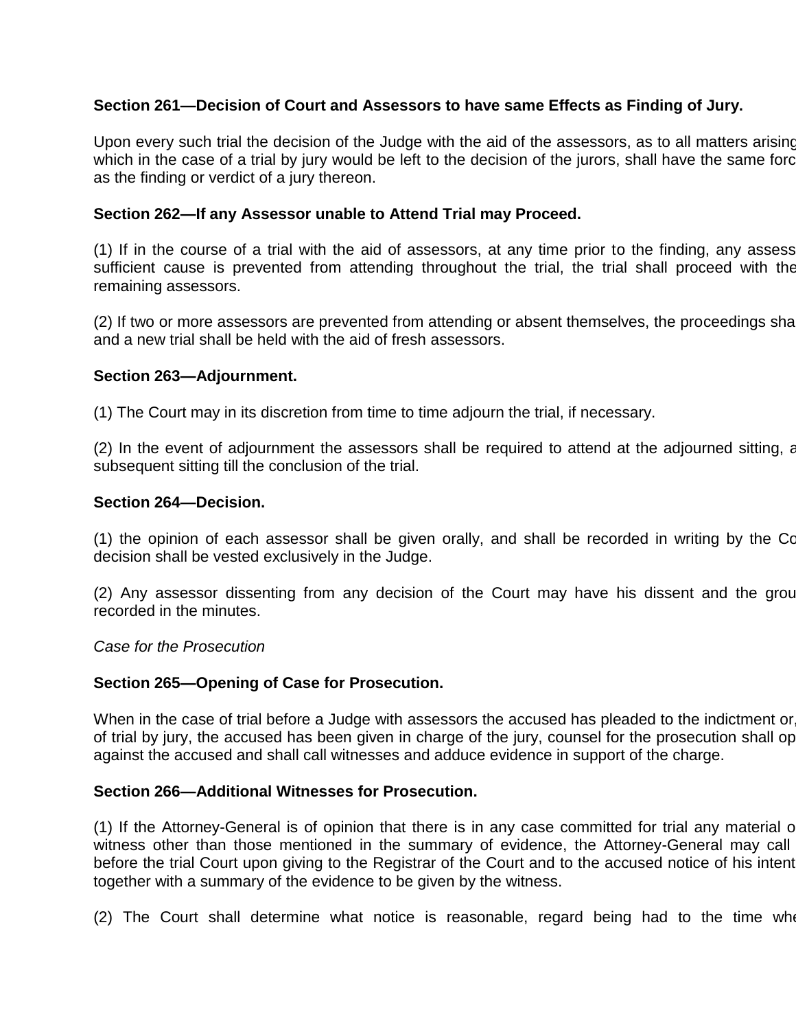**Section 261—Decision of Court and Assessors to have same Effects as Finding of Jury.**

Upon every such trial the decision of the Judge with the aid of the assessors, as to all matters arising which in the case of a trial by jury would be left to the decision of the jurors, shall have the same forc as the finding or verdict of a jury thereon.

**Section 262—If any Assessor unable to Attend Trial may Proceed.**

(1) If in the course of a trial with the aid of assessors, at any time prior to the finding, any assess sufficient cause is prevented from attending throughout the trial, the trial shall proceed with the remaining assessors.

(2) If two or more assessors are prevented from attending or absent themselves, the proceedings sha and a new trial shall be held with the aid of fresh assessors.

**Section 263—Adjournment.**

(1) The Court may in its discretion from time to time adjourn the trial, if necessary.

(2) In the event of adjournment the assessors shall be required to attend at the adjourned sitting, a subsequent sitting till the conclusion of the trial.

**Section 264—Decision.**

(1) the opinion of each assessor shall be given orally, and shall be recorded in writing by the Co decision shall be vested exclusively in the Judge.

(2) Any assessor dissenting from any decision of the Court may have his dissent and the grou recorded in the minutes.

*Case for the Prosecution*

**Section 265—Opening of Case for Prosecution.**

When in the case of trial before a Judge with assessors the accused has pleaded to the indictment or, of trial by jury, the accused has been given in charge of the jury, counsel for the prosecution shall op against the accused and shall call witnesses and adduce evidence in support of the charge.

**Section 266—Additional Witnesses for Prosecution.**

(1) If the Attorney-General is of opinion that there is in any case committed for trial any material o witness other than those mentioned in the summary of evidence, the Attorney-General may call before the trial Court upon giving to the Registrar of the Court and to the accused notice of his intent together with a summary of the evidence to be given by the witness.

(2) The Court shall determine what notice is reasonable, regard being had to the time whe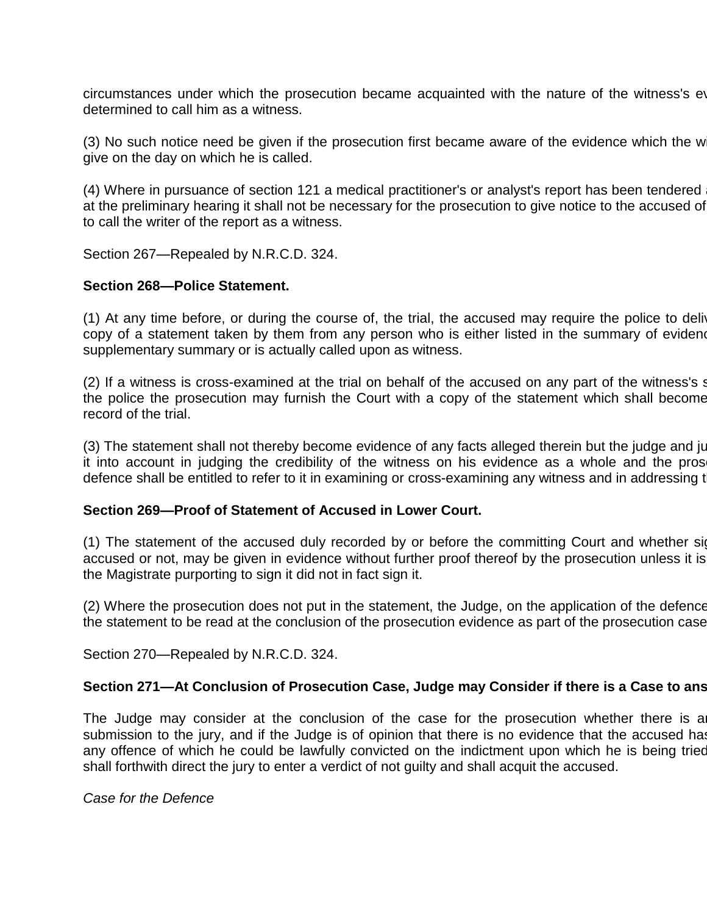circumstances under which the prosecution became acquainted with the nature of the witness's ev determined to call him as a witness.

(3) No such notice need be given if the prosecution first became aware of the evidence which the wi give on the day on which he is called.

(4) Where in pursuance of section 121 a medical practitioner's or analyst's report has been tendered a at the preliminary hearing it shall not be necessary for the prosecution to give notice to the accused of to call the writer of the report as a witness.

Section 267—Repealed by N.R.C.D. 324.

**Section 268—Police Statement.**

(1) At any time before, or during the course of, the trial, the accused may require the police to deliv copy of a statement taken by them from any person who is either listed in the summary of evidenc supplementary summary or is actually called upon as witness.

(2) If a witness is cross-examined at the trial on behalf of the accused on any part of the witness's s the police the prosecution may furnish the Court with a copy of the statement which shall become record of the trial.

(3) The statement shall not thereby become evidence of any facts alleged therein but the judge and ju it into account in judging the credibility of the witness on his evidence as a whole and the prose defence shall be entitled to refer to it in examining or cross-examining any witness and in addressing t

**Section 269—Proof of Statement of Accused in Lower Court.**

(1) The statement of the accused duly recorded by or before the committing Court and whether sig accused or not, may be given in evidence without further proof thereof by the prosecution unless it is the Magistrate purporting to sign it did not in fact sign it.

(2) Where the prosecution does not put in the statement, the Judge, on the application of the defence the statement to be read at the conclusion of the prosecution evidence as part of the prosecution case

Section 270—Repealed by N.R.C.D. 324.

**Section 271—At Conclusion of Prosecution Case, Judge may Consider if there is a Case to ans**

The Judge may consider at the conclusion of the case for the prosecution whether there is ar submission to the jury, and if the Judge is of opinion that there is no evidence that the accused has any offence of which he could be lawfully convicted on the indictment upon which he is being tried shall forthwith direct the jury to enter a verdict of not guilty and shall acquit the accused.

*Case for the Defence*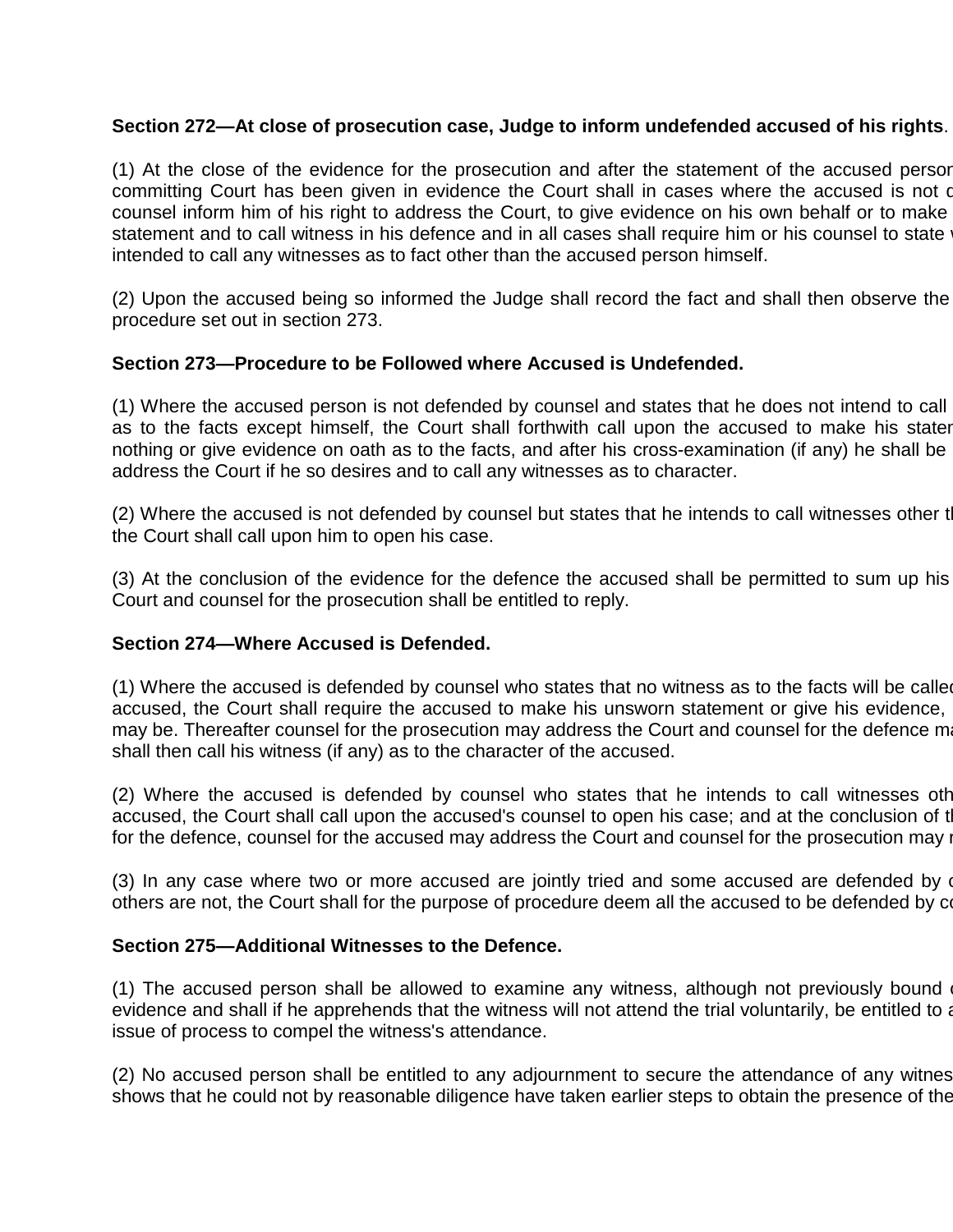**Section 272—At close of prosecution case, Judge to inform undefended accused of his rights**.

(1) At the close of the evidence for the prosecution and after the statement of the accused persor committing Court has been given in evidence the Court shall in cases where the accused is not c counsel inform him of his right to address the Court, to give evidence on his own behalf or to make statement and to call witness in his defence and in all cases shall require him or his counsel to state v intended to call any witnesses as to fact other than the accused person himself.

(2) Upon the accused being so informed the Judge shall record the fact and shall then observe the procedure set out in section 273.

**Section 273—Procedure to be Followed where Accused is Undefended.**

(1) Where the accused person is not defended by counsel and states that he does not intend to call as to the facts except himself, the Court shall forthwith call upon the accused to make his staten nothing or give evidence on oath as to the facts, and after his cross-examination (if any) he shall be address the Court if he so desires and to call any witnesses as to character.

(2) Where the accused is not defended by counsel but states that he intends to call witnesses other tl the Court shall call upon him to open his case.

(3) At the conclusion of the evidence for the defence the accused shall be permitted to sum up his Court and counsel for the prosecution shall be entitled to reply.

**Section 274—Where Accused is Defended.**

(1) Where the accused is defended by counsel who states that no witness as to the facts will be callec accused, the Court shall require the accused to make his unsworn statement or give his evidence, may be. Thereafter counsel for the prosecution may address the Court and counsel for the defence ma shall then call his witness (if any) as to the character of the accused.

(2) Where the accused is defended by counsel who states that he intends to call witnesses oth accused, the Court shall call upon the accused's counsel to open his case; and at the conclusion of tl for the defence, counsel for the accused may address the Court and counsel for the prosecution may r

(3) In any case where two or more accused are jointly tried and some accused are defended by c others are not, the Court shall for the purpose of procedure deem all the accused to be defended by co

**Section 275—Additional Witnesses to the Defence.**

(1) The accused person shall be allowed to examine any witness, although not previously bound c evidence and shall if he apprehends that the witness will not attend the trial voluntarily, be entitled to a issue of process to compel the witness's attendance.

(2) No accused person shall be entitled to any adjournment to secure the attendance of any witnes shows that he could not by reasonable diligence have taken earlier steps to obtain the presence of the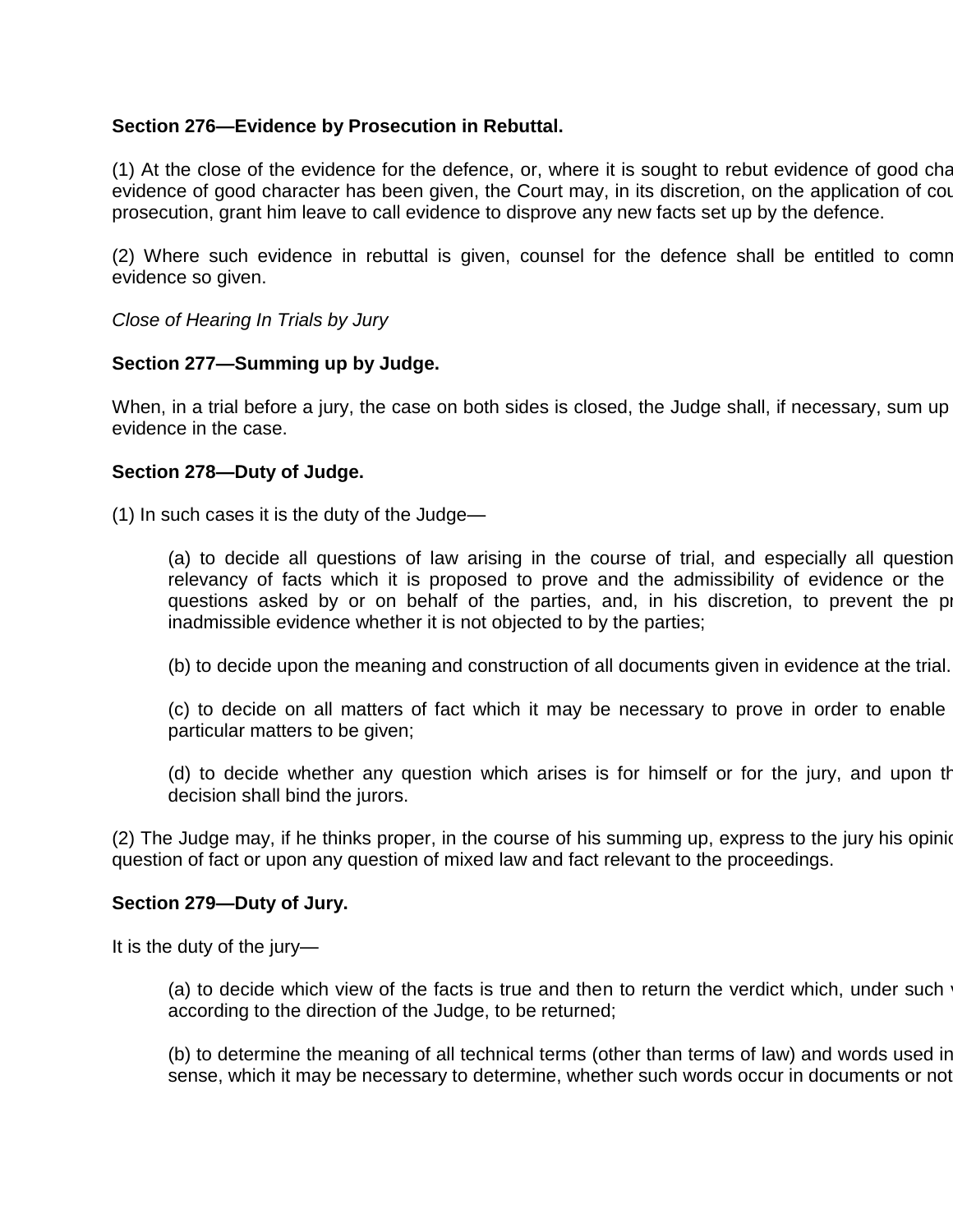**Section 276—Evidence by Prosecution in Rebuttal.**

(1) At the close of the evidence for the defence, or, where it is sought to rebut evidence of good cha evidence of good character has been given, the Court may, in its discretion, on the application of cou prosecution, grant him leave to call evidence to disprove any new facts set up by the defence.

(2) Where such evidence in rebuttal is given, counsel for the defence shall be entitled to comn evidence so given.

*Close of Hearing In Trials by Jury*

**Section 277—Summing up by Judge.**

When, in a trial before a jury, the case on both sides is closed, the Judge shall, if necessary, sum up evidence in the case.

**Section 278—Duty of Judge.**

(1) In such cases it is the duty of the Judge—

> (a) to decide all questions of law arising in the course of trial, and especially all question relevancy of facts which it is proposed to prove and the admissibility of evidence or the questions asked by or on behalf of the parties, and, in his discretion, to prevent the pr inadmissible evidence whether it is not objected to by the parties;
>
> (b) to decide upon the meaning and construction of all documents given in evidence at the trial.
>
> (c) to decide on all matters of fact which it may be necessary to prove in order to enable particular matters to be given;
>
> (d) to decide whether any question which arises is for himself or for the jury, and upon th decision shall bind the jurors.

(2) The Judge may, if he thinks proper, in the course of his summing up, express to the jury his opinio question of fact or upon any question of mixed law and fact relevant to the proceedings.

**Section 279—Duty of Jury.**

It is the duty of the jury—

> (a) to decide which view of the facts is true and then to return the verdict which, under such according to the direction of the Judge, to be returned;
>
> (b) to determine the meaning of all technical terms (other than terms of law) and words used in sense, which it may be necessary to determine, whether such words occur in documents or not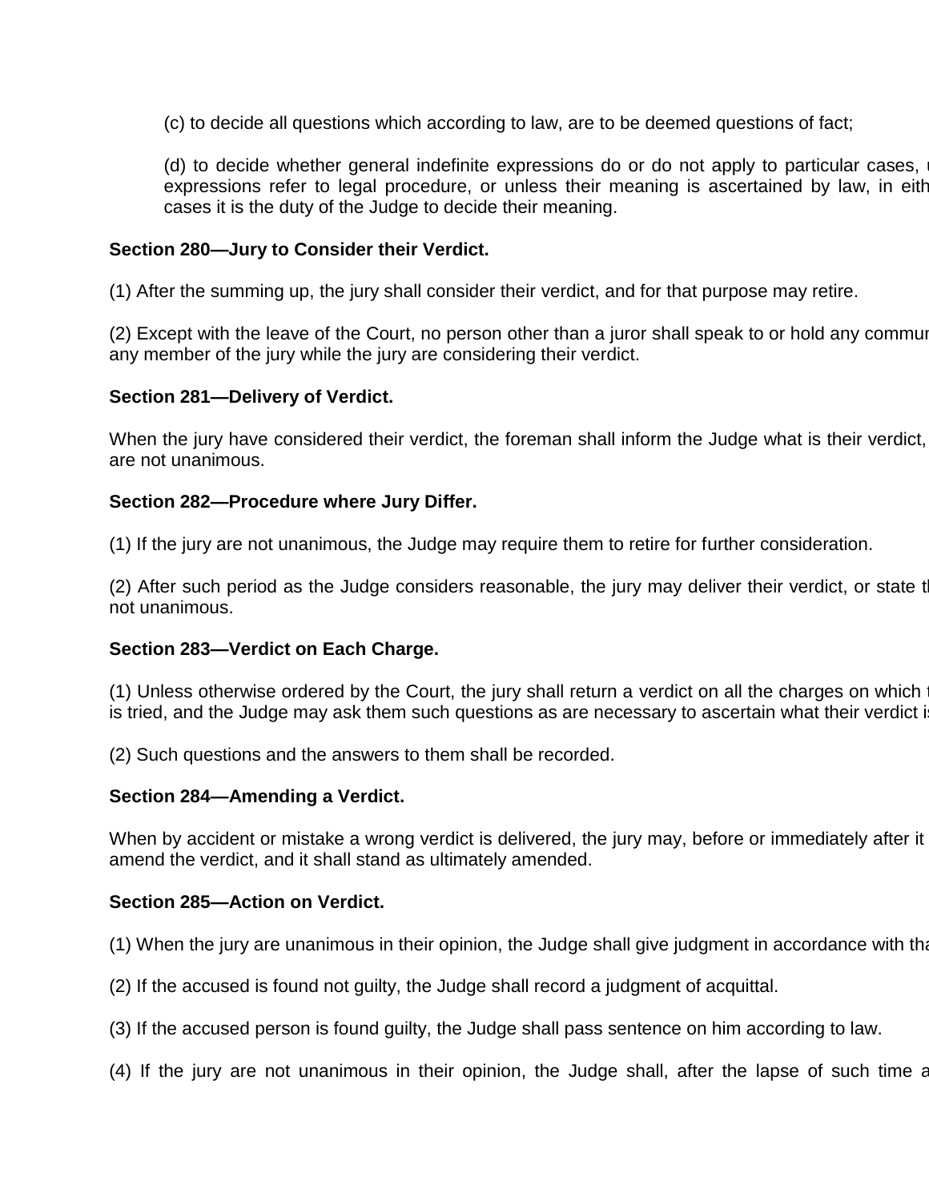(c) to decide all questions which according to law, are to be deemed questions of fact;

(d) to decide whether general indefinite expressions do or do not apply to particular cases, u expressions refer to legal procedure, or unless their meaning is ascertained by law, in eith cases it is the duty of the Judge to decide their meaning.

**Section 280—Jury to Consider their Verdict.**

(1) After the summing up, the jury shall consider their verdict, and for that purpose may retire.

(2) Except with the leave of the Court, no person other than a juror shall speak to or hold any commun any member of the jury while the jury are considering their verdict.

**Section 281—Delivery of Verdict.**

When the jury have considered their verdict, the foreman shall inform the Judge what is their verdict, are not unanimous.

**Section 282—Procedure where Jury Differ.**

(1) If the jury are not unanimous, the Judge may require them to retire for further consideration.

(2) After such period as the Judge considers reasonable, the jury may deliver their verdict, or state t not unanimous.

**Section 283—Verdict on Each Charge.**

(1) Unless otherwise ordered by the Court, the jury shall return a verdict on all the charges on which t is tried, and the Judge may ask them such questions as are necessary to ascertain what their verdict i

(2) Such questions and the answers to them shall be recorded.

**Section 284—Amending a Verdict.**

When by accident or mistake a wrong verdict is delivered, the jury may, before or immediately after it amend the verdict, and it shall stand as ultimately amended.

**Section 285—Action on Verdict.**

(1) When the jury are unanimous in their opinion, the Judge shall give judgment in accordance with tha

(2) If the accused is found not guilty, the Judge shall record a judgment of acquittal.

(3) If the accused person is found guilty, the Judge shall pass sentence on him according to law.

(4) If the jury are not unanimous in their opinion, the Judge shall, after the lapse of such time a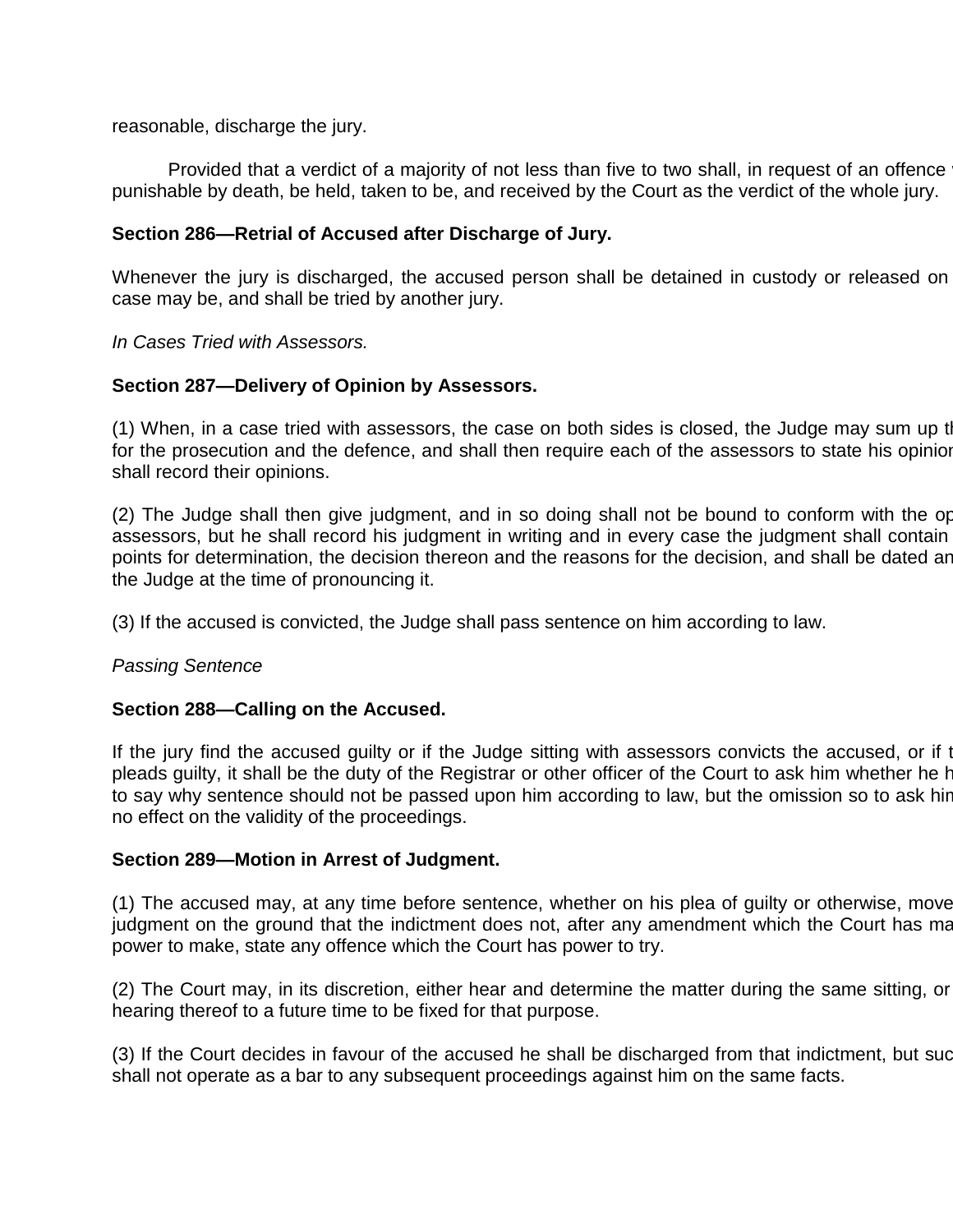reasonable, discharge the jury.

Provided that a verdict of a majority of not less than five to two shall, in request of an offence punishable by death, be held, taken to be, and received by the Court as the verdict of the whole jury.

**Section 286—Retrial of Accused after Discharge of Jury.**

Whenever the jury is discharged, the accused person shall be detained in custody or released on case may be, and shall be tried by another jury.

*In Cases Tried with Assessors.*

**Section 287—Delivery of Opinion by Assessors.**

(1) When, in a case tried with assessors, the case on both sides is closed, the Judge may sum up th for the prosecution and the defence, and shall then require each of the assessors to state his opinion shall record their opinions.

(2) The Judge shall then give judgment, and in so doing shall not be bound to conform with the op assessors, but he shall record his judgment in writing and in every case the judgment shall contain points for determination, the decision thereon and the reasons for the decision, and shall be dated an the Judge at the time of pronouncing it.

(3) If the accused is convicted, the Judge shall pass sentence on him according to law.

*Passing Sentence*

**Section 288—Calling on the Accused.**

If the jury find the accused guilty or if the Judge sitting with assessors convicts the accused, or if t pleads guilty, it shall be the duty of the Registrar or other officer of the Court to ask him whether he h to say why sentence should not be passed upon him according to law, but the omission so to ask him no effect on the validity of the proceedings.

**Section 289—Motion in Arrest of Judgment.**

(1) The accused may, at any time before sentence, whether on his plea of guilty or otherwise, move judgment on the ground that the indictment does not, after any amendment which the Court has ma power to make, state any offence which the Court has power to try.

(2) The Court may, in its discretion, either hear and determine the matter during the same sitting, or hearing thereof to a future time to be fixed for that purpose.

(3) If the Court decides in favour of the accused he shall be discharged from that indictment, but suc shall not operate as a bar to any subsequent proceedings against him on the same facts.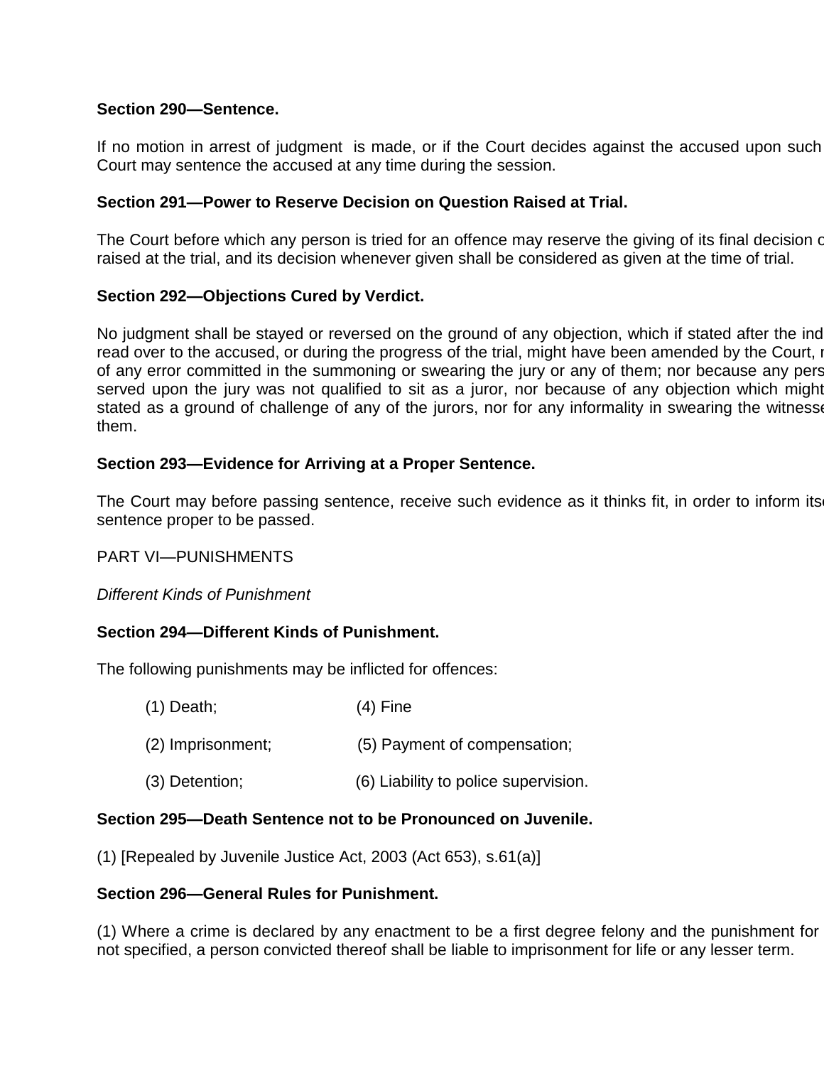**Section 290—Sentence.**

If no motion in arrest of judgment is made, or if the Court decides against the accused upon such Court may sentence the accused at any time during the session.

**Section 291—Power to Reserve Decision on Question Raised at Trial.**

The Court before which any person is tried for an offence may reserve the giving of its final decision o raised at the trial, and its decision whenever given shall be considered as given at the time of trial.

**Section 292—Objections Cured by Verdict.**

No judgment shall be stayed or reversed on the ground of any objection, which if stated after the ind read over to the accused, or during the progress of the trial, might have been amended by the Court, r of any error committed in the summoning or swearing the jury or any of them; nor because any pers served upon the jury was not qualified to sit as a juror, nor because of any objection which might stated as a ground of challenge of any of the jurors, nor for any informality in swearing the witnesse them.

**Section 293—Evidence for Arriving at a Proper Sentence.**

The Court may before passing sentence, receive such evidence as it thinks fit, in order to inform its sentence proper to be passed.

PART VI—PUNISHMENTS

*Different Kinds of Punishment*

**Section 294—Different Kinds of Punishment.**

The following punishments may be inflicted for offences:

(1) Death;

(2) Imprisonment;

(3) Detention;

(4) Fine

(5) Payment of compensation;

(6) Liability to police supervision.

**Section 295—Death Sentence not to be Pronounced on Juvenile.**

(1) [Repealed by Juvenile Justice Act, 2003 (Act 653), s.61(a)]

**Section 296—General Rules for Punishment.**

(1) Where a crime is declared by any enactment to be a first degree felony and the punishment for not specified, a person convicted thereof shall be liable to imprisonment for life or any lesser term.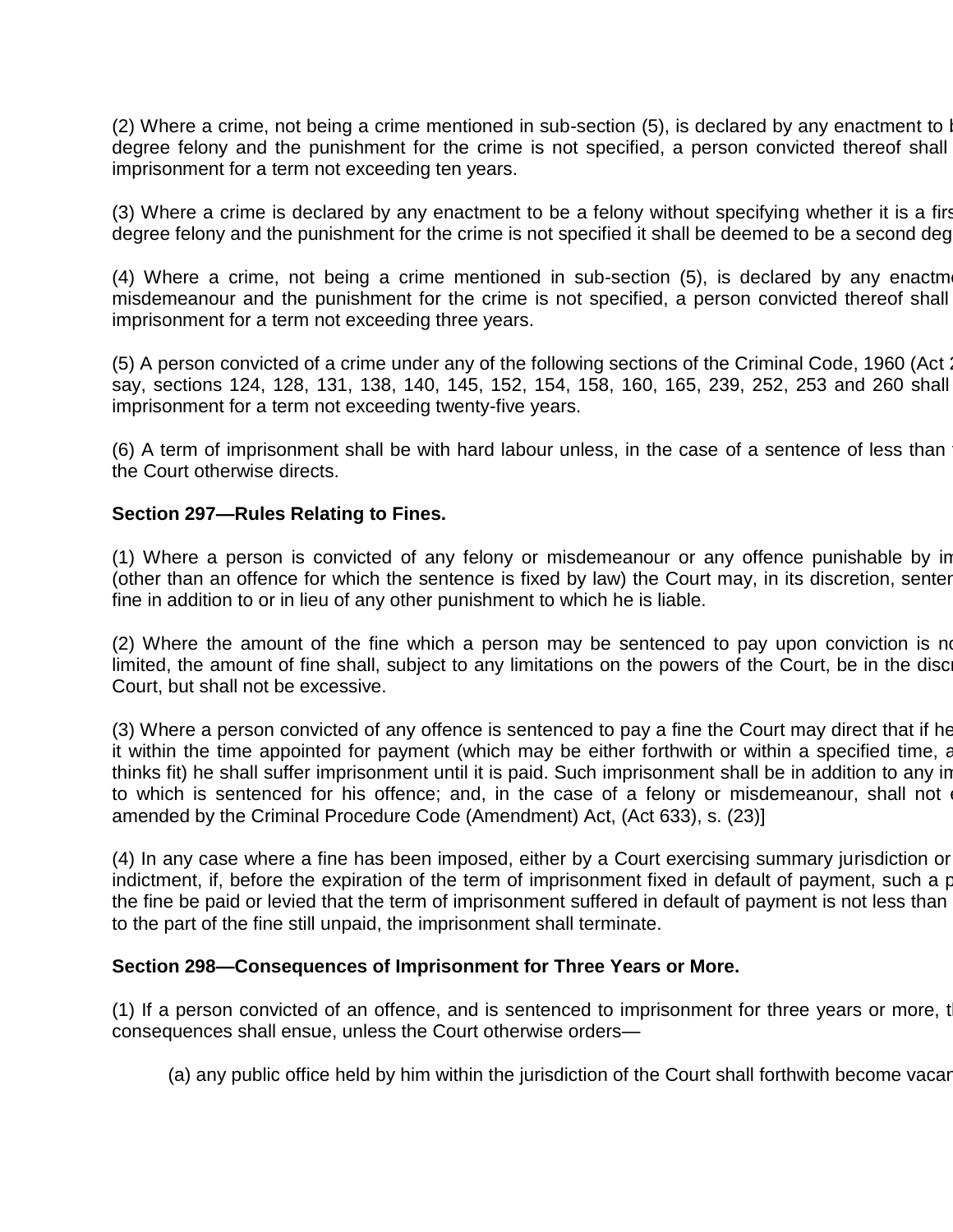(2) Where a crime, not being a crime mentioned in sub-section (5), is declared by any enactment to b degree felony and the punishment for the crime is not specified, a person convicted thereof shall imprisonment for a term not exceeding ten years.

(3) Where a crime is declared by any enactment to be a felony without specifying whether it is a firs degree felony and the punishment for the crime is not specified it shall be deemed to be a second deg

(4) Where a crime, not being a crime mentioned in sub-section (5), is declared by any enactm misdemeanour and the punishment for the crime is not specified, a person convicted thereof shall imprisonment for a term not exceeding three years.

(5) A person convicted of a crime under any of the following sections of the Criminal Code, 1960 (Act 2 say, sections 124, 128, 131, 138, 140, 145, 152, 154, 158, 160, 165, 239, 252, 253 and 260 shall imprisonment for a term not exceeding twenty-five years.

(6) A term of imprisonment shall be with hard labour unless, in the case of a sentence of less than the Court otherwise directs.

**Section 297—Rules Relating to Fines.**

(1) Where a person is convicted of any felony or misdemeanour or any offence punishable by im (other than an offence for which the sentence is fixed by law) the Court may, in its discretion, senten fine in addition to or in lieu of any other punishment to which he is liable.

(2) Where the amount of the fine which a person may be sentenced to pay upon conviction is no limited, the amount of fine shall, subject to any limitations on the powers of the Court, be in the discr Court, but shall not be excessive.

(3) Where a person convicted of any offence is sentenced to pay a fine the Court may direct that if he it within the time appointed for payment (which may be either forthwith or within a specified time, a thinks fit) he shall suffer imprisonment until it is paid. Such imprisonment shall be in addition to any im to which is sentenced for his offence; and, in the case of a felony or misdemeanour, shall not e amended by the Criminal Procedure Code (Amendment) Act, (Act 633), s. (23)]

(4) In any case where a fine has been imposed, either by a Court exercising summary jurisdiction or indictment, if, before the expiration of the term of imprisonment fixed in default of payment, such a p the fine be paid or levied that the term of imprisonment suffered in default of payment is not less than to the part of the fine still unpaid, the imprisonment shall terminate.

**Section 298—Consequences of Imprisonment for Three Years or More.**

(1) If a person convicted of an offence, and is sentenced to imprisonment for three years or more, t consequences shall ensue, unless the Court otherwise orders—

(a) any public office held by him within the jurisdiction of the Court shall forthwith become vacan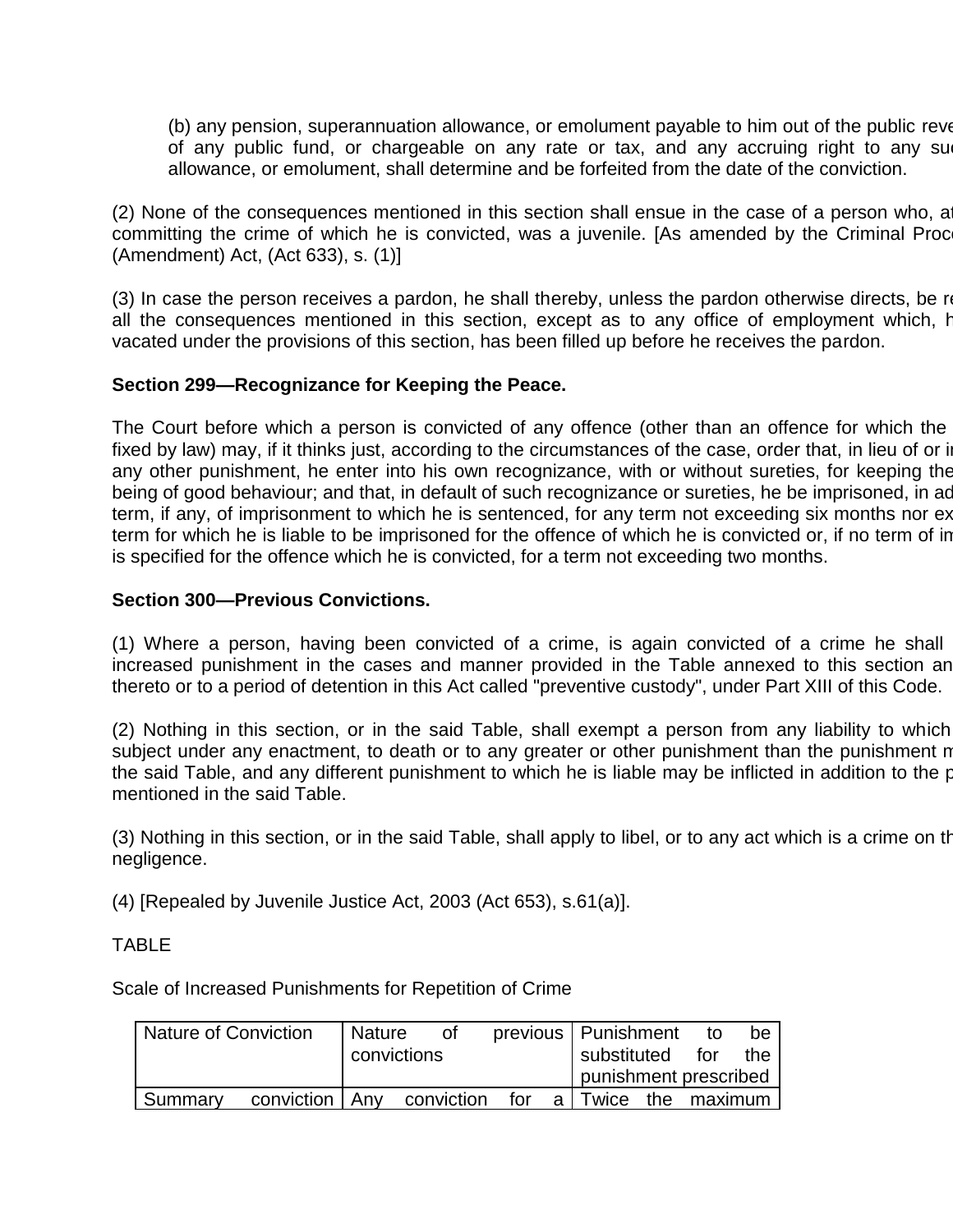(b) any pension, superannuation allowance, or emolument payable to him out of the public reve of any public fund, or chargeable on any rate or tax, and any accruing right to any su allowance, or emolument, shall determine and be forfeited from the date of the conviction.

(2) None of the consequences mentioned in this section shall ensue in the case of a person who, a committing the crime of which he is convicted, was a juvenile. [As amended by the Criminal Proc (Amendment) Act, (Act 633), s. (1)]

(3) In case the person receives a pardon, he shall thereby, unless the pardon otherwise directs, be r all the consequences mentioned in this section, except as to any office of employment which, h vacated under the provisions of this section, has been filled up before he receives the pardon.

**Section 299—Recognizance for Keeping the Peace.**

The Court before which a person is convicted of any offence (other than an offence for which the fixed by law) may, if it thinks just, according to the circumstances of the case, order that, in lieu of or i any other punishment, he enter into his own recognizance, with or without sureties, for keeping the being of good behaviour; and that, in default of such recognizance or sureties, he be imprisoned, in ad term, if any, of imprisonment to which he is sentenced, for any term not exceeding six months nor ex term for which he is liable to be imprisoned for the offence of which he is convicted or, if no term of im is specified for the offence which he is convicted, for a term not exceeding two months.

**Section 300—Previous Convictions.**

(1) Where a person, having been convicted of a crime, is again convicted of a crime he shall increased punishment in the cases and manner provided in the Table annexed to this section an thereto or to a period of detention in this Act called "preventive custody", under Part XIII of this Code.

(2) Nothing in this section, or in the said Table, shall exempt a person from any liability to which subject under any enactment, to death or to any greater or other punishment than the punishment m the said Table, and any different punishment to which he is liable may be inflicted in addition to the p mentioned in the said Table.

(3) Nothing in this section, or in the said Table, shall apply to libel, or to any act which is a crime on th negligence.

(4) [Repealed by Juvenile Justice Act, 2003 (Act 653), s.61(a)].

TABLE

Scale of Increased Punishments for Repetition of Crime

| Nature of Conviction | Nature of previous convictions | Punishment to be substituted for the punishment prescribed |
|---|---|---|
| Summary conviction | Any conviction for a | Twice the maximum |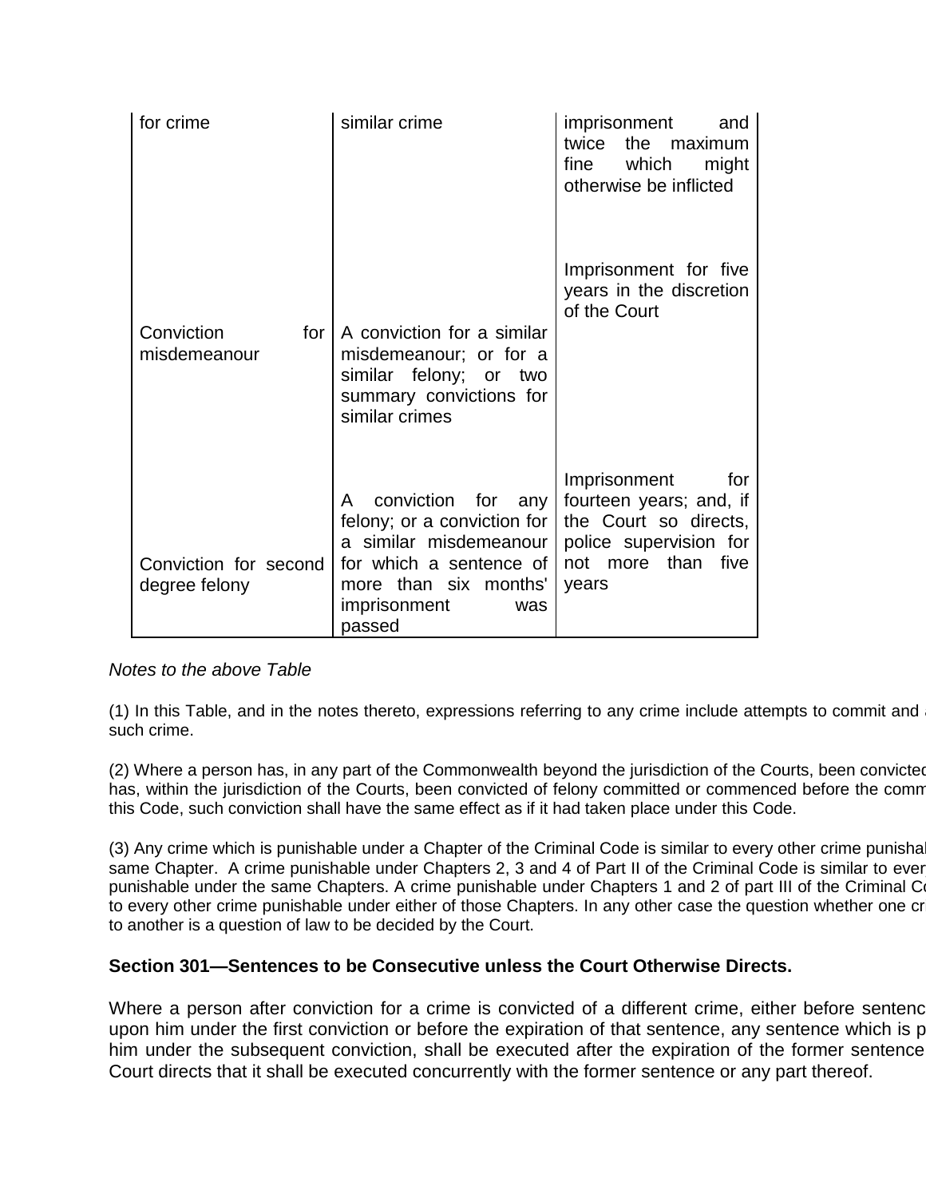| | | |
|---|---|---|
| for crime | similar crime | imprisonment and twice the maximum fine which might otherwise be inflicted |
| Conviction for misdemeanour | A conviction for a similar misdemeanour; or for a similar felony; or two summary convictions for similar crimes | Imprisonment for five years in the discretion of the Court |
| Conviction for second degree felony | A conviction for any felony; or a conviction for a similar misdemeanour for which a sentence of more than six months' imprisonment was passed | Imprisonment for fourteen years; and, if the Court so directs, police supervision for not more than five years |

*Notes to the above Table*

(1) In this Table, and in the notes thereto, expressions referring to any crime include attempts to commit and a such crime.

(2) Where a person has, in any part of the Commonwealth beyond the jurisdiction of the Courts, been convicted has, within the jurisdiction of the Courts, been convicted of felony committed or commenced before the comm this Code, such conviction shall have the same effect as if it had taken place under this Code.

(3) Any crime which is punishable under a Chapter of the Criminal Code is similar to every other crime punishal same Chapter. A crime punishable under Chapters 2, 3 and 4 of Part II of the Criminal Code is similar to ever punishable under the same Chapters. A crime punishable under Chapters 1 and 2 of part III of the Criminal Co to every other crime punishable under either of those Chapters. In any other case the question whether one cr to another is a question of law to be decided by the Court.

**Section 301—Sentences to be Consecutive unless the Court Otherwise Directs.**

Where a person after conviction for a crime is convicted of a different crime, either before sentenc upon him under the first conviction or before the expiration of that sentence, any sentence which is p him under the subsequent conviction, shall be executed after the expiration of the former sentence Court directs that it shall be executed concurrently with the former sentence or any part thereof.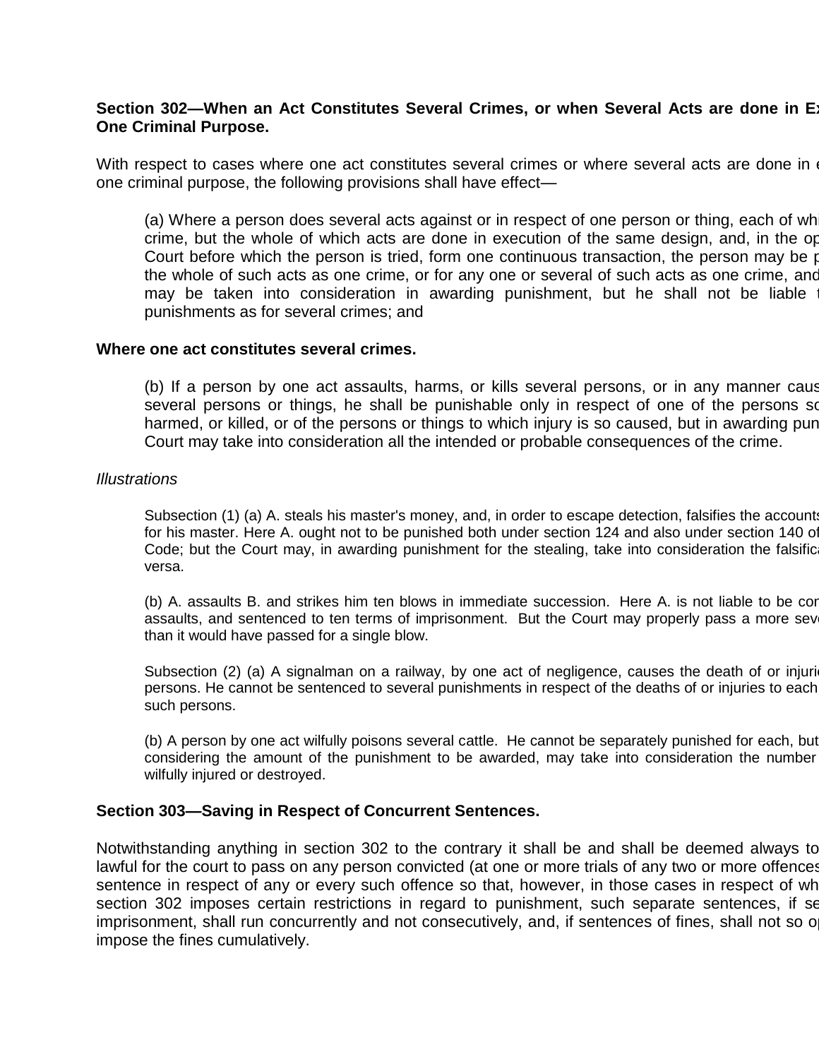**Section 302—When an Act Constitutes Several Crimes, or when Several Acts are done in Ex One Criminal Purpose.**

With respect to cases where one act constitutes several crimes or where several acts are done in e one criminal purpose, the following provisions shall have effect—

> (a) Where a person does several acts against or in respect of one person or thing, each of wh crime, but the whole of which acts are done in execution of the same design, and, in the op Court before which the person is tried, form one continuous transaction, the person may be p the whole of such acts as one crime, or for any one or several of such acts as one crime, and may be taken into consideration in awarding punishment, but he shall not be liable t punishments as for several crimes; and

**Where one act constitutes several crimes.**

> (b) If a person by one act assaults, harms, or kills several persons, or in any manner caus several persons or things, he shall be punishable only in respect of one of the persons so harmed, or killed, or of the persons or things to which injury is so caused, but in awarding pun Court may take into consideration all the intended or probable consequences of the crime.

*Illustrations*

> Subsection (1) (a) A. steals his master's money, and, in order to escape detection, falsifies the accounts for his master. Here A. ought not to be punished both under section 124 and also under section 140 of Code; but the Court may, in awarding punishment for the stealing, take into consideration the falsifica versa.
>
> (b) A. assaults B. and strikes him ten blows in immediate succession. Here A. is not liable to be con assaults, and sentenced to ten terms of imprisonment. But the Court may properly pass a more seve than it would have passed for a single blow.
>
> Subsection (2) (a) A signalman on a railway, by one act of negligence, causes the death of or injurie persons. He cannot be sentenced to several punishments in respect of the deaths of or injuries to each such persons.
>
> (b) A person by one act wilfully poisons several cattle. He cannot be separately punished for each, but considering the amount of the punishment to be awarded, may take into consideration the number wilfully injured or destroyed.

**Section 303—Saving in Respect of Concurrent Sentences.**

Notwithstanding anything in section 302 to the contrary it shall be and shall be deemed always to lawful for the court to pass on any person convicted (at one or more trials of any two or more offences sentence in respect of any or every such offence so that, however, in those cases in respect of wh section 302 imposes certain restrictions in regard to punishment, such separate sentences, if se imprisonment, shall run concurrently and not consecutively, and, if sentences of fines, shall not so op impose the fines cumulatively.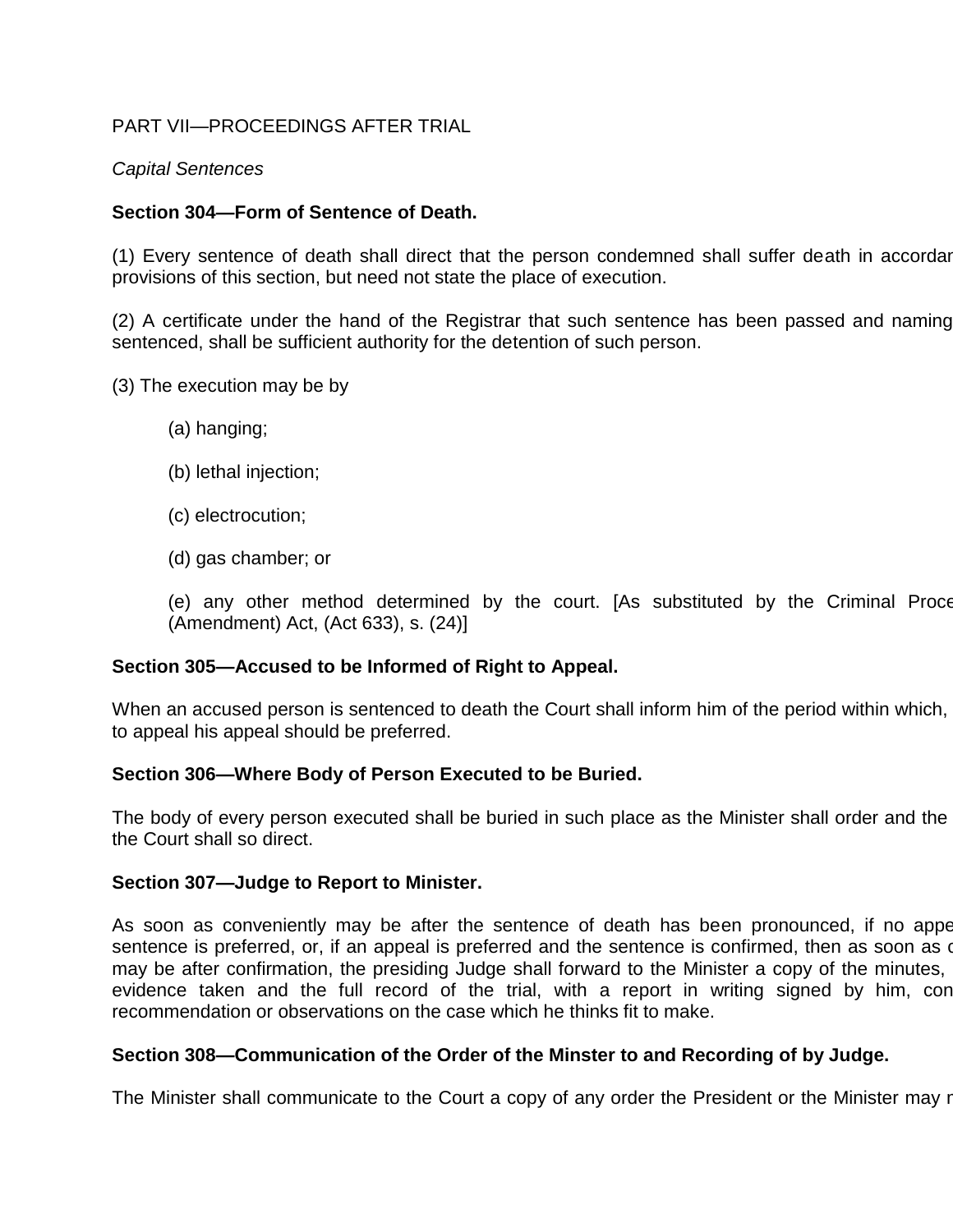PART VII—PROCEEDINGS AFTER TRIAL

*Capital Sentences*

**Section 304—Form of Sentence of Death.**

(1) Every sentence of death shall direct that the person condemned shall suffer death in accordar provisions of this section, but need not state the place of execution.

(2) A certificate under the hand of the Registrar that such sentence has been passed and naming sentenced, shall be sufficient authority for the detention of such person.

(3) The execution may be by

(a) hanging;

(b) lethal injection;

(c) electrocution;

(d) gas chamber; or

(e) any other method determined by the court. [As substituted by the Criminal Proce (Amendment) Act, (Act 633), s. (24)]

**Section 305—Accused to be Informed of Right to Appeal.**

When an accused person is sentenced to death the Court shall inform him of the period within which, to appeal his appeal should be preferred.

**Section 306—Where Body of Person Executed to be Buried.**

The body of every person executed shall be buried in such place as the Minister shall order and the the Court shall so direct.

**Section 307—Judge to Report to Minister.**

As soon as conveniently may be after the sentence of death has been pronounced, if no appe sentence is preferred, or, if an appeal is preferred and the sentence is confirmed, then as soon as c may be after confirmation, the presiding Judge shall forward to the Minister a copy of the minutes, evidence taken and the full record of the trial, with a report in writing signed by him, con recommendation or observations on the case which he thinks fit to make.

**Section 308—Communication of the Order of the Minster to and Recording of by Judge.**

The Minister shall communicate to the Court a copy of any order the President or the Minister may r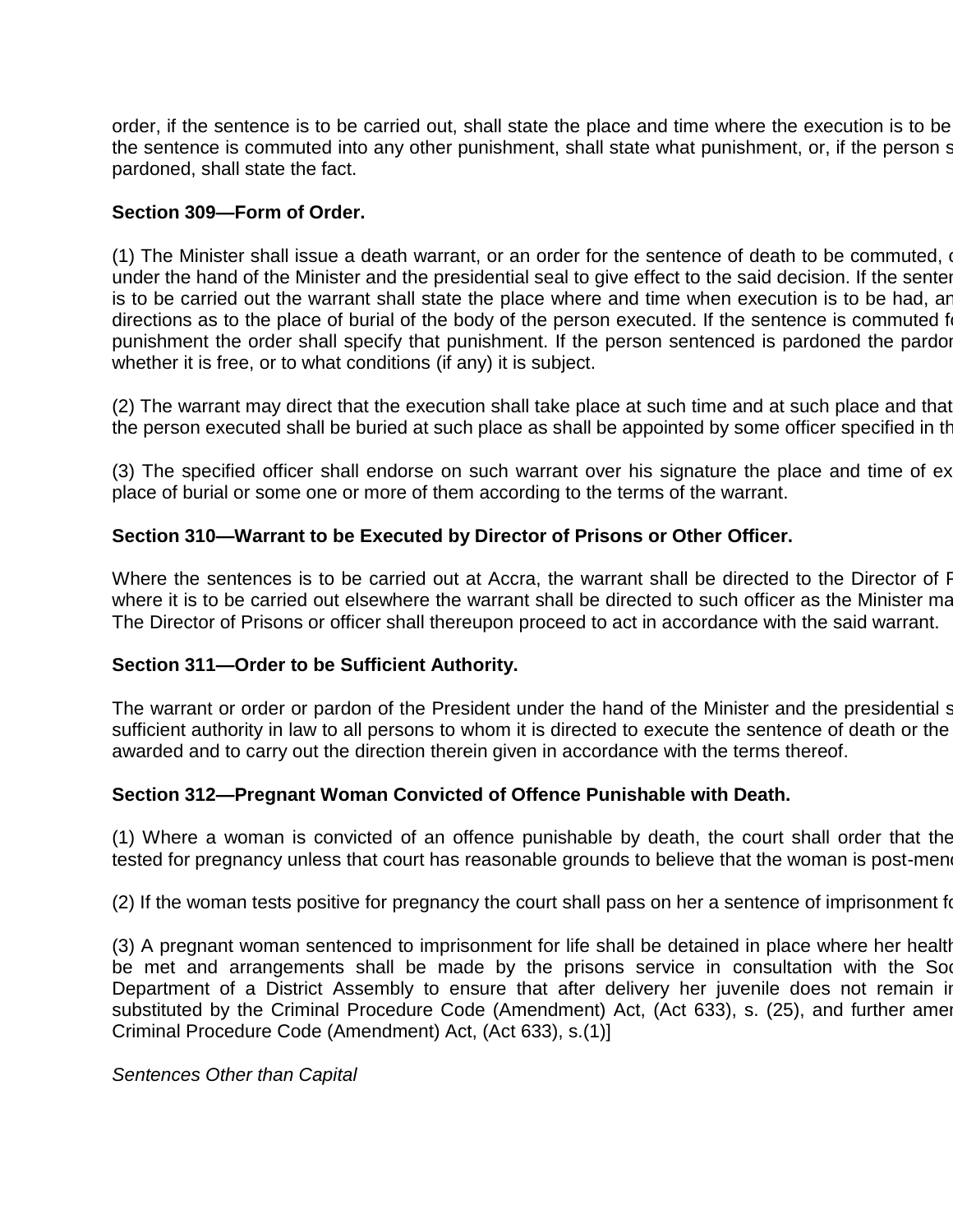order, if the sentence is to be carried out, shall state the place and time where the execution is to be the sentence is commuted into any other punishment, shall state what punishment, or, if the person s pardoned, shall state the fact.

**Section 309—Form of Order.**

(1) The Minister shall issue a death warrant, or an order for the sentence of death to be commuted, o under the hand of the Minister and the presidential seal to give effect to the said decision. If the senten is to be carried out the warrant shall state the place where and time when execution is to be had, an directions as to the place of burial of the body of the person executed. If the sentence is commuted fo punishment the order shall specify that punishment. If the person sentenced is pardoned the pardon whether it is free, or to what conditions (if any) it is subject.

(2) The warrant may direct that the execution shall take place at such time and at such place and that the person executed shall be buried at such place as shall be appointed by some officer specified in th

(3) The specified officer shall endorse on such warrant over his signature the place and time of ex place of burial or some one or more of them according to the terms of the warrant.

**Section 310—Warrant to be Executed by Director of Prisons or Other Officer.**

Where the sentences is to be carried out at Accra, the warrant shall be directed to the Director of P where it is to be carried out elsewhere the warrant shall be directed to such officer as the Minister ma The Director of Prisons or officer shall thereupon proceed to act in accordance with the said warrant.

**Section 311—Order to be Sufficient Authority.**

The warrant or order or pardon of the President under the hand of the Minister and the presidential s sufficient authority in law to all persons to whom it is directed to execute the sentence of death or the awarded and to carry out the direction therein given in accordance with the terms thereof.

**Section 312—Pregnant Woman Convicted of Offence Punishable with Death.**

(1) Where a woman is convicted of an offence punishable by death, the court shall order that the tested for pregnancy unless that court has reasonable grounds to believe that the woman is post-meno

(2) If the woman tests positive for pregnancy the court shall pass on her a sentence of imprisonment fo

(3) A pregnant woman sentenced to imprisonment for life shall be detained in place where her health be met and arrangements shall be made by the prisons service in consultation with the Soc Department of a District Assembly to ensure that after delivery her juvenile does not remain in substituted by the Criminal Procedure Code (Amendment) Act, (Act 633), s. (25), and further amen Criminal Procedure Code (Amendment) Act, (Act 633), s.(1)]

*Sentences Other than Capital*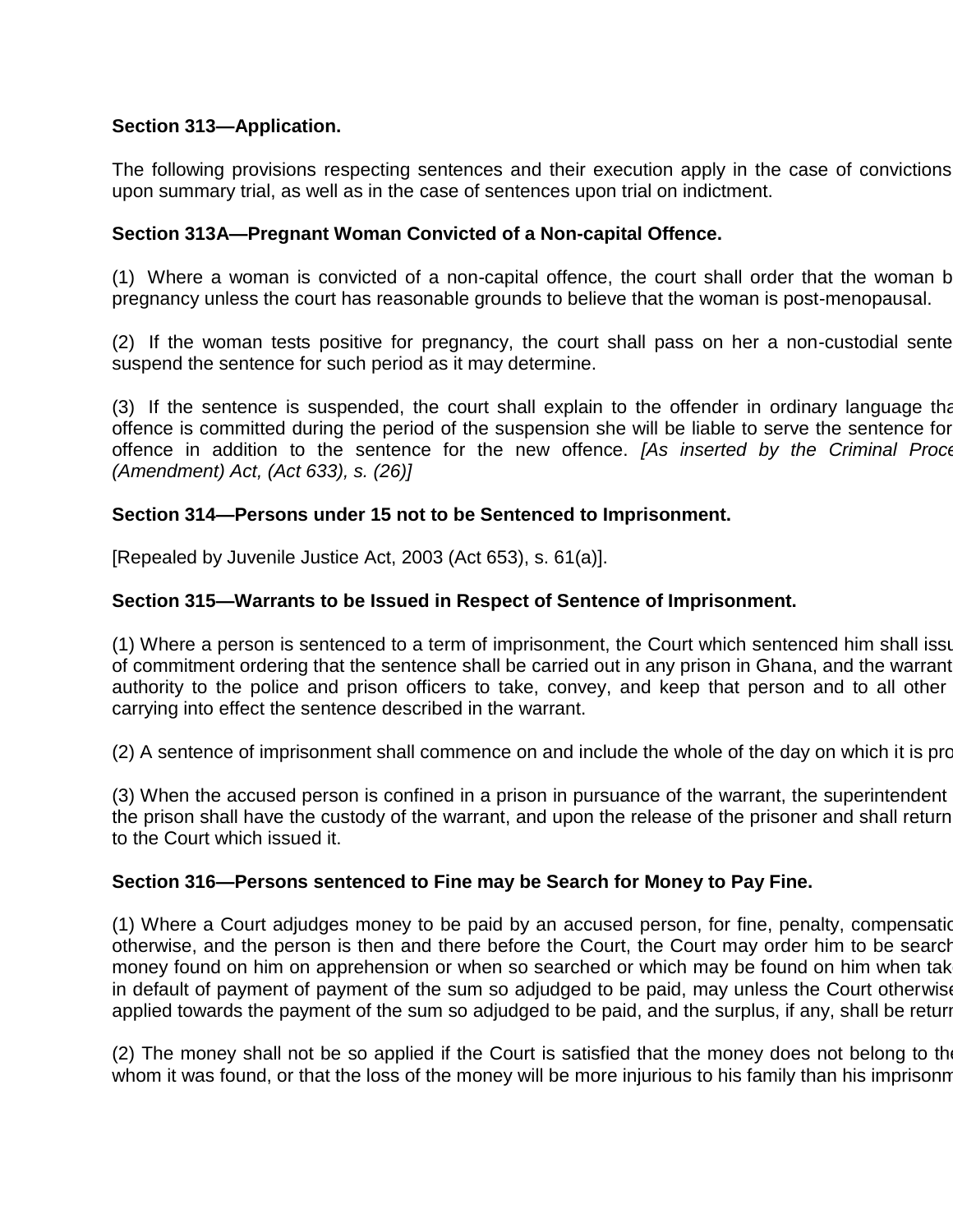**Section 313—Application.**

The following provisions respecting sentences and their execution apply in the case of convictions upon summary trial, as well as in the case of sentences upon trial on indictment.

**Section 313A—Pregnant Woman Convicted of a Non-capital Offence.**

(1) Where a woman is convicted of a non-capital offence, the court shall order that the woman b pregnancy unless the court has reasonable grounds to believe that the woman is post-menopausal.

(2) If the woman tests positive for pregnancy, the court shall pass on her a non-custodial sente suspend the sentence for such period as it may determine.

(3) If the sentence is suspended, the court shall explain to the offender in ordinary language tha offence is committed during the period of the suspension she will be liable to serve the sentence for offence in addition to the sentence for the new offence. *[As inserted by the Criminal Proce (Amendment) Act, (Act 633), s. (26)]*

**Section 314—Persons under 15 not to be Sentenced to Imprisonment.**

[Repealed by Juvenile Justice Act, 2003 (Act 653), s. 61(a)].

**Section 315—Warrants to be Issued in Respect of Sentence of Imprisonment.**

(1) Where a person is sentenced to a term of imprisonment, the Court which sentenced him shall issu of commitment ordering that the sentence shall be carried out in any prison in Ghana, and the warrant authority to the police and prison officers to take, convey, and keep that person and to all other carrying into effect the sentence described in the warrant.

(2) A sentence of imprisonment shall commence on and include the whole of the day on which it is pro

(3) When the accused person is confined in a prison in pursuance of the warrant, the superintendent the prison shall have the custody of the warrant, and upon the release of the prisoner and shall return to the Court which issued it.

**Section 316—Persons sentenced to Fine may be Search for Money to Pay Fine.**

(1) Where a Court adjudges money to be paid by an accused person, for fine, penalty, compensatio otherwise, and the person is then and there before the Court, the Court may order him to be search money found on him on apprehension or when so searched or which may be found on him when tak in default of payment of payment of the sum so adjudged to be paid, may unless the Court otherwise applied towards the payment of the sum so adjudged to be paid, and the surplus, if any, shall be return

(2) The money shall not be so applied if the Court is satisfied that the money does not belong to the whom it was found, or that the loss of the money will be more injurious to his family than his imprisonm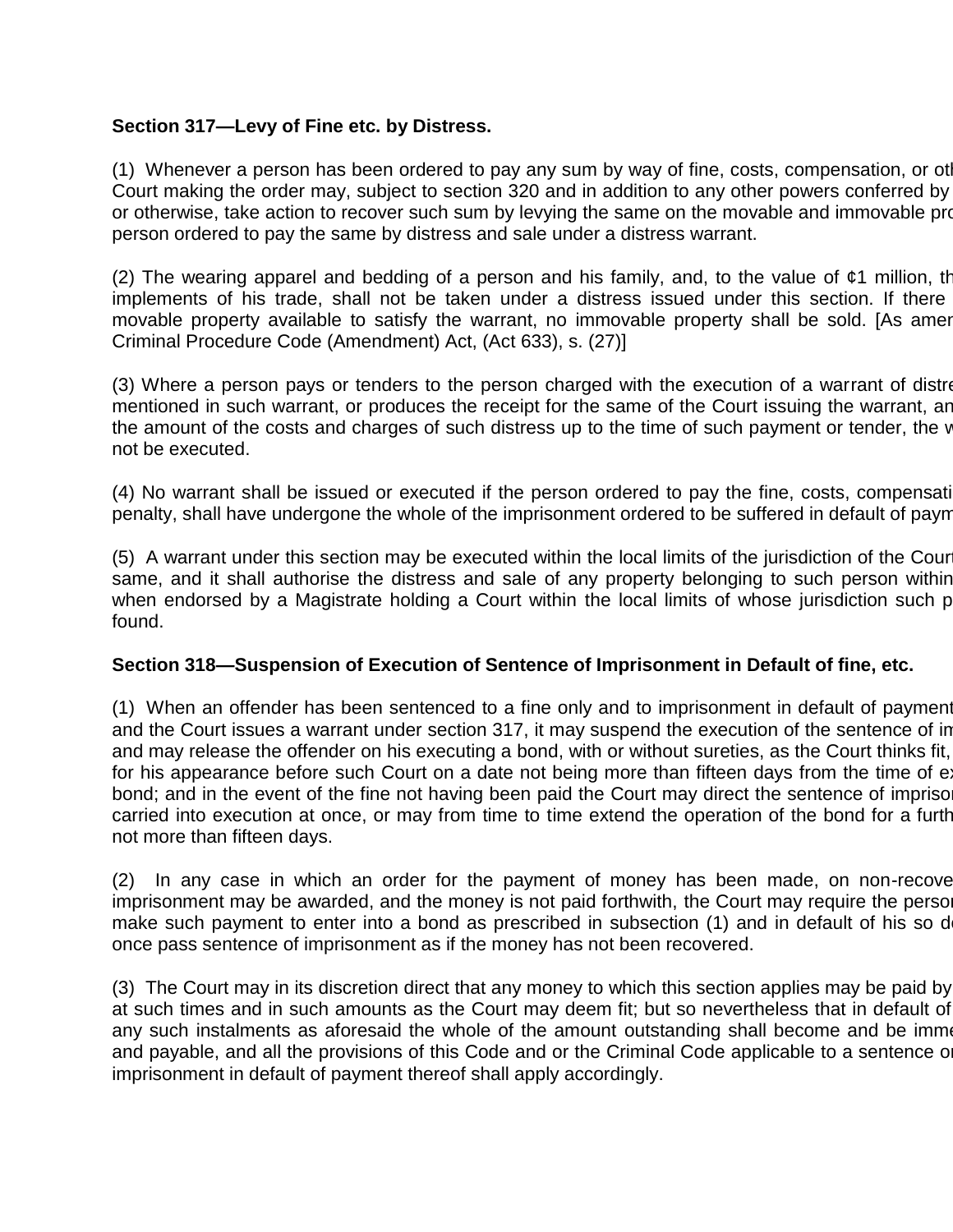**Section 317—Levy of Fine etc. by Distress.**

(1) Whenever a person has been ordered to pay any sum by way of fine, costs, compensation, or otl Court making the order may, subject to section 320 and in addition to any other powers conferred by or otherwise, take action to recover such sum by levying the same on the movable and immovable pro person ordered to pay the same by distress and sale under a distress warrant.

(2) The wearing apparel and bedding of a person and his family, and, to the value of ¢1 million, th implements of his trade, shall not be taken under a distress issued under this section. If there movable property available to satisfy the warrant, no immovable property shall be sold. [As amer Criminal Procedure Code (Amendment) Act, (Act 633), s. (27)]

(3) Where a person pays or tenders to the person charged with the execution of a warrant of distre mentioned in such warrant, or produces the receipt for the same of the Court issuing the warrant, an the amount of the costs and charges of such distress up to the time of such payment or tender, the w not be executed.

(4) No warrant shall be issued or executed if the person ordered to pay the fine, costs, compensati penalty, shall have undergone the whole of the imprisonment ordered to be suffered in default of paym

(5) A warrant under this section may be executed within the local limits of the jurisdiction of the Court same, and it shall authorise the distress and sale of any property belonging to such person within when endorsed by a Magistrate holding a Court within the local limits of whose jurisdiction such p found.

**Section 318—Suspension of Execution of Sentence of Imprisonment in Default of fine, etc.**

(1) When an offender has been sentenced to a fine only and to imprisonment in default of payment and the Court issues a warrant under section 317, it may suspend the execution of the sentence of im and may release the offender on his executing a bond, with or without sureties, as the Court thinks fit, for his appearance before such Court on a date not being more than fifteen days from the time of ex bond; and in the event of the fine not having been paid the Court may direct the sentence of impriso carried into execution at once, or may from time to time extend the operation of the bond for a furth not more than fifteen days.

(2) In any case in which an order for the payment of money has been made, on non-recove imprisonment may be awarded, and the money is not paid forthwith, the Court may require the perso make such payment to enter into a bond as prescribed in subsection (1) and in default of his so d once pass sentence of imprisonment as if the money has not been recovered.

(3) The Court may in its discretion direct that any money to which this section applies may be paid by at such times and in such amounts as the Court may deem fit; but so nevertheless that in default of any such instalments as aforesaid the whole of the amount outstanding shall become and be imme and payable, and all the provisions of this Code and or the Criminal Code applicable to a sentence o imprisonment in default of payment thereof shall apply accordingly.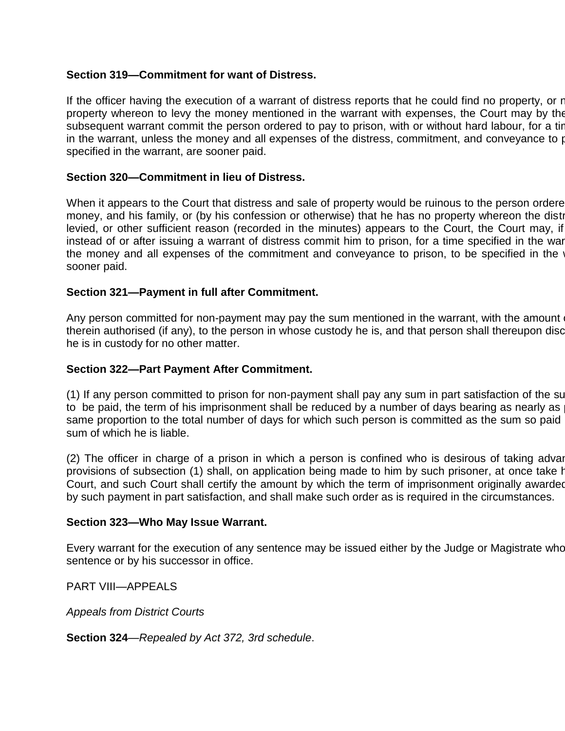**Section 319—Commitment for want of Distress.**

If the officer having the execution of a warrant of distress reports that he could find no property, or n property whereon to levy the money mentioned in the warrant with expenses, the Court may by the subsequent warrant commit the person ordered to pay to prison, with or without hard labour, for a tin in the warrant, unless the money and all expenses of the distress, commitment, and conveyance to p specified in the warrant, are sooner paid.

**Section 320—Commitment in lieu of Distress.**

When it appears to the Court that distress and sale of property would be ruinous to the person ordere money, and his family, or (by his confession or otherwise) that he has no property whereon the distr levied, or other sufficient reason (recorded in the minutes) appears to the Court, the Court may, if instead of or after issuing a warrant of distress commit him to prison, for a time specified in the war the money and all expenses of the commitment and conveyance to prison, to be specified in the w sooner paid.

**Section 321—Payment in full after Commitment.**

Any person committed for non-payment may pay the sum mentioned in the warrant, with the amount c therein authorised (if any), to the person in whose custody he is, and that person shall thereupon disc he is in custody for no other matter.

**Section 322—Part Payment After Commitment.**

(1) If any person committed to prison for non-payment shall pay any sum in part satisfaction of the su to be paid, the term of his imprisonment shall be reduced by a number of days bearing as nearly as p same proportion to the total number of days for which such person is committed as the sum so paid sum of which he is liable.

(2) The officer in charge of a prison in which a person is confined who is desirous of taking advar provisions of subsection (1) shall, on application being made to him by such prisoner, at once take h Court, and such Court shall certify the amount by which the term of imprisonment originally awardec by such payment in part satisfaction, and shall make such order as is required in the circumstances.

**Section 323—Who May Issue Warrant.**

Every warrant for the execution of any sentence may be issued either by the Judge or Magistrate who sentence or by his successor in office.

PART VIII—APPEALS

*Appeals from District Courts*

**Section 324**—*Repealed by Act 372, 3rd schedule*.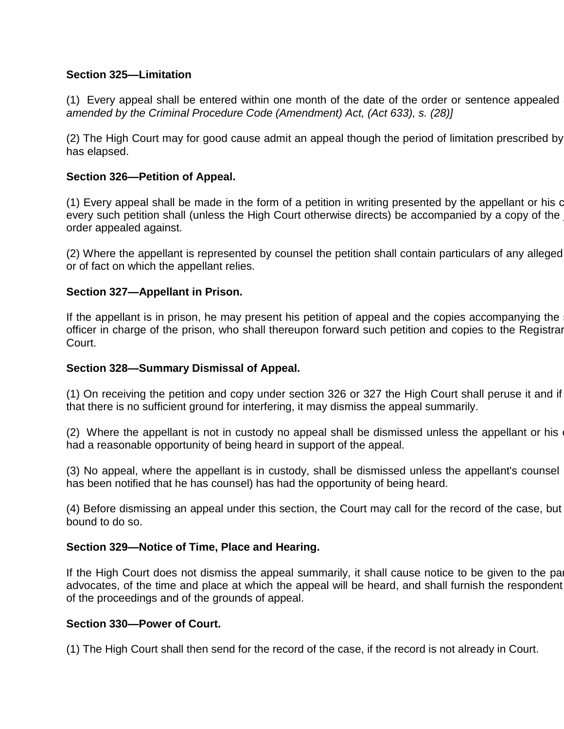**Section 325—Limitation**

(1) Every appeal shall be entered within one month of the date of the order or sentence appealed *amended by the Criminal Procedure Code (Amendment) Act, (Act 633), s. (28)]*

(2) The High Court may for good cause admit an appeal though the period of limitation prescribed by has elapsed.

**Section 326—Petition of Appeal.**

(1) Every appeal shall be made in the form of a petition in writing presented by the appellant or his c every such petition shall (unless the High Court otherwise directs) be accompanied by a copy of the order appealed against.

(2) Where the appellant is represented by counsel the petition shall contain particulars of any alleged or of fact on which the appellant relies.

**Section 327—Appellant in Prison.**

If the appellant is in prison, he may present his petition of appeal and the copies accompanying the officer in charge of the prison, who shall thereupon forward such petition and copies to the Registrar Court.

**Section 328—Summary Dismissal of Appeal.**

(1) On receiving the petition and copy under section 326 or 327 the High Court shall peruse it and if that there is no sufficient ground for interfering, it may dismiss the appeal summarily.

(2) Where the appellant is not in custody no appeal shall be dismissed unless the appellant or his had a reasonable opportunity of being heard in support of the appeal.

(3) No appeal, where the appellant is in custody, shall be dismissed unless the appellant's counsel has been notified that he has counsel) has had the opportunity of being heard.

(4) Before dismissing an appeal under this section, the Court may call for the record of the case, but bound to do so.

**Section 329—Notice of Time, Place and Hearing.**

If the High Court does not dismiss the appeal summarily, it shall cause notice to be given to the par advocates, of the time and place at which the appeal will be heard, and shall furnish the respondent of the proceedings and of the grounds of appeal.

**Section 330—Power of Court.**

(1) The High Court shall then send for the record of the case, if the record is not already in Court.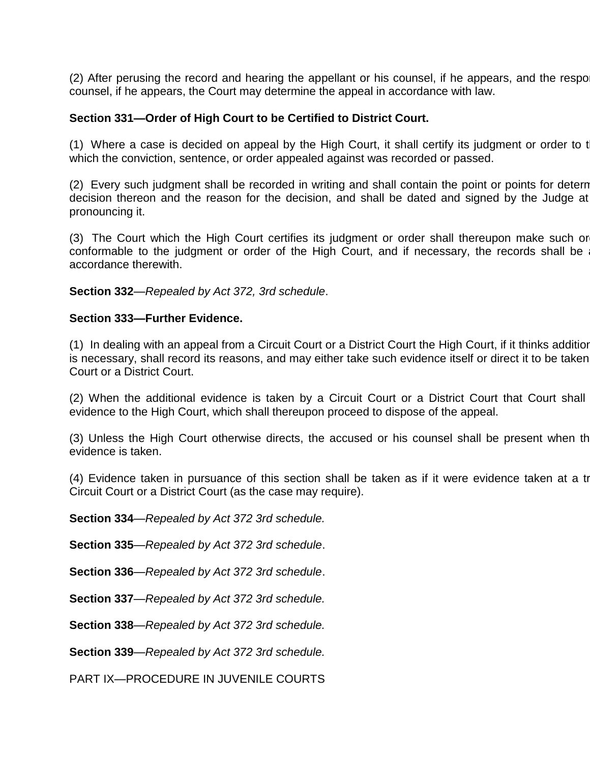(2) After perusing the record and hearing the appellant or his counsel, if he appears, and the respon counsel, if he appears, the Court may determine the appeal in accordance with law.

**Section 331—Order of High Court to be Certified to District Court.**

(1) Where a case is decided on appeal by the High Court, it shall certify its judgment or order to t which the conviction, sentence, or order appealed against was recorded or passed.

(2) Every such judgment shall be recorded in writing and shall contain the point or points for determ decision thereon and the reason for the decision, and shall be dated and signed by the Judge at pronouncing it.

(3) The Court which the High Court certifies its judgment or order shall thereupon make such or conformable to the judgment or order of the High Court, and if necessary, the records shall be a accordance therewith.

**Section 332**—*Repealed by Act 372, 3rd schedule*.

**Section 333—Further Evidence.**

(1) In dealing with an appeal from a Circuit Court or a District Court the High Court, if it thinks addition is necessary, shall record its reasons, and may either take such evidence itself or direct it to be taken Court or a District Court.

(2) When the additional evidence is taken by a Circuit Court or a District Court that Court shall evidence to the High Court, which shall thereupon proceed to dispose of the appeal.

(3) Unless the High Court otherwise directs, the accused or his counsel shall be present when th evidence is taken.

(4) Evidence taken in pursuance of this section shall be taken as if it were evidence taken at a tr Circuit Court or a District Court (as the case may require).

**Section 334**—*Repealed by Act 372 3rd schedule.*

**Section 335**—*Repealed by Act 372 3rd schedule*.

**Section 336**—*Repealed by Act 372 3rd schedule*.

**Section 337**—*Repealed by Act 372 3rd schedule.*

**Section 338**—*Repealed by Act 372 3rd schedule.*

**Section 339**—*Repealed by Act 372 3rd schedule.*

PART IX—PROCEDURE IN JUVENILE COURTS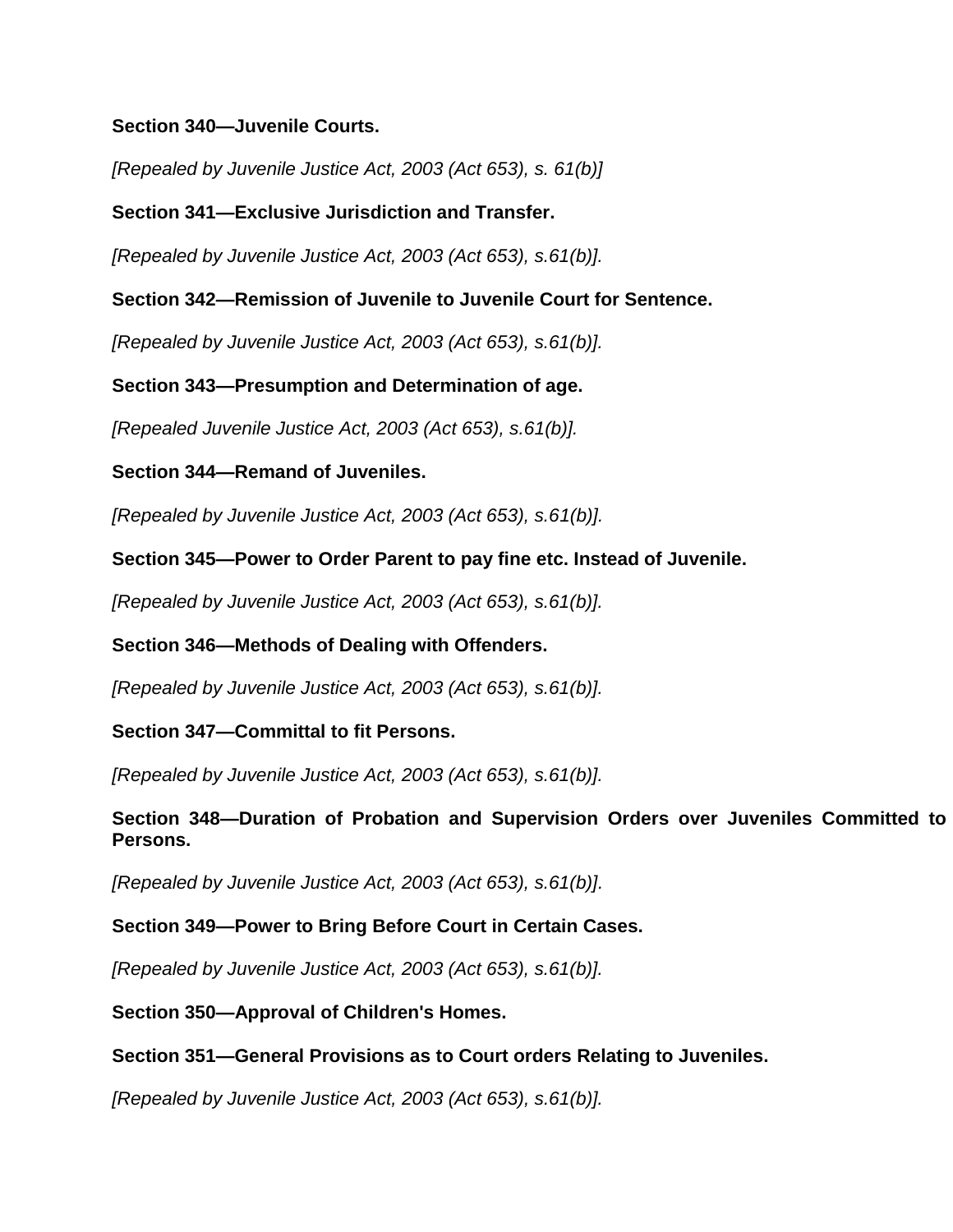**Section 340—Juvenile Courts.**

*[Repealed by Juvenile Justice Act, 2003 (Act 653), s. 61(b)]*

**Section 341—Exclusive Jurisdiction and Transfer.**

*[Repealed by Juvenile Justice Act, 2003 (Act 653), s.61(b)].*

**Section 342—Remission of Juvenile to Juvenile Court for Sentence.**

*[Repealed by Juvenile Justice Act, 2003 (Act 653), s.61(b)].*

**Section 343—Presumption and Determination of age.**

*[Repealed Juvenile Justice Act, 2003 (Act 653), s.61(b)].*

**Section 344—Remand of Juveniles.**

*[Repealed by Juvenile Justice Act, 2003 (Act 653), s.61(b)].*

**Section 345—Power to Order Parent to pay fine etc. Instead of Juvenile.**

*[Repealed by Juvenile Justice Act, 2003 (Act 653), s.61(b)].*

**Section 346—Methods of Dealing with Offenders.**

*[Repealed by Juvenile Justice Act, 2003 (Act 653), s.61(b)].*

**Section 347—Committal to fit Persons.**

*[Repealed by Juvenile Justice Act, 2003 (Act 653), s.61(b)].*

**Section 348—Duration of Probation and Supervision Orders over Juveniles Committed to Persons.**

*[Repealed by Juvenile Justice Act, 2003 (Act 653), s.61(b)].*

**Section 349—Power to Bring Before Court in Certain Cases.**

*[Repealed by Juvenile Justice Act, 2003 (Act 653), s.61(b)].*

**Section 350—Approval of Children's Homes.**

**Section 351—General Provisions as to Court orders Relating to Juveniles.**

*[Repealed by Juvenile Justice Act, 2003 (Act 653), s.61(b)].*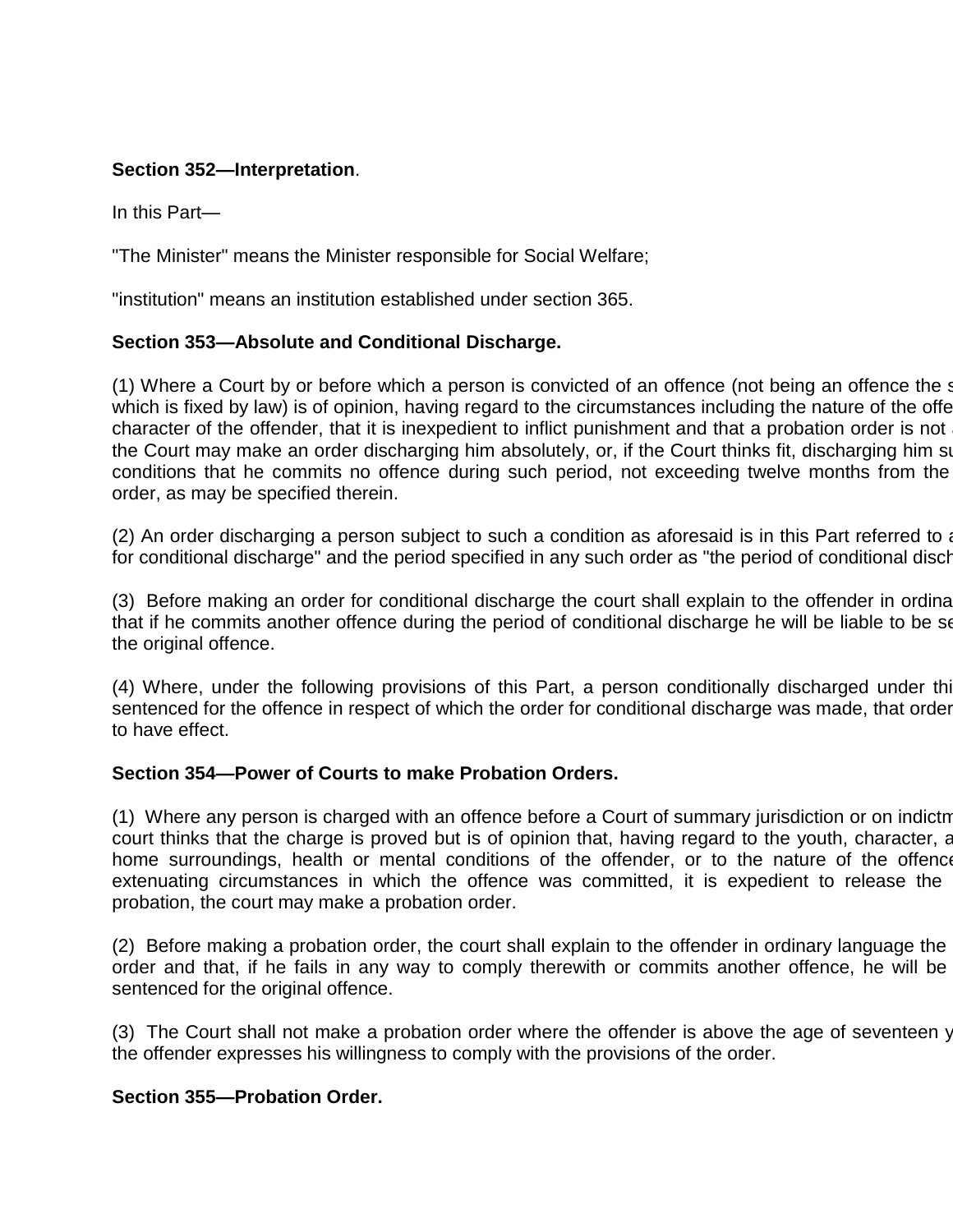**Section 352—Interpretation**.

In this Part—

"The Minister" means the Minister responsible for Social Welfare;

"institution" means an institution established under section 365.

**Section 353—Absolute and Conditional Discharge.**

(1) Where a Court by or before which a person is convicted of an offence (not being an offence the s which is fixed by law) is of opinion, having regard to the circumstances including the nature of the offe character of the offender, that it is inexpedient to inflict punishment and that a probation order is not the Court may make an order discharging him absolutely, or, if the Court thinks fit, discharging him su conditions that he commits no offence during such period, not exceeding twelve months from the order, as may be specified therein.

(2) An order discharging a person subject to such a condition as aforesaid is in this Part referred to a for conditional discharge" and the period specified in any such order as "the period of conditional disch

(3) Before making an order for conditional discharge the court shall explain to the offender in ordina that if he commits another offence during the period of conditional discharge he will be liable to be se the original offence.

(4) Where, under the following provisions of this Part, a person conditionally discharged under thi sentenced for the offence in respect of which the order for conditional discharge was made, that order to have effect.

**Section 354—Power of Courts to make Probation Orders.**

(1) Where any person is charged with an offence before a Court of summary jurisdiction or on indictm court thinks that the charge is proved but is of opinion that, having regard to the youth, character, a home surroundings, health or mental conditions of the offender, or to the nature of the offence extenuating circumstances in which the offence was committed, it is expedient to release the probation, the court may make a probation order.

(2) Before making a probation order, the court shall explain to the offender in ordinary language the order and that, if he fails in any way to comply therewith or commits another offence, he will be sentenced for the original offence.

(3) The Court shall not make a probation order where the offender is above the age of seventeen y the offender expresses his willingness to comply with the provisions of the order.

**Section 355—Probation Order.**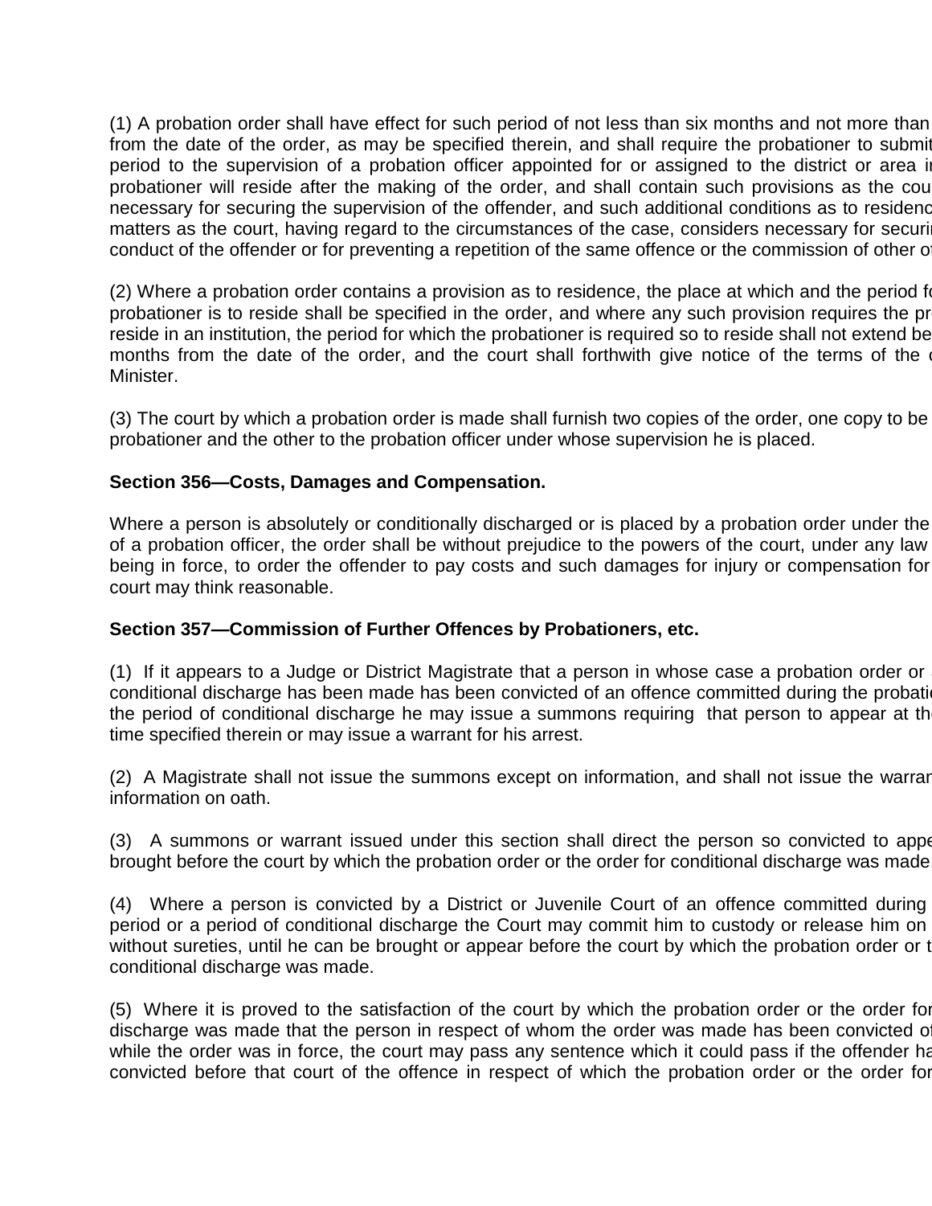(1) A probation order shall have effect for such period of not less than six months and not more than from the date of the order, as may be specified therein, and shall require the probationer to submit period to the supervision of a probation officer appointed for or assigned to the district or area i probationer will reside after the making of the order, and shall contain such provisions as the cou necessary for securing the supervision of the offender, and such additional conditions as to residenc matters as the court, having regard to the circumstances of the case, considers necessary for securi conduct of the offender or for preventing a repetition of the same offence or the commission of other o

(2) Where a probation order contains a provision as to residence, the place at which and the period f probationer is to reside shall be specified in the order, and where any such provision requires the pr reside in an institution, the period for which the probationer is required so to reside shall not extend be months from the date of the order, and the court shall forthwith give notice of the terms of the Minister.

(3) The court by which a probation order is made shall furnish two copies of the order, one copy to be probationer and the other to the probation officer under whose supervision he is placed.

**Section 356—Costs, Damages and Compensation.**

Where a person is absolutely or conditionally discharged or is placed by a probation order under the of a probation officer, the order shall be without prejudice to the powers of the court, under any law being in force, to order the offender to pay costs and such damages for injury or compensation for court may think reasonable.

**Section 357—Commission of Further Offences by Probationers, etc.**

(1) If it appears to a Judge or District Magistrate that a person in whose case a probation order or conditional discharge has been made has been convicted of an offence committed during the probati the period of conditional discharge he may issue a summons requiring that person to appear at th time specified therein or may issue a warrant for his arrest.

(2) A Magistrate shall not issue the summons except on information, and shall not issue the warran information on oath.

(3) A summons or warrant issued under this section shall direct the person so convicted to appe brought before the court by which the probation order or the order for conditional discharge was made

(4) Where a person is convicted by a District or Juvenile Court of an offence committed during period or a period of conditional discharge the Court may commit him to custody or release him on without sureties, until he can be brought or appear before the court by which the probation order or t conditional discharge was made.

(5) Where it is proved to the satisfaction of the court by which the probation order or the order for discharge was made that the person in respect of whom the order was made has been convicted o while the order was in force, the court may pass any sentence which it could pass if the offender ha convicted before that court of the offence in respect of which the probation order or the order for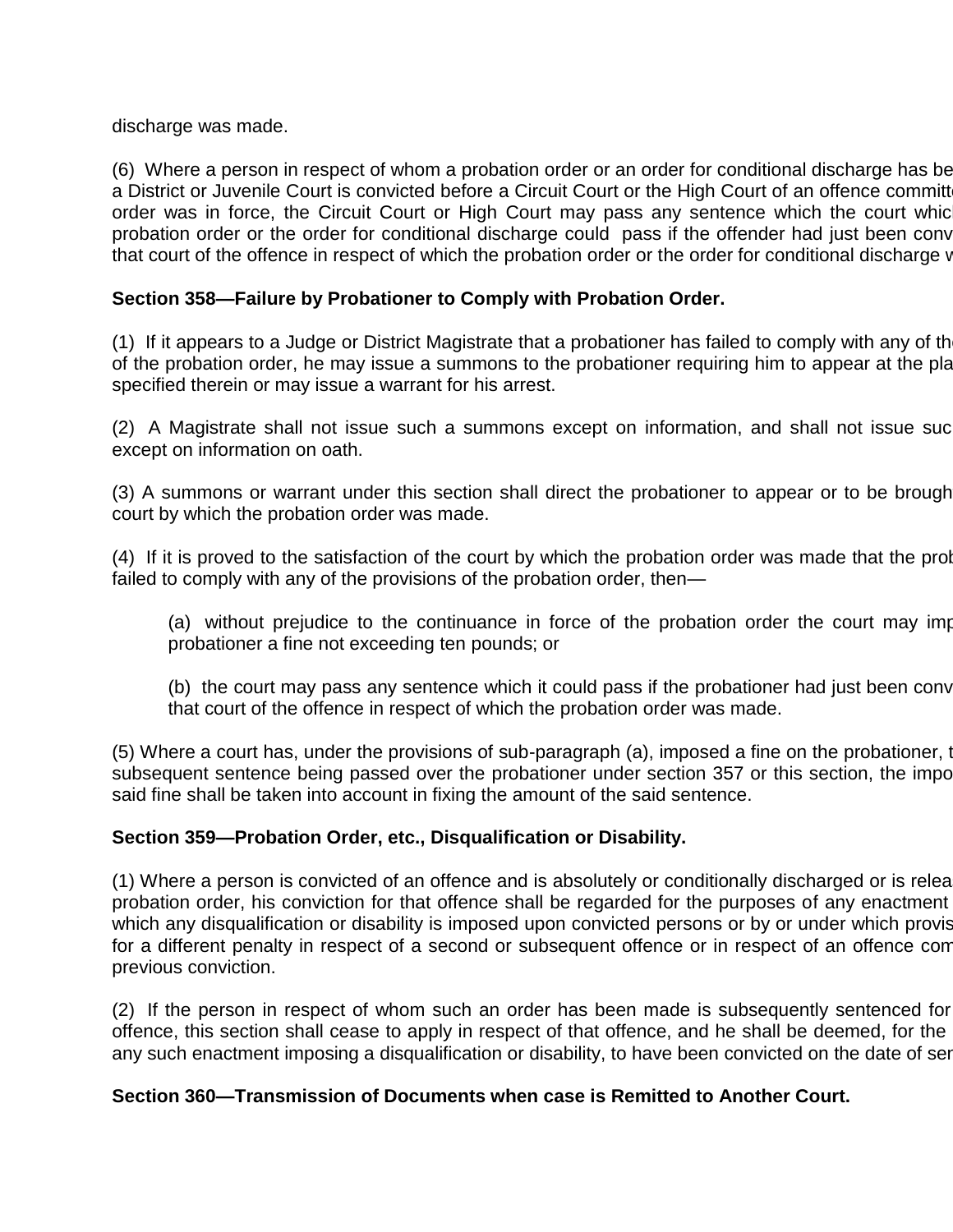discharge was made.

(6) Where a person in respect of whom a probation order or an order for conditional discharge has be a District or Juvenile Court is convicted before a Circuit Court or the High Court of an offence committ order was in force, the Circuit Court or High Court may pass any sentence which the court whic probation order or the order for conditional discharge could pass if the offender had just been conv that court of the offence in respect of which the probation order or the order for conditional discharge v

**Section 358—Failure by Probationer to Comply with Probation Order.**

(1) If it appears to a Judge or District Magistrate that a probationer has failed to comply with any of th of the probation order, he may issue a summons to the probationer requiring him to appear at the pla specified therein or may issue a warrant for his arrest.

(2) A Magistrate shall not issue such a summons except on information, and shall not issue suc except on information on oath.

(3) A summons or warrant under this section shall direct the probationer to appear or to be brough court by which the probation order was made.

(4) If it is proved to the satisfaction of the court by which the probation order was made that the prob failed to comply with any of the provisions of the probation order, then—

> (a) without prejudice to the continuance in force of the probation order the court may imp probationer a fine not exceeding ten pounds; or
>
> (b) the court may pass any sentence which it could pass if the probationer had just been conv that court of the offence in respect of which the probation order was made.

(5) Where a court has, under the provisions of sub-paragraph (a), imposed a fine on the probationer, t subsequent sentence being passed over the probationer under section 357 or this section, the impo said fine shall be taken into account in fixing the amount of the said sentence.

**Section 359—Probation Order, etc., Disqualification or Disability.**

(1) Where a person is convicted of an offence and is absolutely or conditionally discharged or is relea probation order, his conviction for that offence shall be regarded for the purposes of any enactment which any disqualification or disability is imposed upon convicted persons or by or under which provis for a different penalty in respect of a second or subsequent offence or in respect of an offence com previous conviction.

(2) If the person in respect of whom such an order has been made is subsequently sentenced for offence, this section shall cease to apply in respect of that offence, and he shall be deemed, for the any such enactment imposing a disqualification or disability, to have been convicted on the date of ser

**Section 360—Transmission of Documents when case is Remitted to Another Court.**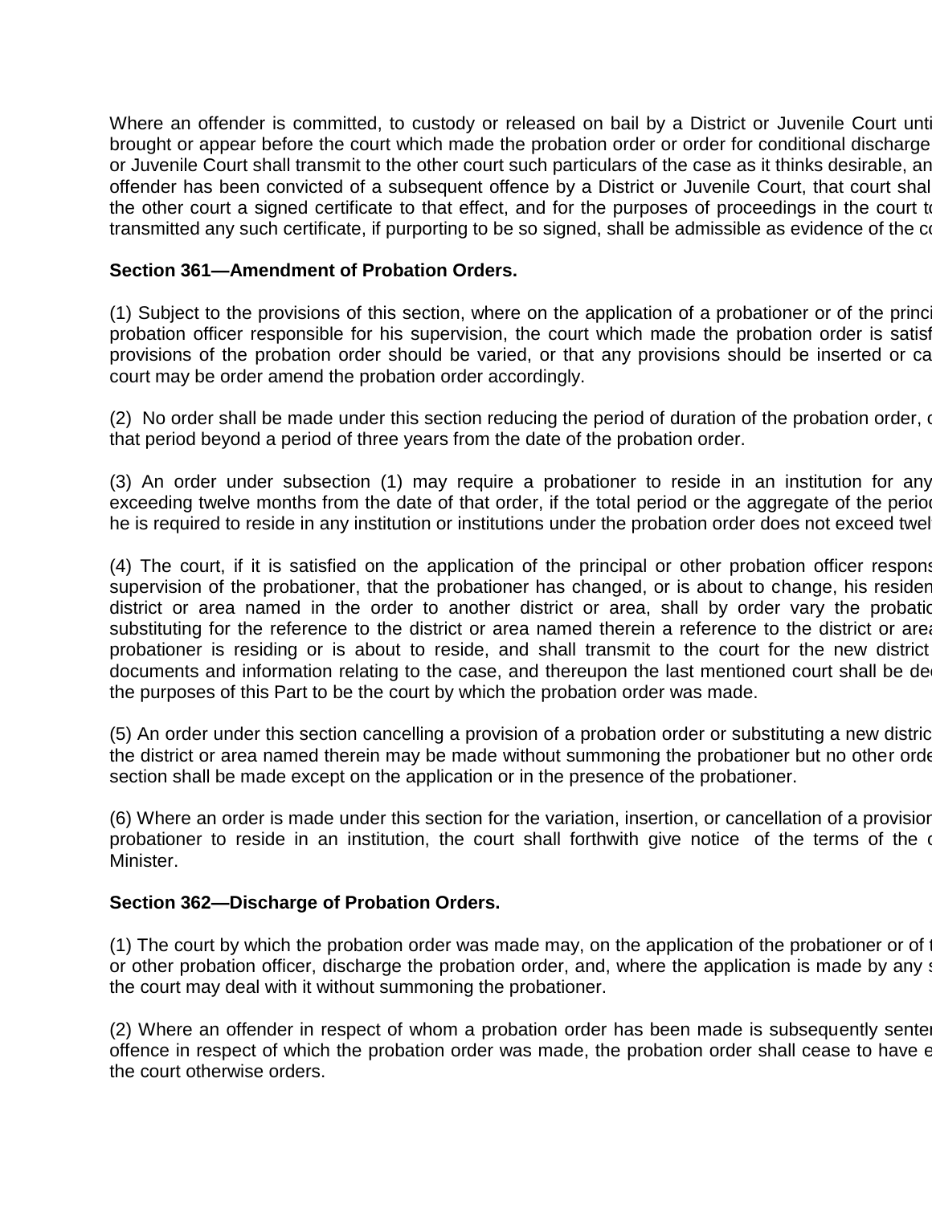Where an offender is committed, to custody or released on bail by a District or Juvenile Court unti brought or appear before the court which made the probation order or order for conditional discharge or Juvenile Court shall transmit to the other court such particulars of the case as it thinks desirable, an offender has been convicted of a subsequent offence by a District or Juvenile Court, that court shal the other court a signed certificate to that effect, and for the purposes of proceedings in the court to transmitted any such certificate, if purporting to be so signed, shall be admissible as evidence of the co

**Section 361—Amendment of Probation Orders.**

(1) Subject to the provisions of this section, where on the application of a probationer or of the princi probation officer responsible for his supervision, the court which made the probation order is satisf provisions of the probation order should be varied, or that any provisions should be inserted or ca court may be order amend the probation order accordingly.

(2) No order shall be made under this section reducing the period of duration of the probation order, o that period beyond a period of three years from the date of the probation order.

(3) An order under subsection (1) may require a probationer to reside in an institution for any exceeding twelve months from the date of that order, if the total period or the aggregate of the period he is required to reside in any institution or institutions under the probation order does not exceed twel

(4) The court, if it is satisfied on the application of the principal or other probation officer respons supervision of the probationer, that the probationer has changed, or is about to change, his residen district or area named in the order to another district or area, shall by order vary the probatio substituting for the reference to the district or area named therein a reference to the district or area probationer is residing or is about to reside, and shall transmit to the court for the new district documents and information relating to the case, and thereupon the last mentioned court shall be dee the purposes of this Part to be the court by which the probation order was made.

(5) An order under this section cancelling a provision of a probation order or substituting a new distric the district or area named therein may be made without summoning the probationer but no other orde section shall be made except on the application or in the presence of the probationer.

(6) Where an order is made under this section for the variation, insertion, or cancellation of a provision probationer to reside in an institution, the court shall forthwith give notice of the terms of the o Minister.

**Section 362—Discharge of Probation Orders.**

(1) The court by which the probation order was made may, on the application of the probationer or of t or other probation officer, discharge the probation order, and, where the application is made by any s the court may deal with it without summoning the probationer.

(2) Where an offender in respect of whom a probation order has been made is subsequently senten offence in respect of which the probation order was made, the probation order shall cease to have e the court otherwise orders.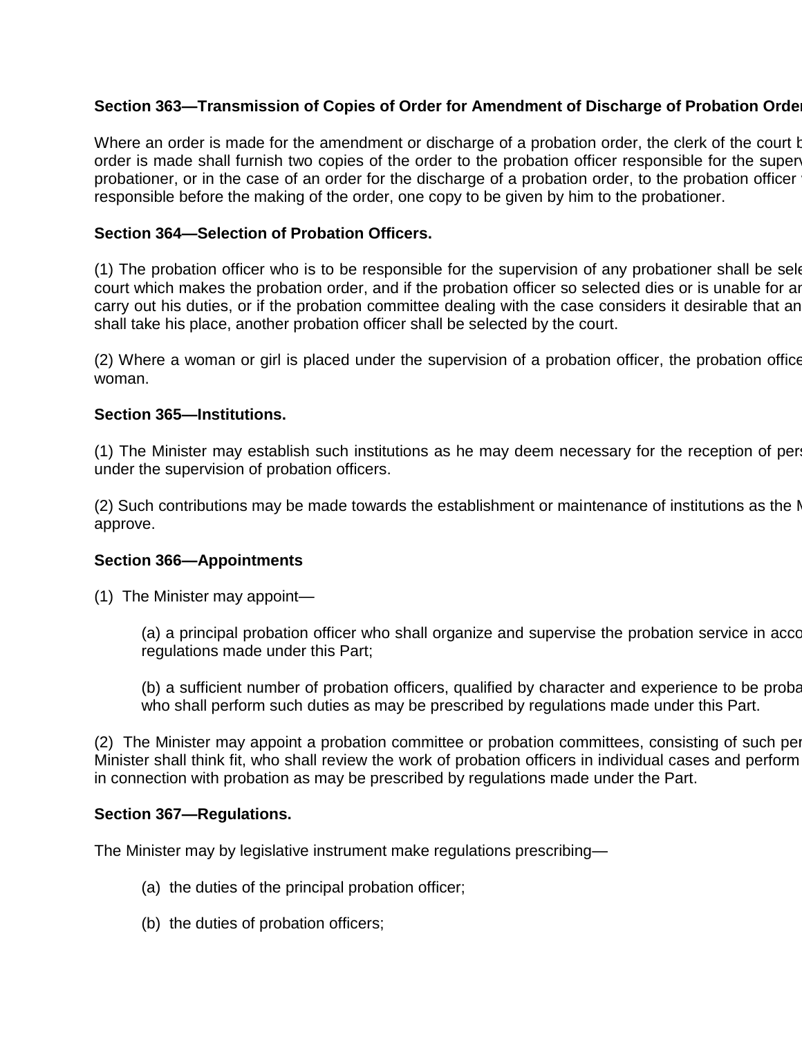**Section 363—Transmission of Copies of Order for Amendment of Discharge of Probation Order**

Where an order is made for the amendment or discharge of a probation order, the clerk of the court b order is made shall furnish two copies of the order to the probation officer responsible for the superv probationer, or in the case of an order for the discharge of a probation order, to the probation officer responsible before the making of the order, one copy to be given by him to the probationer.

**Section 364—Selection of Probation Officers.**

(1) The probation officer who is to be responsible for the supervision of any probationer shall be sele court which makes the probation order, and if the probation officer so selected dies or is unable for ar carry out his duties, or if the probation committee dealing with the case considers it desirable that an shall take his place, another probation officer shall be selected by the court.

(2) Where a woman or girl is placed under the supervision of a probation officer, the probation office woman.

**Section 365—Institutions.**

(1) The Minister may establish such institutions as he may deem necessary for the reception of pers under the supervision of probation officers.

(2) Such contributions may be made towards the establishment or maintenance of institutions as the M approve.

**Section 366—Appointments**

(1) The Minister may appoint—

> (a) a principal probation officer who shall organize and supervise the probation service in acco regulations made under this Part;
>
> (b) a sufficient number of probation officers, qualified by character and experience to be proba who shall perform such duties as may be prescribed by regulations made under this Part.

(2) The Minister may appoint a probation committee or probation committees, consisting of such per Minister shall think fit, who shall review the work of probation officers in individual cases and perform in connection with probation as may be prescribed by regulations made under the Part.

**Section 367—Regulations.**

The Minister may by legislative instrument make regulations prescribing—

> (a) the duties of the principal probation officer;
>
> (b) the duties of probation officers;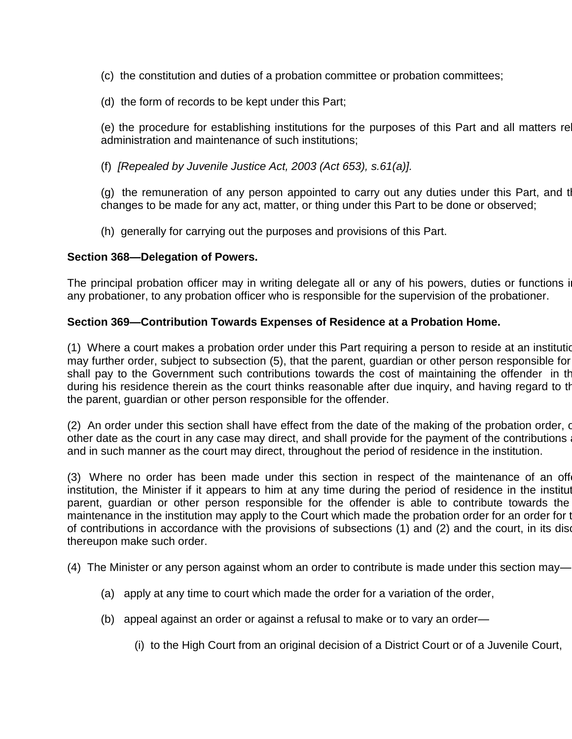(c) the constitution and duties of a probation committee or probation committees;

(d) the form of records to be kept under this Part;

(e) the procedure for establishing institutions for the purposes of this Part and all matters rel administration and maintenance of such institutions;

(f) *[Repealed by Juvenile Justice Act, 2003 (Act 653), s.61(a)].*

(g) the remuneration of any person appointed to carry out any duties under this Part, and th changes to be made for any act, matter, or thing under this Part to be done or observed;

(h) generally for carrying out the purposes and provisions of this Part.

**Section 368—Delegation of Powers.**

The principal probation officer may in writing delegate all or any of his powers, duties or functions i any probationer, to any probation officer who is responsible for the supervision of the probationer.

**Section 369—Contribution Towards Expenses of Residence at a Probation Home.**

(1) Where a court makes a probation order under this Part requiring a person to reside at an institutio may further order, subject to subsection (5), that the parent, guardian or other person responsible for shall pay to the Government such contributions towards the cost of maintaining the offender in th during his residence therein as the court thinks reasonable after due inquiry, and having regard to th the parent, guardian or other person responsible for the offender.

(2) An order under this section shall have effect from the date of the making of the probation order, o other date as the court in any case may direct, and shall provide for the payment of the contributions a and in such manner as the court may direct, throughout the period of residence in the institution.

(3) Where no order has been made under this section in respect of the maintenance of an offe institution, the Minister if it appears to him at any time during the period of residence in the institut parent, guardian or other person responsible for the offender is able to contribute towards the maintenance in the institution may apply to the Court which made the probation order for an order for t of contributions in accordance with the provisions of subsections (1) and (2) and the court, in its disc thereupon make such order.

(4) The Minister or any person against whom an order to contribute is made under this section may—

(a) apply at any time to court which made the order for a variation of the order,

(b) appeal against an order or against a refusal to make or to vary an order—

(i) to the High Court from an original decision of a District Court or of a Juvenile Court,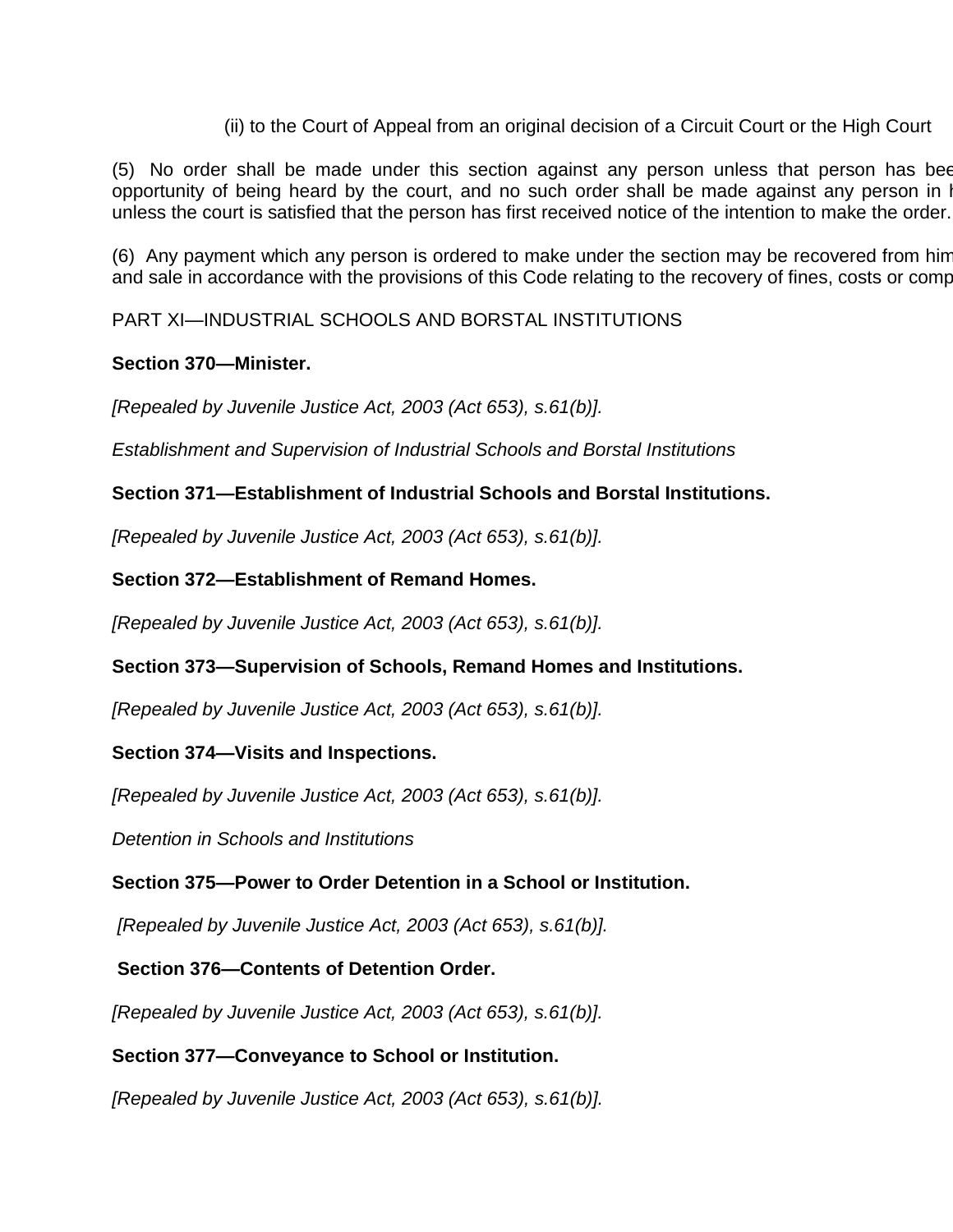(ii) to the Court of Appeal from an original decision of a Circuit Court or the High Court

(5) No order shall be made under this section against any person unless that person has bee opportunity of being heard by the court, and no such order shall be made against any person in h unless the court is satisfied that the person has first received notice of the intention to make the order.

(6) Any payment which any person is ordered to make under the section may be recovered from him and sale in accordance with the provisions of this Code relating to the recovery of fines, costs or comp

PART XI—INDUSTRIAL SCHOOLS AND BORSTAL INSTITUTIONS

**Section 370—Minister.**

*[Repealed by Juvenile Justice Act, 2003 (Act 653), s.61(b)].*

*Establishment and Supervision of Industrial Schools and Borstal Institutions*

**Section 371—Establishment of Industrial Schools and Borstal Institutions.**

*[Repealed by Juvenile Justice Act, 2003 (Act 653), s.61(b)].*

**Section 372—Establishment of Remand Homes.**

*[Repealed by Juvenile Justice Act, 2003 (Act 653), s.61(b)].*

**Section 373—Supervision of Schools, Remand Homes and Institutions.**

*[Repealed by Juvenile Justice Act, 2003 (Act 653), s.61(b)].*

**Section 374—Visits and Inspections.**

*[Repealed by Juvenile Justice Act, 2003 (Act 653), s.61(b)].*

*Detention in Schools and Institutions*

**Section 375—Power to Order Detention in a School or Institution.**

*[Repealed by Juvenile Justice Act, 2003 (Act 653), s.61(b)].*

**Section 376—Contents of Detention Order.**

*[Repealed by Juvenile Justice Act, 2003 (Act 653), s.61(b)].*

**Section 377—Conveyance to School or Institution.**

*[Repealed by Juvenile Justice Act, 2003 (Act 653), s.61(b)].*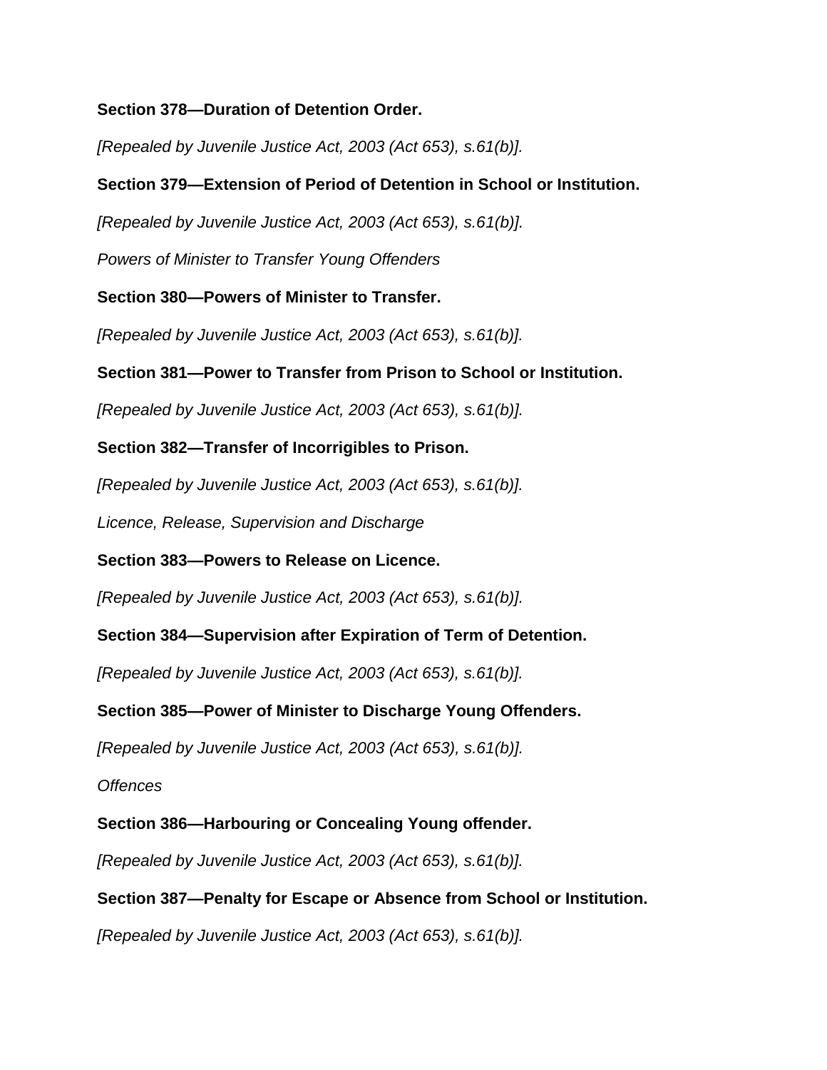**Section 378—Duration of Detention Order.**

*[Repealed by Juvenile Justice Act, 2003 (Act 653), s.61(b)].*

**Section 379—Extension of Period of Detention in School or Institution.**

*[Repealed by Juvenile Justice Act, 2003 (Act 653), s.61(b)].*

*Powers of Minister to Transfer Young Offenders*

**Section 380—Powers of Minister to Transfer.**

*[Repealed by Juvenile Justice Act, 2003 (Act 653), s.61(b)].*

**Section 381—Power to Transfer from Prison to School or Institution.**

*[Repealed by Juvenile Justice Act, 2003 (Act 653), s.61(b)].*

**Section 382—Transfer of Incorrigibles to Prison.**

*[Repealed by Juvenile Justice Act, 2003 (Act 653), s.61(b)].*

*Licence, Release, Supervision and Discharge*

**Section 383—Powers to Release on Licence.**

*[Repealed by Juvenile Justice Act, 2003 (Act 653), s.61(b)].*

**Section 384—Supervision after Expiration of Term of Detention.**

*[Repealed by Juvenile Justice Act, 2003 (Act 653), s.61(b)].*

**Section 385—Power of Minister to Discharge Young Offenders.**

*[Repealed by Juvenile Justice Act, 2003 (Act 653), s.61(b)].*

*Offences*

**Section 386—Harbouring or Concealing Young offender.**

*[Repealed by Juvenile Justice Act, 2003 (Act 653), s.61(b)].*

**Section 387—Penalty for Escape or Absence from School or Institution.**

*[Repealed by Juvenile Justice Act, 2003 (Act 653), s.61(b)].*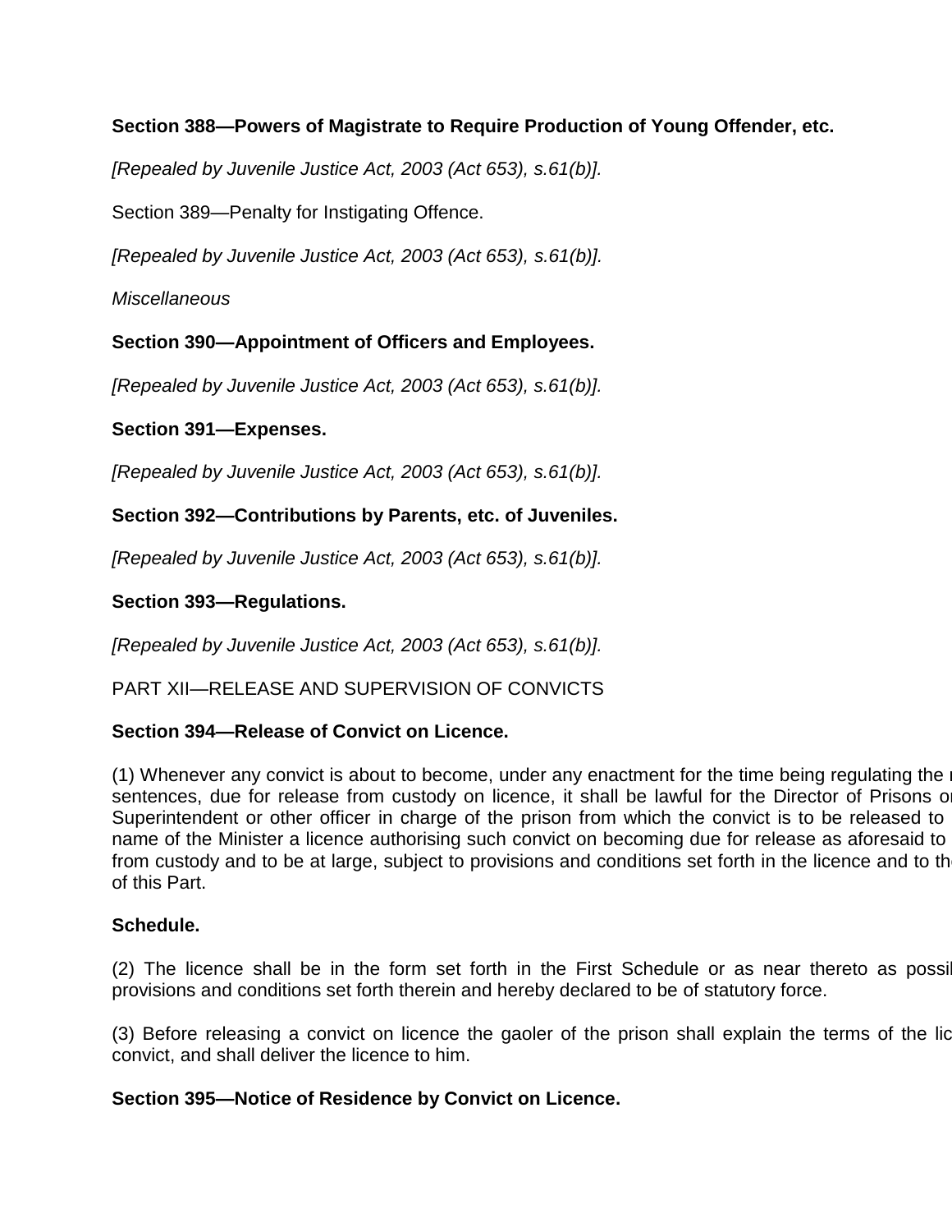**Section 388—Powers of Magistrate to Require Production of Young Offender, etc.**

*[Repealed by Juvenile Justice Act, 2003 (Act 653), s.61(b)].*

Section 389—Penalty for Instigating Offence.

*[Repealed by Juvenile Justice Act, 2003 (Act 653), s.61(b)].*

*Miscellaneous*

**Section 390—Appointment of Officers and Employees.**

*[Repealed by Juvenile Justice Act, 2003 (Act 653), s.61(b)].*

**Section 391—Expenses.**

*[Repealed by Juvenile Justice Act, 2003 (Act 653), s.61(b)].*

**Section 392—Contributions by Parents, etc. of Juveniles.**

*[Repealed by Juvenile Justice Act, 2003 (Act 653), s.61(b)].*

**Section 393—Regulations.**

*[Repealed by Juvenile Justice Act, 2003 (Act 653), s.61(b)].*

PART XII—RELEASE AND SUPERVISION OF CONVICTS

**Section 394—Release of Convict on Licence.**

(1) Whenever any convict is about to become, under any enactment for the time being regulating the r sentences, due for release from custody on licence, it shall be lawful for the Director of Prisons or Superintendent or other officer in charge of the prison from which the convict is to be released to name of the Minister a licence authorising such convict on becoming due for release as aforesaid to from custody and to be at large, subject to provisions and conditions set forth in the licence and to th of this Part.

**Schedule.**

(2) The licence shall be in the form set forth in the First Schedule or as near thereto as possil provisions and conditions set forth therein and hereby declared to be of statutory force.

(3) Before releasing a convict on licence the gaoler of the prison shall explain the terms of the lic convict, and shall deliver the licence to him.

**Section 395—Notice of Residence by Convict on Licence.**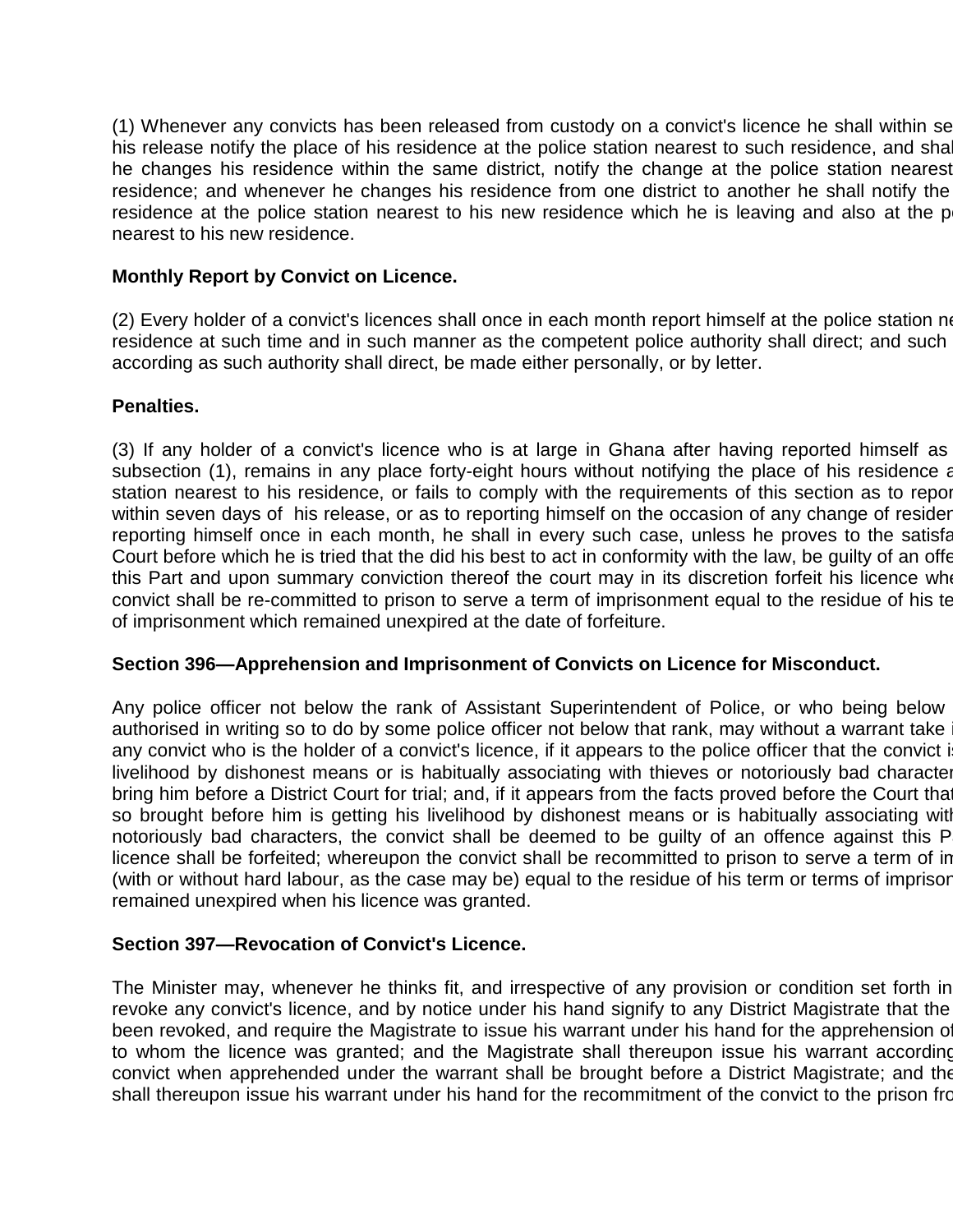(1) Whenever any convicts has been released from custody on a convict's licence he shall within se his release notify the place of his residence at the police station nearest to such residence, and shal he changes his residence within the same district, notify the change at the police station nearest residence; and whenever he changes his residence from one district to another he shall notify the residence at the police station nearest to his new residence which he is leaving and also at the p nearest to his new residence.

**Monthly Report by Convict on Licence.**

(2) Every holder of a convict's licences shall once in each month report himself at the police station ne residence at such time and in such manner as the competent police authority shall direct; and such according as such authority shall direct, be made either personally, or by letter.

**Penalties.**

(3) If any holder of a convict's licence who is at large in Ghana after having reported himself as subsection (1), remains in any place forty-eight hours without notifying the place of his residence a station nearest to his residence, or fails to comply with the requirements of this section as to repor within seven days of his release, or as to reporting himself on the occasion of any change of residen reporting himself once in each month, he shall in every such case, unless he proves to the satisfa Court before which he is tried that the did his best to act in conformity with the law, be guilty of an offe this Part and upon summary conviction thereof the court may in its discretion forfeit his licence whe convict shall be re-committed to prison to serve a term of imprisonment equal to the residue of his te of imprisonment which remained unexpired at the date of forfeiture.

**Section 396—Apprehension and Imprisonment of Convicts on Licence for Misconduct.**

Any police officer not below the rank of Assistant Superintendent of Police, or who being below authorised in writing so to do by some police officer not below that rank, may without a warrant take i any convict who is the holder of a convict's licence, if it appears to the police officer that the convict is livelihood by dishonest means or is habitually associating with thieves or notoriously bad character bring him before a District Court for trial; and, if it appears from the facts proved before the Court that so brought before him is getting his livelihood by dishonest means or is habitually associating with notoriously bad characters, the convict shall be deemed to be guilty of an offence against this P licence shall be forfeited; whereupon the convict shall be recommitted to prison to serve a term of im (with or without hard labour, as the case may be) equal to the residue of his term or terms of impriso remained unexpired when his licence was granted.

**Section 397—Revocation of Convict's Licence.**

The Minister may, whenever he thinks fit, and irrespective of any provision or condition set forth in revoke any convict's licence, and by notice under his hand signify to any District Magistrate that the been revoked, and require the Magistrate to issue his warrant under his hand for the apprehension of to whom the licence was granted; and the Magistrate shall thereupon issue his warrant according convict when apprehended under the warrant shall be brought before a District Magistrate; and the shall thereupon issue his warrant under his hand for the recommitment of the convict to the prison fro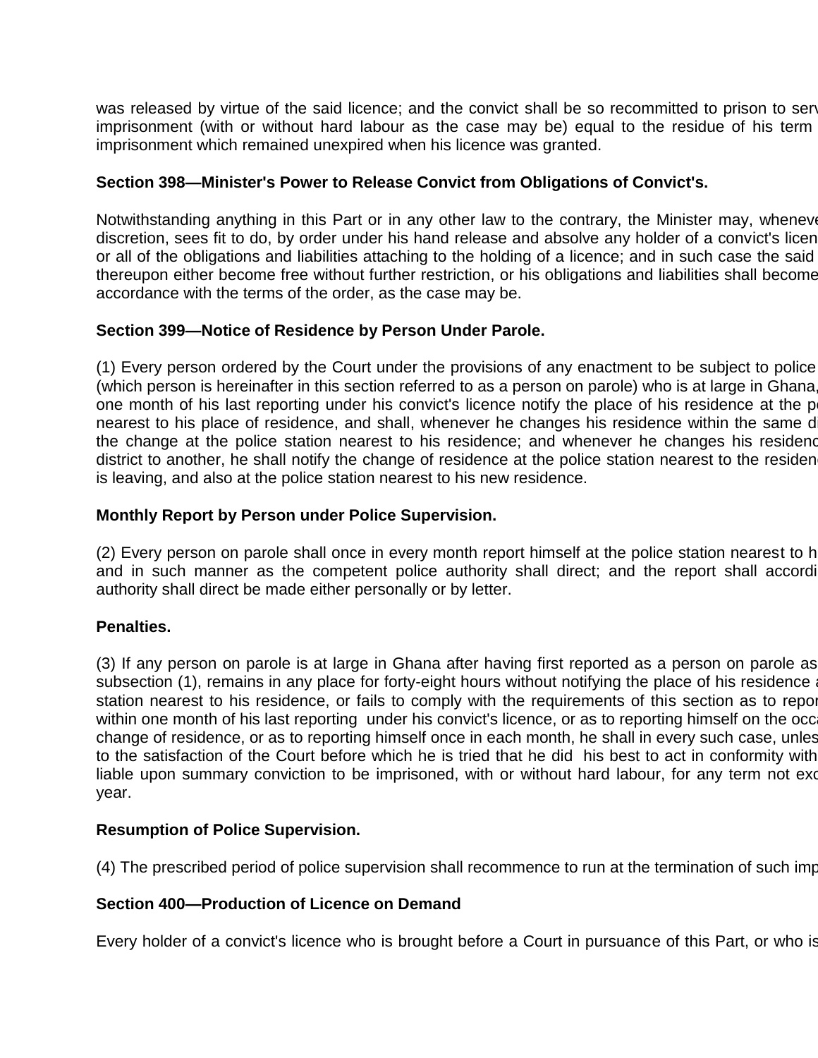was released by virtue of the said licence; and the convict shall be so recommitted to prison to serv imprisonment (with or without hard labour as the case may be) equal to the residue of his term imprisonment which remained unexpired when his licence was granted.

**Section 398—Minister's Power to Release Convict from Obligations of Convict's.**

Notwithstanding anything in this Part or in any other law to the contrary, the Minister may, wheneve discretion, sees fit to do, by order under his hand release and absolve any holder of a convict's licen or all of the obligations and liabilities attaching to the holding of a licence; and in such case the said thereupon either become free without further restriction, or his obligations and liabilities shall become accordance with the terms of the order, as the case may be.

**Section 399—Notice of Residence by Person Under Parole.**

(1) Every person ordered by the Court under the provisions of any enactment to be subject to police (which person is hereinafter in this section referred to as a person on parole) who is at large in Ghana, one month of his last reporting under his convict's licence notify the place of his residence at the p nearest to his place of residence, and shall, whenever he changes his residence within the same d the change at the police station nearest to his residence; and whenever he changes his residenc district to another, he shall notify the change of residence at the police station nearest to the residen is leaving, and also at the police station nearest to his new residence.

**Monthly Report by Person under Police Supervision.**

(2) Every person on parole shall once in every month report himself at the police station nearest to h and in such manner as the competent police authority shall direct; and the report shall accordi authority shall direct be made either personally or by letter.

**Penalties.**

(3) If any person on parole is at large in Ghana after having first reported as a person on parole as subsection (1), remains in any place for forty-eight hours without notifying the place of his residence a station nearest to his residence, or fails to comply with the requirements of this section as to repor within one month of his last reporting under his convict's licence, or as to reporting himself on the occa change of residence, or as to reporting himself once in each month, he shall in every such case, unles to the satisfaction of the Court before which he is tried that he did his best to act in conformity with liable upon summary conviction to be imprisoned, with or without hard labour, for any term not exc year.

**Resumption of Police Supervision.**

(4) The prescribed period of police supervision shall recommence to run at the termination of such imp

**Section 400—Production of Licence on Demand**

Every holder of a convict's licence who is brought before a Court in pursuance of this Part, or who is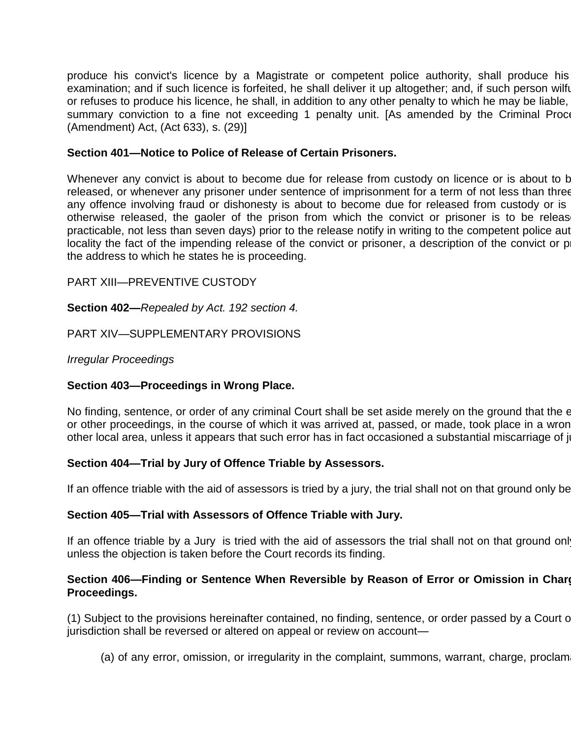produce his convict's licence by a Magistrate or competent police authority, shall produce his examination; and if such licence is forfeited, he shall deliver it up altogether; and, if such person wilfu or refuses to produce his licence, he shall, in addition to any other penalty to which he may be liable, summary conviction to a fine not exceeding 1 penalty unit. [As amended by the Criminal Proce (Amendment) Act, (Act 633), s. (29)]

**Section 401—Notice to Police of Release of Certain Prisoners.**

Whenever any convict is about to become due for release from custody on licence or is about to b released, or whenever any prisoner under sentence of imprisonment for a term of not less than three any offence involving fraud or dishonesty is about to become due for released from custody or is otherwise released, the gaoler of the prison from which the convict or prisoner is to be releas practicable, not less than seven days) prior to the release notify in writing to the competent police aut locality the fact of the impending release of the convict or prisoner, a description of the convict or pr the address to which he states he is proceeding.

PART XIII—PREVENTIVE CUSTODY

**Section 402—***Repealed by Act. 192 section 4.*

PART XIV—SUPPLEMENTARY PROVISIONS

*Irregular Proceedings*

**Section 403—Proceedings in Wrong Place.**

No finding, sentence, or order of any criminal Court shall be set aside merely on the ground that the e or other proceedings, in the course of which it was arrived at, passed, or made, took place in a wron other local area, unless it appears that such error has in fact occasioned a substantial miscarriage of ju

**Section 404—Trial by Jury of Offence Triable by Assessors.**

If an offence triable with the aid of assessors is tried by a jury, the trial shall not on that ground only be

**Section 405—Trial with Assessors of Offence Triable with Jury.**

If an offence triable by a Jury is tried with the aid of assessors the trial shall not on that ground only unless the objection is taken before the Court records its finding.

**Section 406—Finding or Sentence When Reversible by Reason of Error or Omission in Charg Proceedings.**

(1) Subject to the provisions hereinafter contained, no finding, sentence, or order passed by a Court o jurisdiction shall be reversed or altered on appeal or review on account—

(a) of any error, omission, or irregularity in the complaint, summons, warrant, charge, proclama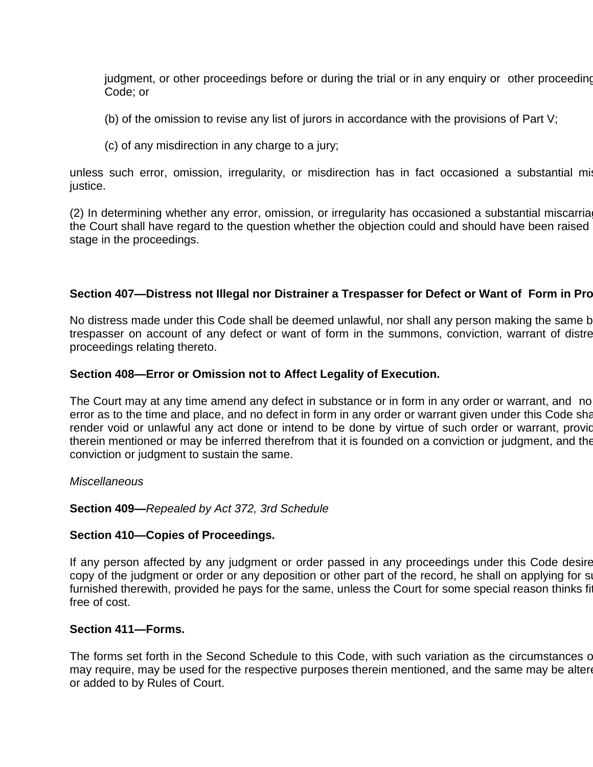judgment, or other proceedings before or during the trial or in any enquiry or other proceeding Code; or

(b) of the omission to revise any list of jurors in accordance with the provisions of Part V;

(c) of any misdirection in any charge to a jury;

unless such error, omission, irregularity, or misdirection has in fact occasioned a substantial mis justice.

(2) In determining whether any error, omission, or irregularity has occasioned a substantial miscarria the Court shall have regard to the question whether the objection could and should have been raised stage in the proceedings.

**Section 407—Distress not Illegal nor Distrainer a Trespasser for Defect or Want of Form in Pro**

No distress made under this Code shall be deemed unlawful, nor shall any person making the same b trespasser on account of any defect or want of form in the summons, conviction, warrant of distre proceedings relating thereto.

**Section 408—Error or Omission not to Affect Legality of Execution.**

The Court may at any time amend any defect in substance or in form in any order or warrant, and no error as to the time and place, and no defect in form in any order or warrant given under this Code sha render void or unlawful any act done or intend to be done by virtue of such order or warrant, provid therein mentioned or may be inferred therefrom that it is founded on a conviction or judgment, and the conviction or judgment to sustain the same.

*Miscellaneous*

**Section 409—***Repealed by Act 372, 3rd Schedule*

**Section 410—Copies of Proceedings.**

If any person affected by any judgment or order passed in any proceedings under this Code desire copy of the judgment or order or any deposition or other part of the record, he shall on applying for su furnished therewith, provided he pays for the same, unless the Court for some special reason thinks fi free of cost.

**Section 411—Forms.**

The forms set forth in the Second Schedule to this Code, with such variation as the circumstances o may require, may be used for the respective purposes therein mentioned, and the same may be altere or added to by Rules of Court.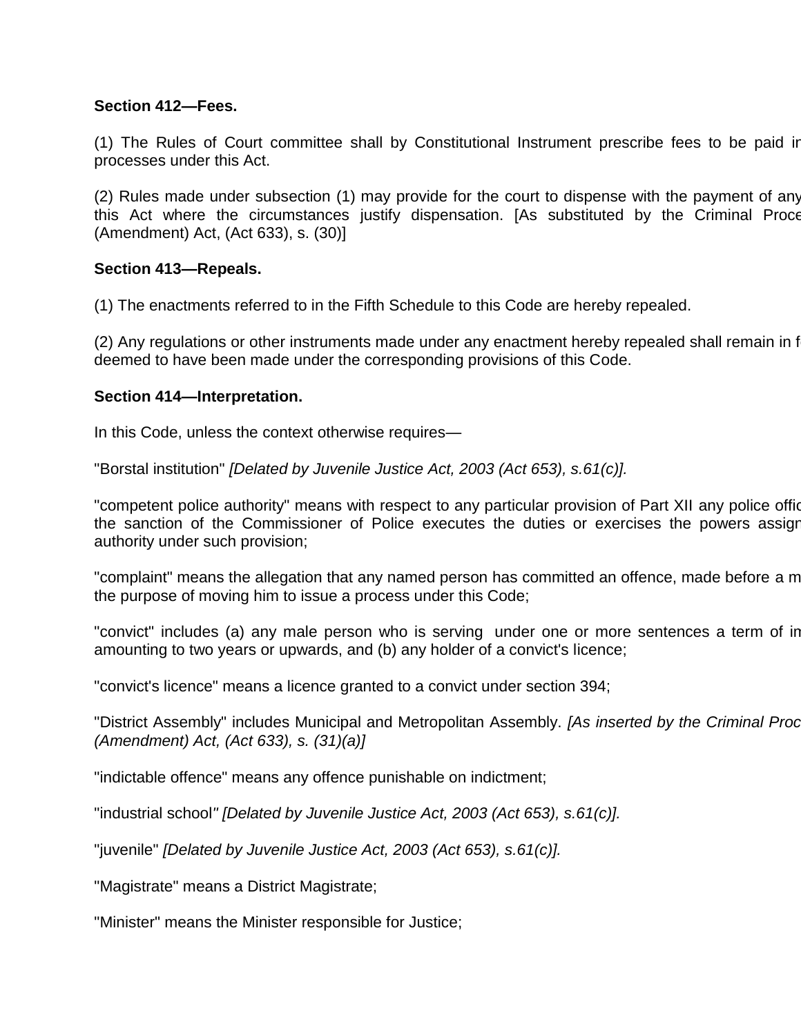**Section 412—Fees.**

(1) The Rules of Court committee shall by Constitutional Instrument prescribe fees to be paid ir processes under this Act.

(2) Rules made under subsection (1) may provide for the court to dispense with the payment of any this Act where the circumstances justify dispensation. [As substituted by the Criminal Proce (Amendment) Act, (Act 633), s. (30)]

**Section 413—Repeals.**

(1) The enactments referred to in the Fifth Schedule to this Code are hereby repealed.

(2) Any regulations or other instruments made under any enactment hereby repealed shall remain in f deemed to have been made under the corresponding provisions of this Code.

**Section 414—Interpretation.**

In this Code, unless the context otherwise requires—

"Borstal institution" *[Delated by Juvenile Justice Act, 2003 (Act 653), s.61(c)].*

"competent police authority" means with respect to any particular provision of Part XII any police offic the sanction of the Commissioner of Police executes the duties or exercises the powers assign authority under such provision;

"complaint" means the allegation that any named person has committed an offence, made before a m the purpose of moving him to issue a process under this Code;

"convict" includes (a) any male person who is serving under one or more sentences a term of im amounting to two years or upwards, and (b) any holder of a convict's licence;

"convict's licence" means a licence granted to a convict under section 394;

"District Assembly" includes Municipal and Metropolitan Assembly. *[As inserted by the Criminal Proc (Amendment) Act, (Act 633), s. (31)(a)]*

"indictable offence" means any offence punishable on indictment;

"industrial school*" [Delated by Juvenile Justice Act, 2003 (Act 653), s.61(c)].*

"juvenile" *[Delated by Juvenile Justice Act, 2003 (Act 653), s.61(c)].*

"Magistrate" means a District Magistrate;

"Minister" means the Minister responsible for Justice;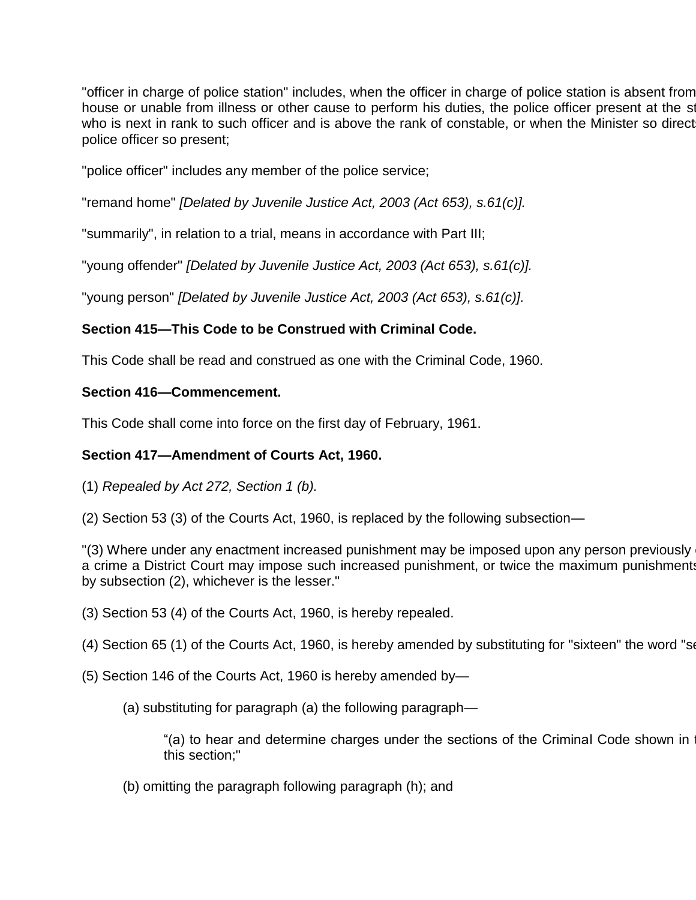"officer in charge of police station" includes, when the officer in charge of police station is absent from house or unable from illness or other cause to perform his duties, the police officer present at the st who is next in rank to such officer and is above the rank of constable, or when the Minister so direct police officer so present;

"police officer" includes any member of the police service;

"remand home" *[Delated by Juvenile Justice Act, 2003 (Act 653), s.61(c)].*

"summarily", in relation to a trial, means in accordance with Part III;

"young offender" *[Delated by Juvenile Justice Act, 2003 (Act 653), s.61(c)].*

"young person" *[Delated by Juvenile Justice Act, 2003 (Act 653), s.61(c)].*

**Section 415—This Code to be Construed with Criminal Code.**

This Code shall be read and construed as one with the Criminal Code, 1960.

**Section 416—Commencement.**

This Code shall come into force on the first day of February, 1961.

**Section 417—Amendment of Courts Act, 1960.**

(1) *Repealed by Act 272, Section 1 (b).*

(2) Section 53 (3) of the Courts Act, 1960, is replaced by the following subsection—

"(3) Where under any enactment increased punishment may be imposed upon any person previously a crime a District Court may impose such increased punishment, or twice the maximum punishment by subsection (2), whichever is the lesser."

(3) Section 53 (4) of the Courts Act, 1960, is hereby repealed.

(4) Section 65 (1) of the Courts Act, 1960, is hereby amended by substituting for "sixteen" the word "se

(5) Section 146 of the Courts Act, 1960 is hereby amended by—

> (a) substituting for paragraph (a) the following paragraph—
>
> > "(a) to hear and determine charges under the sections of the Criminal Code shown in t this section;"
>
> (b) omitting the paragraph following paragraph (h); and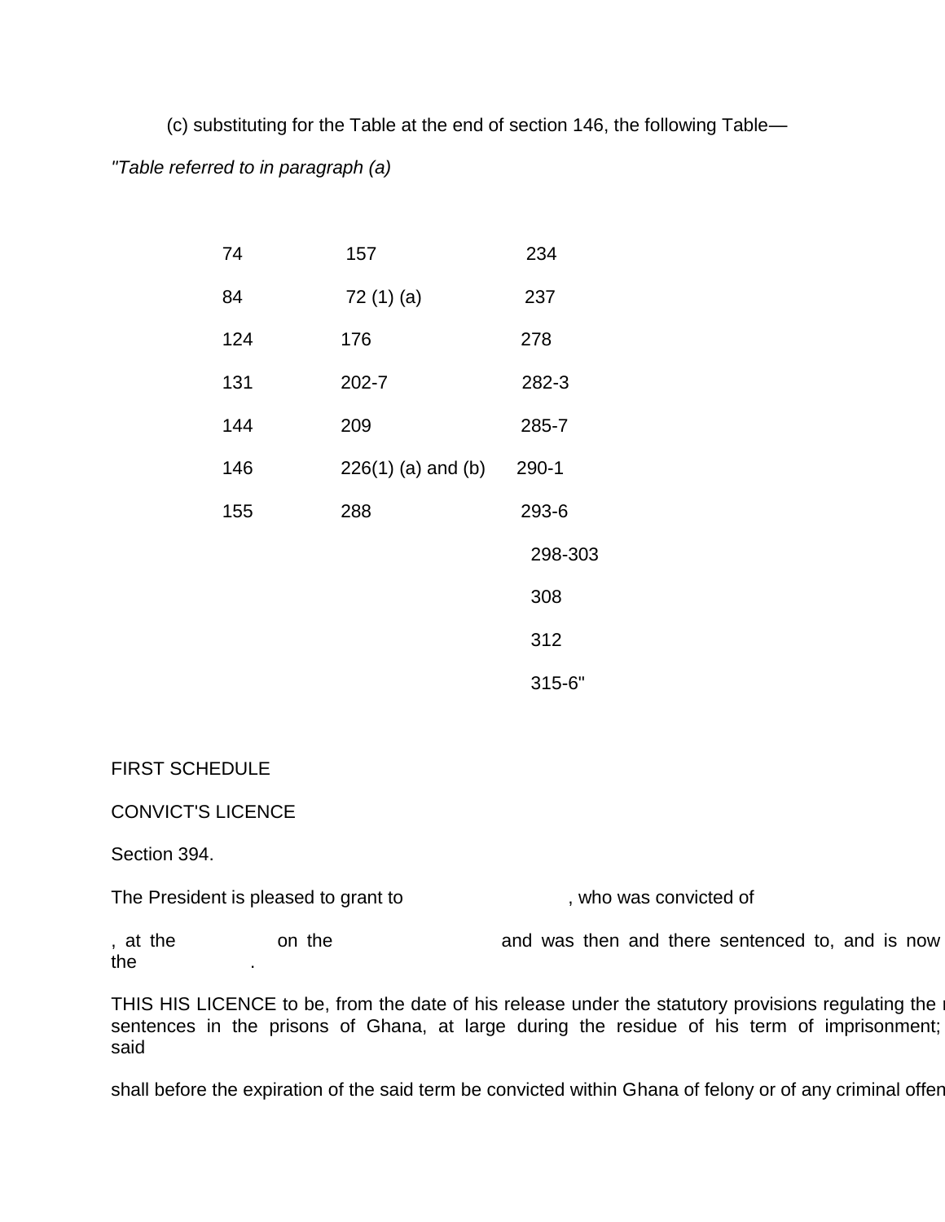(c) substituting for the Table at the end of section 146, the following Table—

*"Table referred to in paragraph (a)*

| | | |
|---|---|---|
| 74 | 157 | 234 |
| 84 | 72 (1) (a) | 237 |
| 124 | 176 | 278 |
| 131 | 202-7 | 282-3 |
| 144 | 209 | 285-7 |
| 146 | 226(1) (a) and (b) | 290-1 |
| 155 | 288 | 293-6 |
| | | 298-303 |
| | | 308 |
| | | 312 |
| | | 315-6" |

FIRST SCHEDULE

CONVICT'S LICENCE

Section 394.

The President is pleased to grant to , who was convicted of

, at the on the and was then and there sentenced to, and is now the .

THIS HIS LICENCE to be, from the date of his release under the statutory provisions regulating the sentences in the prisons of Ghana, at large during the residue of his term of imprisonment; said

shall before the expiration of the said term be convicted within Ghana of felony or of any criminal offen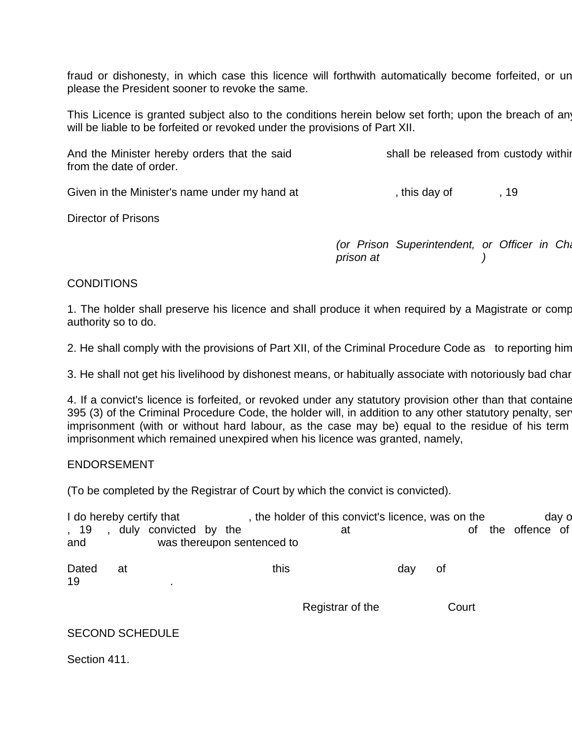fraud or dishonesty, in which case this licence will forthwith automatically become forfeited, or un please the President sooner to revoke the same.

This Licence is granted subject also to the conditions herein below set forth; upon the breach of any will be liable to be forfeited or revoked under the provisions of Part XII.

And the Minister hereby orders that the said                          shall be released from custody withi from the date of order.

Given in the Minister's name under my hand at                          , this day of              , 19

Director of Prisons

*(or Prison Superintendent, or Officer in Cha prison at                          )*

CONDITIONS

1. The holder shall preserve his licence and shall produce it when required by a Magistrate or comp authority so to do.

2. He shall comply with the provisions of Part XII, of the Criminal Procedure Code as to reporting him

3. He shall not get his livelihood by dishonest means, or habitually associate with notoriously bad char

4. If a convict's licence is forfeited, or revoked under any statutory provision other than that containe 395 (3) of the Criminal Procedure Code, the holder will, in addition to any other statutory penalty, ser imprisonment (with or without hard labour, as the case may be) equal to the residue of his term imprisonment which remained unexpired when his licence was granted, namely,

ENDORSEMENT

(To be completed by the Registrar of Court by which the convict is convicted).

I do hereby certify that                    , the holder of this convict's licence, was on the                    day o , 19    , duly convicted by the                          at                          of the offence of and                    was thereupon sentenced to

Dated at                          this                          day of
19                    .

Registrar of the                    Court

SECOND SCHEDULE

Section 411.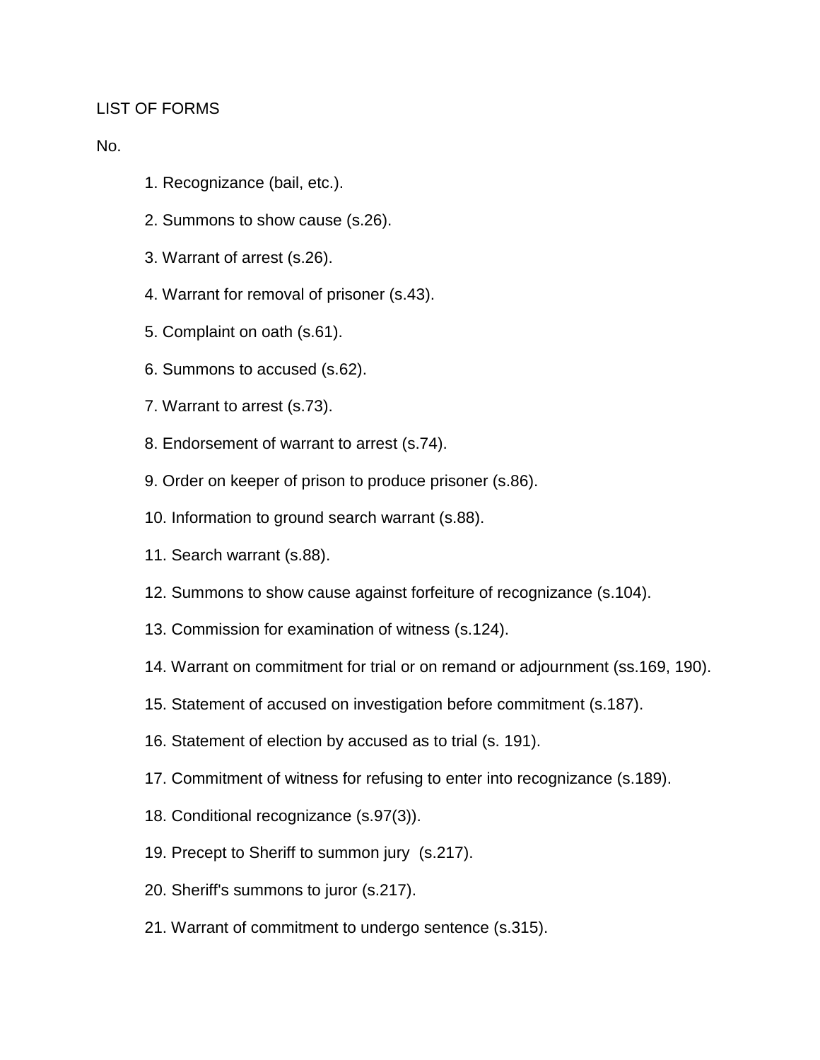LIST OF FORMS

No.

1. Recognizance (bail, etc.).
2. Summons to show cause (s.26).
3. Warrant of arrest (s.26).
4. Warrant for removal of prisoner (s.43).
5. Complaint on oath (s.61).
6. Summons to accused (s.62).
7. Warrant to arrest (s.73).
8. Endorsement of warrant to arrest (s.74).
9. Order on keeper of prison to produce prisoner (s.86).
10. Information to ground search warrant (s.88).
11. Search warrant (s.88).
12. Summons to show cause against forfeiture of recognizance (s.104).
13. Commission for examination of witness (s.124).
14. Warrant on commitment for trial or on remand or adjournment (ss.169, 190).
15. Statement of accused on investigation before commitment (s.187).
16. Statement of election by accused as to trial (s. 191).
17. Commitment of witness for refusing to enter into recognizance (s.189).
18. Conditional recognizance (s.97(3)).
19. Precept to Sheriff to summon jury (s.217).
20. Sheriff's summons to juror (s.217).
21. Warrant of commitment to undergo sentence (s.315).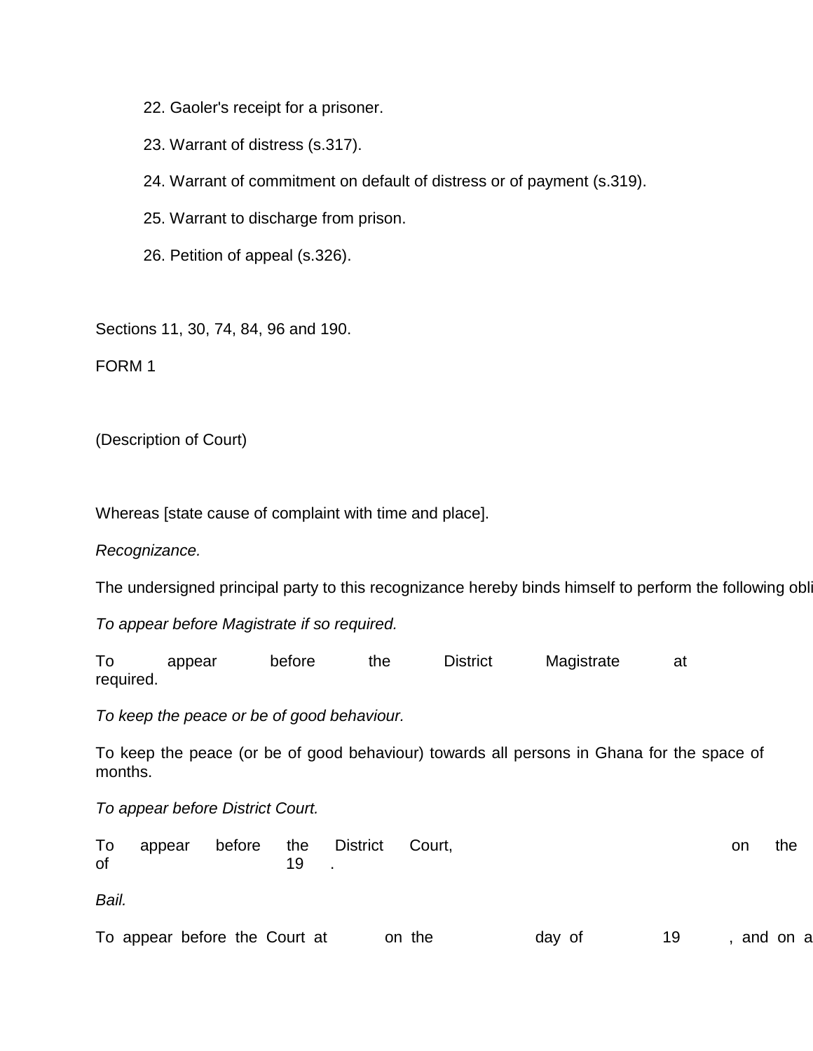22. Gaoler's receipt for a prisoner.

23. Warrant of distress (s.317).

24. Warrant of commitment on default of distress or of payment (s.319).

25. Warrant to discharge from prison.

26. Petition of appeal (s.326).

Sections 11, 30, 74, 84, 96 and 190.

FORM 1

(Description of Court)

Whereas [state cause of complaint with time and place].

*Recognizance.*

The undersigned principal party to this recognizance hereby binds himself to perform the following obli

*To appear before Magistrate if so required.*

To appear before the District Magistrate at required.

*To keep the peace or be of good behaviour.*

To keep the peace (or be of good behaviour) towards all persons in Ghana for the space of months.

*To appear before District Court.*

To appear before the District Court, on the of 19 .

*Bail.*

To appear before the Court at on the day of 19 , and on a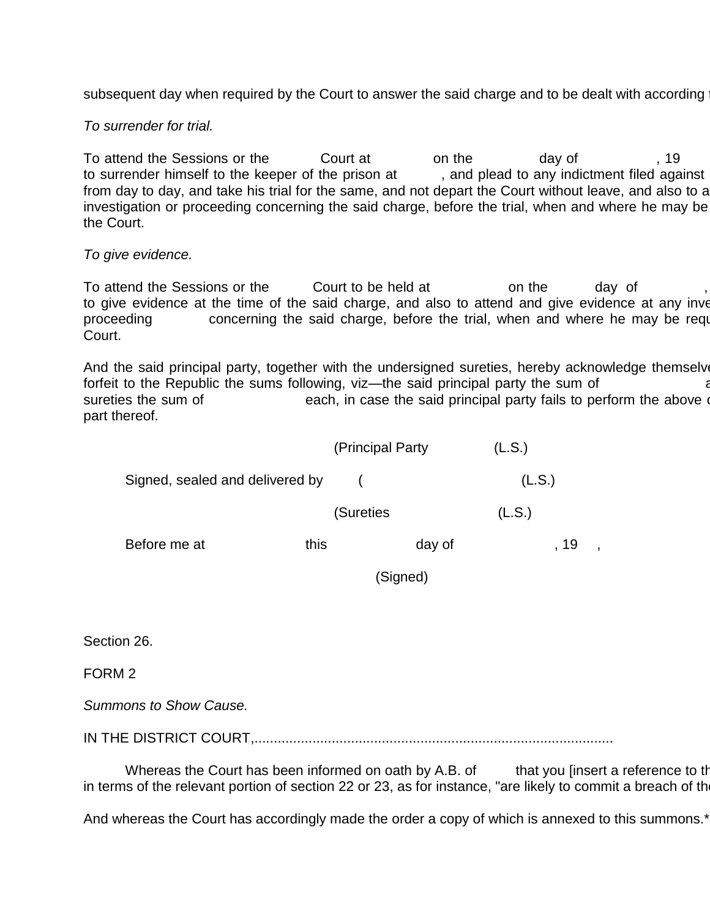subsequent day when required by the Court to answer the said charge and to be dealt with according t

*To surrender for trial.*

To attend the Sessions or the Court at on the day of , 19 to surrender himself to the keeper of the prison at , and plead to any indictment filed against from day to day, and take his trial for the same, and not depart the Court without leave, and also to a investigation or proceeding concerning the said charge, before the trial, when and where he may be the Court.

*To give evidence.*

To attend the Sessions or the Court to be held at on the day of , to give evidence at the time of the said charge, and also to attend and give evidence at any inve proceeding concerning the said charge, before the trial, when and where he may be requ Court.

And the said principal party, together with the undersigned sureties, hereby acknowledge themselve forfeit to the Republic the sums following, viz—the said principal party the sum of a sureties the sum of each, in case the said principal party fails to perform the above c part thereof.

(Principal Party (L.S.)

Signed, sealed and delivered by ( (L.S.)

(Sureties (L.S.)

Before me at this day of , 19 ,

(Signed)

Section 26.

FORM 2

*Summons to Show Cause.*

IN THE DISTRICT COURT,.............................................................................................

Whereas the Court has been informed on oath by A.B. of that you [insert a reference to th in terms of the relevant portion of section 22 or 23, as for instance, "are likely to commit a breach of the

And whereas the Court has accordingly made the order a copy of which is annexed to this summons.*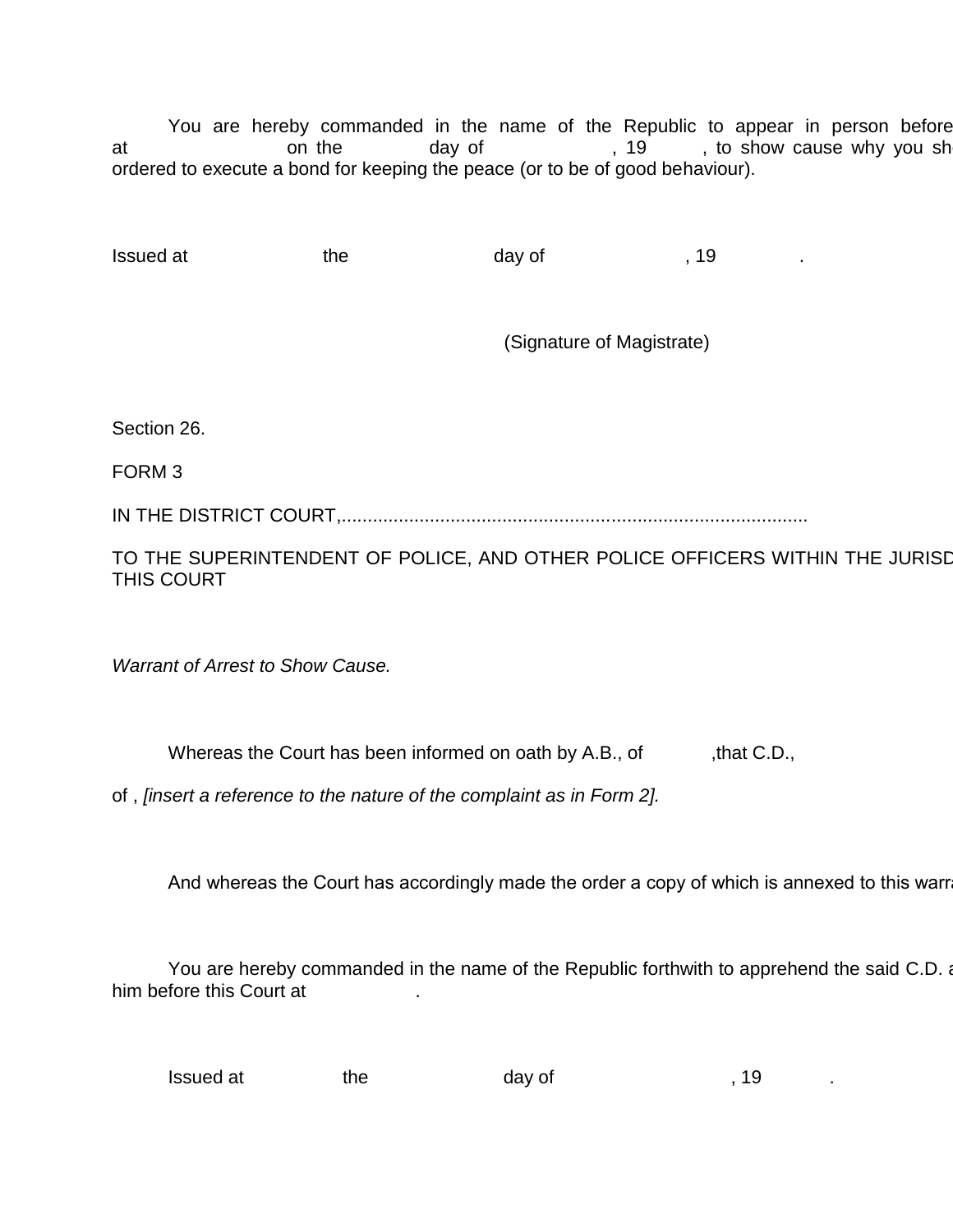You are hereby commanded in the name of the Republic to appear in person before at on the day of , 19 , to show cause why you sh ordered to execute a bond for keeping the peace (or to be of good behaviour).

Issued at the day of , 19 .

(Signature of Magistrate)

Section 26.

FORM 3

IN THE DISTRICT COURT,.........................................................................................

TO THE SUPERINTENDENT OF POLICE, AND OTHER POLICE OFFICERS WITHIN THE JURISD THIS COURT

*Warrant of Arrest to Show Cause.*

Whereas the Court has been informed on oath by A.B., of ,that C.D.,

of , *[insert a reference to the nature of the complaint as in Form 2].*

And whereas the Court has accordingly made the order a copy of which is annexed to this warra

You are hereby commanded in the name of the Republic forthwith to apprehend the said C.D. a him before this Court at .

Issued at the day of , 19 .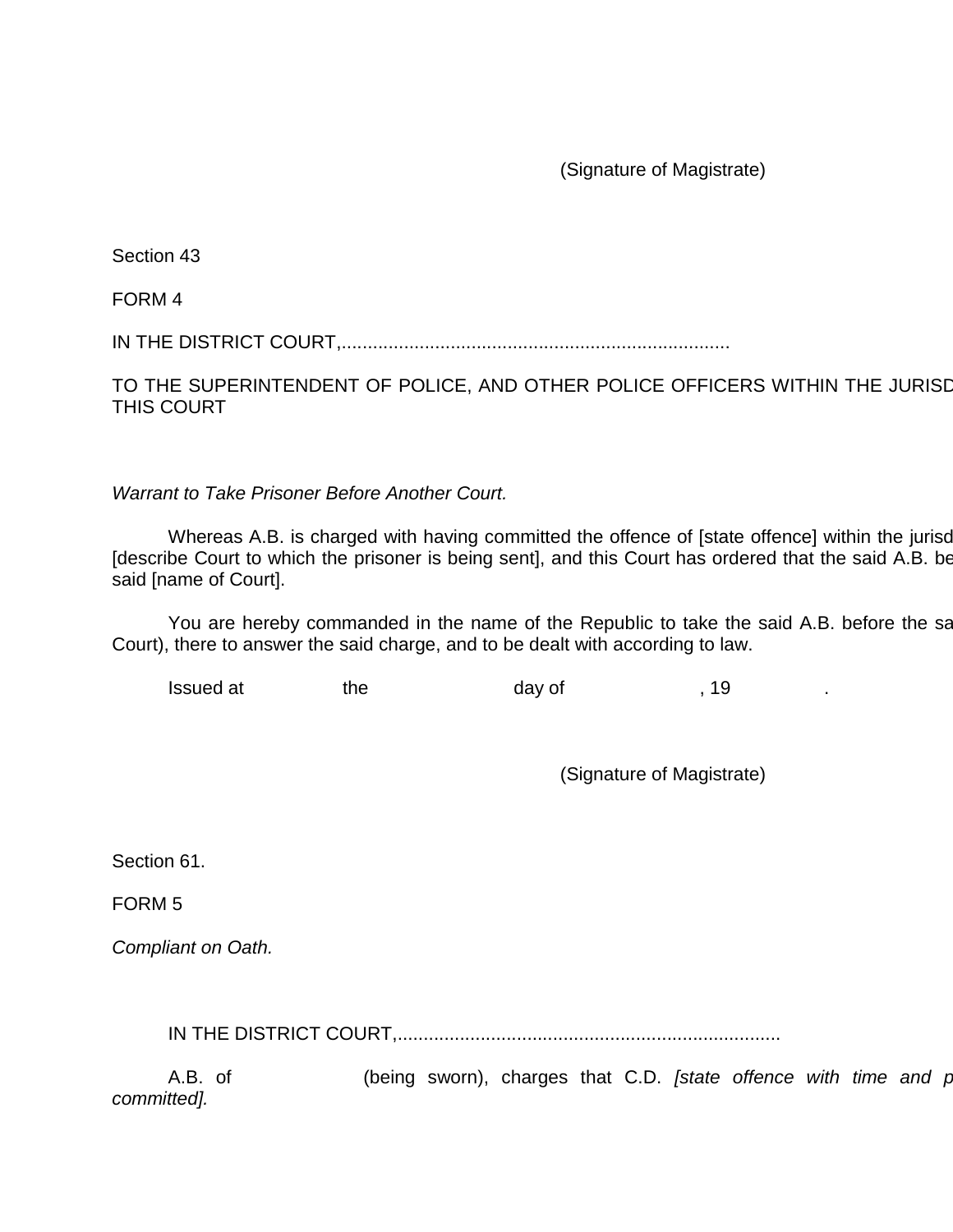(Signature of Magistrate)

Section 43

FORM 4

IN THE DISTRICT COURT,..........................................................................

TO THE SUPERINTENDENT OF POLICE, AND OTHER POLICE OFFICERS WITHIN THE JURISD THIS COURT

*Warrant to Take Prisoner Before Another Court.*

Whereas A.B. is charged with having committed the offence of [state offence] within the jurisd [describe Court to which the prisoner is being sent], and this Court has ordered that the said A.B. be said [name of Court].

You are hereby commanded in the name of the Republic to take the said A.B. before the sa Court), there to answer the said charge, and to be dealt with according to law.

Issued at the day of , 19 .

(Signature of Magistrate)

Section 61.

FORM 5

*Compliant on Oath.*

IN THE DISTRICT COURT,..........................................................................

A.B. of (being sworn), charges that C.D. *[state offence with time and p committed].*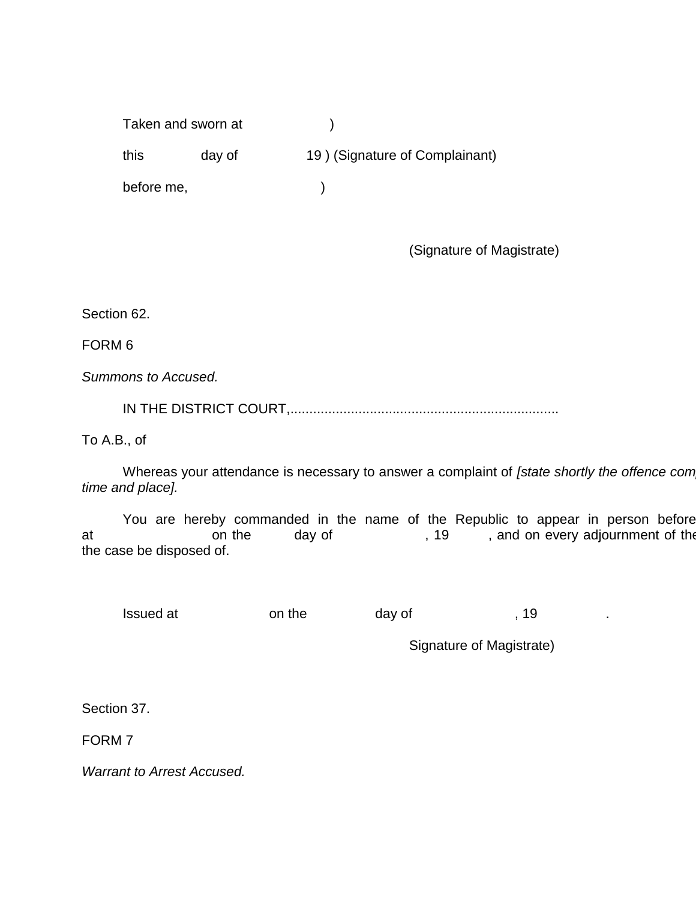Taken and sworn at )

this day of 19 ) (Signature of Complainant)

before me, )

(Signature of Magistrate)

Section 62.

FORM 6

*Summons to Accused.*

IN THE DISTRICT COURT,......................................................................

To A.B., of

Whereas your attendance is necessary to answer a complaint of *[state shortly the offence com time and place].*

You are hereby commanded in the name of the Republic to appear in person before at on the day of , 19 , and on every adjournment of the the case be disposed of.

Issued at on the day of , 19 .

Signature of Magistrate)

Section 37.

FORM 7

*Warrant to Arrest Accused.*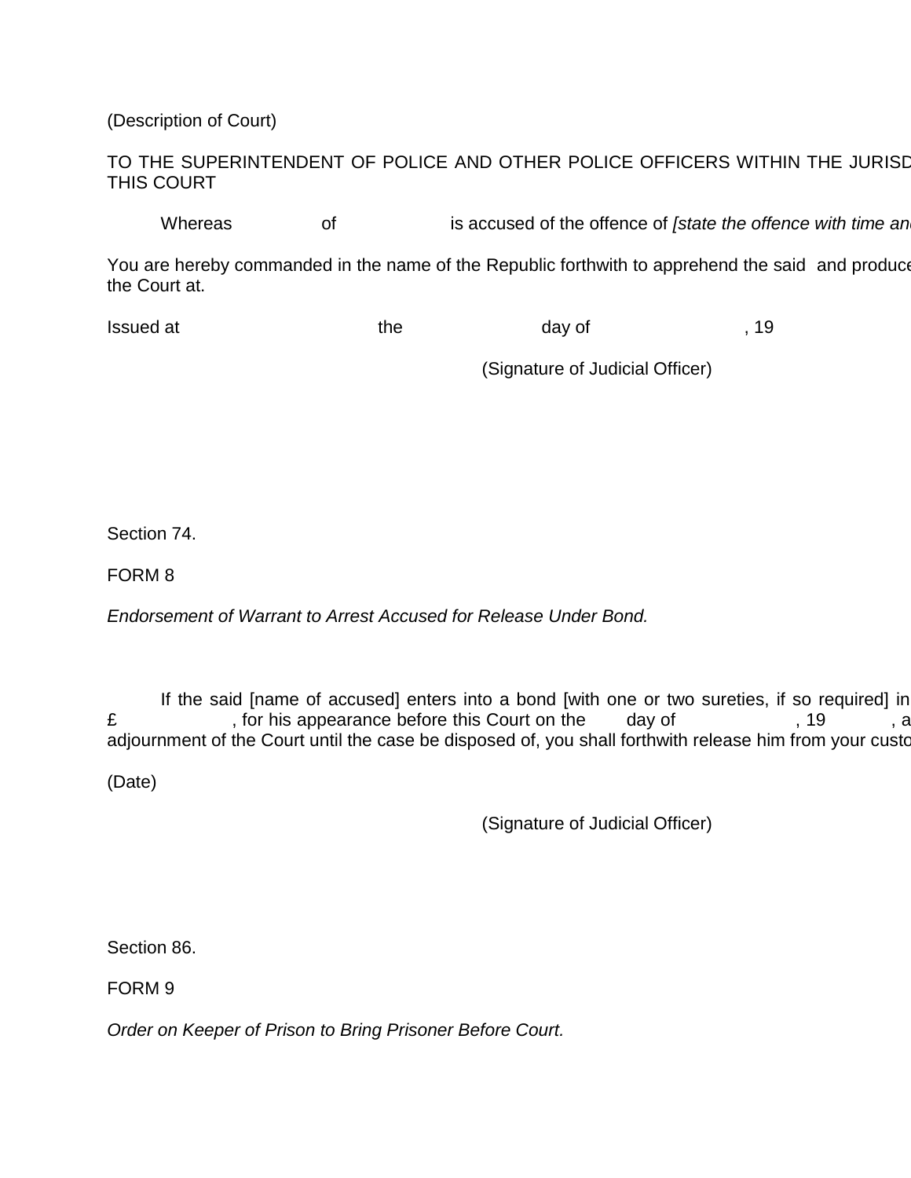(Description of Court)

TO THE SUPERINTENDENT OF POLICE AND OTHER POLICE OFFICERS WITHIN THE JURISD THIS COURT

Whereas of is accused of the offence of *[state the offence with time an*

You are hereby commanded in the name of the Republic forthwith to apprehend the said and produce the Court at.

Issued at the day of , 19

(Signature of Judicial Officer)

Section 74.

FORM 8

*Endorsement of Warrant to Arrest Accused for Release Under Bond.*

If the said [name of accused] enters into a bond [with one or two sureties, if so required] in £ , for his appearance before this Court on the day of , 19 , a adjournment of the Court until the case be disposed of, you shall forthwith release him from your custo

(Date)

(Signature of Judicial Officer)

Section 86.

FORM 9

*Order on Keeper of Prison to Bring Prisoner Before Court.*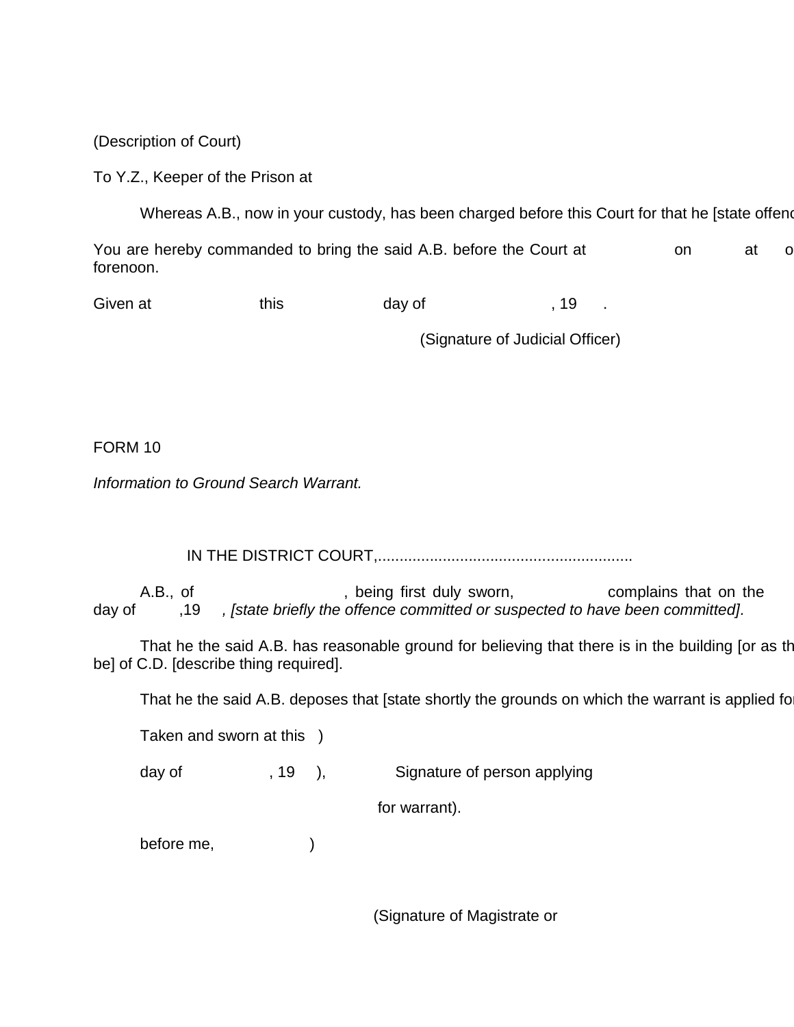(Description of Court)

To Y.Z., Keeper of the Prison at

Whereas A.B., now in your custody, has been charged before this Court for that he [state offenc

You are hereby commanded to bring the said A.B. before the Court at on at o forenoon.

Given at this day of , 19 .

(Signature of Judicial Officer)

FORM 10

*Information to Ground Search Warrant.*

IN THE DISTRICT COURT,..........................................................

A.B., of , being first duly sworn, complains that on the day of ,19 *, [state briefly the offence committed or suspected to have been committed].*

That he the said A.B. has reasonable ground for believing that there is in the building [or as th be] of C.D. [describe thing required].

That he the said A.B. deposes that [state shortly the grounds on which the warrant is applied fo

Taken and sworn at this )

day of , 19 ), Signature of person applying

for warrant).

before me, )

(Signature of Magistrate or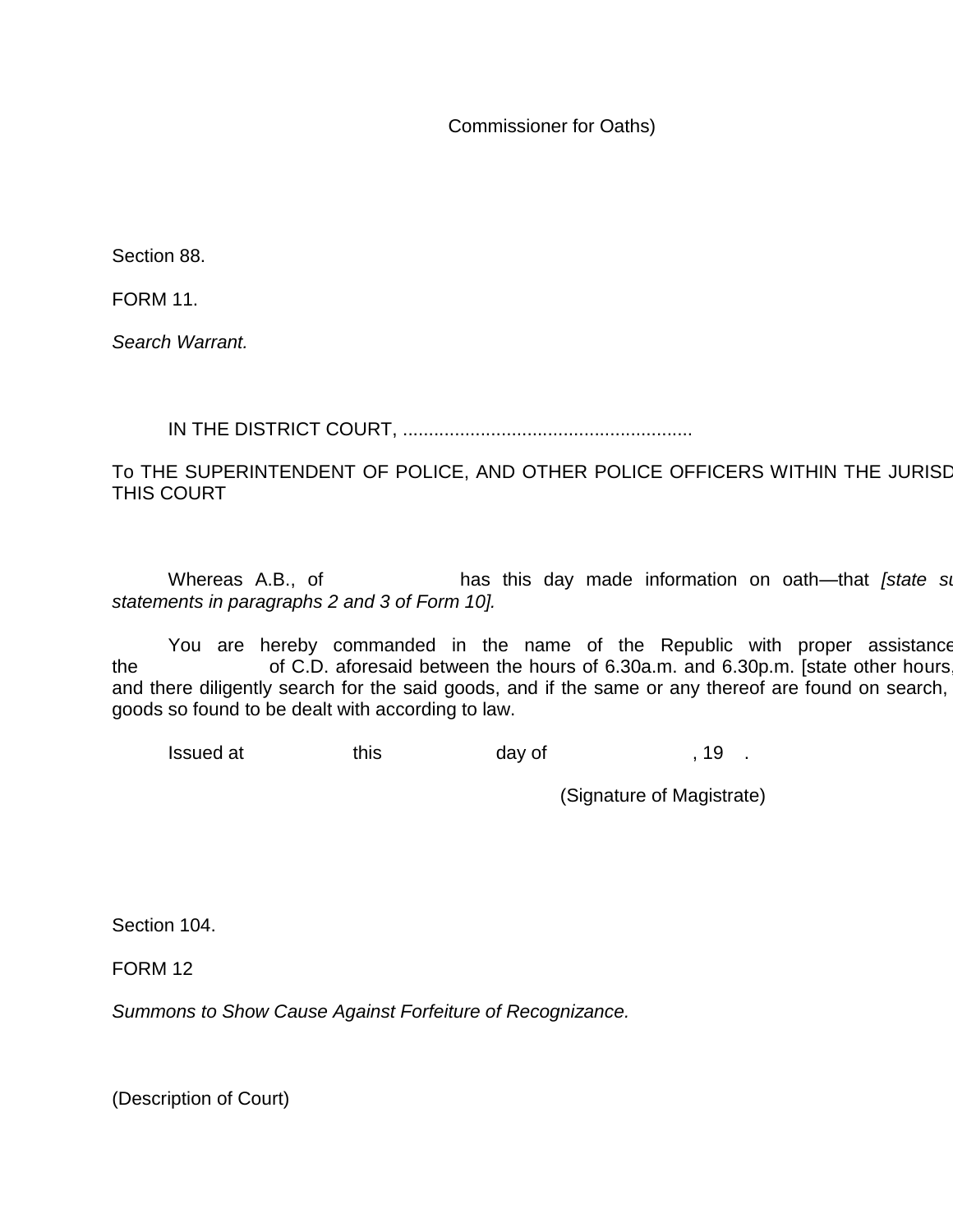Commissioner for Oaths)

Section 88.

FORM 11.

*Search Warrant.*

IN THE DISTRICT COURT, .......................................................

To THE SUPERINTENDENT OF POLICE, AND OTHER POLICE OFFICERS WITHIN THE JURISD THIS COURT

Whereas A.B., of has this day made information on oath—that *[state su statements in paragraphs 2 and 3 of Form 10].*

You are hereby commanded in the name of the Republic with proper assistance the of C.D. aforesaid between the hours of 6.30a.m. and 6.30p.m. [state other hours, and there diligently search for the said goods, and if the same or any thereof are found on search, goods so found to be dealt with according to law.

Issued at this day of , 19 .

(Signature of Magistrate)

Section 104.

FORM 12

*Summons to Show Cause Against Forfeiture of Recognizance.*

(Description of Court)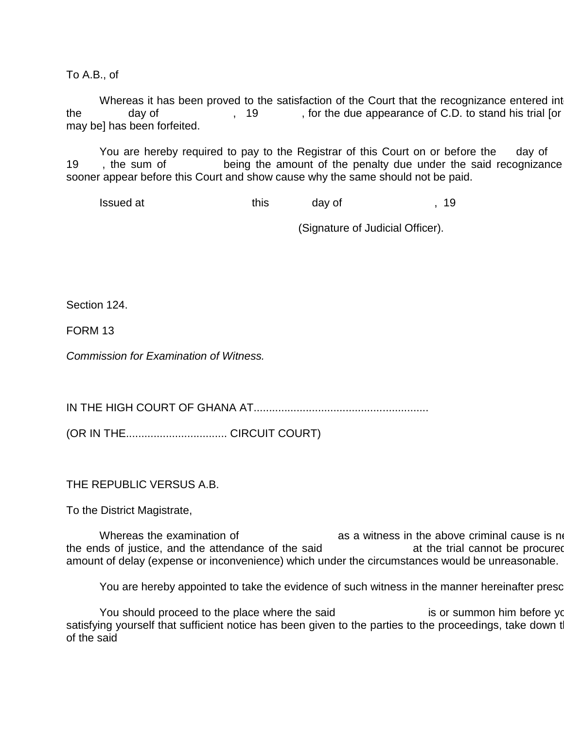To A.B., of

Whereas it has been proved to the satisfaction of the Court that the recognizance entered int the day of , 19 , for the due appearance of C.D. to stand his trial [or may be] has been forfeited.

You are hereby required to pay to the Registrar of this Court on or before the day of 19 , the sum of being the amount of the penalty due under the said recognizance sooner appear before this Court and show cause why the same should not be paid.

Issued at this day of , 19

(Signature of Judicial Officer).

Section 124.

FORM 13

*Commission for Examination of Witness.*

IN THE HIGH COURT OF GHANA AT.........................................................

(OR IN THE................................. CIRCUIT COURT)

THE REPUBLIC VERSUS A.B.

To the District Magistrate,

Whereas the examination of as a witness in the above criminal cause is ne the ends of justice, and the attendance of the said at the trial cannot be procured amount of delay (expense or inconvenience) which under the circumstances would be unreasonable.

You are hereby appointed to take the evidence of such witness in the manner hereinafter presc

You should proceed to the place where the said is or summon him before yo satisfying yourself that sufficient notice has been given to the parties to the proceedings, take down t of the said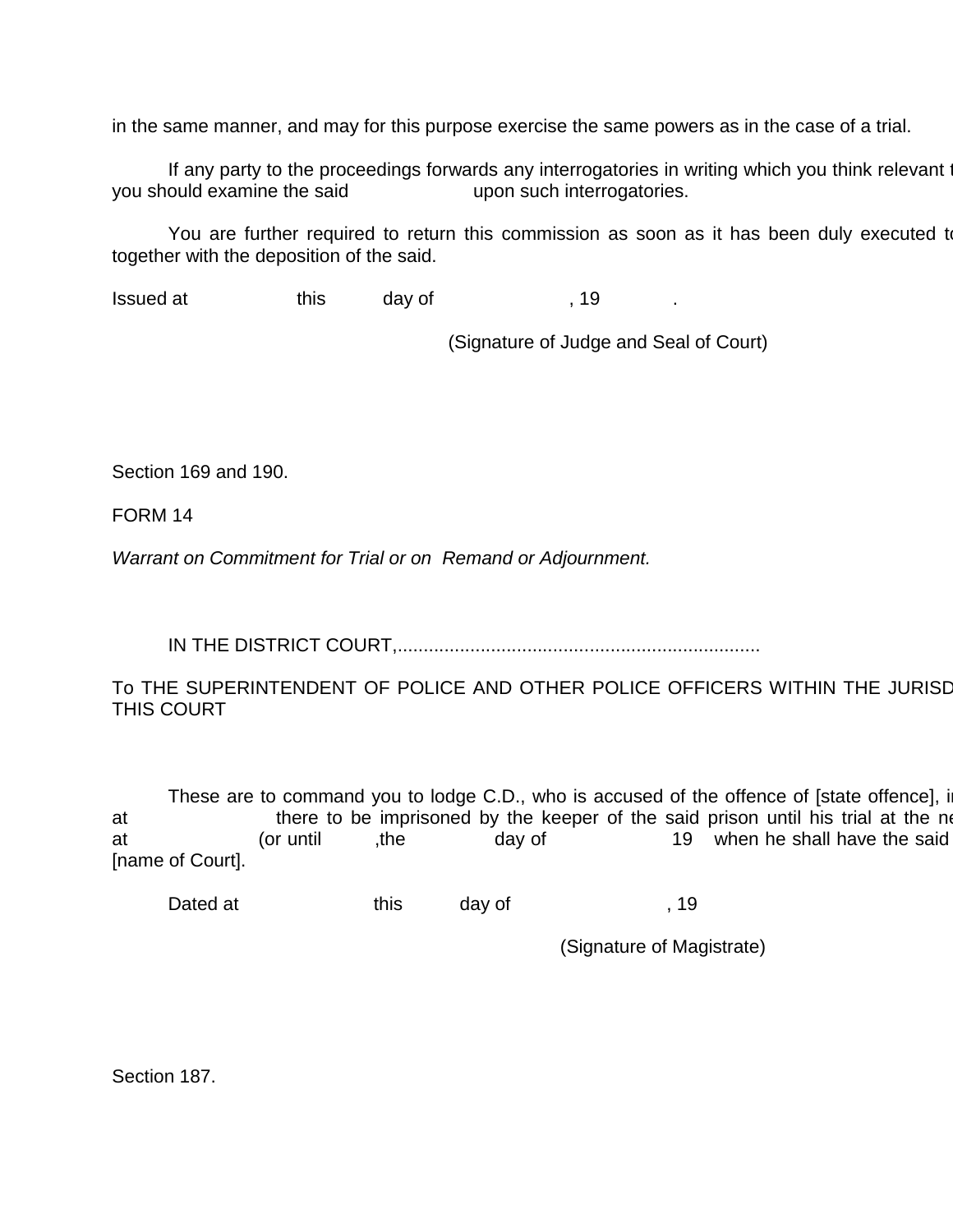in the same manner, and may for this purpose exercise the same powers as in the case of a trial.

If any party to the proceedings forwards any interrogatories in writing which you think relevant t you should examine the said upon such interrogatories.

You are further required to return this commission as soon as it has been duly executed to together with the deposition of the said.

Issued at this day of , 19 .

(Signature of Judge and Seal of Court)

Section 169 and 190.

FORM 14

*Warrant on Commitment for Trial or on Remand or Adjournment.*

IN THE DISTRICT COURT,......................................................................

To THE SUPERINTENDENT OF POLICE AND OTHER POLICE OFFICERS WITHIN THE JURISD THIS COURT

These are to command you to lodge C.D., who is accused of the offence of [state offence], i at there to be imprisoned by the keeper of the said prison until his trial at the ne at (or until ,the day of 19 when he shall have the said [name of Court].

Dated at this day of , 19

(Signature of Magistrate)

Section 187.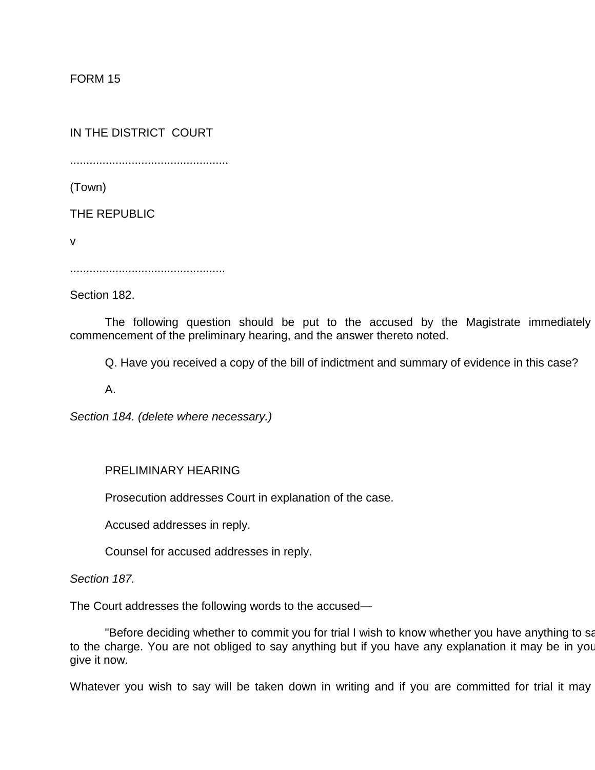FORM 15

IN THE DISTRICT COURT

................................................

(Town)

THE REPUBLIC

v

...............................................

Section 182.

The following question should be put to the accused by the Magistrate immediately commencement of the preliminary hearing, and the answer thereto noted.

Q. Have you received a copy of the bill of indictment and summary of evidence in this case?

A.

*Section 184. (delete where necessary.)*

PRELIMINARY HEARING

Prosecution addresses Court in explanation of the case.

Accused addresses in reply.

Counsel for accused addresses in reply.

*Section 187.*

The Court addresses the following words to the accused—

"Before deciding whether to commit you for trial I wish to know whether you have anything to sa to the charge. You are not obliged to say anything but if you have any explanation it may be in you give it now.

Whatever you wish to say will be taken down in writing and if you are committed for trial it may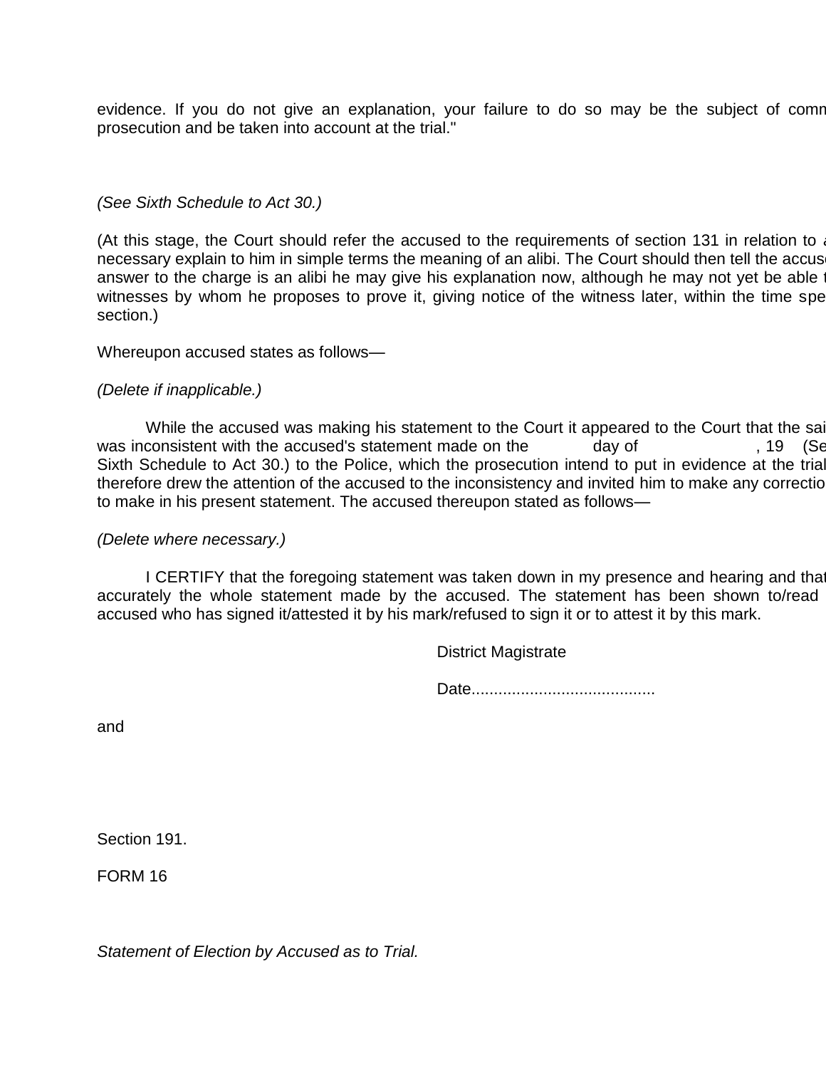evidence. If you do not give an explanation, your failure to do so may be the subject of comm prosecution and be taken into account at the trial."

*(See Sixth Schedule to Act 30.)*

(At this stage, the Court should refer the accused to the requirements of section 131 in relation to a necessary explain to him in simple terms the meaning of an alibi. The Court should then tell the accuse answer to the charge is an alibi he may give his explanation now, although he may not yet be able t witnesses by whom he proposes to prove it, giving notice of the witness later, within the time spe section.)

Whereupon accused states as follows—

*(Delete if inapplicable.)*

While the accused was making his statement to the Court it appeared to the Court that the sai was inconsistent with the accused's statement made on the day of , 19 (Se Sixth Schedule to Act 30.) to the Police, which the prosecution intend to put in evidence at the trial therefore drew the attention of the accused to the inconsistency and invited him to make any correctio to make in his present statement. The accused thereupon stated as follows—

*(Delete where necessary.)*

I CERTIFY that the foregoing statement was taken down in my presence and hearing and that accurately the whole statement made by the accused. The statement has been shown to/read accused who has signed it/attested it by his mark/refused to sign it or to attest it by this mark.

District Magistrate

Date........................................

and

Section 191.

FORM 16

*Statement of Election by Accused as to Trial.*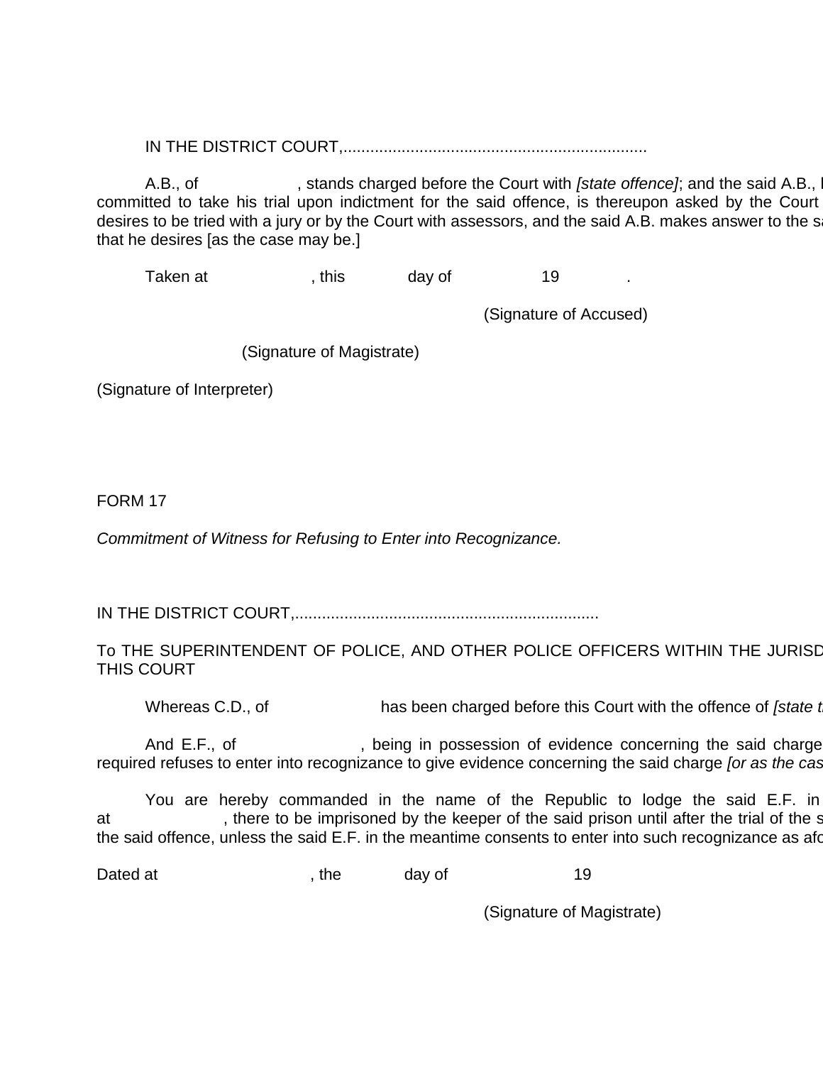IN THE DISTRICT COURT,....................................................................

A.B., of , stands charged before the Court with *[state offence]*; and the said A.B., l committed to take his trial upon indictment for the said offence, is thereupon asked by the Court desires to be tried with a jury or by the Court with assessors, and the said A.B. makes answer to the sa that he desires [as the case may be.]

Taken at , this day of 19 .

(Signature of Accused)

(Signature of Magistrate)

(Signature of Interpreter)

FORM 17

*Commitment of Witness for Refusing to Enter into Recognizance.*

IN THE DISTRICT COURT,....................................................................

To THE SUPERINTENDENT OF POLICE, AND OTHER POLICE OFFICERS WITHIN THE JURISD THIS COURT

Whereas C.D., of has been charged before this Court with the offence of *[state t*

And E.F., of , being in possession of evidence concerning the said charge required refuses to enter into recognizance to give evidence concerning the said charge *[or as the cas*

You are hereby commanded in the name of the Republic to lodge the said E.F. in at , there to be imprisoned by the keeper of the said prison until after the trial of the s the said offence, unless the said E.F. in the meantime consents to enter into such recognizance as afo

Dated at , the day of 19

(Signature of Magistrate)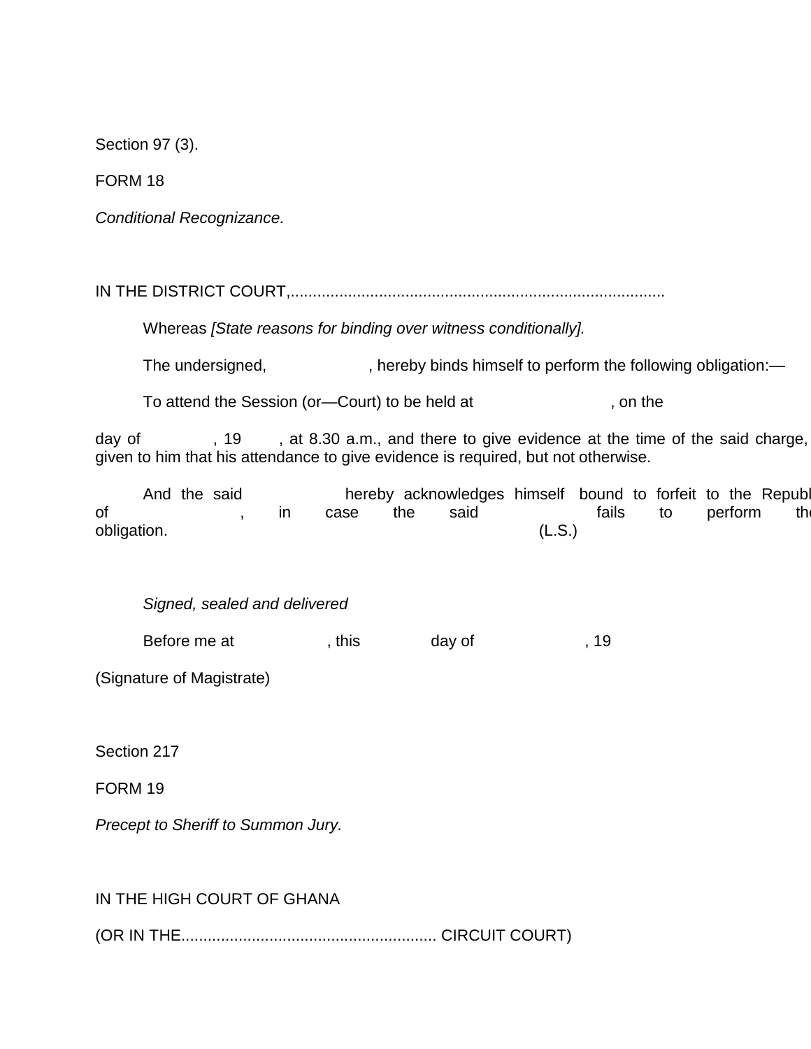Section 97 (3).

FORM 18

*Conditional Recognizance.*

IN THE DISTRICT COURT,......................................................................................

Whereas *[State reasons for binding over witness conditionally].*

The undersigned, , hereby binds himself to perform the following obligation:—

To attend the Session (or—Court) to be held at , on the

day of , 19 , at 8.30 a.m., and there to give evidence at the time of the said charge, given to him that his attendance to give evidence is required, but not otherwise.

And the said hereby acknowledges himself bound to forfeit to the Republ of , in case the said fails to perform th obligation. (L.S.)

*Signed, sealed and delivered*

Before me at , this day of , 19

(Signature of Magistrate)

Section 217

FORM 19

*Precept to Sheriff to Summon Jury.*

IN THE HIGH COURT OF GHANA

(OR IN THE......................................................... CIRCUIT COURT)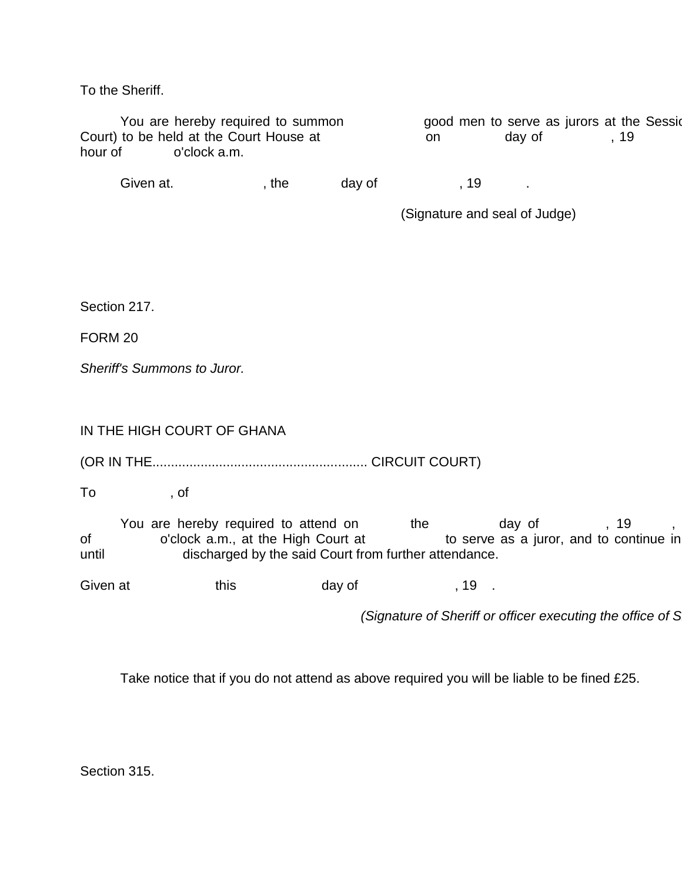To the Sheriff.

You are hereby required to summon good men to serve as jurors at the Sessio Court) to be held at the Court House at on day of , 19 hour of o'clock a.m.

Given at. , the day of , 19 .

(Signature and seal of Judge)

Section 217.

FORM 20

*Sheriff's Summons to Juror.*

IN THE HIGH COURT OF GHANA

(OR IN THE......................................................... CIRCUIT COURT)

To , of

You are hereby required to attend on the day of , 19 , of o'clock a.m., at the High Court at to serve as a juror, and to continue in until discharged by the said Court from further attendance.

Given at this day of , 19 .

*(Signature of Sheriff or officer executing the office of S*

Take notice that if you do not attend as above required you will be liable to be fined £25.

Section 315.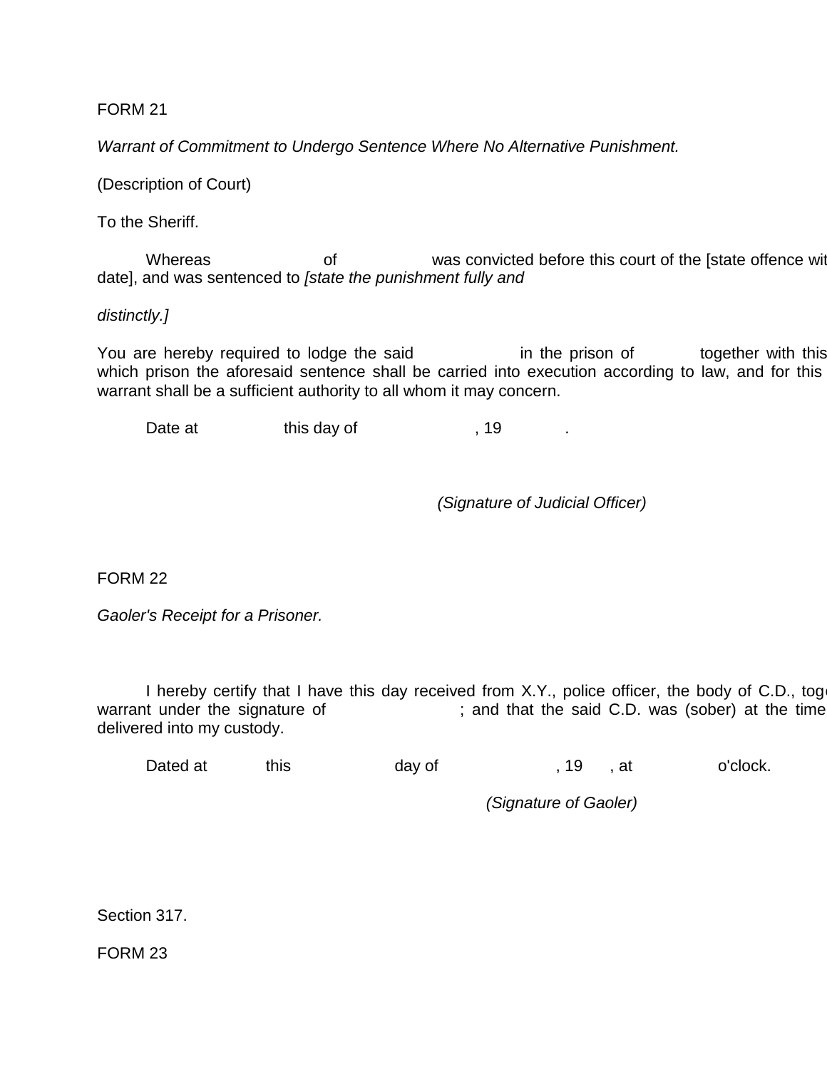FORM 21

*Warrant of Commitment to Undergo Sentence Where No Alternative Punishment.*

(Description of Court)

To the Sheriff.

Whereas                    of                  was convicted before this court of the [state offence wit date], and was sentenced to *[state the punishment fully and*

*distinctly.]*

You are hereby required to lodge the said                    in the prison of              together with this which prison the aforesaid sentence shall be carried into execution according to law, and for this warrant shall be a sufficient authority to all whom it may concern.

Date at                  this day of                      , 19              .

*(Signature of Judicial Officer)*

FORM 22

*Gaoler's Receipt for a Prisoner.*

I hereby certify that I have this day received from X.Y., police officer, the body of C.D., tog warrant under the signature of                          ; and that the said C.D. was (sober) at the time delivered into my custody.

Dated at            this                    day of                      , 19      , at                  o'clock.

*(Signature of Gaoler)*

Section 317.

FORM 23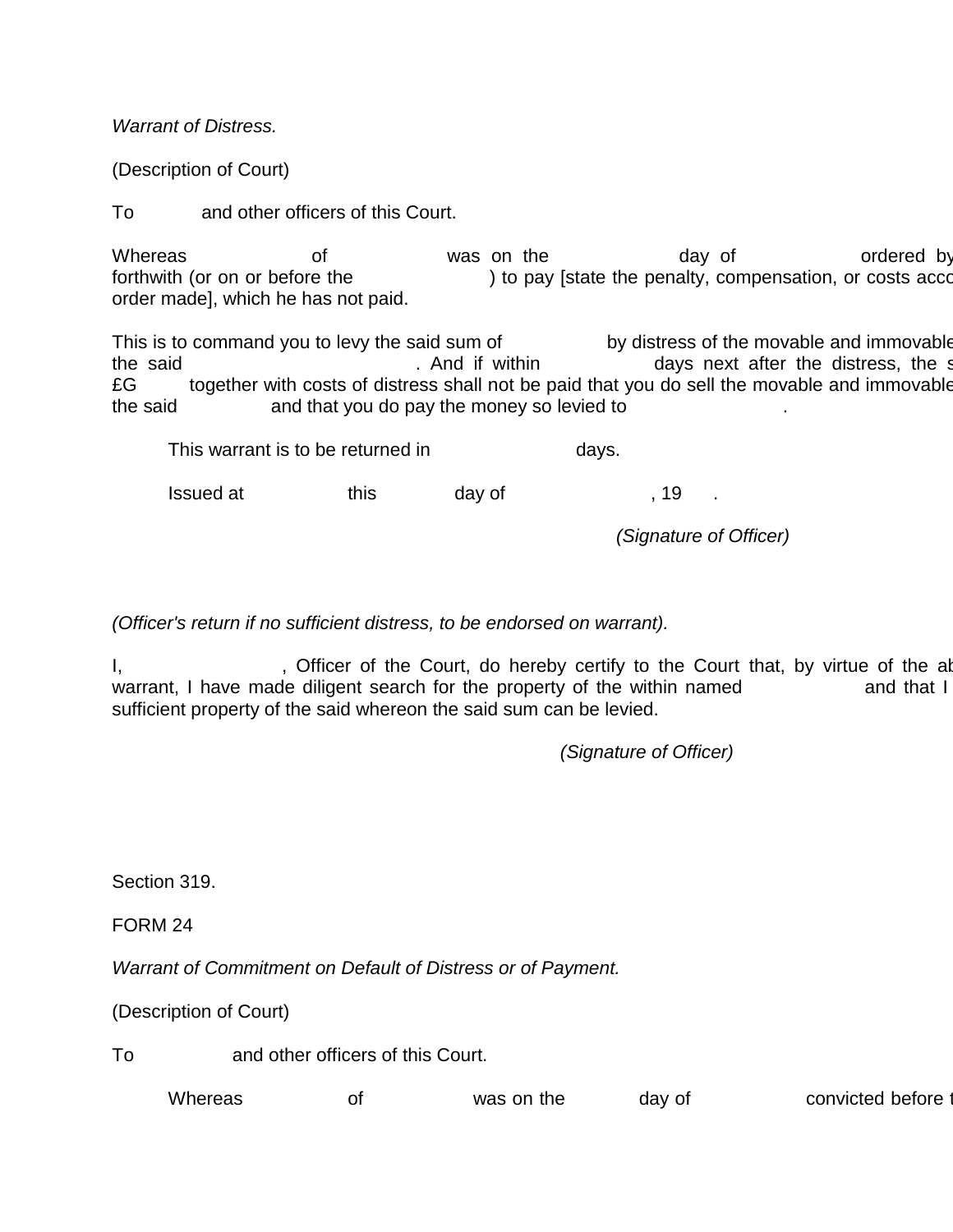*Warrant of Distress.*

(Description of Court)

To            and other officers of this Court.

Whereas                    of                    was on the                    day of                    ordered by forthwith (or on or before the                    ) to pay [state the penalty, compensation, or costs acco order made], which he has not paid.

This is to command you to levy the said sum of                    by distress of the movable and immovable the said                                        . And if within                    days next after the distress, the s £G          together with costs of distress shall not be paid that you do sell the movable and immovable the said                    and that you do pay the money so levied to                    .

This warrant is to be returned in                    days.

Issued at                    this                    day of                    , 19      .

*(Signature of Officer)*

*(Officer's return if no sufficient distress, to be endorsed on warrant).*

I,                              , Officer of the Court, do hereby certify to the Court that, by virtue of the ab warrant, I have made diligent search for the property of the within named                    and that I sufficient property of the said whereon the said sum can be levied.

*(Signature of Officer)*

Section 319.

FORM 24

*Warrant of Commitment on Default of Distress or of Payment.*

(Description of Court)

To                    and other officers of this Court.

Whereas                    of                    was on the                    day of                    convicted before t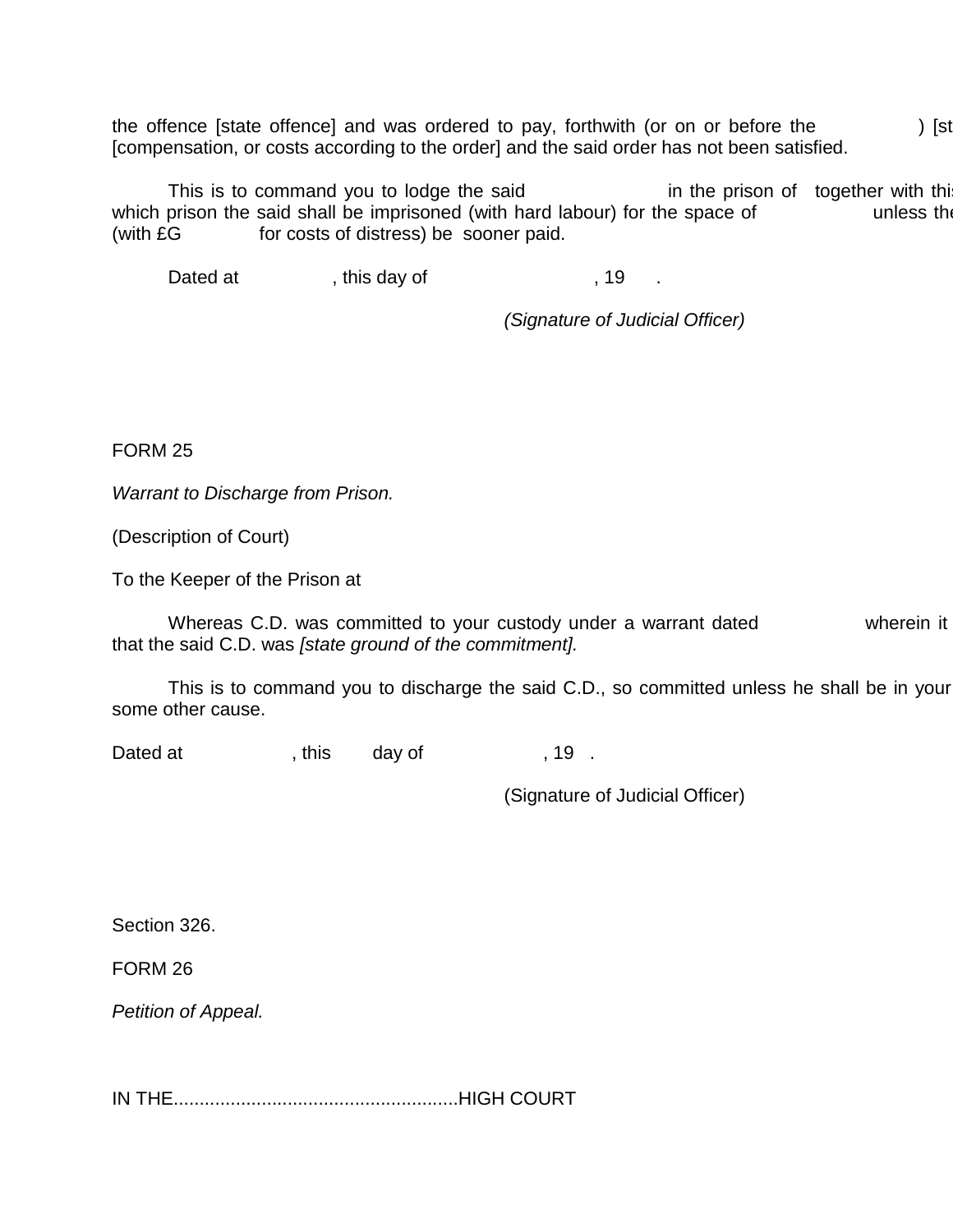the offence [state offence] and was ordered to pay, forthwith (or on or before the ) [st [compensation, or costs according to the order] and the said order has not been satisfied.

This is to command you to lodge the said in the prison of together with thi which prison the said shall be imprisoned (with hard labour) for the space of unless th (with £G for costs of distress) be sooner paid.

Dated at , this day of , 19 .

*(Signature of Judicial Officer)*

FORM 25

*Warrant to Discharge from Prison.*

(Description of Court)

To the Keeper of the Prison at

Whereas C.D. was committed to your custody under a warrant dated wherein it that the said C.D. was *[state ground of the commitment].*

This is to command you to discharge the said C.D., so committed unless he shall be in your some other cause.

Dated at , this day of , 19 .

(Signature of Judicial Officer)

Section 326.

FORM 26

*Petition of Appeal.*

IN THE......................................................HIGH COURT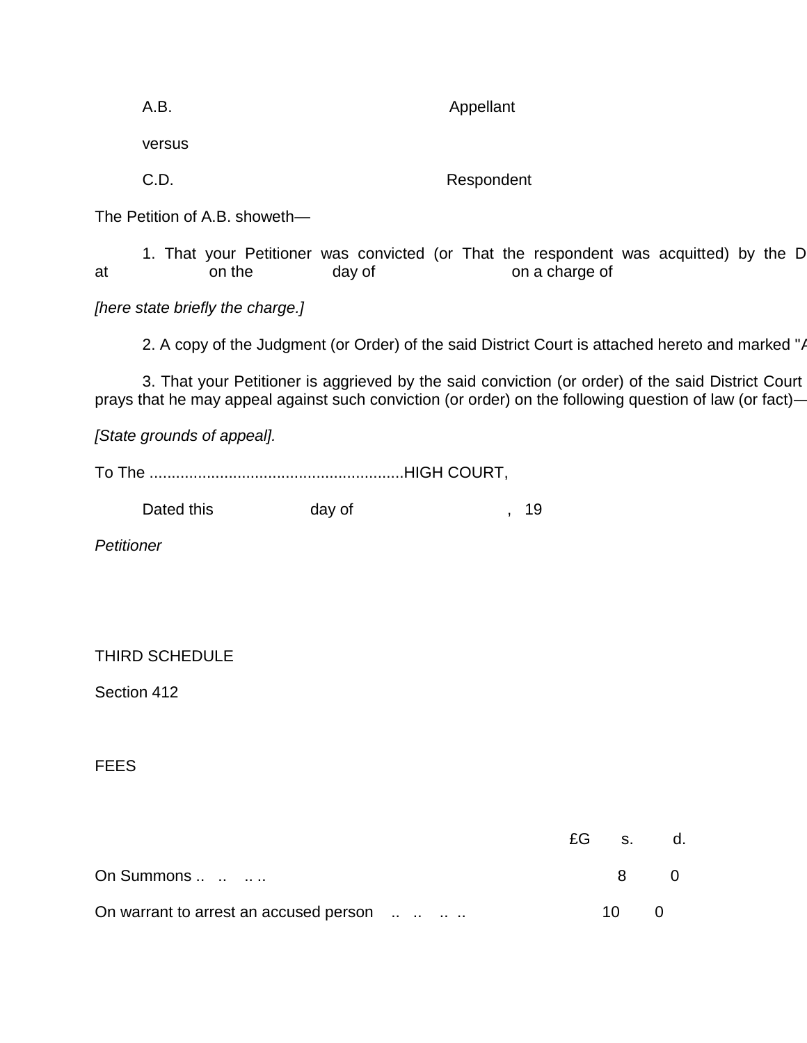A.B. Appellant

versus

C.D. Respondent

The Petition of A.B. showeth—

1. That your Petitioner was convicted (or That the respondent was acquitted) by the D at on the day of on a charge of

*[here state briefly the charge.]*

2. A copy of the Judgment (or Order) of the said District Court is attached hereto and marked "A

3. That your Petitioner is aggrieved by the said conviction (or order) of the said District Court prays that he may appeal against such conviction (or order) on the following question of law (or fact)—

*[State grounds of appeal].*

To The ..........................................................HIGH COURT,

Dated this day of , 19

*Petitioner*

THIRD SCHEDULE

Section 412

FEES

| | £G | s. | d. |
|---|---|---|---|
| On Summons .. .. .. .. | | 8 | 0 |
| On warrant to arrest an accused person .. .. .. .. | | 10 | 0 |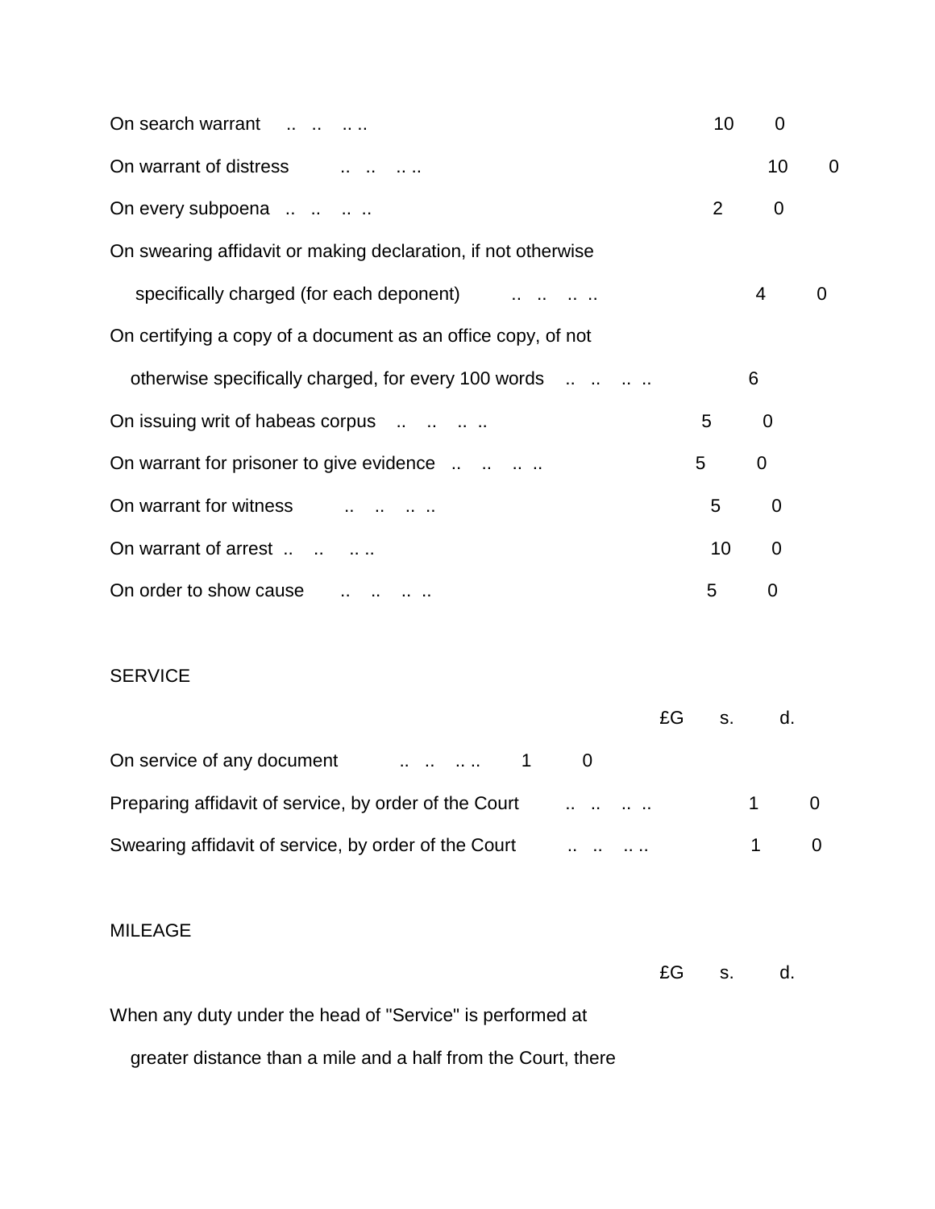| | £G | s. | d. |
|---|---|---|---|
| On search warrant .. .. .. .. | | 10 | 0 |
| On warrant of distress .. .. .. .. | | 10 | 0 |
| On every subpoena .. .. .. .. | | 2 | 0 |
| On swearing affidavit or making declaration, if not otherwise specifically charged (for each deponent) .. .. .. .. | | 4 | 0 |
| On certifying a copy of a document as an office copy, of not otherwise specifically charged, for every 100 words .. .. .. .. | | | 6 |
| On issuing writ of habeas corpus .. .. .. .. | | 5 | 0 |
| On warrant for prisoner to give evidence .. .. .. .. | | 5 | 0 |
| On warrant for witness .. .. .. .. | | 5 | 0 |
| On warrant of arrest .. .. .. .. | | 10 | 0 |
| On order to show cause .. .. .. .. | | 5 | 0 |

SERVICE

| | £G | s. | d. |
|---|---|---|---|
| On service of any document .. .. .. .. | | 1 | 0 |
| Preparing affidavit of service, by order of the Court .. .. .. .. | | 1 | 0 |
| Swearing affidavit of service, by order of the Court .. .. .. .. | | 1 | 0 |

MILEAGE

| | £G | s. | d. |
|---|---|---|---|

When any duty under the head of "Service" is performed at greater distance than a mile and a half from the Court, there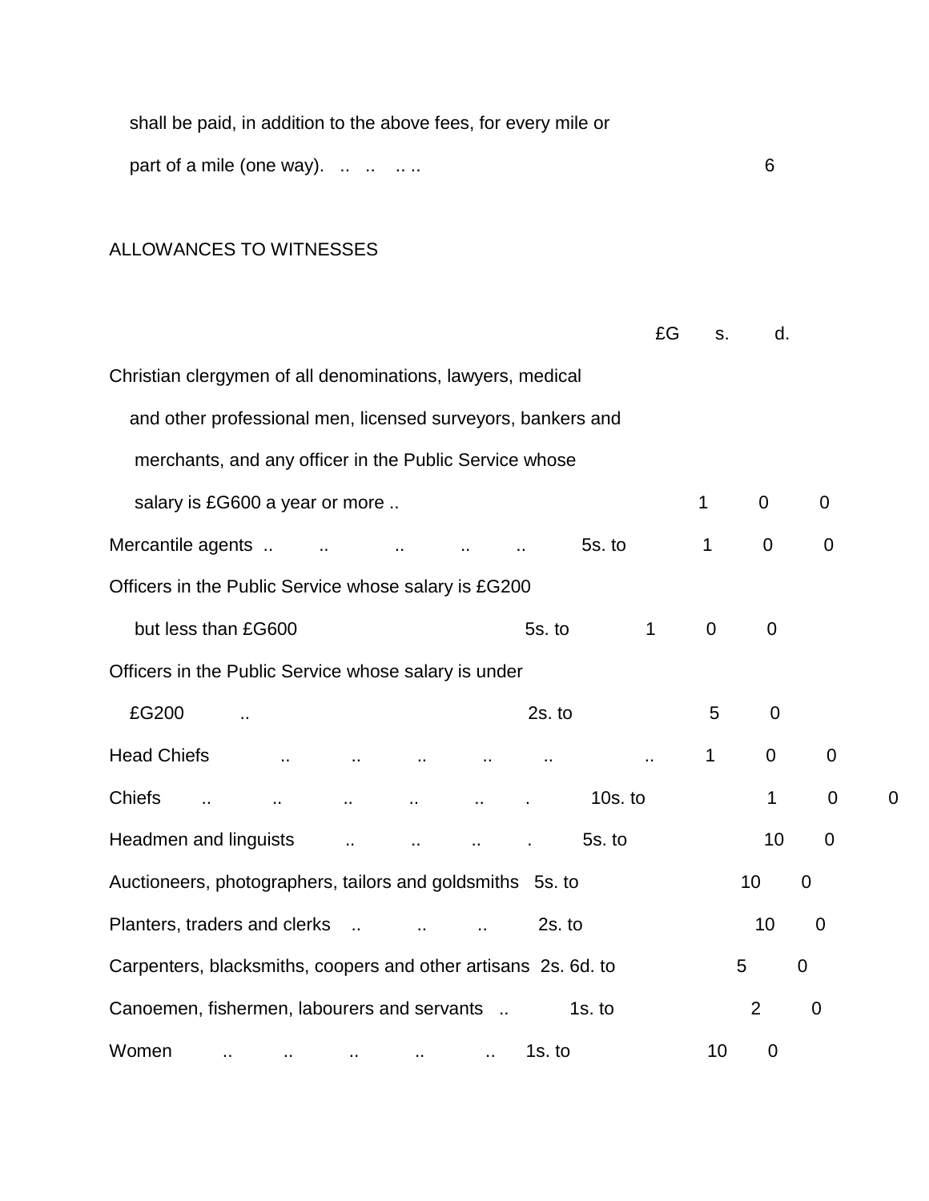shall be paid, in addition to the above fees, for every mile or part of a mile (one way). .. .. .. .. 6

ALLOWANCES TO WITNESSES

| | | £G | s. | d. |
|---|---|---|---|---|
| Christian clergymen of all denominations, lawyers, medical and other professional men, licensed surveyors, bankers and merchants, and any officer in the Public Service whose salary is £G600 a year or more .. | | 1 | 0 | 0 |
| Mercantile agents .. .. .. .. .. | 5s. to | 1 | 0 | 0 |
| Officers in the Public Service whose salary is £G200 but less than £G600 | 5s. to | 1 | 0 | 0 |
| Officers in the Public Service whose salary is under £G200 .. | 2s. to | | 5 | 0 |
| Head Chiefs .. .. .. .. .. .. | | 1 | 0 | 0 |
| Chiefs .. .. .. .. .. . | 10s. to | 1 | 0 | 0 |
| Headmen and linguists .. .. .. . | 5s. to | | 10 | 0 |
| Auctioneers, photographers, tailors and goldsmiths | 5s. to | | 10 | 0 |
| Planters, traders and clerks .. .. .. | 2s. to | | 10 | 0 |
| Carpenters, blacksmiths, coopers and other artisans | 2s. 6d. to | | 5 | 0 |
| Canoemen, fishermen, labourers and servants .. | 1s. to | | 2 | 0 |
| Women .. .. .. .. .. | 1s. to | | 10 | 0 |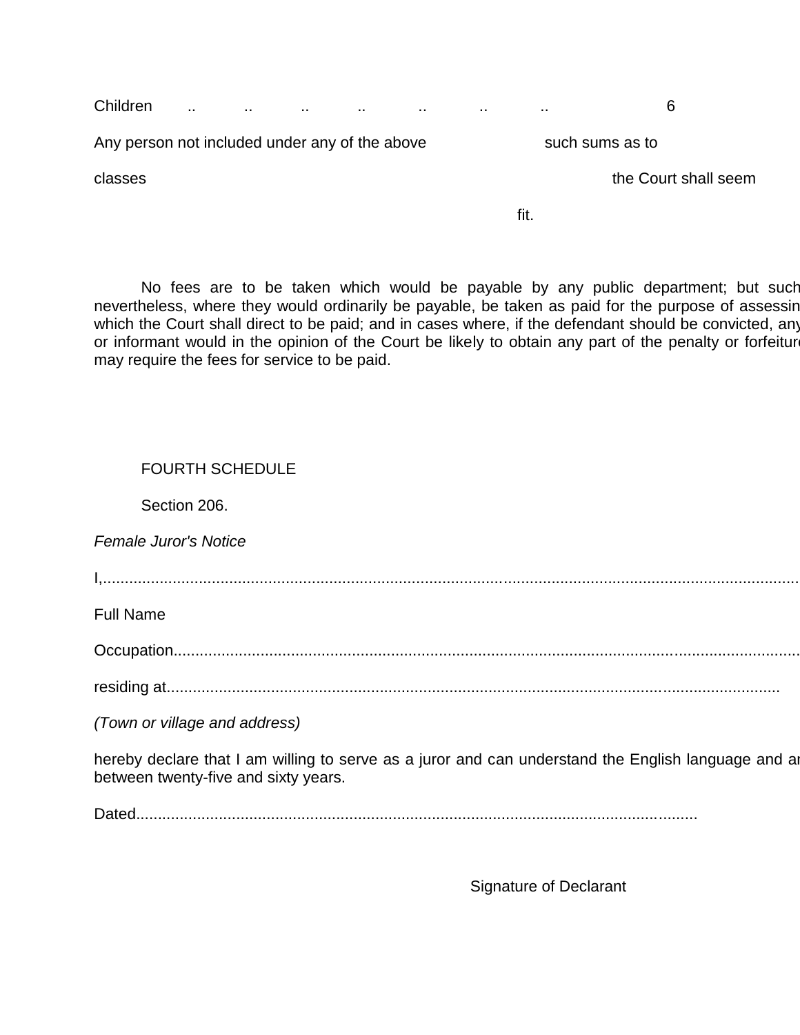| | |
|---|---|
| Children .. .. .. .. .. .. .. | 6 |
| Any person not included under any of the above classes | such sums as to the Court shall seem fit. |

No fees are to be taken which would be payable by any public department; but such nevertheless, where they would ordinarily be payable, be taken as paid for the purpose of assessin which the Court shall direct to be paid; and in cases where, if the defendant should be convicted, any or informant would in the opinion of the Court be likely to obtain any part of the penalty or forfeiture may require the fees for service to be paid.

FOURTH SCHEDULE

Section 206.

*Female Juror's Notice*

I,..........................................................................................................................................................

Full Name

Occupation..............................................................................................................................................

residing at..............................................................................................................................

*(Town or village and address)*

hereby declare that I am willing to serve as a juror and can understand the English language and ar between twenty-five and sixty years.

Dated..................................................................................................................................

Signature of Declarant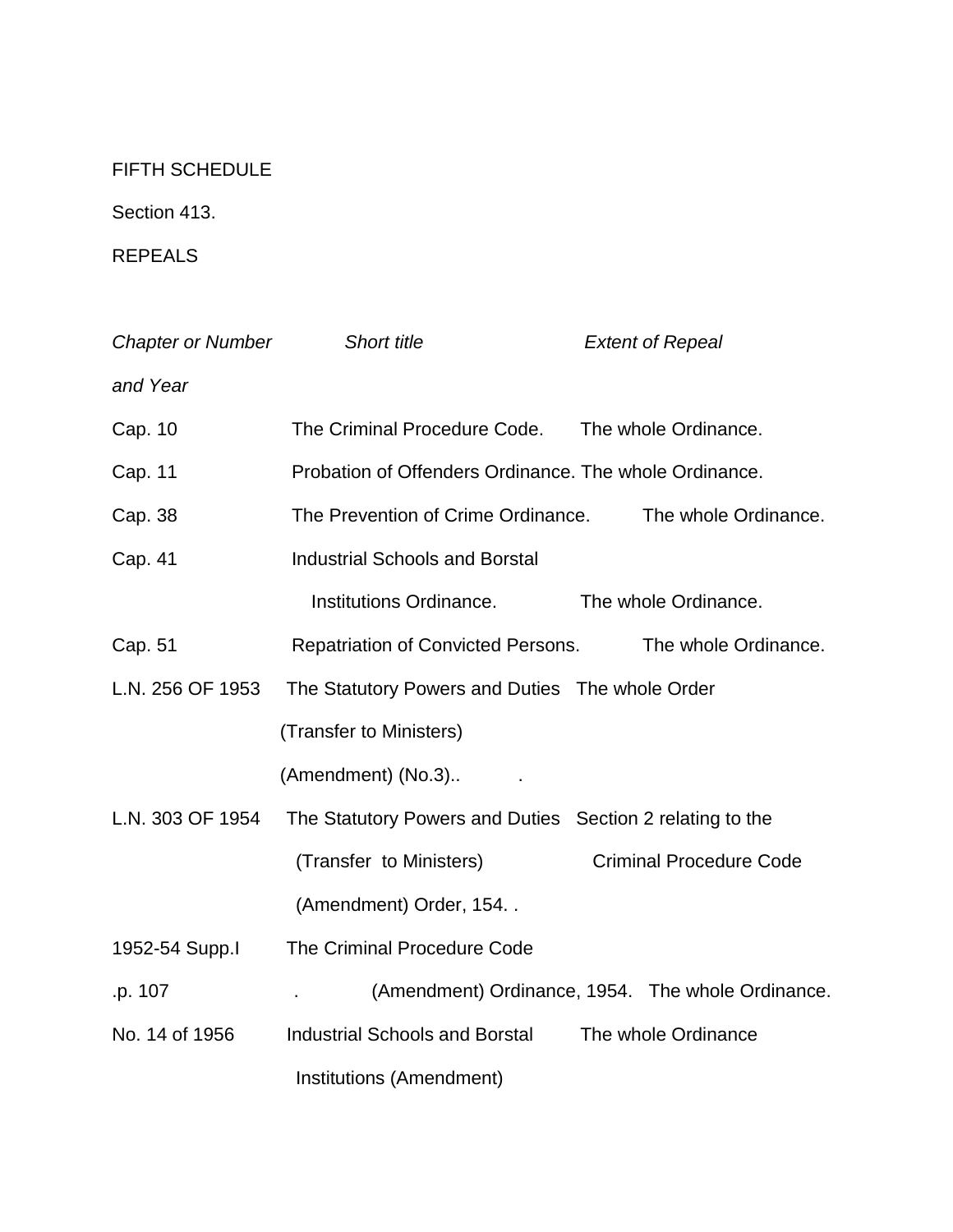FIFTH SCHEDULE

Section 413.

REPEALS

| *Chapter or Number and Year* | *Short title* | *Extent of Repeal* |
|---|---|---|
| Cap. 10 | The Criminal Procedure Code. | The whole Ordinance. |
| Cap. 11 | Probation of Offenders Ordinance. | The whole Ordinance. |
| Cap. 38 | The Prevention of Crime Ordinance. | The whole Ordinance. |
| Cap. 41 | Industrial Schools and Borstal Institutions Ordinance. | The whole Ordinance. |
| Cap. 51 | Repatriation of Convicted Persons. | The whole Ordinance. |
| L.N. 256 OF 1953 | The Statutory Powers and Duties (Transfer to Ministers) (Amendment) (No.3).. . | The whole Order |
| L.N. 303 OF 1954 | The Statutory Powers and Duties (Transfer to Ministers) (Amendment) Order, 154. . | Section 2 relating to the Criminal Procedure Code |
| 1952-54 Supp.I .p. 107 | The Criminal Procedure Code . (Amendment) Ordinance, 1954. | The whole Ordinance. |
| No. 14 of 1956 | Industrial Schools and Borstal Institutions (Amendment) | The whole Ordinance |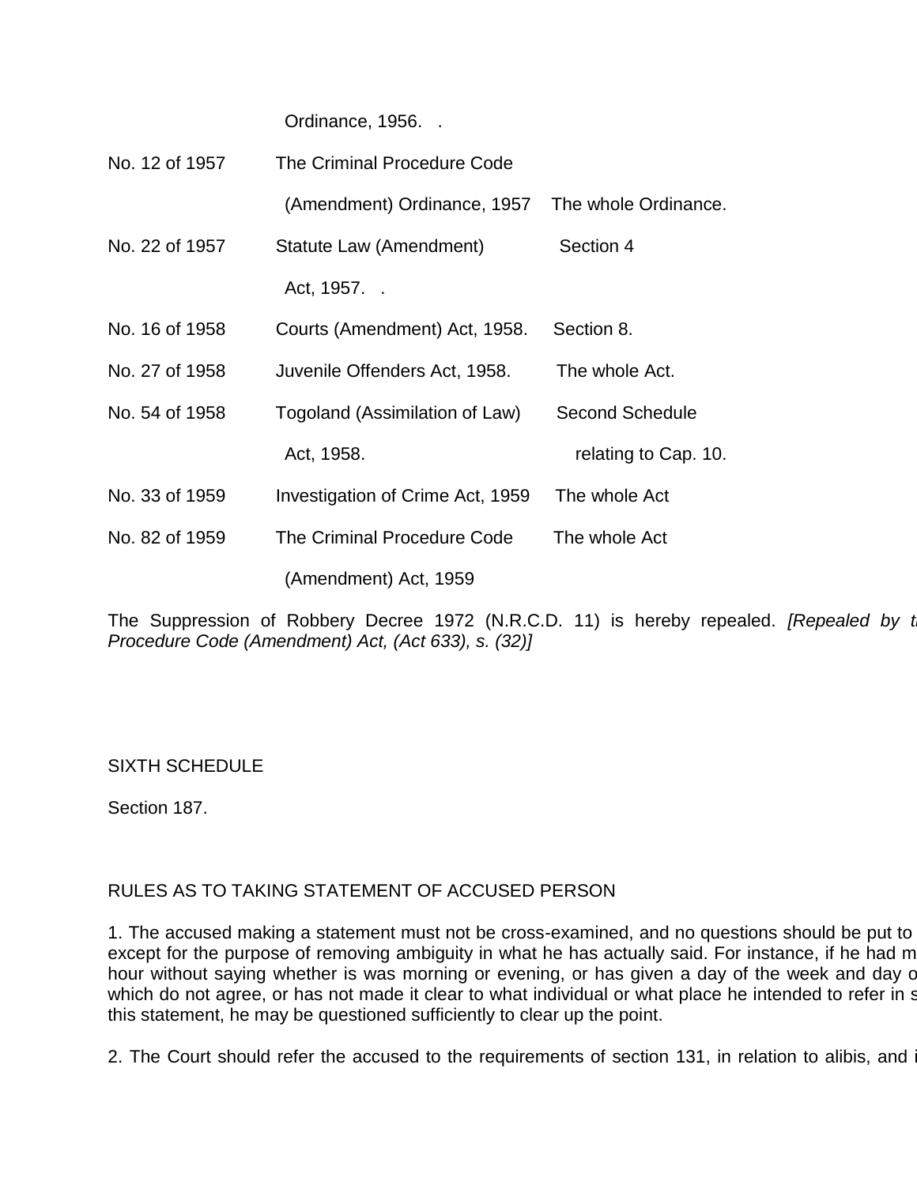| | | |
|---|---|---|
| | Ordinance, 1956. . | |
| No. 12 of 1957 | The Criminal Procedure Code (Amendment) Ordinance, 1957 | The whole Ordinance. |
| No. 22 of 1957 | Statute Law (Amendment) Act, 1957. . | Section 4 |
| No. 16 of 1958 | Courts (Amendment) Act, 1958. | Section 8. |
| No. 27 of 1958 | Juvenile Offenders Act, 1958. | The whole Act. |
| No. 54 of 1958 | Togoland (Assimilation of Law) Act, 1958. | Second Schedule relating to Cap. 10. |
| No. 33 of 1959 | Investigation of Crime Act, 1959 | The whole Act |
| No. 82 of 1959 | The Criminal Procedure Code (Amendment) Act, 1959 | The whole Act |

The Suppression of Robbery Decree 1972 (N.R.C.D. 11) is hereby repealed. *[Repealed by t Procedure Code (Amendment) Act, (Act 633), s. (32)]*

SIXTH SCHEDULE

Section 187.

RULES AS TO TAKING STATEMENT OF ACCUSED PERSON

1. The accused making a statement must not be cross-examined, and no questions should be put to except for the purpose of removing ambiguity in what he has actually said. For instance, if he had m hour without saying whether is was morning or evening, or has given a day of the week and day o which do not agree, or has not made it clear to what individual or what place he intended to refer in s this statement, he may be questioned sufficiently to clear up the point.

2. The Court should refer the accused to the requirements of section 131, in relation to alibis, and i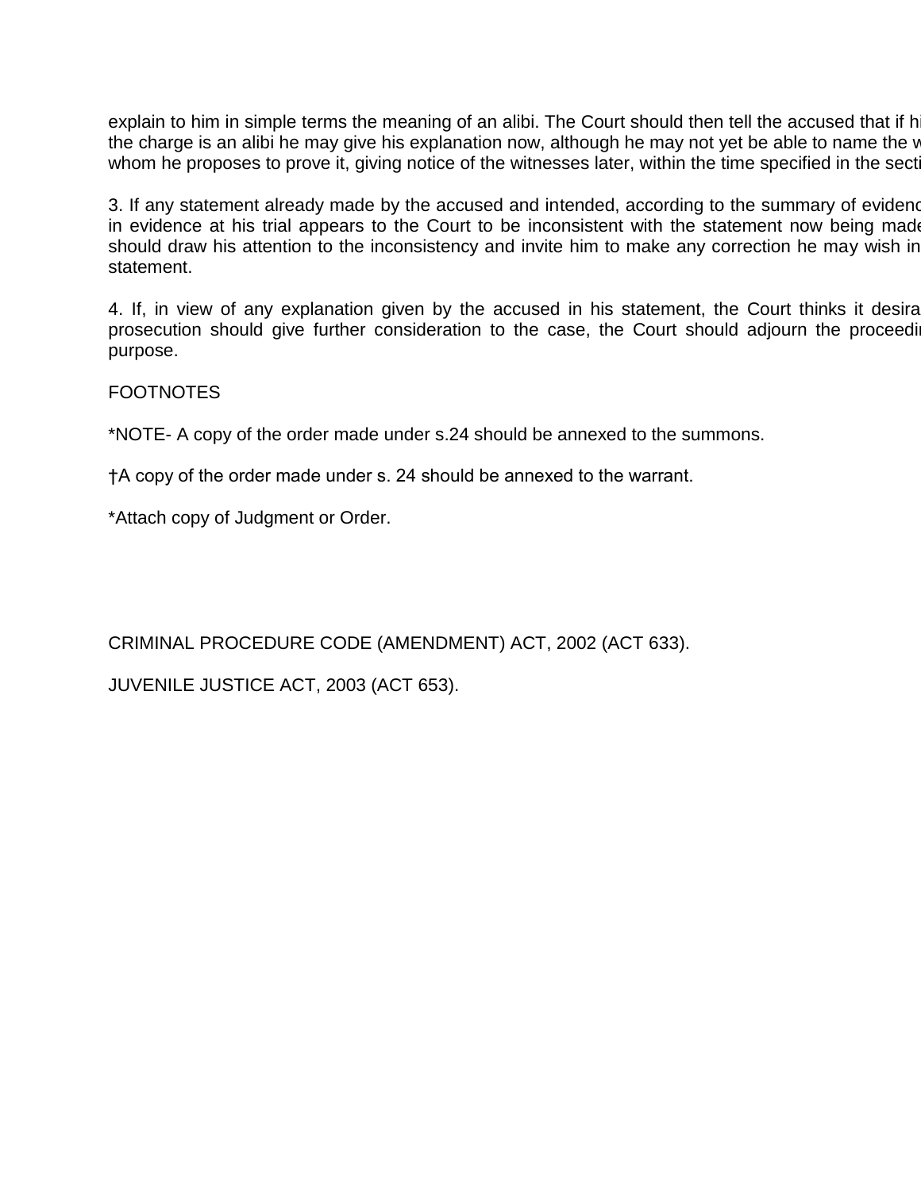explain to him in simple terms the meaning of an alibi. The Court should then tell the accused that if hi the charge is an alibi he may give his explanation now, although he may not yet be able to name the w whom he proposes to prove it, giving notice of the witnesses later, within the time specified in the secti

3. If any statement already made by the accused and intended, according to the summary of evidenc in evidence at his trial appears to the Court to be inconsistent with the statement now being made should draw his attention to the inconsistency and invite him to make any correction he may wish in statement.

4. If, in view of any explanation given by the accused in his statement, the Court thinks it desira prosecution should give further consideration to the case, the Court should adjourn the proceedin purpose.

FOOTNOTES

*NOTE- A copy of the order made under s.24 should be annexed to the summons.

†A copy of the order made under s. 24 should be annexed to the warrant.

*Attach copy of Judgment or Order.

CRIMINAL PROCEDURE CODE (AMENDMENT) ACT, 2002 (ACT 633).

JUVENILE JUSTICE ACT, 2003 (ACT 653).